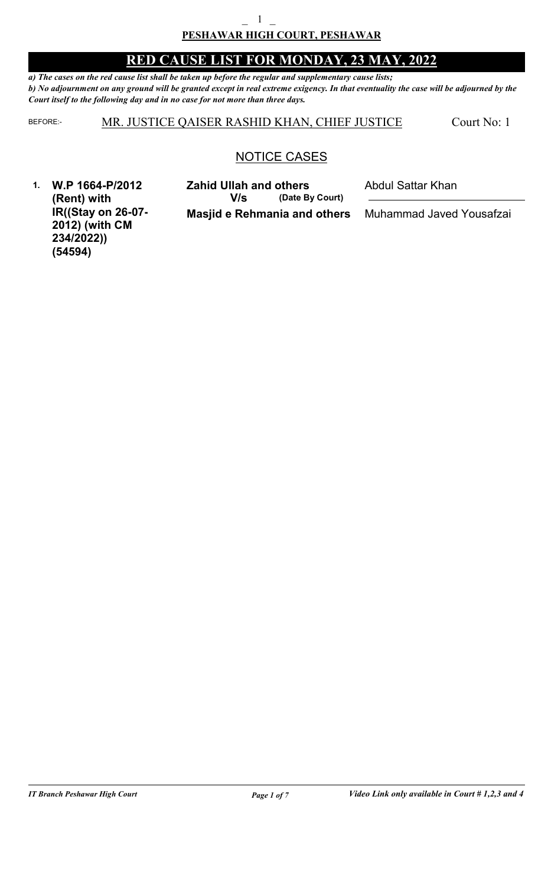# PESHAWAR HIGH COURT, PESHAWAR

## RED CAUSE LIST FOR MONDAY, 23 MAY, 2022

***a) The cases on the red cause list shall be taken up before the regular and supplementary cause lists;***
***b) No adjournment on any ground will be granted except in real extreme exigency. In that eventuality the case will be adjourned by the Court itself to the following day and in no case for not more than three days.***

BEFORE:- MR. JUSTICE QAISER RASHID KHAN, CHIEF JUSTICE — Court No: 1

### NOTICE CASES

| No. | Case | Parties | Counsel |
|---|---|---|---|
| 1. | **W.P 1664-P/2012 (Rent) with IR((Stay on 26-07-2012) (with CM 234/2022)) (54594)** | **Zahid Ullah and others** **V/s** **(Date By Court)** **Masjid e Rehmania and others** | Abdul Sattar Khan / Muhammad Javed Yousafzai |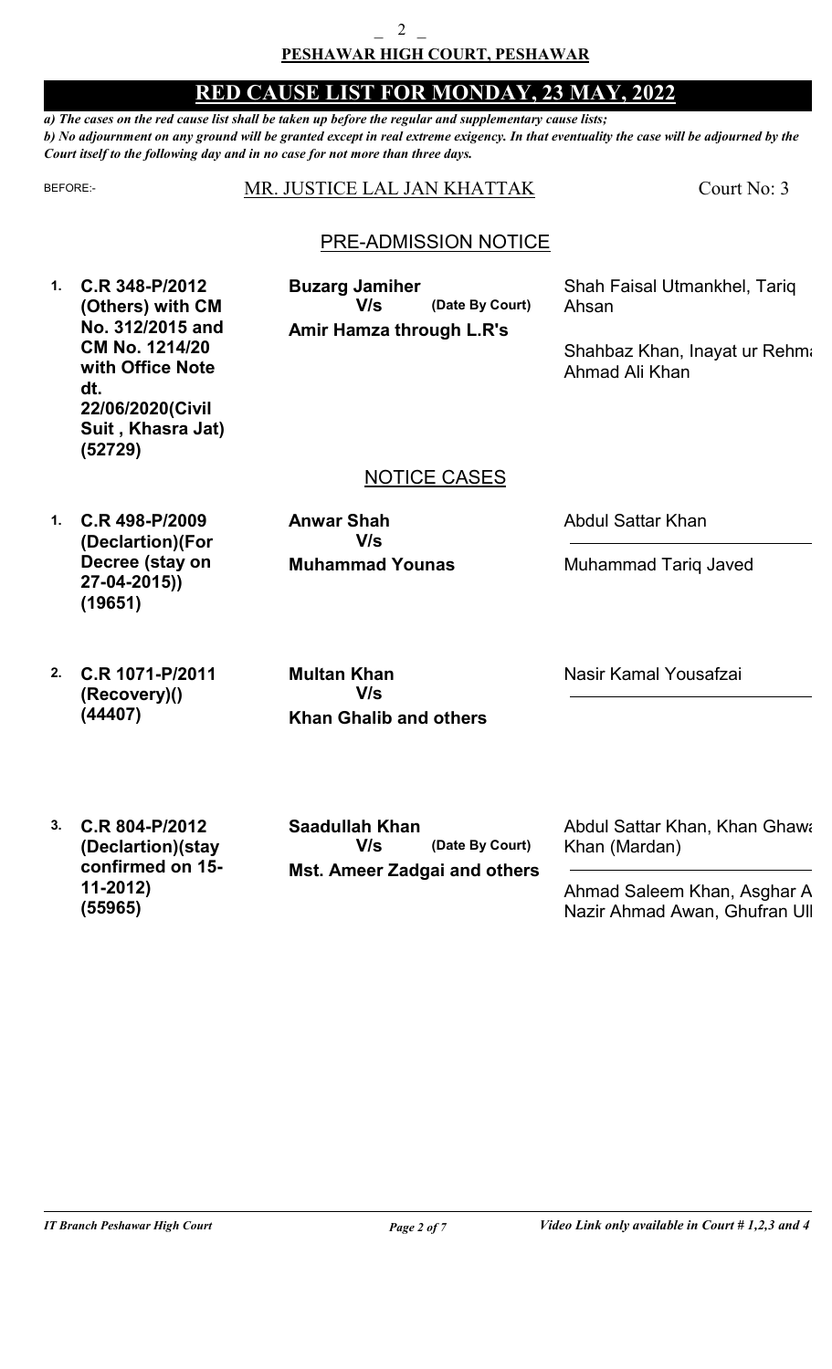**PESHAWAR HIGH COURT, PESHAWAR**

# RED CAUSE LIST FOR MONDAY, 23 MAY, 2022

***a) The cases on the red cause list shall be taken up before the regular and supplementary cause lists;***
***b) No adjournment on any ground will be granted except in real extreme exigency. In that eventuality the case will be adjourned by the Court itself to the following day and in no case for not more than three days.***

BEFORE:- MR. JUSTICE LAL JAN KHATTAK Court No: 3

## PRE-ADMISSION NOTICE

| | Case | Parties | Advocates |
|---|---|---|---|
| 1. | **C.R 348-P/2012 (Others) with CM No. 312/2015 and CM No. 1214/20 with Office Note dt. 22/06/2020(Civil Suit , Khasra Jat) (52729)** | **Buzarg Jamiher V/s Amir Hamza through L.R's (Date By Court)** | Shah Faisal Utmankhel, Tariq Ahsan / Shahbaz Khan, Inayat ur Rehma Ahmad Ali Khan |

## NOTICE CASES

| | Case | Parties | Advocates |
|---|---|---|---|
| 1. | **C.R 498-P/2009 (Declartion)(For Decree (stay on 27-04-2015)) (19651)** | **Anwar Shah V/s Muhammad Younas** | Abdul Sattar Khan / Muhammad Tariq Javed |
| 2. | **C.R 1071-P/2011 (Recovery)() (44407)** | **Multan Khan V/s Khan Ghalib and others** | Nasir Kamal Yousafzai |
| 3. | **C.R 804-P/2012 (Declartion)(stay confirmed on 15-11-2012) (55965)** | **Saadullah Khan V/s Mst. Ameer Zadgai and others (Date By Court)** | Abdul Sattar Khan, Khan Ghawa Khan (Mardan) / Ahmad Saleem Khan, Asghar A Nazir Ahmad Awan, Ghufran Ull |

*Video Link only available in Court # 1,2,3 and 4*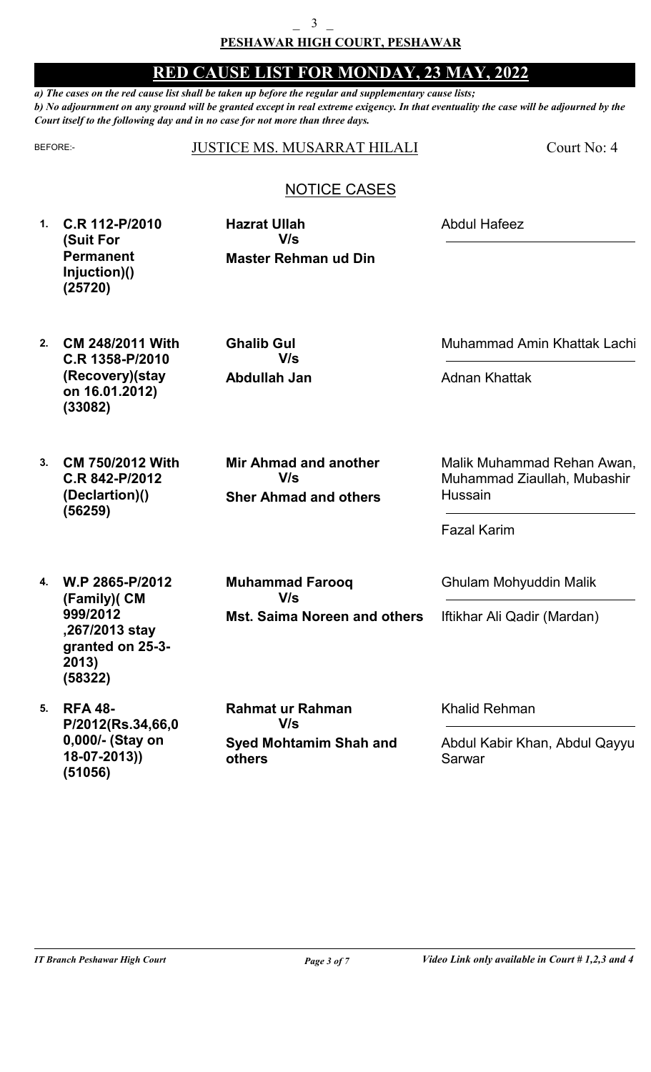**PESHAWAR HIGH COURT, PESHAWAR**

# RED CAUSE LIST FOR MONDAY, 23 MAY, 2022

*a) The cases on the red cause list shall be taken up before the regular and supplementary cause lists;*
*b) No adjournment on any ground will be granted except in real extreme exigency. In that eventuality the case will be adjourned by the Court itself to the following day and in no case for not more than three days.*

BEFORE:- JUSTICE MS. MUSARRAT HILALI — Court No: 4

## NOTICE CASES

| # | Case | Parties | Counsel |
|---|---|---|---|
| 1. | **C.R 112-P/2010 (Suit For Permanent Injuction)() (25720)** | **Hazrat Ullah** V/s **Master Rehman ud Din** | Abdul Hafeez |
| 2. | **CM 248/2011 With C.R 1358-P/2010 (Recovery)(stay on 16.01.2012) (33082)** | **Ghalib Gul** V/s **Abdullah Jan** | Muhammad Amin Khattak Lachi<br>Adnan Khattak |
| 3. | **CM 750/2012 With C.R 842-P/2012 (Declartion)() (56259)** | **Mir Ahmad and another** V/s **Sher Ahmad and others** | Malik Muhammad Rehan Awan, Muhammad Ziaullah, Mubashir Hussain<br>Fazal Karim |
| 4. | **W.P 2865-P/2012 (Family)( CM 999/2012 ,267/2013 stay granted on 25-3-2013) (58322)** | **Muhammad Farooq** V/s **Mst. Saima Noreen and others** | Ghulam Mohyuddin Malik<br>Iftikhar Ali Qadir (Mardan) |
| 5. | **RFA 48-P/2012(Rs.34,66,00,000/- (Stay on 18-07-2013)) (51056)** | **Rahmat ur Rahman** V/s **Syed Mohtamim Shah and others** | Khalid Rehman<br>Abdul Kabir Khan, Abdul Qayyu Sarwar |

*IT Branch Peshawar High Court* — *Video Link only available in Court # 1,2,3 and 4*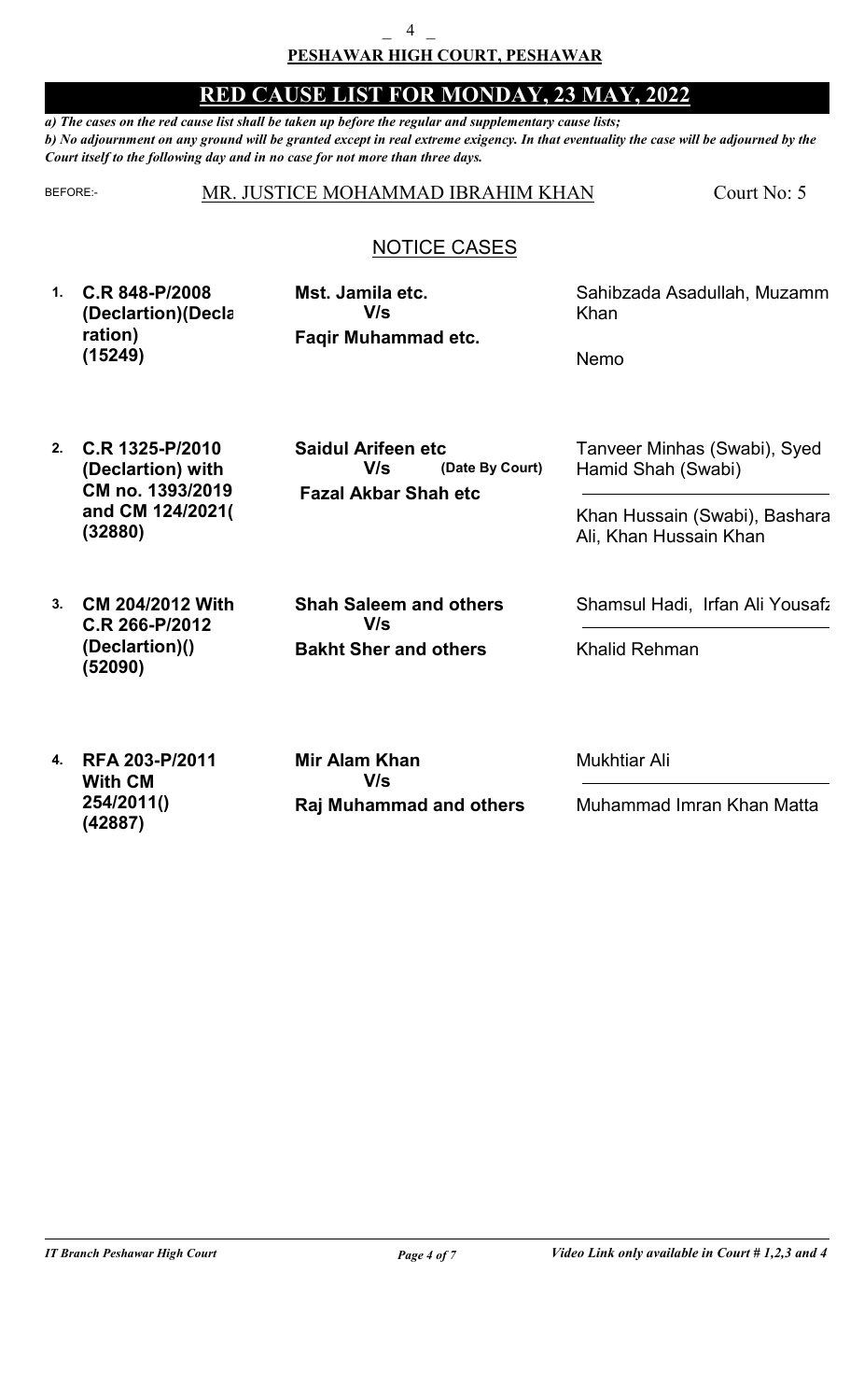**PESHAWAR HIGH COURT, PESHAWAR**

# RED CAUSE LIST FOR MONDAY, 23 MAY, 2022

*a) The cases on the red cause list shall be taken up before the regular and supplementary cause lists;*
*b) No adjournment on any ground will be granted except in real extreme exigency. In that eventuality the case will be adjourned by the Court itself to the following day and in no case for not more than three days.*

BEFORE:- MR. JUSTICE MOHAMMAD IBRAHIM KHAN — Court No: 5

## NOTICE CASES

| # | Case | Parties | Counsel |
|---|---|---|---|
| 1. | **C.R 848-P/2008 (Declartion)(Decla ration) (15249)** | **Mst. Jamila etc.** V/s **Faqir Muhammad etc.** | Sahibzada Asadullah, Muzamm Khan / Nemo |
| 2. | **C.R 1325-P/2010 (Declartion) with CM no. 1393/2019 and CM 124/2021( (32880)** | **Saidul Arifeen etc** V/s **(Date By Court)** **Fazal Akbar Shah etc** | Tanveer Minhas (Swabi), Syed Hamid Shah (Swabi) / Khan Hussain (Swabi), Bashara Ali, Khan Hussain Khan |
| 3. | **CM 204/2012 With C.R 266-P/2012 (Declartion)() (52090)** | **Shah Saleem and others** V/s **Bakht Sher and others** | Shamsul Hadi, Irfan Ali Yousafz / Khalid Rehman |
| 4. | **RFA 203-P/2011 With CM 254/2011() (42887)** | **Mir Alam Khan** V/s **Raj Muhammad and others** | Mukhtiar Ali / Muhammad Imran Khan Matta |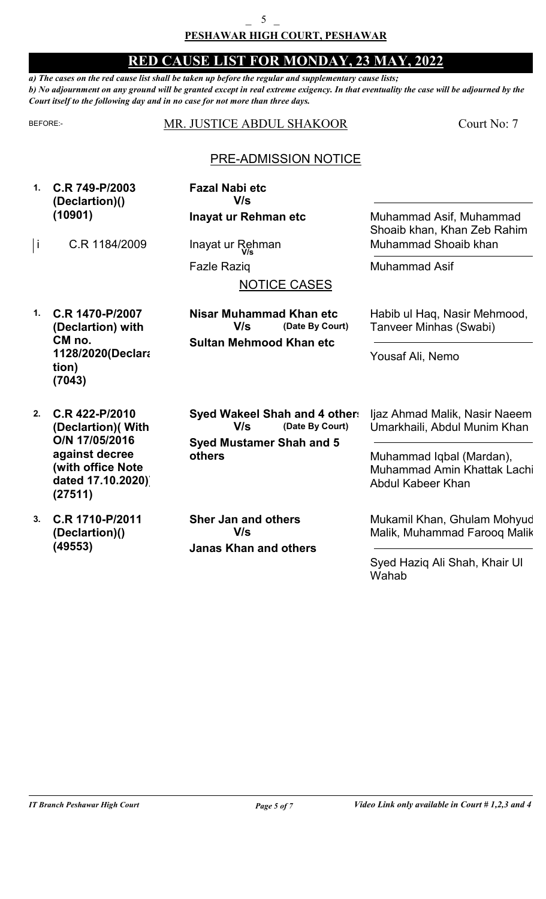**PESHAWAR HIGH COURT, PESHAWAR**

# RED CAUSE LIST FOR MONDAY, 23 MAY, 2022

*a) The cases on the red cause list shall be taken up before the regular and supplementary cause lists;*
*b) No adjournment on any ground will be granted except in real extreme exigency. In that eventuality the case will be adjourned by the Court itself to the following day and in no case for not more than three days.*

BEFORE:- MR. JUSTICE ABDUL SHAKOOR — Court No: 7

## PRE-ADMISSION NOTICE

| # | Case | Parties | Counsel |
|---|---|---|---|
| **1.** | **C.R 749-P/2003 (Declartion)() (10901)** | **Fazal Nabi etc** V/s **Inayat ur Rehman etc** | Muhammad Asif, Muhammad Shoaib khan, Khan Zeb Rahim |
| i | C.R 1184/2009 | Inayat ur Rehman V/s Fazle Raziq | Muhammad Shoaib khan / Muhammad Asif |

## NOTICE CASES

| # | Case | Parties | Counsel |
|---|---|---|---|
| **1.** | **C.R 1470-P/2007 (Declartion) with CM no. 1128/2020(Declara tion) (7043)** | **Nisar Muhammad Khan etc** V/s (Date By Court) **Sultan Mehmood Khan etc** | Habib ul Haq, Nasir Mehmood, Tanveer Minhas (Swabi) / Yousaf Ali, Nemo |
| **2.** | **C.R 422-P/2010 (Declartion)( With O/N 17/05/2016 against decree (with office Note dated 17.10.2020)) (27511)** | **Syed Wakeel Shah and 4 others** V/s (Date By Court) **Syed Mustamer Shah and 5 others** | Ijaz Ahmad Malik, Nasir Naeem Umarkhaili, Abdul Munim Khan / Muhammad Iqbal (Mardan), Muhammad Amin Khattak Lachi Abdul Kabeer Khan |
| **3.** | **C.R 1710-P/2011 (Declartion)() (49553)** | **Sher Jan and others** V/s **Janas Khan and others** | Mukamil Khan, Ghulam Mohyud Malik, Muhammad Farooq Malik / Syed Haziq Ali Shah, Khair Ul Wahab |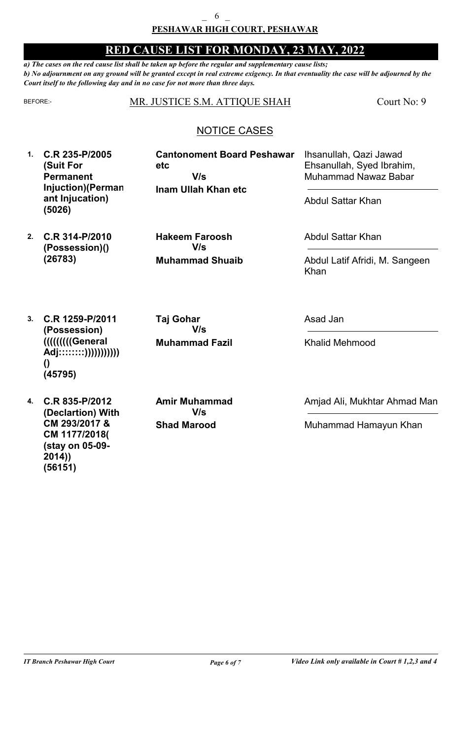**PESHAWAR HIGH COURT, PESHAWAR**

# RED CAUSE LIST FOR MONDAY, 23 MAY, 2022

***a) The cases on the red cause list shall be taken up before the regular and supplementary cause lists;***
***b) No adjournment on any ground will be granted except in real extreme exigency. In that eventuality the case will be adjourned by the Court itself to the following day and in no case for not more than three days.***

BEFORE:- MR. JUSTICE S.M. ATTIQUE SHAH — Court No: 9

## NOTICE CASES

| # | Case | Parties | Counsel |
|---|---|---|---|
| 1. | **C.R 235-P/2005 (Suit For Permanent Injuction)(Permanant Injucation) (5026)** | **Cantonment Board Peshawar etc** V/s **Inam Ullah Khan etc** | Ihsanullah, Qazi Jawad Ehsanullah, Syed Ibrahim, Muhammad Nawaz Babar / Abdul Sattar Khan |
| 2. | **C.R 314-P/2010 (Possession)() (26783)** | **Hakeem Faroosh** V/s **Muhammad Shuaib** | Abdul Sattar Khan / Abdul Latif Afridi, M. Sangeen Khan |
| 3. | **C.R 1259-P/2011 (Possession) ((((((((General Adj::::::::)))))))))) () (45795)** | **Taj Gohar** V/s **Muhammad Fazil** | Asad Jan / Khalid Mehmood |
| 4. | **C.R 835-P/2012 (Declartion) With CM 293/2017 & CM 1177/2018( (stay on 05-09-2014)) (56151)** | **Amir Muhammad** V/s **Shad Marood** | Amjad Ali, Mukhtar Ahmad Man / Muhammad Hamayun Khan |

*IT Branch Peshawar High Court* — *Video Link only available in Court # 1,2,3 and 4*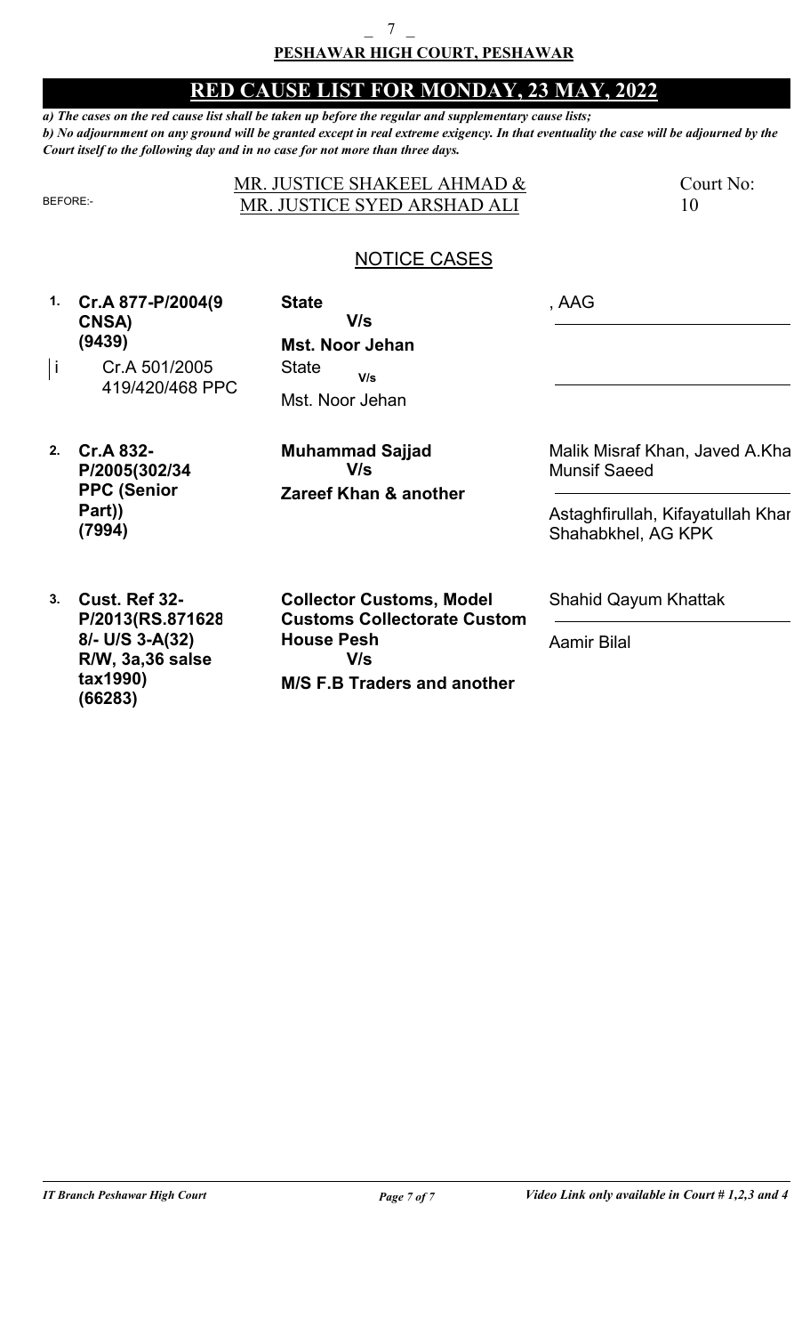**PESHAWAR HIGH COURT, PESHAWAR**

## RED CAUSE LIST FOR MONDAY, 23 MAY, 2022

***a) The cases on the red cause list shall be taken up before the regular and supplementary cause lists;***
***b) No adjournment on any ground will be granted except in real extreme exigency. In that eventuality the case will be adjourned by the Court itself to the following day and in no case for not more than three days.***

BEFORE:- MR. JUSTICE SHAKEEL AHMAD & MR. JUSTICE SYED ARSHAD ALI — Court No: 10

### NOTICE CASES

| No. | Case | Parties | Counsel |
|---|---|---|---|
| 1. | **Cr.A 877-P/2004(9 CNSA) (9439)** | **State V/s Mst. Noor Jehan** | , AAG |
| i | Cr.A 501/2005 419/420/468 PPC | State V/s Mst. Noor Jehan | |
| 2. | **Cr.A 832-P/2005(302/34 PPC (Senior Part)) (7994)** | **Muhammad Sajjad V/s Zareef Khan & another** | Malik Misraf Khan, Javed A.Kha Munsif Saeed / Astaghfirullah, Kifayatullah Khar Shahabkhel, AG KPK |
| 3. | **Cust. Ref 32-P/2013(RS.871628 8/- U/S 3-A(32) R/W, 3a,36 salse tax1990) (66283)** | **Collector Customs, Model Customs Collectorate Custom House Pesh V/s M/S F.B Traders and another** | Shahid Qayum Khattak / Aamir Bilal |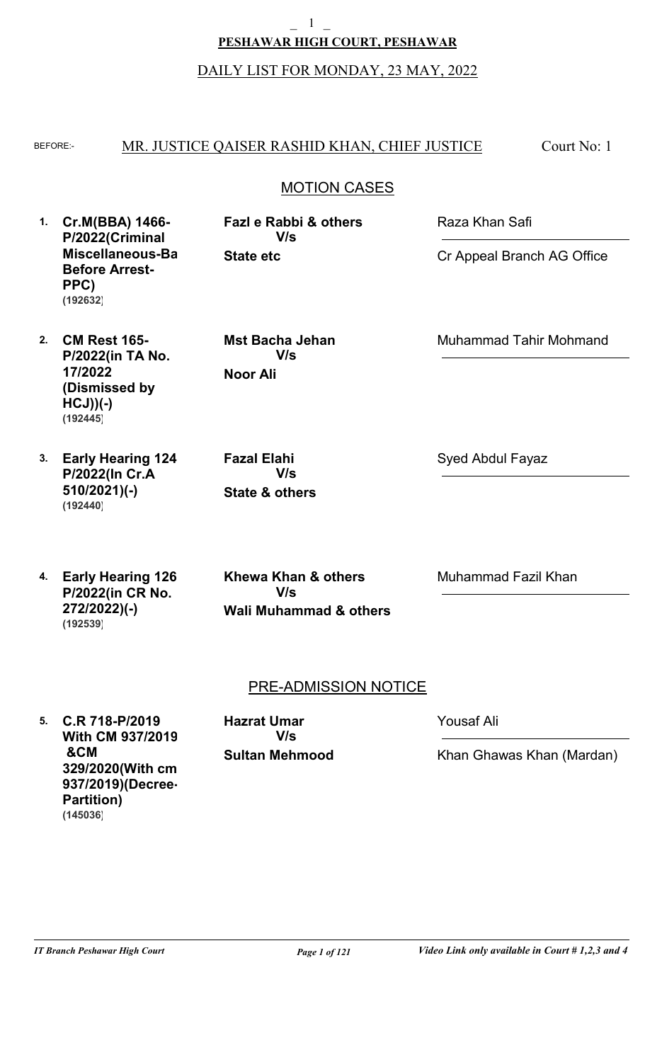**PESHAWAR HIGH COURT, PESHAWAR**

DAILY LIST FOR MONDAY, 23 MAY, 2022

BEFORE:- MR. JUSTICE QAISER RASHID KHAN, CHIEF JUSTICE — Court No: 1

## MOTION CASES

| No. | Case | Parties | Counsel |
|---|---|---|---|
| 1. | **Cr.M(BBA) 1466-P/2022(Criminal Miscellaneous-Ba Before Arrest-PPC)** **(192632)** | **Fazl e Rabbi & others** V/s **State etc** | Raza Khan Safi / Cr Appeal Branch AG Office |
| 2. | **CM Rest 165-P/2022(in TA No. 17/2022 (Dismissed by HCJ))(-)** **(192445)** | **Mst Bacha Jehan** V/s **Noor Ali** | Muhammad Tahir Mohmand |
| 3. | **Early Hearing 124 P/2022(In Cr.A 510/2021)(-)** **(192440)** | **Fazal Elahi** V/s **State & others** | Syed Abdul Fayaz |
| 4. | **Early Hearing 126 P/2022(in CR No. 272/2022)(-)** **(192539)** | **Khewa Khan & others** V/s **Wali Muhammad & others** | Muhammad Fazil Khan |

## PRE-ADMISSION NOTICE

| No. | Case | Parties | Counsel |
|---|---|---|---|
| 5. | **C.R 718-P/2019 With CM 937/2019 &CM 329/2020(With cm 937/2019)(Decree-Partition)** **(145036)** | **Hazrat Umar** V/s **Sultan Mehmood** | Yousaf Ali / Khan Ghawas Khan (Mardan) |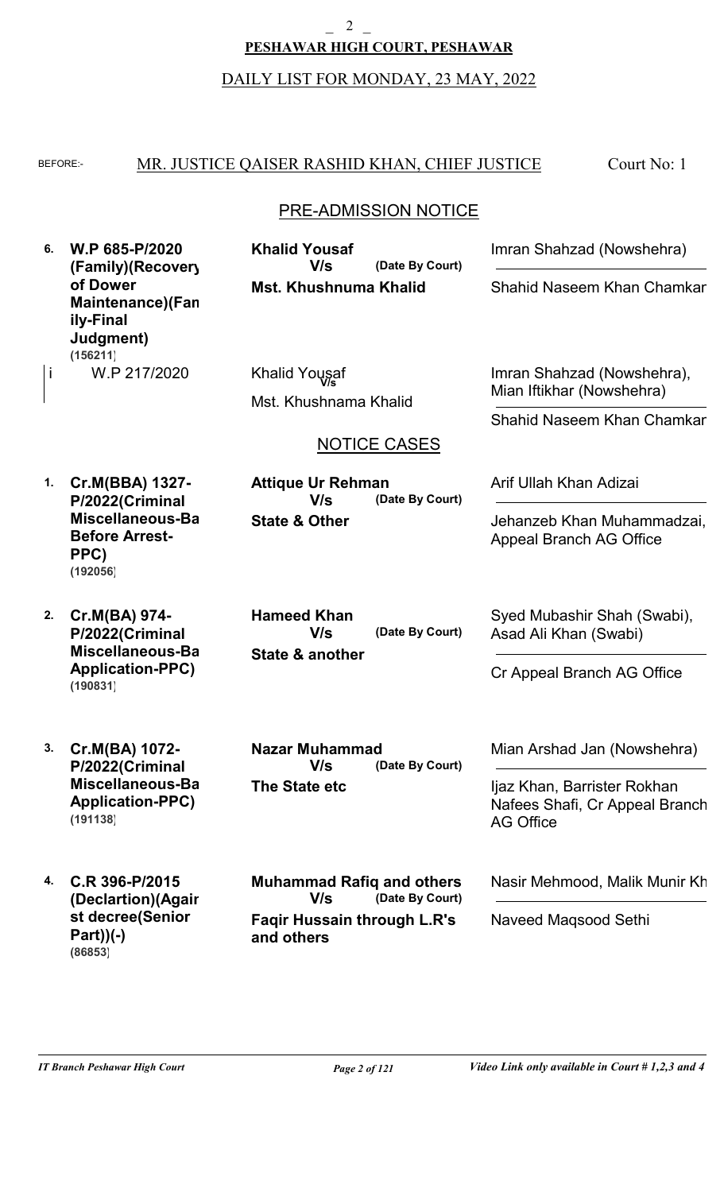**PESHAWAR HIGH COURT, PESHAWAR**

DAILY LIST FOR MONDAY, 23 MAY, 2022

BEFORE:- MR. JUSTICE QAISER RASHID KHAN, CHIEF JUSTICE — Court No: 1

## PRE-ADMISSION NOTICE

| No. | Case | Parties | Counsel |
|---|---|---|---|
| 6. | **W.P 685-P/2020 (Family)(Recovery of Dower Maintenance)(Family-Final Judgment) (156211)** | **Khalid Yousaf** V/s **Mst. Khushnuma Khalid** (Date By Court) | Imran Shahzad (Nowshehra) / Shahid Naseem Khan Chamkan |
| i | W.P 217/2020 | Khalid Yousaf V/s Mst. Khushnama Khalid | Imran Shahzad (Nowshehra), Mian Iftikhar (Nowshehra) / Shahid Naseem Khan Chamkan |

## NOTICE CASES

| No. | Case | Parties | Counsel |
|---|---|---|---|
| 1. | **Cr.M(BBA) 1327-P/2022(Criminal Miscellaneous-Bail Before Arrest-PPC) (192056)** | **Attique Ur Rehman** V/s **State & Other** (Date By Court) | Arif Ullah Khan Adizai / Jehanzeb Khan Muhammadzai, Appeal Branch AG Office |
| 2. | **Cr.M(BA) 974-P/2022(Criminal Miscellaneous-Bail Application-PPC) (190831)** | **Hameed Khan** V/s **State & another** (Date By Court) | Syed Mubashir Shah (Swabi), Asad Ali Khan (Swabi) / Cr Appeal Branch AG Office |
| 3. | **Cr.M(BA) 1072-P/2022(Criminal Miscellaneous-Bail Application-PPC) (191138)** | **Nazar Muhammad** V/s **The State etc** (Date By Court) | Mian Arshad Jan (Nowshehra) / Ijaz Khan, Barrister Rokhan Nafees Shafi, Cr Appeal Branch AG Office |
| 4. | **C.R 396-P/2015 (Declartion)(Against decree(Senior Part))(-) (86853)** | **Muhammad Rafiq and others** V/s **Faqir Hussain through L.R's and others** (Date By Court) | Nasir Mehmood, Malik Munir Kh / Naveed Maqsood Sethi |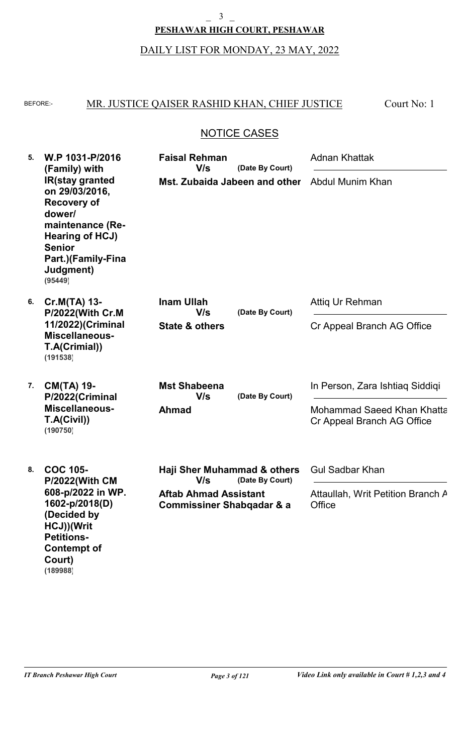**PESHAWAR HIGH COURT, PESHAWAR**

DAILY LIST FOR MONDAY, 23 MAY, 2022

BEFORE:- MR. JUSTICE QAISER RASHID KHAN, CHIEF JUSTICE — Court No: 1

## NOTICE CASES

| No. | Case | Parties | Counsel |
|---|---|---|---|
| 5. | **W.P 1031-P/2016 (Family) with IR(stay granted on 29/03/2016, Recovery of dower/ maintenance (Re-Hearing of HCJ) Senior Part.)(Family-Fina Judgment)** **(95449)** | **Faisal Rehman** V/s (Date By Court) **Mst. Zubaida Jabeen and other** | Adnan Khattak / Abdul Munim Khan |
| 6. | **Cr.M(TA) 13-P/2022(With Cr.M 11/2022)(Criminal Miscellaneous-T.A(Crimial))** **(191538)** | **Inam Ullah** V/s (Date By Court) **State & others** | Attiq Ur Rehman / Cr Appeal Branch AG Office |
| 7. | **CM(TA) 19-P/2022(Criminal Miscellaneous-T.A(Civil))** **(190750)** | **Mst Shabeena** V/s (Date By Court) **Ahmad** | In Person, Zara Ishtiaq Siddiqi / Mohammad Saeed Khan Khatta Cr Appeal Branch AG Office |
| 8. | **COC 105-P/2022(With CM 608-p/2022 in WP. 1602-p/2018(D) (Decided by HCJ))(Writ Petitions-Contempt of Court)** **(189988)** | **Haji Sher Muhammad & others** V/s (Date By Court) **Aftab Ahmad Assistant Commissiner Shabqadar & a** | Gul Sadbar Khan / Attaullah, Writ Petition Branch A Office |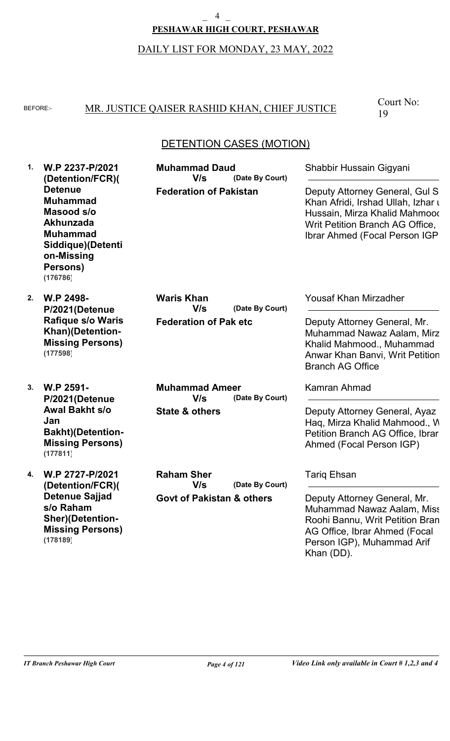**PESHAWAR HIGH COURT, PESHAWAR**

DAILY LIST FOR MONDAY, 23 MAY, 2022

BEFORE:- MR. JUSTICE QAISER RASHID KHAN, CHIEF JUSTICE — Court No: 19

## DETENTION CASES (MOTION)

| No. | Case | Parties | Counsel |
|---|---|---|---|
| 1. | **W.P 2237-P/2021 (Detention/FCR)( Detenue Muhammad Masood s/o Akhunzada Muhammad Siddique)(Detention-Missing Persons)** **(176786)** | **Muhammad Daud** **V/s** **(Date By Court)** **Federation of Pakistan** | Shabbir Hussain Gigyani<br>Deputy Attorney General, Gul S Khan Afridi, Irshad Ullah, Izhar u Hussain, Mirza Khalid Mahmood Writ Petition Branch AG Office, Ibrar Ahmed (Focal Person IGP |
| 2. | **W.P 2498-P/2021(Detenue Rafique s/o Waris Khan)(Detention-Missing Persons)** **(177598)** | **Waris Khan** **V/s** **(Date By Court)** **Federation of Pak etc** | Yousaf Khan Mirzadher<br>Deputy Attorney General, Mr. Muhammad Nawaz Aalam, Mirz Khalid Mahmood., Muhammad Anwar Khan Banvi, Writ Petition Branch AG Office |
| 3. | **W.P 2591-P/2021(Detenue Awal Bakht s/o Jan Bakht)(Detention-Missing Persons)** **(177811)** | **Muhammad Ameer** **V/s** **(Date By Court)** **State & others** | Kamran Ahmad<br>Deputy Attorney General, Ayaz Haq, Mirza Khalid Mahmood., W Petition Branch AG Office, Ibrar Ahmed (Focal Person IGP) |
| 4. | **W.P 2727-P/2021 (Detention/FCR)( Detenue Sajjad s/o Raham Sher)(Detention-Missing Persons)** **(178189)** | **Raham Sher** **V/s** **(Date By Court)** **Govt of Pakistan & others** | Tariq Ehsan<br>Deputy Attorney General, Mr. Muhammad Nawaz Aalam, Miss Roohi Bannu, Writ Petition Bran AG Office, Ibrar Ahmed (Focal Person IGP), Muhammad Arif Khan (DD). |

*IT Branch Peshawar High Court* — *Video Link only available in Court # 1,2,3 and 4*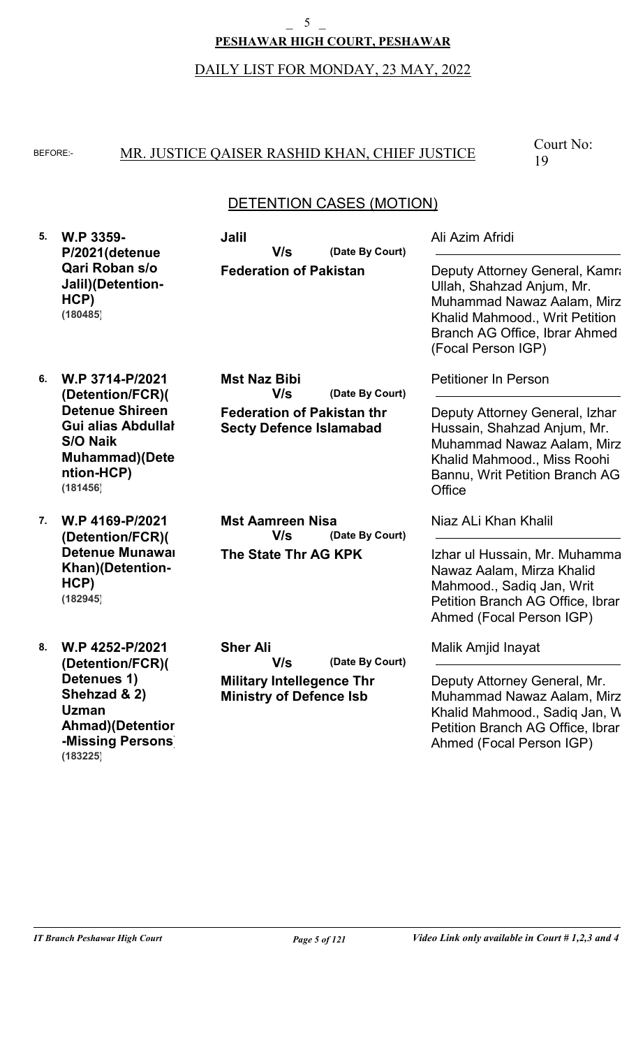**PESHAWAR HIGH COURT, PESHAWAR**

DAILY LIST FOR MONDAY, 23 MAY, 2022

BEFORE:- MR. JUSTICE QAISER RASHID KHAN, CHIEF JUSTICE

Court No: 19

## DETENTION CASES (MOTION)

| No. | Case | Parties | Counsel |
|---|---|---|---|
| 5. | **W.P 3359-P/2021(detenue Qari Roban s/o Jalil)(Detention-HCP)** **(180485)** | **Jalil** V/s (Date By Court) **Federation of Pakistan** | Ali Azim Afridi / Deputy Attorney General, Kamra Ullah, Shahzad Anjum, Mr. Muhammad Nawaz Aalam, Mirz Khalid Mahmood., Writ Petition Branch AG Office, Ibrar Ahmed (Focal Person IGP) |
| 6. | **W.P 3714-P/2021 (Detention/FCR)( Detenue Shireen Gui alias Abdullah S/O Naik Muhammad)(Detention-HCP)** **(181456)** | **Mst Naz Bibi** V/s (Date By Court) **Federation of Pakistan thr Secty Defence Islamabad** | Petitioner In Person / Deputy Attorney General, Izhar Hussain, Shahzad Anjum, Mr. Muhammad Nawaz Aalam, Mirz Khalid Mahmood., Miss Roohi Bannu, Writ Petition Branch AG Office |
| 7. | **W.P 4169-P/2021 (Detention/FCR)( Detenue Munawar Khan)(Detention-HCP)** **(182945)** | **Mst Aamreen Nisa** V/s (Date By Court) **The State Thr AG KPK** | Niaz ALi Khan Khalil / Izhar ul Hussain, Mr. Muhamma Nawaz Aalam, Mirza Khalid Mahmood., Sadiq Jan, Writ Petition Branch AG Office, Ibrar Ahmed (Focal Person IGP) |
| 8. | **W.P 4252-P/2021 (Detention/FCR)( Detenues 1) Shehzad & 2) Uzman Ahmad)(Detention-Missing Persons)** **(183225)** | **Sher Ali** V/s (Date By Court) **Military Intellegence Thr Ministry of Defence Isb** | Malik Amjid Inayat / Deputy Attorney General, Mr. Muhammad Nawaz Aalam, Mirz Khalid Mahmood., Sadiq Jan, W Petition Branch AG Office, Ibrar Ahmed (Focal Person IGP) |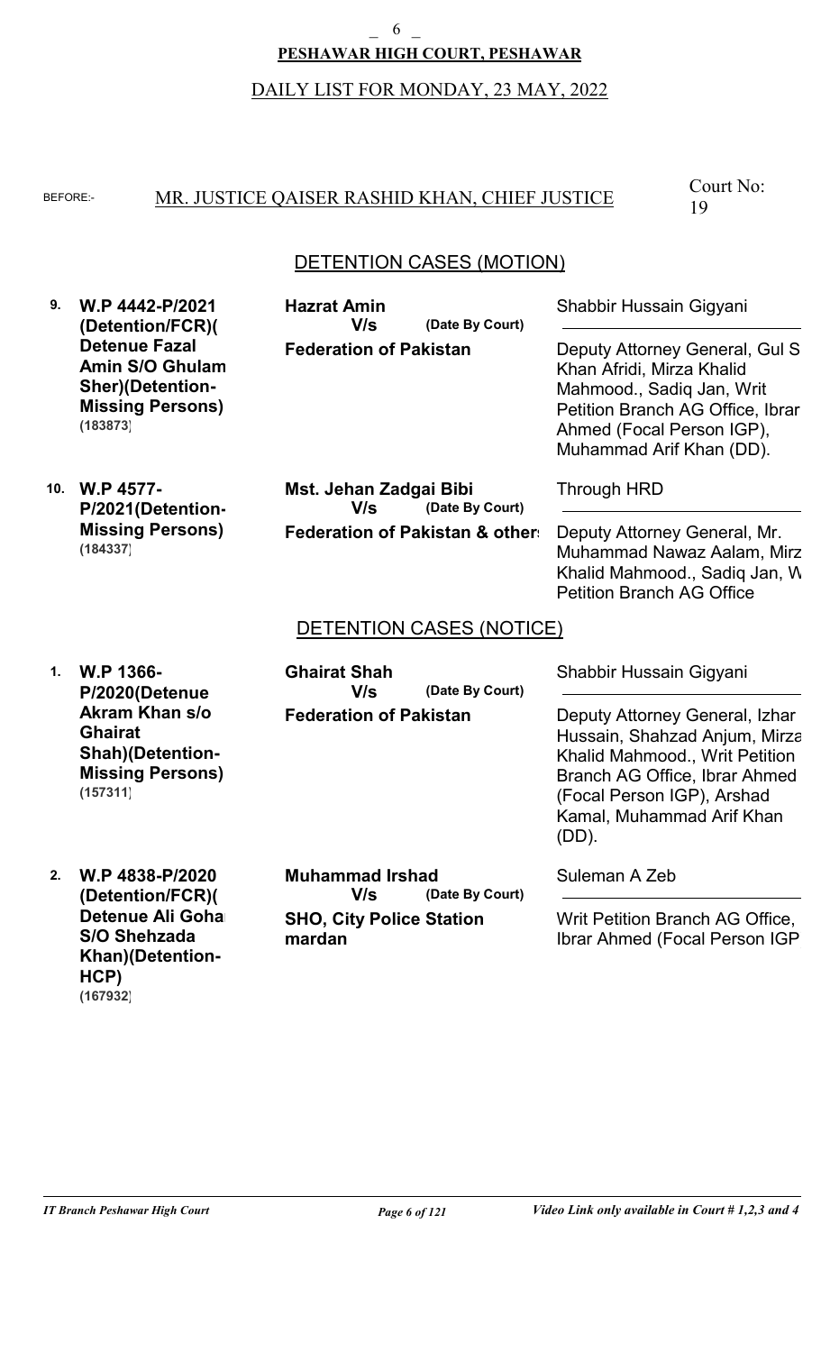**PESHAWAR HIGH COURT, PESHAWAR**

DAILY LIST FOR MONDAY, 23 MAY, 2022

BEFORE:- MR. JUSTICE QAISER RASHID KHAN, CHIEF JUSTICE

Court No: 19

## DETENTION CASES (MOTION)

| No. | Case | Parties | Counsel |
|---|---|---|---|
| 9. | **W.P 4442-P/2021 (Detention/FCR)( Detenue Fazal Amin S/O Ghulam Sher)(Detention-Missing Persons)** **(183873)** | **Hazrat Amin** **V/s** **(Date By Court)** **Federation of Pakistan** | Shabbir Hussain Gigyani / Deputy Attorney General, Gul S Khan Afridi, Mirza Khalid Mahmood., Sadiq Jan, Writ Petition Branch AG Office, Ibrar Ahmed (Focal Person IGP), Muhammad Arif Khan (DD). |
| 10. | **W.P 4577-P/2021(Detention-Missing Persons)** **(184337)** | **Mst. Jehan Zadgai Bibi** **V/s** **(Date By Court)** **Federation of Pakistan & others** | Through HRD / Deputy Attorney General, Mr. Muhammad Nawaz Aalam, Mirz Khalid Mahmood., Sadiq Jan, W Petition Branch AG Office |

## DETENTION CASES (NOTICE)

| No. | Case | Parties | Counsel |
|---|---|---|---|
| 1. | **W.P 1366-P/2020(Detenue Akram Khan s/o Ghairat Shah)(Detention-Missing Persons)** **(157311)** | **Ghairat Shah** **V/s** **(Date By Court)** **Federation of Pakistan** | Shabbir Hussain Gigyani / Deputy Attorney General, Izhar Hussain, Shahzad Anjum, Mirza Khalid Mahmood., Writ Petition Branch AG Office, Ibrar Ahmed (Focal Person IGP), Arshad Kamal, Muhammad Arif Khan (DD). |
| 2. | **W.P 4838-P/2020 (Detention/FCR)( Detenue Ali Gohar S/O Shehzada Khan)(Detention-HCP)** **(167932)** | **Muhammad Irshad** **V/s** **(Date By Court)** **SHO, City Police Station mardan** | Suleman A Zeb / Writ Petition Branch AG Office, Ibrar Ahmed (Focal Person IGP) |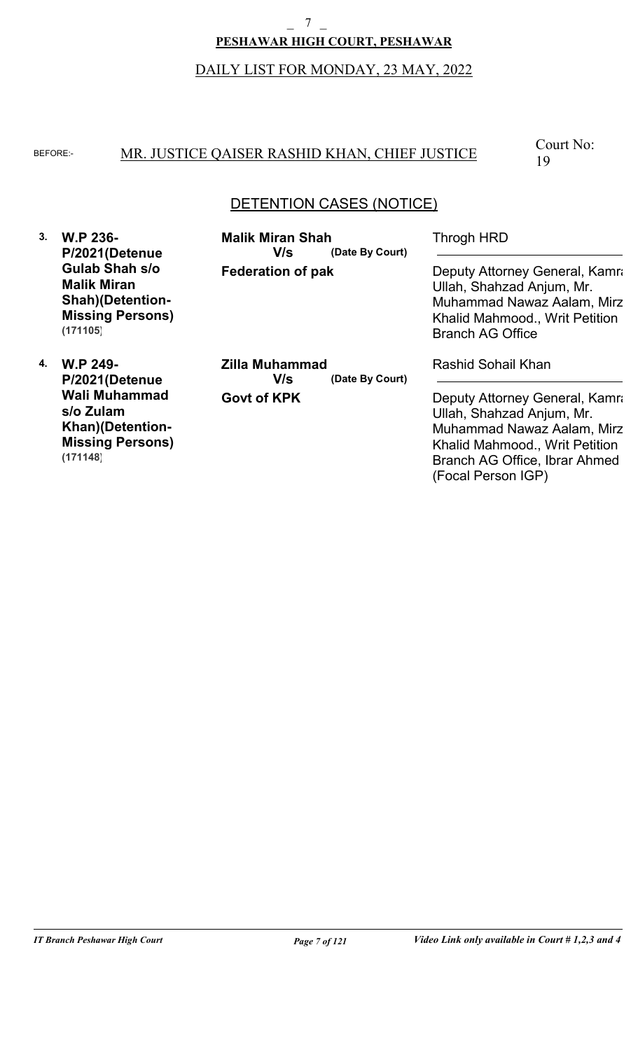**PESHAWAR HIGH COURT, PESHAWAR**

DAILY LIST FOR MONDAY, 23 MAY, 2022

BEFORE:- MR. JUSTICE QAISER RASHID KHAN, CHIEF JUSTICE

Court No: 19

## DETENTION CASES (NOTICE)

| No. | Case | Parties | Counsel |
|---|---|---|---|
| 3. | **W.P 236-P/2021(Detenue Gulab Shah s/o Malik Miran Shah)(Detention-Missing Persons)** (171105] | **Malik Miran Shah** V/s **Federation of pak** (Date By Court) | Throgh HRD / Deputy Attorney General, Kamra Ullah, Shahzad Anjum, Mr. Muhammad Nawaz Aalam, Mirz Khalid Mahmood., Writ Petition Branch AG Office |
| 4. | **W.P 249-P/2021(Detenue Wali Muhammad s/o Zulam Khan)(Detention-Missing Persons)** (171148] | **Zilla Muhammad** V/s **Govt of KPK** (Date By Court) | Rashid Sohail Khan / Deputy Attorney General, Kamra Ullah, Shahzad Anjum, Mr. Muhammad Nawaz Aalam, Mirz Khalid Mahmood., Writ Petition Branch AG Office, Ibrar Ahmed (Focal Person IGP) |

*IT Branch Peshawar High Court* — *Video Link only available in Court # 1,2,3 and 4*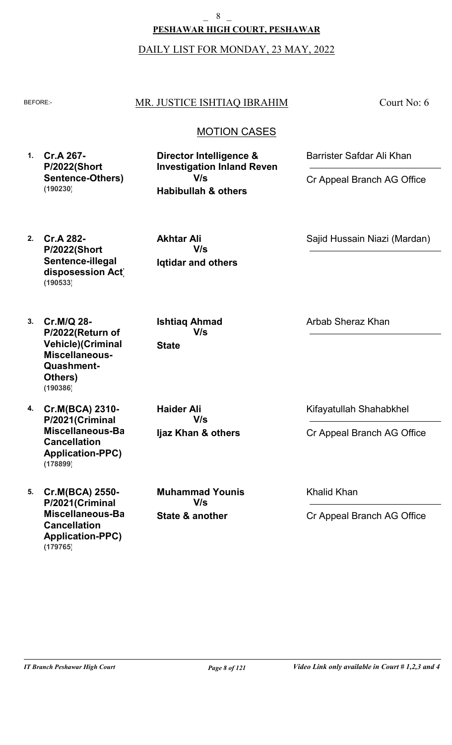**PESHAWAR HIGH COURT, PESHAWAR**

DAILY LIST FOR MONDAY, 23 MAY, 2022

BEFORE:- MR. JUSTICE ISHTIAQ IBRAHIM — Court No: 6

## MOTION CASES

| No. | Case | Parties | Counsel |
|---|---|---|---|
| 1. | **Cr.A 267-P/2022(Short Sentence-Others)** **(190230)** | **Director Intelligence & Investigation Inland Reven** **V/s** **Habibullah & others** | Barrister Safdar Ali Khan / Cr Appeal Branch AG Office |
| 2. | **Cr.A 282-P/2022(Short Sentence-illegal disposession Act)** **(190533)** | **Akhtar Ali** **V/s** **Iqtidar and others** | Sajid Hussain Niazi (Mardan) |
| 3. | **Cr.M/Q 28-P/2022(Return of Vehicle)(Criminal Miscellaneous-Quashment-Others)** **(190386)** | **Ishtiaq Ahmad** **V/s** **State** | Arbab Sheraz Khan |
| 4. | **Cr.M(BCA) 2310-P/2021(Criminal Miscellaneous-Ba Cancellation Application-PPC)** **(178899)** | **Haider Ali** **V/s** **Ijaz Khan & others** | Kifayatullah Shahabkhel / Cr Appeal Branch AG Office |
| 5. | **Cr.M(BCA) 2550-P/2021(Criminal Miscellaneous-Ba Cancellation Application-PPC)** **(179765)** | **Muhammad Younis** **V/s** **State & another** | Khalid Khan / Cr Appeal Branch AG Office |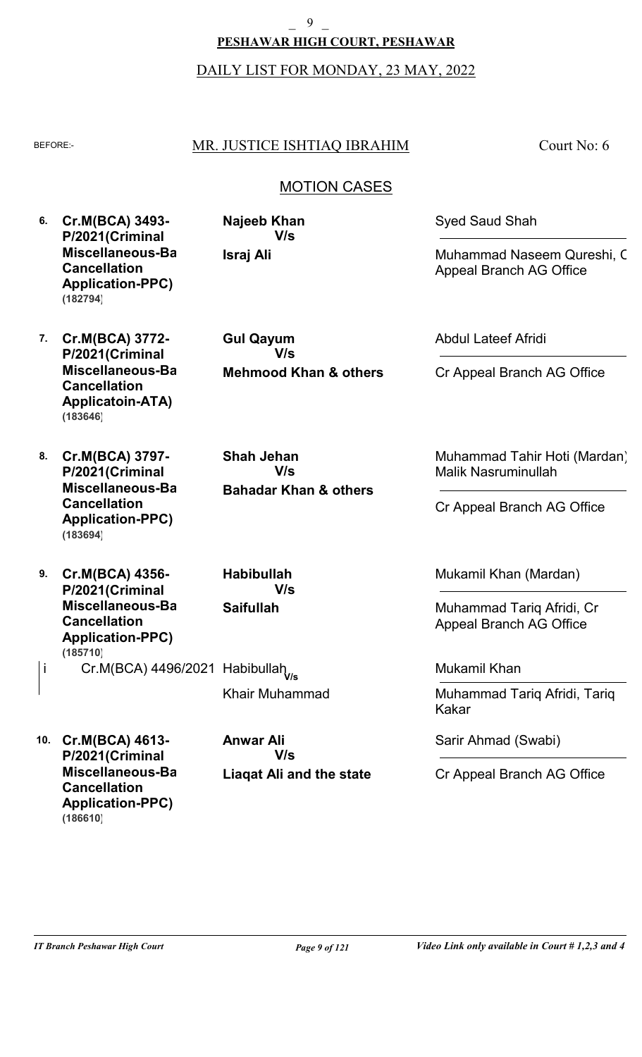**PESHAWAR HIGH COURT, PESHAWAR**

DAILY LIST FOR MONDAY, 23 MAY, 2022

BEFORE:- MR. JUSTICE ISHTIAQ IBRAHIM — Court No: 6

## MOTION CASES

| No. | Case | Parties | Counsel |
|---|---|---|---|
| 6. | **Cr.M(BCA) 3493-P/2021(Criminal Miscellaneous-Ba Cancellation Application-PPC) (182794)** | **Najeeb Khan V/s Israj Ali** | Syed Saud Shah / Muhammad Naseem Qureshi, C Appeal Branch AG Office |
| 7. | **Cr.M(BCA) 3772-P/2021(Criminal Miscellaneous-Ba Cancellation Applicatoin-ATA) (183646)** | **Gul Qayum V/s Mehmood Khan & others** | Abdul Lateef Afridi / Cr Appeal Branch AG Office |
| 8. | **Cr.M(BCA) 3797-P/2021(Criminal Miscellaneous-Ba Cancellation Application-PPC) (183694)** | **Shah Jehan V/s Bahadar Khan & others** | Muhammad Tahir Hoti (Mardan) Malik Nasruminullah / Cr Appeal Branch AG Office |
| 9. | **Cr.M(BCA) 4356-P/2021(Criminal Miscellaneous-Ba Cancellation Application-PPC) (185710)** | **Habibullah V/s Saifullah** | Mukamil Khan (Mardan) / Muhammad Tariq Afridi, Cr Appeal Branch AG Office |
| i | Cr.M(BCA) 4496/2021 | Habibullah V/s Khair Muhammad | Mukamil Khan / Muhammad Tariq Afridi, Tariq Kakar |
| 10. | **Cr.M(BCA) 4613-P/2021(Criminal Miscellaneous-Ba Cancellation Application-PPC) (186610)** | **Anwar Ali V/s Liaqat Ali and the state** | Sarir Ahmad (Swabi) / Cr Appeal Branch AG Office |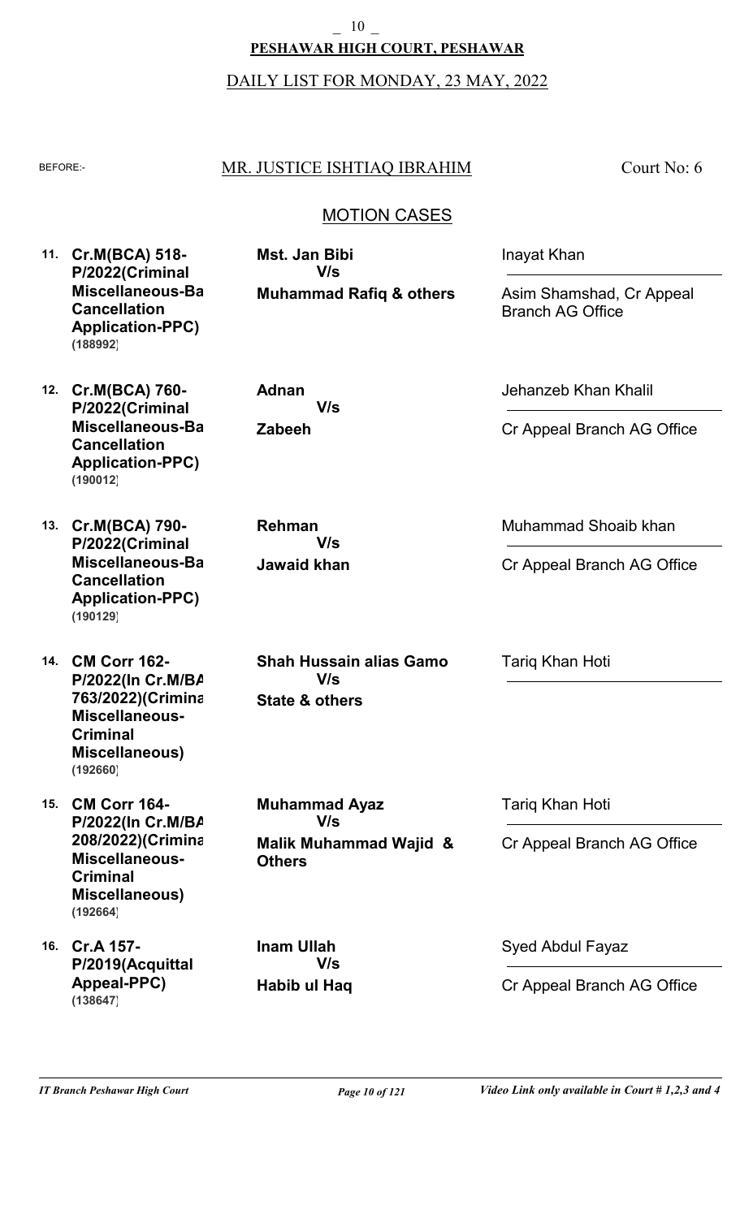**PESHAWAR HIGH COURT, PESHAWAR**

DAILY LIST FOR MONDAY, 23 MAY, 2022

BEFORE:- MR. JUSTICE ISHTIAQ IBRAHIM Court No: 6

## MOTION CASES

| No. | Case | Parties | Counsel |
|---|---|---|---|
| 11. | **Cr.M(BCA) 518-P/2022(Criminal Miscellaneous-Ba Cancellation Application-PPC) (188992)** | **Mst. Jan Bibi V/s Muhammad Rafiq & others** | Inayat Khan / Asim Shamshad, Cr Appeal Branch AG Office |
| 12. | **Cr.M(BCA) 760-P/2022(Criminal Miscellaneous-Ba Cancellation Application-PPC) (190012)** | **Adnan V/s Zabeeh** | Jehanzeb Khan Khalil / Cr Appeal Branch AG Office |
| 13. | **Cr.M(BCA) 790-P/2022(Criminal Miscellaneous-Ba Cancellation Application-PPC) (190129)** | **Rehman V/s Jawaid khan** | Muhammad Shoaib khan / Cr Appeal Branch AG Office |
| 14. | **CM Corr 162-P/2022(In Cr.M/BA 763/2022)(Crimina Miscellaneous-Criminal Miscellaneous) (192660)** | **Shah Hussain alias Gamo V/s State & others** | Tariq Khan Hoti |
| 15. | **CM Corr 164-P/2022(In Cr.M/BA 208/2022)(Crimina Miscellaneous-Criminal Miscellaneous) (192664)** | **Muhammad Ayaz V/s Malik Muhammad Wajid & Others** | Tariq Khan Hoti / Cr Appeal Branch AG Office |
| 16. | **Cr.A 157-P/2019(Acquittal Appeal-PPC) (138647)** | **Inam Ullah V/s Habib ul Haq** | Syed Abdul Fayaz / Cr Appeal Branch AG Office |

*Video Link only available in Court # 1,2,3 and 4*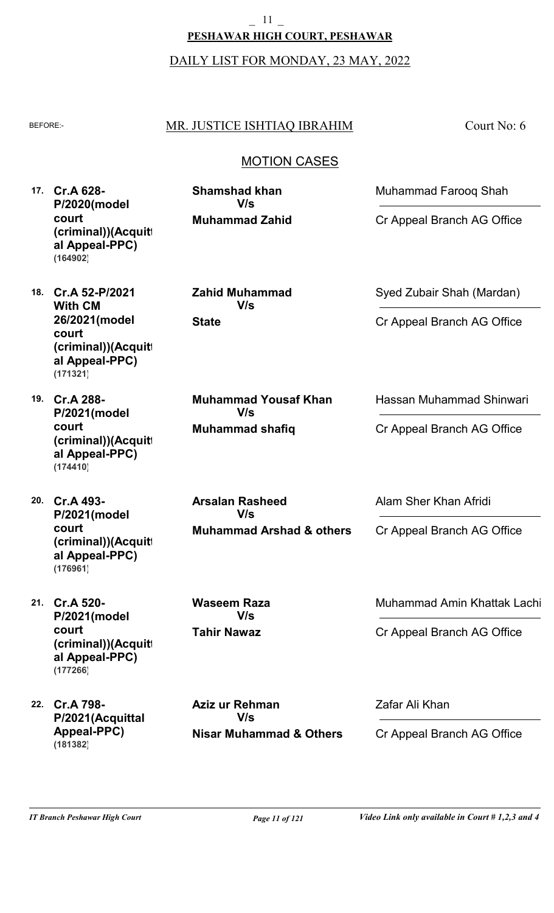**PESHAWAR HIGH COURT, PESHAWAR**

DAILY LIST FOR MONDAY, 23 MAY, 2022

BEFORE:- MR. JUSTICE ISHTIAQ IBRAHIM — Court No: 6

## MOTION CASES

| No. | Case | Parties | Advocates |
|---|---|---|---|
| 17. | **Cr.A 628-P/2020(model court (criminal))(Acquittal Appeal-PPC)** **(164902)** | **Shamshad khan** V/s **Muhammad Zahid** | Muhammad Farooq Shah / Cr Appeal Branch AG Office |
| 18. | **Cr.A 52-P/2021 With CM 26/2021(model court (criminal))(Acquittal Appeal-PPC)** **(171321)** | **Zahid Muhammad** V/s **State** | Syed Zubair Shah (Mardan) / Cr Appeal Branch AG Office |
| 19. | **Cr.A 288-P/2021(model court (criminal))(Acquittal Appeal-PPC)** **(174410)** | **Muhammad Yousaf Khan** V/s **Muhammad shafiq** | Hassan Muhammad Shinwari / Cr Appeal Branch AG Office |
| 20. | **Cr.A 493-P/2021(model court (criminal))(Acquittal Appeal-PPC)** **(176961)** | **Arsalan Rasheed** V/s **Muhammad Arshad & others** | Alam Sher Khan Afridi / Cr Appeal Branch AG Office |
| 21. | **Cr.A 520-P/2021(model court (criminal))(Acquittal Appeal-PPC)** **(177266)** | **Waseem Raza** V/s **Tahir Nawaz** | Muhammad Amin Khattak Lachi / Cr Appeal Branch AG Office |
| 22. | **Cr.A 798-P/2021(Acquittal Appeal-PPC)** **(181382)** | **Aziz ur Rehman** V/s **Nisar Muhammad & Others** | Zafar Ali Khan / Cr Appeal Branch AG Office |

*IT Branch Peshawar High Court* — *Video Link only available in Court # 1,2,3 and 4*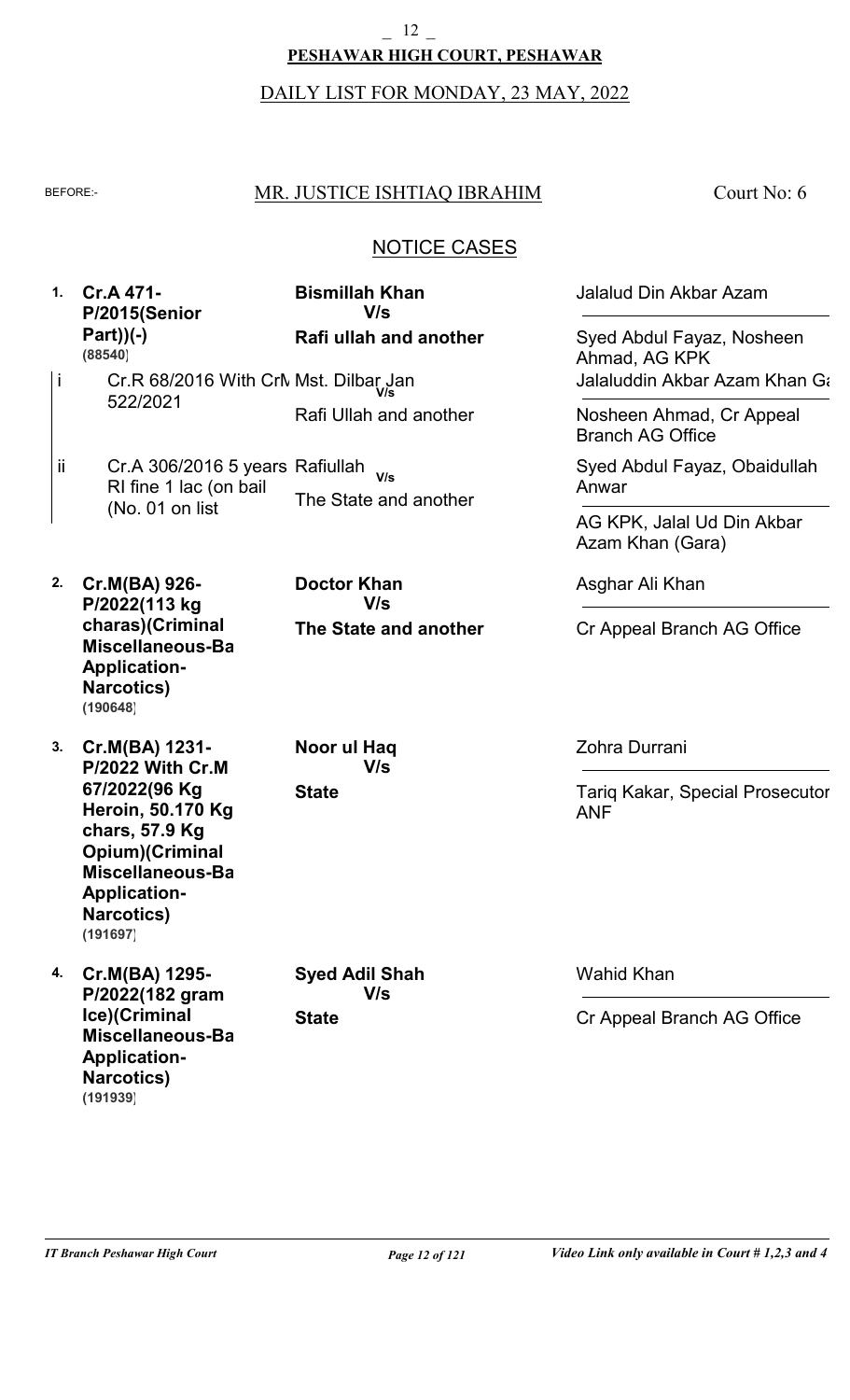**PESHAWAR HIGH COURT, PESHAWAR**

DAILY LIST FOR MONDAY, 23 MAY, 2022

BEFORE:- MR. JUSTICE ISHTIAQ IBRAHIM — Court No: 6

## NOTICE CASES

| No. | Case | Parties | Counsel |
|---|---|---|---|
| 1. | **Cr.A 471-P/2015(Senior Part))(-)** **(88540)** | **Bismillah Khan** V/s **Rafi ullah and another** | Jalalud Din Akbar Azam / Syed Abdul Fayaz, Nosheen Ahmad, AG KPK |
| i | Cr.R 68/2016 With CrM 522/2021 | Mst. Dilbar Jan V/s Rafi Ullah and another | Jalaluddin Akbar Azam Khan Ga / Nosheen Ahmad, Cr Appeal Branch AG Office |
| ii | Cr.A 306/2016 5 years RI fine 1 lac (on bail (No. 01 on list | Rafiullah V/s The State and another | Syed Abdul Fayaz, Obaidullah Anwar / AG KPK, Jalal Ud Din Akbar Azam Khan (Gara) |
| 2. | **Cr.M(BA) 926-P/2022(113 kg charas)(Criminal Miscellaneous-Ba Application-Narcotics)** **(190648)** | **Doctor Khan** V/s **The State and another** | Asghar Ali Khan / Cr Appeal Branch AG Office |
| 3. | **Cr.M(BA) 1231-P/2022 With Cr.M 67/2022(96 Kg Heroin, 50.170 Kg chars, 57.9 Kg Opium)(Criminal Miscellaneous-Ba Application-Narcotics)** **(191697)** | **Noor ul Haq** V/s **State** | Zohra Durrani / Tariq Kakar, Special Prosecutor ANF |
| 4. | **Cr.M(BA) 1295-P/2022(182 gram Ice)(Criminal Miscellaneous-Ba Application-Narcotics)** **(191939)** | **Syed Adil Shah** V/s **State** | Wahid Khan / Cr Appeal Branch AG Office |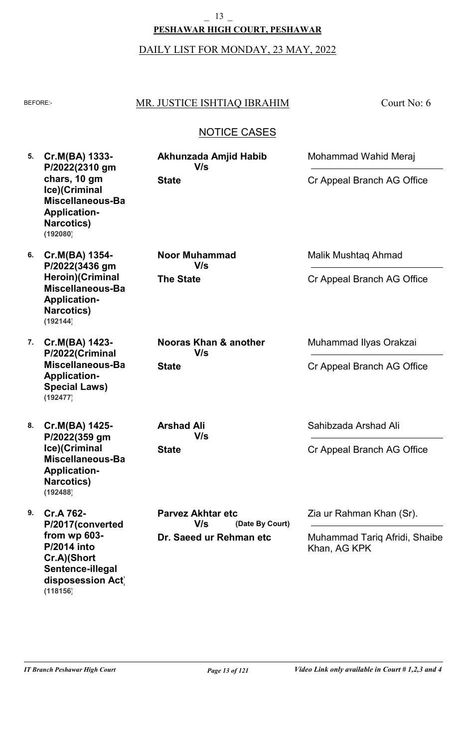**PESHAWAR HIGH COURT, PESHAWAR**

DAILY LIST FOR MONDAY, 23 MAY, 2022

BEFORE:- MR. JUSTICE ISHTIAQ IBRAHIM Court No: 6

## NOTICE CASES

| No. | Case | Parties | Counsel |
|---|---|---|---|
| 5. | **Cr.M(BA) 1333-P/2022(2310 gm chars, 10 gm Ice)(Criminal Miscellaneous-Ba Application-Narcotics)** **(192080)** | **Akhunzada Amjid Habib** V/s **State** | Mohammad Wahid Meraj / Cr Appeal Branch AG Office |
| 6. | **Cr.M(BA) 1354-P/2022(3436 gm Heroin)(Criminal Miscellaneous-Ba Application-Narcotics)** **(192144)** | **Noor Muhammad** V/s **The State** | Malik Mushtaq Ahmad / Cr Appeal Branch AG Office |
| 7. | **Cr.M(BA) 1423-P/2022(Criminal Miscellaneous-Ba Application-Special Laws)** **(192477)** | **Nooras Khan & another** V/s **State** | Muhammad Ilyas Orakzai / Cr Appeal Branch AG Office |
| 8. | **Cr.M(BA) 1425-P/2022(359 gm Ice)(Criminal Miscellaneous-Ba Application-Narcotics)** **(192488)** | **Arshad Ali** V/s **State** | Sahibzada Arshad Ali / Cr Appeal Branch AG Office |
| 9. | **Cr.A 762-P/2017(converted from wp 603-P/2014 into Cr.A)(Short Sentence-illegal disposession Act)** **(118156)** | **Parvez Akhtar etc** V/s **(Date By Court)** **Dr. Saeed ur Rehman etc** | Zia ur Rahman Khan (Sr). / Muhammad Tariq Afridi, Shaibe Khan, AG KPK |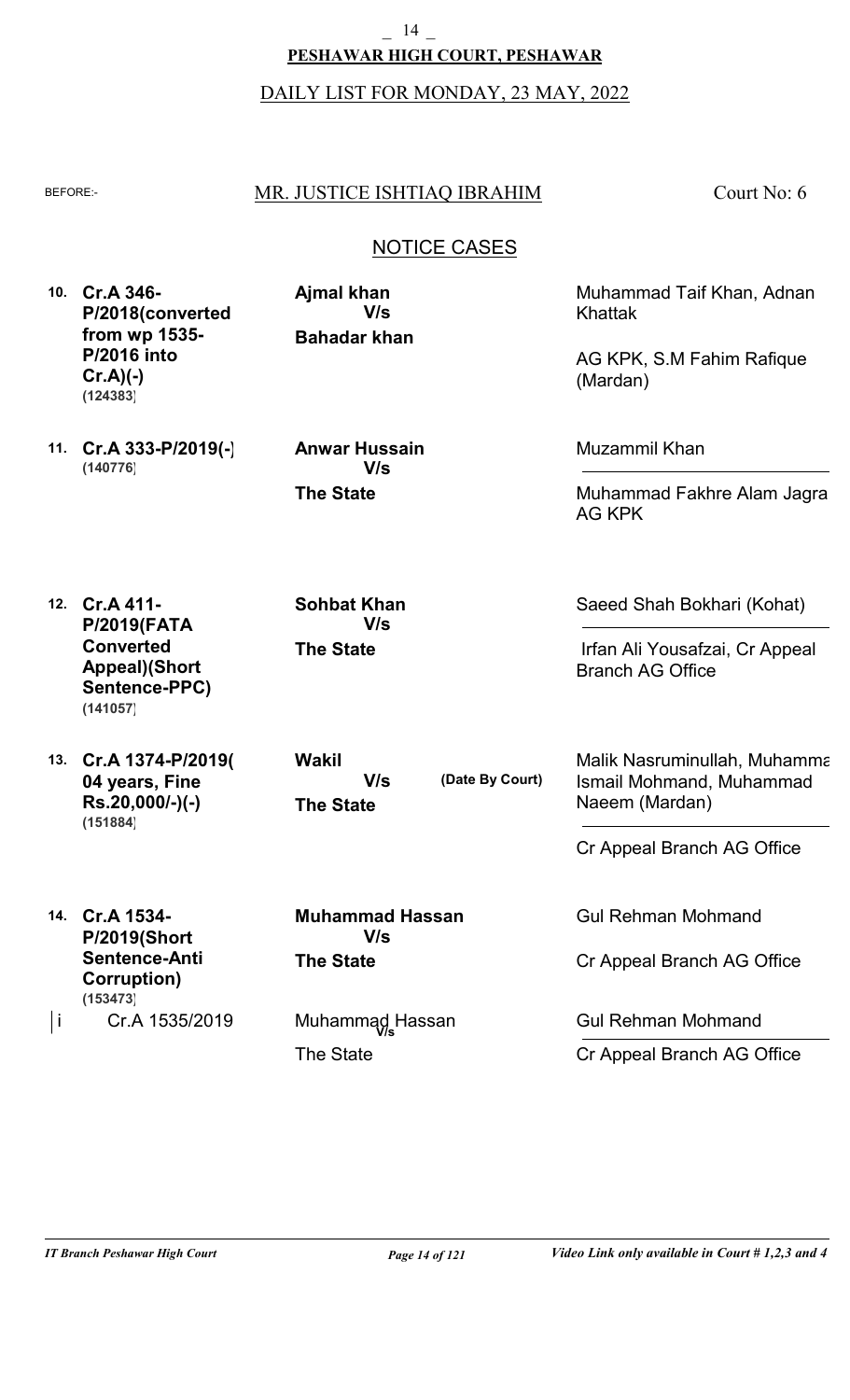**PESHAWAR HIGH COURT, PESHAWAR**

DAILY LIST FOR MONDAY, 23 MAY, 2022

BEFORE:- MR. JUSTICE ISHTIAQ IBRAHIM — Court No: 6

## NOTICE CASES

| No. | Case | Parties | Counsel |
|---|---|---|---|
| 10. | **Cr.A 346-P/2018(converted from wp 1535-P/2016 into Cr.A)(-)** **(124383)** | **Ajmal khan** **V/s** **Bahadar khan** | Muhammad Taif Khan, Adnan Khattak<br>AG KPK, S.M Fahim Rafique (Mardan) |
| 11. | **Cr.A 333-P/2019(-)** **(140776)** | **Anwar Hussain** **V/s** **The State** | Muzammil Khan<br>Muhammad Fakhre Alam Jagra AG KPK |
| 12. | **Cr.A 411-P/2019(FATA Converted Appeal)(Short Sentence-PPC)** **(141057)** | **Sohbat Khan** **V/s** **The State** | Saeed Shah Bokhari (Kohat)<br>Irfan Ali Yousafzai, Cr Appeal Branch AG Office |
| 13. | **Cr.A 1374-P/2019( 04 years, Fine Rs.20,000/-)(-)** **(151884)** | **Wakil** **V/s** **The State** **(Date By Court)** | Malik Nasruminullah, Muhammad Ismail Mohmand, Muhammad Naeem (Mardan)<br>Cr Appeal Branch AG Office |
| 14. | **Cr.A 1534-P/2019(Short Sentence-Anti Corruption)** **(153473)** | **Muhammad Hassan** **V/s** **The State** | Gul Rehman Mohmand<br>Cr Appeal Branch AG Office |
| i | Cr.A 1535/2019 | Muhammad Hassan V/s The State | Gul Rehman Mohmand<br>Cr Appeal Branch AG Office |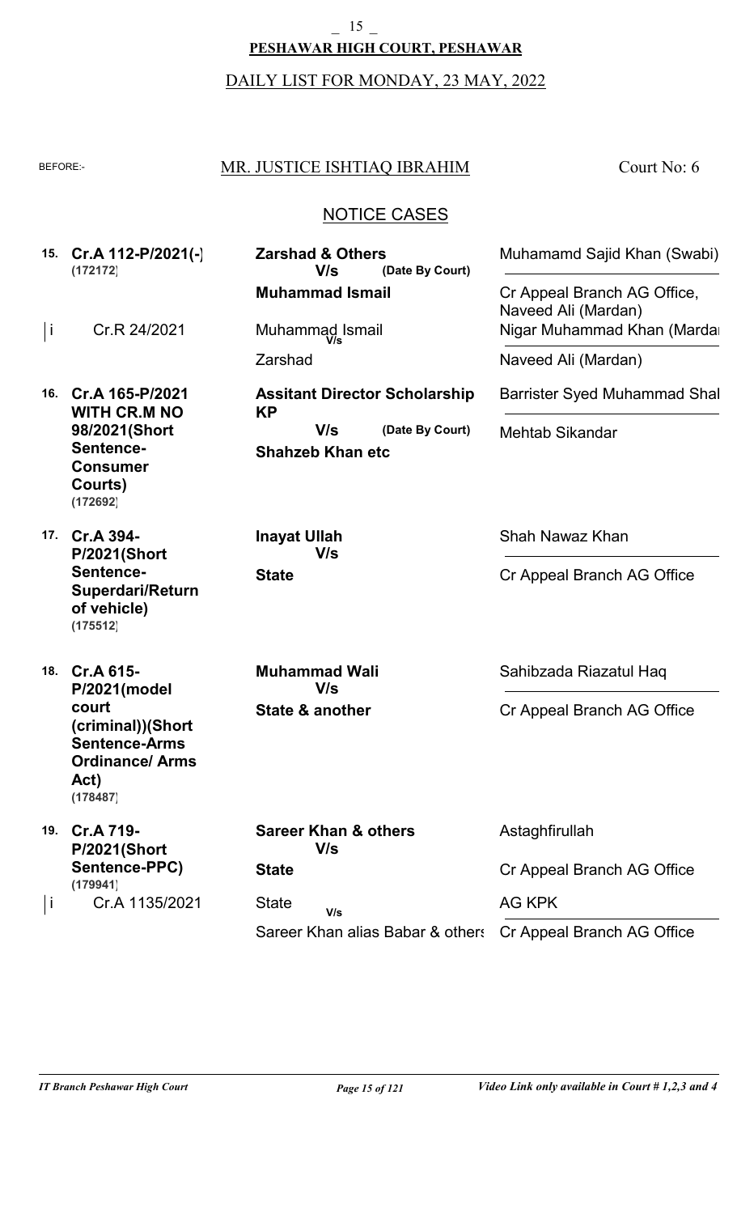**PESHAWAR HIGH COURT, PESHAWAR**

DAILY LIST FOR MONDAY, 23 MAY, 2022

BEFORE:- MR. JUSTICE ISHTIAQ IBRAHIM — Court No: 6

## NOTICE CASES

| No. | Case | Parties | Counsel |
|---|---|---|---|
| 15. | **Cr.A 112-P/2021(-)** **(172172)** | **Zarshad & Others** V/s (Date By Court) **Muhammad Ismail** | Muhamamd Sajid Khan (Swabi) / Cr Appeal Branch AG Office, Naveed Ali (Mardan) |
| i | Cr.R 24/2021 | Muhammad Ismail V/s Zarshad | Nigar Muhammad Khan (Mardan) / Naveed Ali (Mardan) |
| 16. | **Cr.A 165-P/2021 WITH CR.M NO 98/2021(Short Sentence-Consumer Courts)** **(172692)** | **Assitant Director Scholarship KP** V/s (Date By Court) **Shahzeb Khan etc** | Barrister Syed Muhammad Shah / Mehtab Sikandar |
| 17. | **Cr.A 394-P/2021(Short Sentence-Superdari/Return of vehicle)** **(175512)** | **Inayat Ullah** V/s **State** | Shah Nawaz Khan / Cr Appeal Branch AG Office |
| 18. | **Cr.A 615-P/2021(model court (criminal))(Short Sentence-Arms Ordinance/ Arms Act)** **(178487)** | **Muhammad Wali** V/s **State & another** | Sahibzada Riazatul Haq / Cr Appeal Branch AG Office |
| 19. | **Cr.A 719-P/2021(Short Sentence-PPC)** **(179941)** | **Sareer Khan & others** V/s **State** | Astaghfirullah / Cr Appeal Branch AG Office |
| i | Cr.A 1135/2021 | State V/s Sareer Khan alias Babar & others | AG KPK / Cr Appeal Branch AG Office |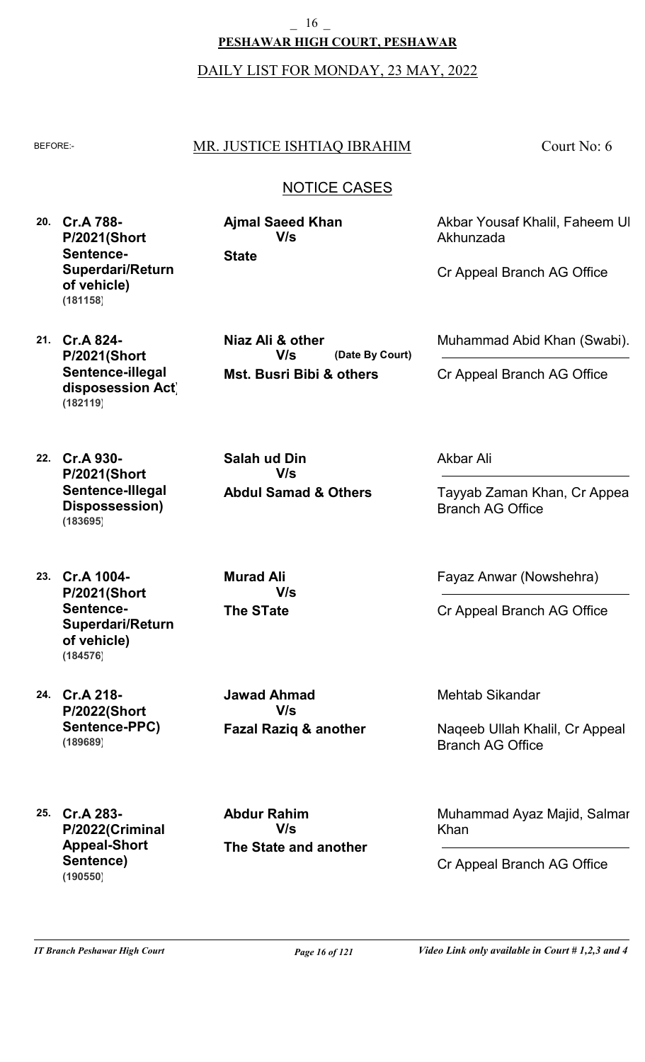**PESHAWAR HIGH COURT, PESHAWAR**

DAILY LIST FOR MONDAY, 23 MAY, 2022

BEFORE:- MR. JUSTICE ISHTIAQ IBRAHIM — Court No: 6

## NOTICE CASES

| No. | Case | Parties | Counsel |
|---|---|---|---|
| 20. | **Cr.A 788-P/2021(Short Sentence-Superdari/Return of vehicle)** **(181158)** | **Ajmal Saeed Khan** **V/s** **State** | Akbar Yousaf Khalil, Faheem Ul Akhunzada<br>Cr Appeal Branch AG Office |
| 21. | **Cr.A 824-P/2021(Short Sentence-illegal disposession Act)** **(182119)** | **Niaz Ali & other** **V/s** **Mst. Busri Bibi & others** **(Date By Court)** | Muhammad Abid Khan (Swabi).<br>Cr Appeal Branch AG Office |
| 22. | **Cr.A 930-P/2021(Short Sentence-Illegal Dispossession)** **(183695)** | **Salah ud Din** **V/s** **Abdul Samad & Others** | Akbar Ali<br>Tayyab Zaman Khan, Cr Appeal Branch AG Office |
| 23. | **Cr.A 1004-P/2021(Short Sentence-Superdari/Return of vehicle)** **(184576)** | **Murad Ali** **V/s** **The STate** | Fayaz Anwar (Nowshehra)<br>Cr Appeal Branch AG Office |
| 24. | **Cr.A 218-P/2022(Short Sentence-PPC)** **(189689)** | **Jawad Ahmad** **V/s** **Fazal Raziq & another** | Mehtab Sikandar<br>Naqeeb Ullah Khalil, Cr Appeal Branch AG Office |
| 25. | **Cr.A 283-P/2022(Criminal Appeal-Short Sentence)** **(190550)** | **Abdur Rahim** **V/s** **The State and another** | Muhammad Ayaz Majid, Salman Khan<br>Cr Appeal Branch AG Office |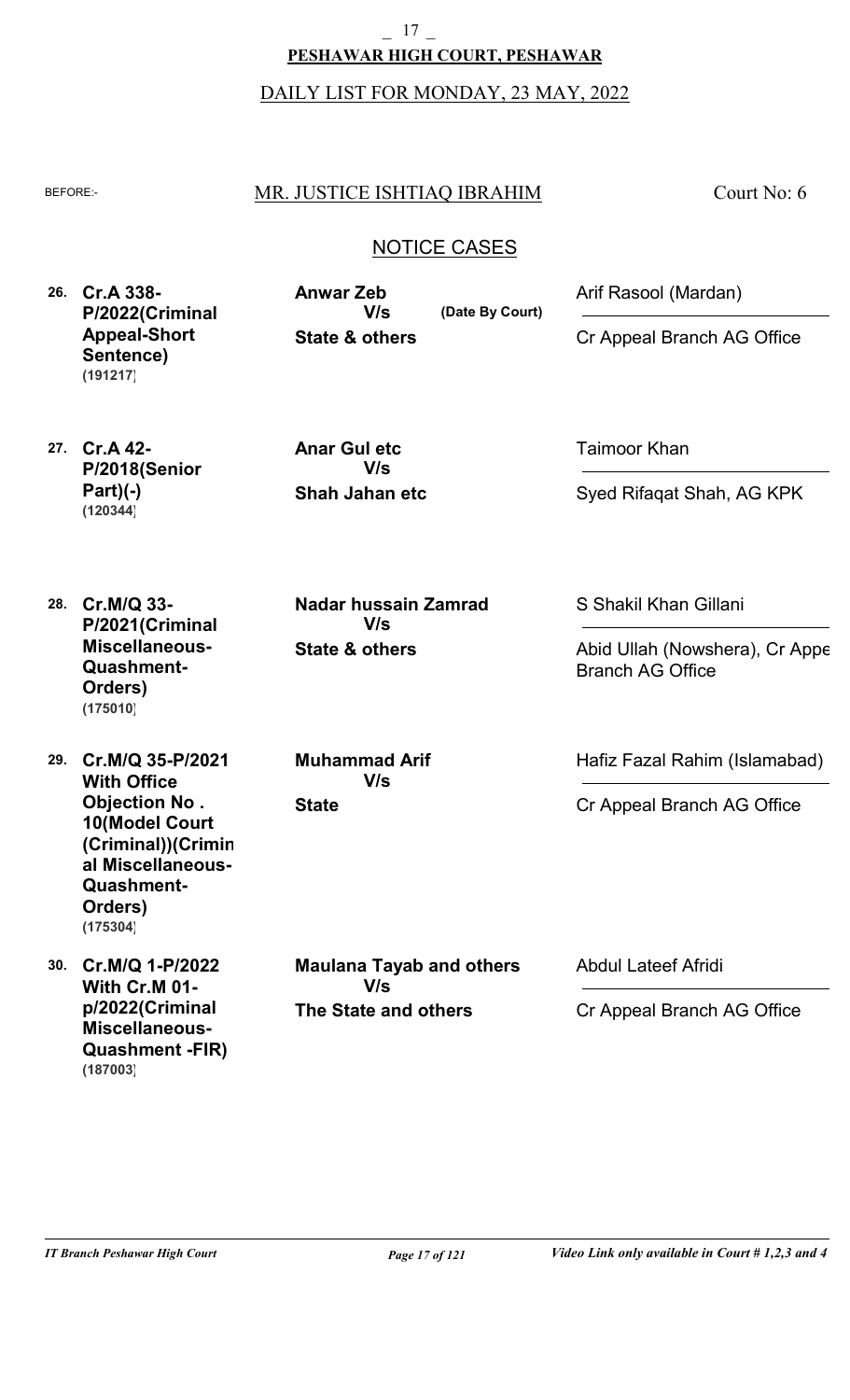**PESHAWAR HIGH COURT, PESHAWAR**

DAILY LIST FOR MONDAY, 23 MAY, 2022

BEFORE:- MR. JUSTICE ISHTIAQ IBRAHIM Court No: 6

## NOTICE CASES

| No. | Case | Parties | Counsel |
|---|---|---|---|
| 26. | **Cr.A 338-P/2022(Criminal Appeal-Short Sentence)** **(191217)** | **Anwar Zeb** **V/s** **State & others** **(Date By Court)** | Arif Rasool (Mardan) / Cr Appeal Branch AG Office |
| 27. | **Cr.A 42-P/2018(Senior Part)(-)** **(120344)** | **Anar Gul etc** **V/s** **Shah Jahan etc** | Taimoor Khan / Syed Rifaqat Shah, AG KPK |
| 28. | **Cr.M/Q 33-P/2021(Criminal Miscellaneous-Quashment-Orders)** **(175010)** | **Nadar hussain Zamrad** **V/s** **State & others** | S Shakil Khan Gillani / Abid Ullah (Nowshera), Cr Appe Branch AG Office |
| 29. | **Cr.M/Q 35-P/2021 With Office Objection No . 10(Model Court (Criminal))(Criminal Miscellaneous-Quashment-Orders)** **(175304)** | **Muhammad Arif** **V/s** **State** | Hafiz Fazal Rahim (Islamabad) / Cr Appeal Branch AG Office |
| 30. | **Cr.M/Q 1-P/2022 With Cr.M 01-p/2022(Criminal Miscellaneous-Quashment -FIR)** **(187003)** | **Maulana Tayab and others** **V/s** **The State and others** | Abdul Lateef Afridi / Cr Appeal Branch AG Office |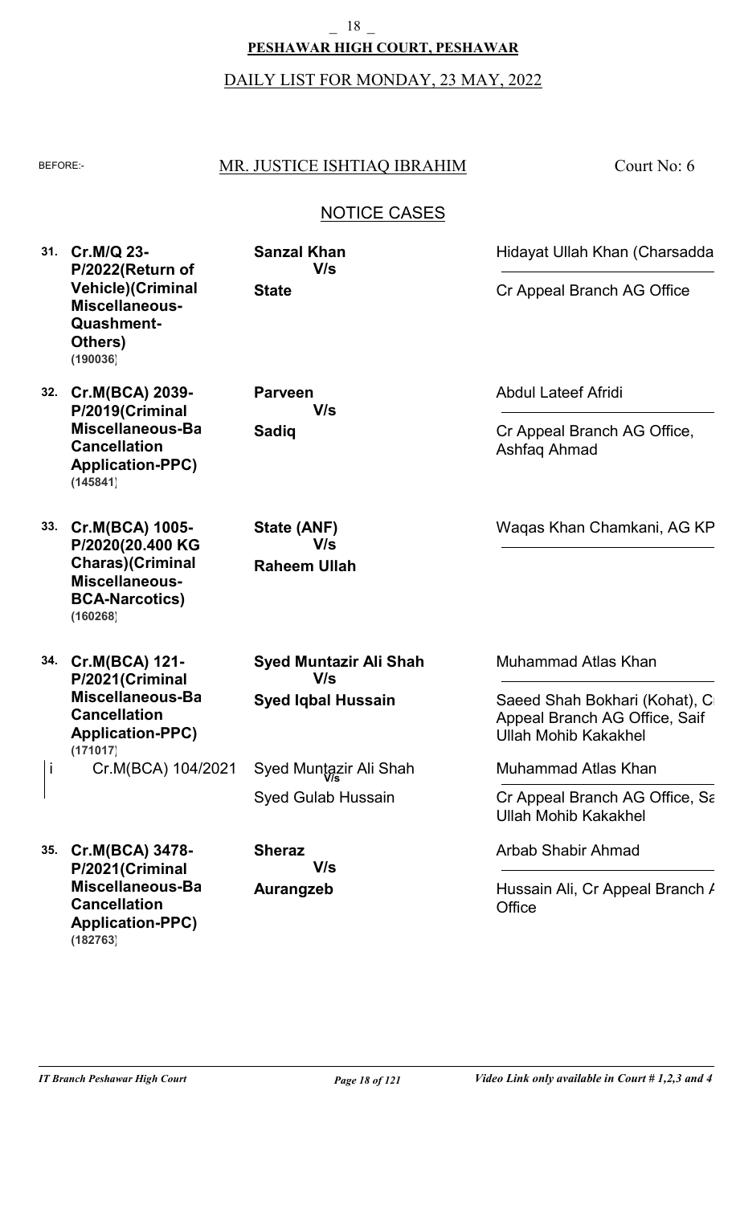**PESHAWAR HIGH COURT, PESHAWAR**

DAILY LIST FOR MONDAY, 23 MAY, 2022

BEFORE:- MR. JUSTICE ISHTIAQ IBRAHIM — Court No: 6

## NOTICE CASES

| No. | Case | Parties | Counsel |
|---|---|---|---|
| 31. | **Cr.M/Q 23-P/2022(Return of Vehicle)(Criminal Miscellaneous-Quashment-Others)** **(190036)** | **Sanzal Khan** V/s **State** | Hidayat Ullah Khan (Charsadda / Cr Appeal Branch AG Office |
| 32. | **Cr.M(BCA) 2039-P/2019(Criminal Miscellaneous-Ba Cancellation Application-PPC)** **(145841)** | **Parveen** V/s **Sadiq** | Abdul Lateef Afridi / Cr Appeal Branch AG Office, Ashfaq Ahmad |
| 33. | **Cr.M(BCA) 1005-P/2020(20.400 KG Charas)(Criminal Miscellaneous-BCA-Narcotics)** **(160268)** | **State (ANF)** V/s **Raheem Ullah** | Waqas Khan Chamkani, AG KP |
| 34. | **Cr.M(BCA) 121-P/2021(Criminal Miscellaneous-Ba Cancellation Application-PPC)** **(171017)** | **Syed Muntazir Ali Shah** V/s **Syed Iqbal Hussain** | Muhammad Atlas Khan / Saeed Shah Bokhari (Kohat), C Appeal Branch AG Office, Saif Ullah Mohib Kakakhel |
| i | Cr.M(BCA) 104/2021 | Syed Muntazir Ali Shah V/s Syed Gulab Hussain | Muhammad Atlas Khan / Cr Appeal Branch AG Office, Sa Ullah Mohib Kakakhel |
| 35. | **Cr.M(BCA) 3478-P/2021(Criminal Miscellaneous-Ba Cancellation Application-PPC)** **(182763)** | **Sheraz** V/s **Aurangzeb** | Arbab Shabir Ahmad / Hussain Ali, Cr Appeal Branch A Office |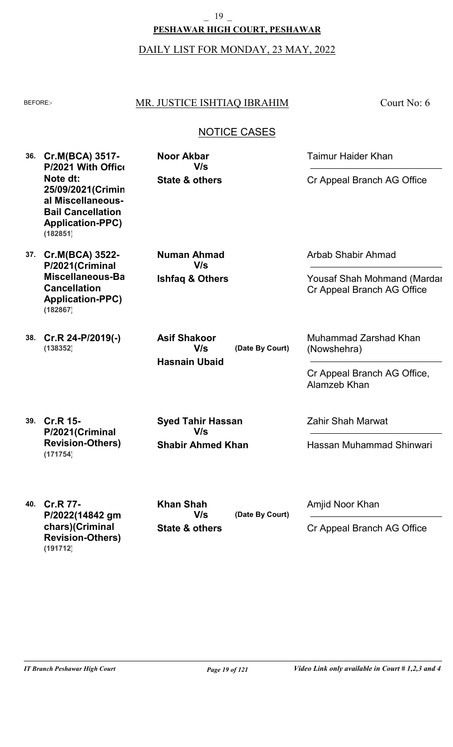**PESHAWAR HIGH COURT, PESHAWAR**

DAILY LIST FOR MONDAY, 23 MAY, 2022

BEFORE:- MR. JUSTICE ISHTIAQ IBRAHIM — Court No: 6

## NOTICE CASES

| No. | Case | Parties | | Advocates |
|---|---|---|---|---|
| 36. | **Cr.M(BCA) 3517-P/2021 With Office Note dt: 25/09/2021(Criminal Miscellaneous-Bail Cancellation Application-PPC)** (182851) | **Noor Akbar** V/s **State & others** | | Taimur Haider Khan / Cr Appeal Branch AG Office |
| 37. | **Cr.M(BCA) 3522-P/2021(Criminal Miscellaneous-Bail Cancellation Application-PPC)** (182867) | **Numan Ahmad** V/s **Ishfaq & Others** | | Arbab Shabir Ahmad / Yousaf Shah Mohmand (Mardan) Cr Appeal Branch AG Office |
| 38. | **Cr.R 24-P/2019(-)** (138352) | **Asif Shakoor** V/s **Hasnain Ubaid** | (Date By Court) | Muhammad Zarshad Khan (Nowshehra) / Cr Appeal Branch AG Office, Alamzeb Khan |
| 39. | **Cr.R 15-P/2021(Criminal Revision-Others)** (171754) | **Syed Tahir Hassan** V/s **Shabir Ahmed Khan** | | Zahir Shah Marwat / Hassan Muhammad Shinwari |
| 40. | **Cr.R 77-P/2022(14842 gm chars)(Criminal Revision-Others)** (191712) | **Khan Shah** V/s **State & others** | (Date By Court) | Amjid Noor Khan / Cr Appeal Branch AG Office |

*Video Link only available in Court # 1,2,3 and 4*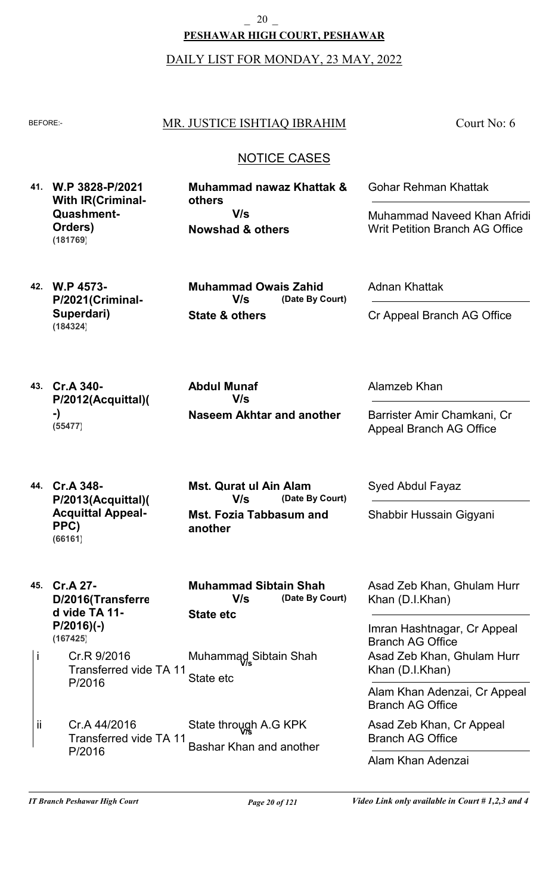**PESHAWAR HIGH COURT, PESHAWAR**

DAILY LIST FOR MONDAY, 23 MAY, 2022

BEFORE:- MR. JUSTICE ISHTIAQ IBRAHIM — Court No: 6

## NOTICE CASES

| No. | Case | Parties | Counsel |
|---|---|---|---|
| 41. | **W.P 3828-P/2021 With IR(Criminal-Quashment-Orders)** **(181769)** | **Muhammad nawaz Khattak & others** V/s **Nowshad & others** | Gohar Rehman Khattak / Muhammad Naveed Khan Afridi Writ Petition Branch AG Office |
| 42. | **W.P 4573-P/2021(Criminal-Superdari)** **(184324)** | **Muhammad Owais Zahid** V/s **(Date By Court)** **State & others** | Adnan Khattak / Cr Appeal Branch AG Office |
| 43. | **Cr.A 340-P/2012(Acquittal)(-)** **(55477)** | **Abdul Munaf** V/s **Naseem Akhtar and another** | Alamzeb Khan / Barrister Amir Chamkani, Cr Appeal Branch AG Office |
| 44. | **Cr.A 348-P/2013(Acquittal)(Acquittal Appeal-PPC)** **(66161)** | **Mst. Qurat ul Ain Alam** V/s **(Date By Court)** **Mst. Fozia Tabbasum and another** | Syed Abdul Fayaz / Shabbir Hussain Gigyani |
| 45. | **Cr.A 27-D/2016(Transferred vide TA 11-P/2016)(-)** **(167425)** | **Muhammad Sibtain Shah** V/s **(Date By Court)** **State etc** | Asad Zeb Khan, Ghulam Hurr Khan (D.I.Khan) / Imran Hashtnagar, Cr Appeal Branch AG Office |
| i | Cr.R 9/2016 Transferred vide TA 11 P/2016 | Muhammad Sibtain Shah V/s State etc | Asad Zeb Khan, Ghulam Hurr Khan (D.I.Khan) / Alam Khan Adenzai, Cr Appeal Branch AG Office |
| ii | Cr.A 44/2016 Transferred vide TA 11 P/2016 | State through A.G KPK V/s Bashar Khan and another | Asad Zeb Khan, Cr Appeal Branch AG Office / Alam Khan Adenzai |

*IT Branch Peshawar High Court* — *Video Link only available in Court # 1,2,3 and 4*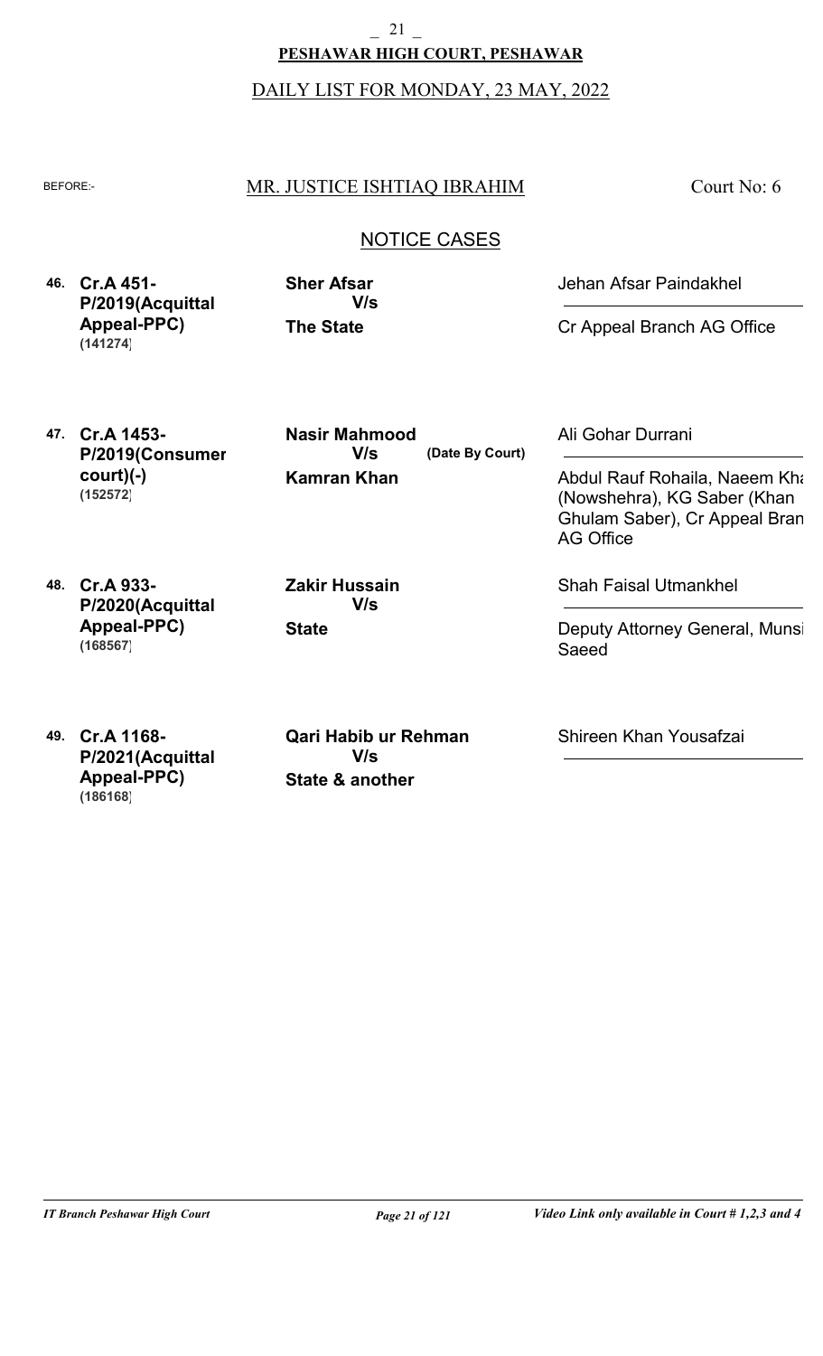**PESHAWAR HIGH COURT, PESHAWAR**

DAILY LIST FOR MONDAY, 23 MAY, 2022

BEFORE:- MR. JUSTICE ISHTIAQ IBRAHIM Court No: 6

## NOTICE CASES

| No. | Case | Parties | Advocates |
|---|---|---|---|
| 46. | **Cr.A 451-P/2019(Acquittal Appeal-PPC)** (141274) | **Sher Afsar** V/s **The State** | Jehan Afsar Paindakhel / Cr Appeal Branch AG Office |
| 47. | **Cr.A 1453-P/2019(Consumer court)(-)** (152572) | **Nasir Mahmood** V/s **Kamran Khan** (Date By Court) | Ali Gohar Durrani / Abdul Rauf Rohaila, Naeem Kha (Nowshehra), KG Saber (Khan Ghulam Saber), Cr Appeal Bran AG Office |
| 48. | **Cr.A 933-P/2020(Acquittal Appeal-PPC)** (168567) | **Zakir Hussain** V/s **State** | Shah Faisal Utmankhel / Deputy Attorney General, Munsi Saeed |
| 49. | **Cr.A 1168-P/2021(Acquittal Appeal-PPC)** (186168) | **Qari Habib ur Rehman** V/s **State & another** | Shireen Khan Yousafzai |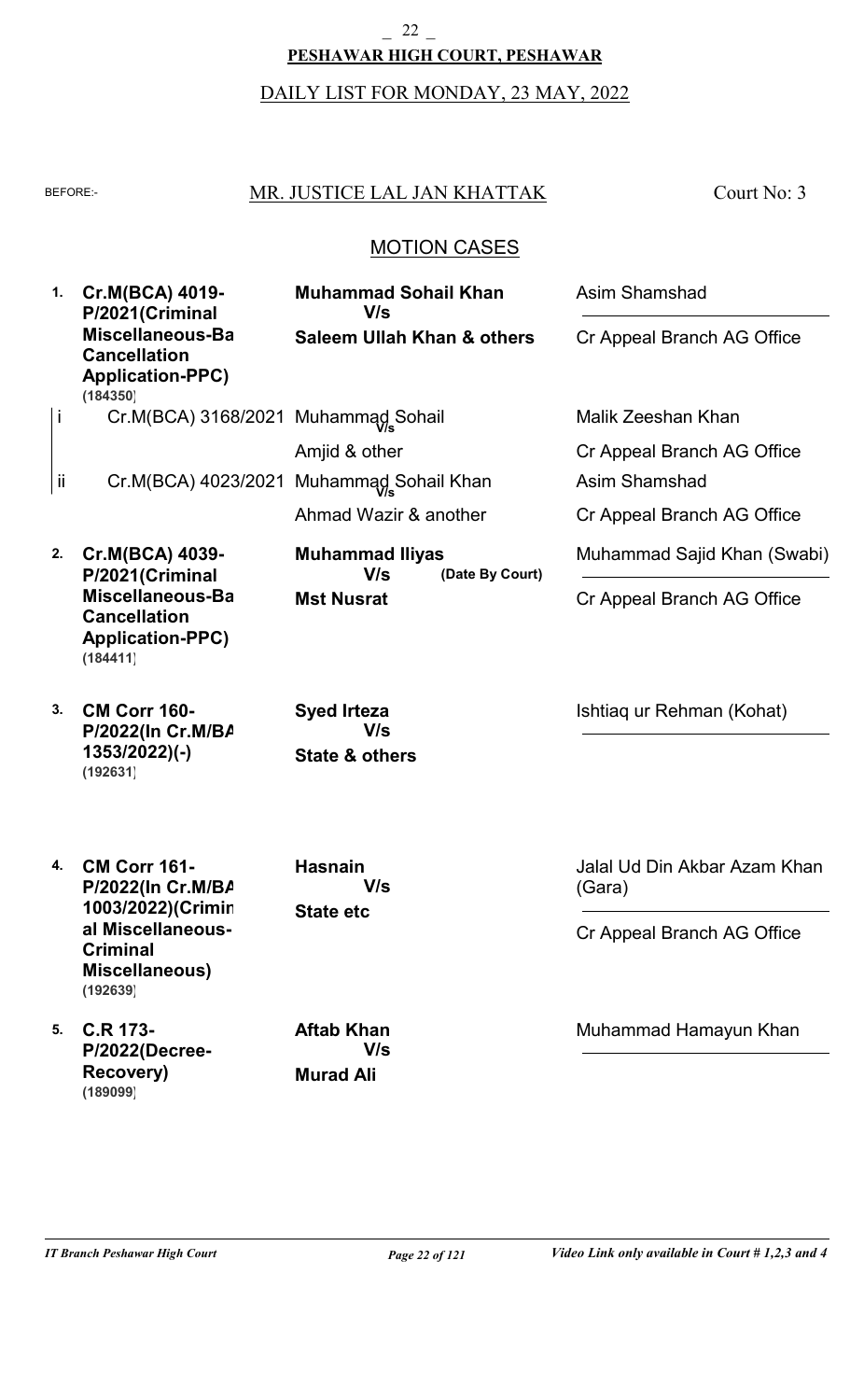# PESHAWAR HIGH COURT, PESHAWAR

DAILY LIST FOR MONDAY, 23 MAY, 2022

BEFORE:- **MR. JUSTICE LAL JAN KHATTAK** Court No: 3

## MOTION CASES

| No. | Case | Parties | Counsel |
|---|---|---|---|
| 1. | **Cr.M(BCA) 4019-P/2021(Criminal Miscellaneous-Ba Cancellation Application-PPC)** **(184350)** | **Muhammad Sohail Khan** V/s **Saleem Ullah Khan & others** | Asim Shamshad / Cr Appeal Branch AG Office |
| i | Cr.M(BCA) 3168/2021 | Muhammad Sohail V/s Amjid & other | Malik Zeeshan Khan / Cr Appeal Branch AG Office |
| ii | Cr.M(BCA) 4023/2021 | Muhammad Sohail Khan V/s Ahmad Wazir & another | Asim Shamshad / Cr Appeal Branch AG Office |
| 2. | **Cr.M(BCA) 4039-P/2021(Criminal Miscellaneous-Ba Cancellation Application-PPC)** **(184411)** | **Muhammad Iliyas** V/s **(Date By Court)** **Mst Nusrat** | Muhammad Sajid Khan (Swabi) / Cr Appeal Branch AG Office |
| 3. | **CM Corr 160-P/2022(In Cr.M/BA 1353/2022)(-)** **(192631)** | **Syed Irteza** V/s **State & others** | Ishtiaq ur Rehman (Kohat) |
| 4. | **CM Corr 161-P/2022(In Cr.M/BA 1003/2022)(Criminal Miscellaneous-Criminal Miscellaneous)** **(192639)** | **Hasnain** V/s **State etc** | Jalal Ud Din Akbar Azam Khan (Gara) / Cr Appeal Branch AG Office |
| 5. | **C.R 173-P/2022(Decree-Recovery)** **(189099)** | **Aftab Khan** V/s **Murad Ali** | Muhammad Hamayun Khan |

*Video Link only available in Court # 1,2,3 and 4*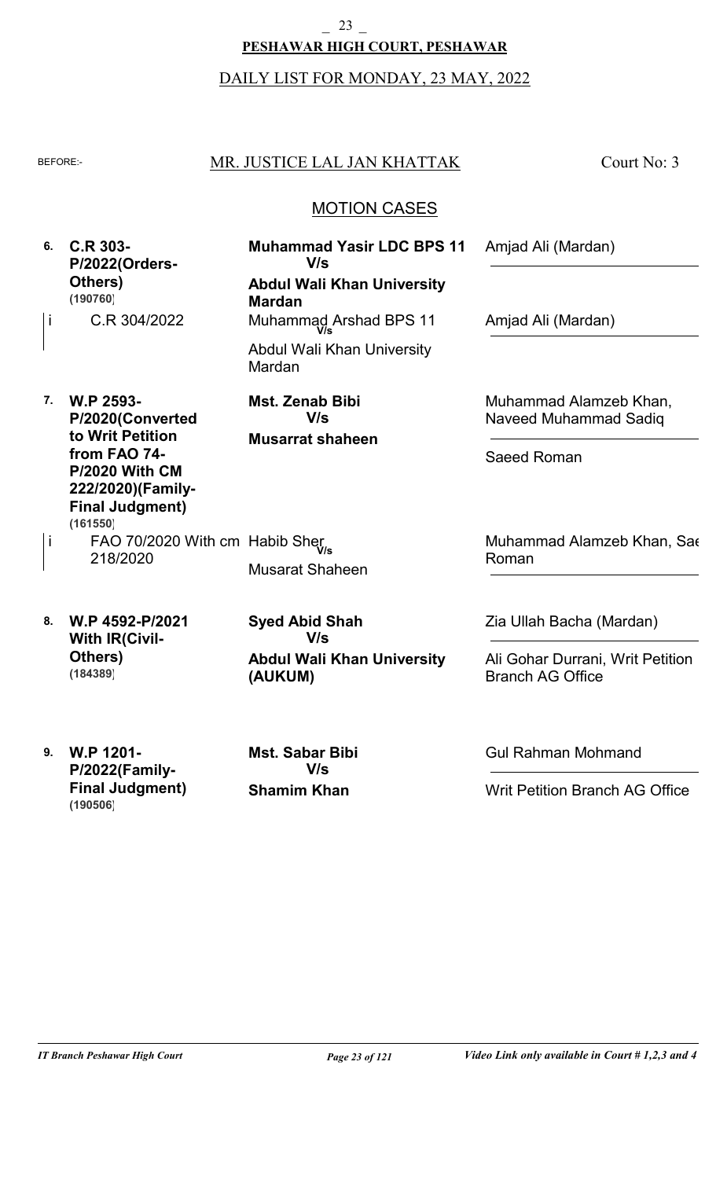**PESHAWAR HIGH COURT, PESHAWAR**

DAILY LIST FOR MONDAY, 23 MAY, 2022

BEFORE:- MR. JUSTICE LAL JAN KHATTAK — Court No: 3

## MOTION CASES

| No. | Case | Parties | Counsel |
|---|---|---|---|
| 6. | **C.R 303-P/2022(Orders-Others)** **(190760)** | **Muhammad Yasir LDC BPS 11** **V/s** **Abdul Wali Khan University Mardan** | Amjad Ali (Mardan) |
| i | C.R 304/2022 | Muhammad Arshad BPS 11 V/s Abdul Wali Khan University Mardan | Amjad Ali (Mardan) |
| 7. | **W.P 2593-P/2020(Converted to Writ Petition from FAO 74-P/2020 With CM 222/2020)(Family-Final Judgment)** **(161550)** | **Mst. Zenab Bibi** **V/s** **Musarrat shaheen** | Muhammad Alamzeb Khan, Naveed Muhammad Sadiq / Saeed Roman |
| i | FAO 70/2020 With cm 218/2020 | Habib Sher V/s Musarat Shaheen | Muhammad Alamzeb Khan, Saeed Roman |
| 8. | **W.P 4592-P/2021 With IR(Civil-Others)** **(184389)** | **Syed Abid Shah** **V/s** **Abdul Wali Khan University (AUKUM)** | Zia Ullah Bacha (Mardan) / Ali Gohar Durrani, Writ Petition Branch AG Office |
| 9. | **W.P 1201-P/2022(Family-Final Judgment)** **(190506)** | **Mst. Sabar Bibi** **V/s** **Shamim Khan** | Gul Rahman Mohmand / Writ Petition Branch AG Office |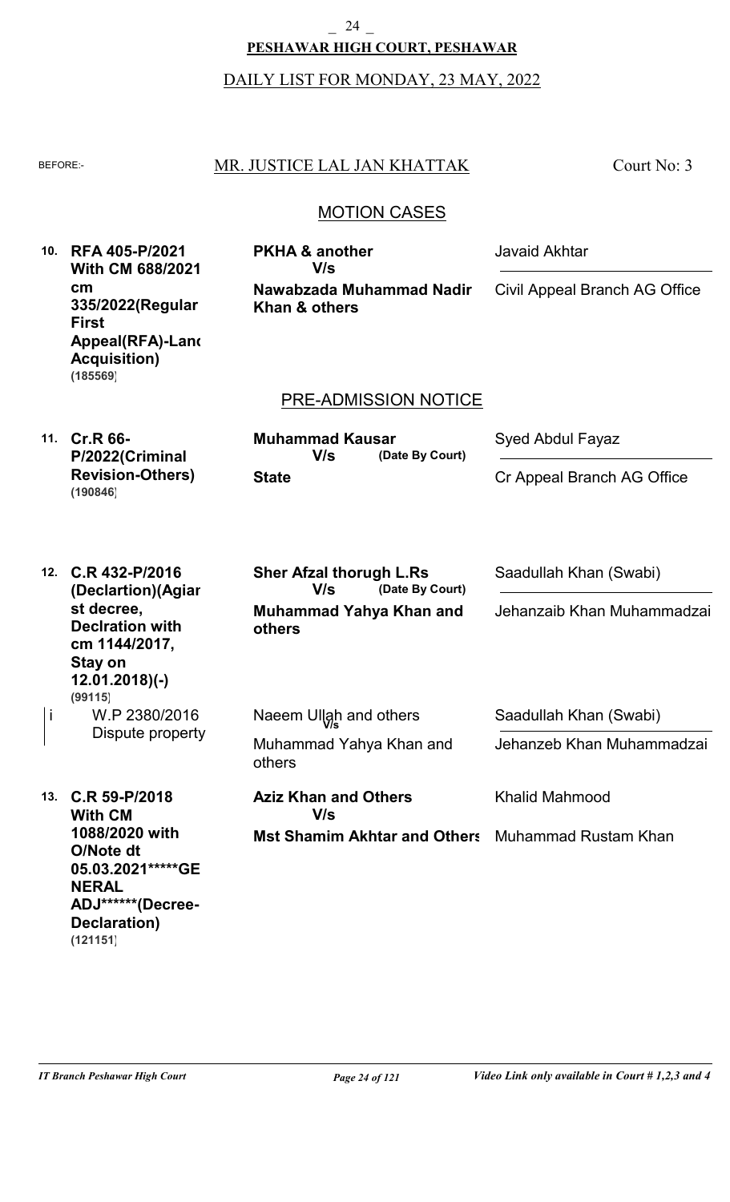**PESHAWAR HIGH COURT, PESHAWAR**

DAILY LIST FOR MONDAY, 23 MAY, 2022

BEFORE:- MR. JUSTICE LAL JAN KHATTAK — Court No: 3

## MOTION CASES

| No. | Case | Parties | Advocates |
|---|---|---|---|
| 10. | **RFA 405-P/2021 With CM 688/2021 cm 335/2022(Regular First Appeal(RFA)-Land Acquisition)** **(185569)** | **PKHA & another** **V/s** **Nawabzada Muhammad Nadir Khan & others** | Javaid Akhtar / Civil Appeal Branch AG Office |

## PRE-ADMISSION NOTICE

| No. | Case | Parties | Advocates |
|---|---|---|---|
| 11. | **Cr.R 66-P/2022(Criminal Revision-Others)** **(190846)** | **Muhammad Kausar** **V/s** **(Date By Court)** **State** | Syed Abdul Fayaz / Cr Appeal Branch AG Office |
| 12. | **C.R 432-P/2016 (Declartion)(Agiast decree, Declration with cm 1144/2017, Stay on 12.01.2018)(-)** **(99115)** | **Sher Afzal thorugh L.Rs** **V/s** **(Date By Court)** **Muhammad Yahya Khan and others** | Saadullah Khan (Swabi) / Jehanzaib Khan Muhammadzai |
| i | W.P 2380/2016 Dispute property | Naeem Ullah and others V/s Muhammad Yahya Khan and others | Saadullah Khan (Swabi) / Jehanzeb Khan Muhammadzai |
| 13. | **C.R 59-P/2018 With CM 1088/2020 with O/Note dt 05.03.2021*****GENERAL ADJ******(Decree-Declaration)** **(121151)** | **Aziz Khan and Others** **V/s** **Mst Shamim Akhtar and Others** | Khalid Mahmood / Muhammad Rustam Khan |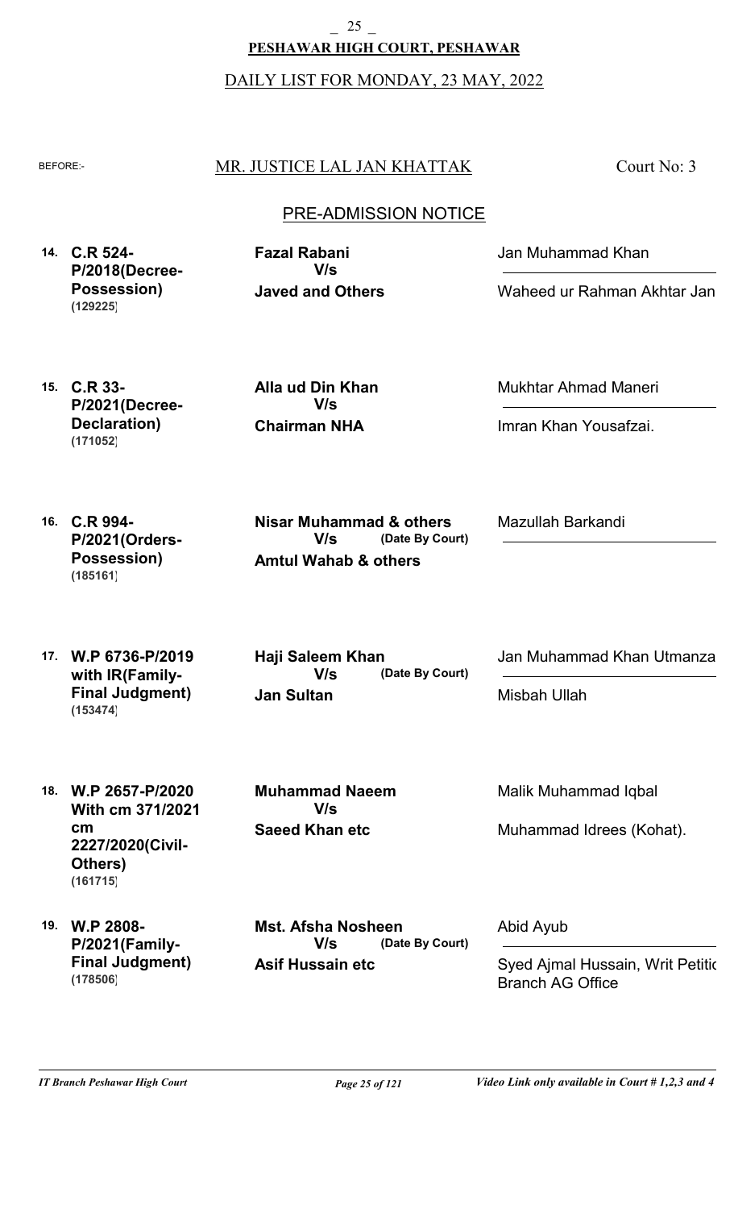**PESHAWAR HIGH COURT, PESHAWAR**

DAILY LIST FOR MONDAY, 23 MAY, 2022

BEFORE:- MR. JUSTICE LAL JAN KHATTAK — Court No: 3

## PRE-ADMISSION NOTICE

| No. | Case | Parties | Advocates |
|---|---|---|---|
| 14. | **C.R 524-P/2018(Decree-Possession)** **(129225)** | **Fazal Rabani** V/s **Javed and Others** | Jan Muhammad Khan / Waheed ur Rahman Akhtar Jan |
| 15. | **C.R 33-P/2021(Decree-Declaration)** **(171052)** | **Alla ud Din Khan** V/s **Chairman NHA** | Mukhtar Ahmad Maneri / Imran Khan Yousafzai. |
| 16. | **C.R 994-P/2021(Orders-Possession)** **(185161)** | **Nisar Muhammad & others** V/s **Amtul Wahab & others** **(Date By Court)** | Mazullah Barkandi |
| 17. | **W.P 6736-P/2019 with IR(Family-Final Judgment)** **(153474)** | **Haji Saleem Khan** V/s **Jan Sultan** **(Date By Court)** | Jan Muhammad Khan Utmanza / Misbah Ullah |
| 18. | **W.P 2657-P/2020 With cm 371/2021 cm 2227/2020(Civil-Others)** **(161715)** | **Muhammad Naeem** V/s **Saeed Khan etc** | Malik Muhammad Iqbal / Muhammad Idrees (Kohat). |
| 19. | **W.P 2808-P/2021(Family-Final Judgment)** **(178506)** | **Mst. Afsha Nosheen** V/s **Asif Hussain etc** **(Date By Court)** | Abid Ayub / Syed Ajmal Hussain, Writ Petitio Branch AG Office |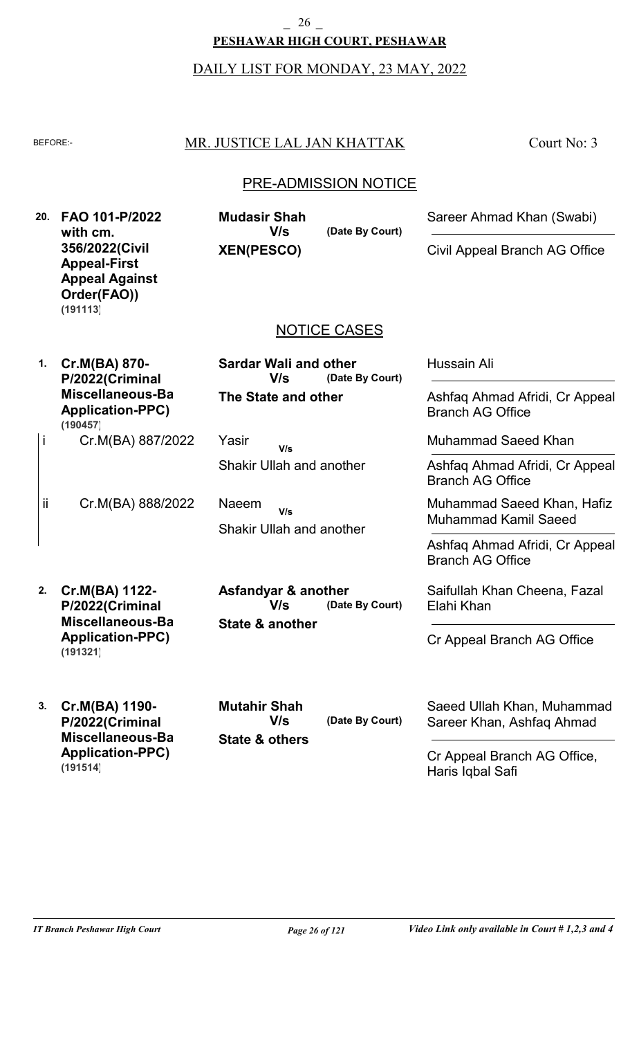**PESHAWAR HIGH COURT, PESHAWAR**

DAILY LIST FOR MONDAY, 23 MAY, 2022

BEFORE:- MR. JUSTICE LAL JAN KHATTAK — Court No: 3

## PRE-ADMISSION NOTICE

| No. | Case | Parties | | Counsel |
|---|---|---|---|---|
| 20. | **FAO 101-P/2022 with cm. 356/2022(Civil Appeal-First Appeal Against Order(FAO))** (191113) | **Mudasir Shah** V/s **XEN(PESCO)** | (Date By Court) | Sareer Ahmad Khan (Swabi) / Civil Appeal Branch AG Office |

## NOTICE CASES

| No. | Case | Parties | | Counsel |
|---|---|---|---|---|
| 1. | **Cr.M(BA) 870-P/2022(Criminal Miscellaneous-Ba Application-PPC)** (190457) | **Sardar Wali and other** V/s **The State and other** | (Date By Court) | Hussain Ali / Ashfaq Ahmad Afridi, Cr Appeal Branch AG Office |
| i | Cr.M(BA) 887/2022 | Yasir V/s Shakir Ullah and another | | Muhammad Saeed Khan / Ashfaq Ahmad Afridi, Cr Appeal Branch AG Office |
| ii | Cr.M(BA) 888/2022 | Naeem V/s Shakir Ullah and another | | Muhammad Saeed Khan, Hafiz Muhammad Kamil Saeed / Ashfaq Ahmad Afridi, Cr Appeal Branch AG Office |
| 2. | **Cr.M(BA) 1122-P/2022(Criminal Miscellaneous-Ba Application-PPC)** (191321) | **Asfandyar & another** V/s **State & another** | (Date By Court) | Saifullah Khan Cheena, Fazal Elahi Khan / Cr Appeal Branch AG Office |
| 3. | **Cr.M(BA) 1190-P/2022(Criminal Miscellaneous-Ba Application-PPC)** (191514) | **Mutahir Shah** V/s **State & others** | (Date By Court) | Saeed Ullah Khan, Muhammad Sareer Khan, Ashfaq Ahmad / Cr Appeal Branch AG Office, Haris Iqbal Safi |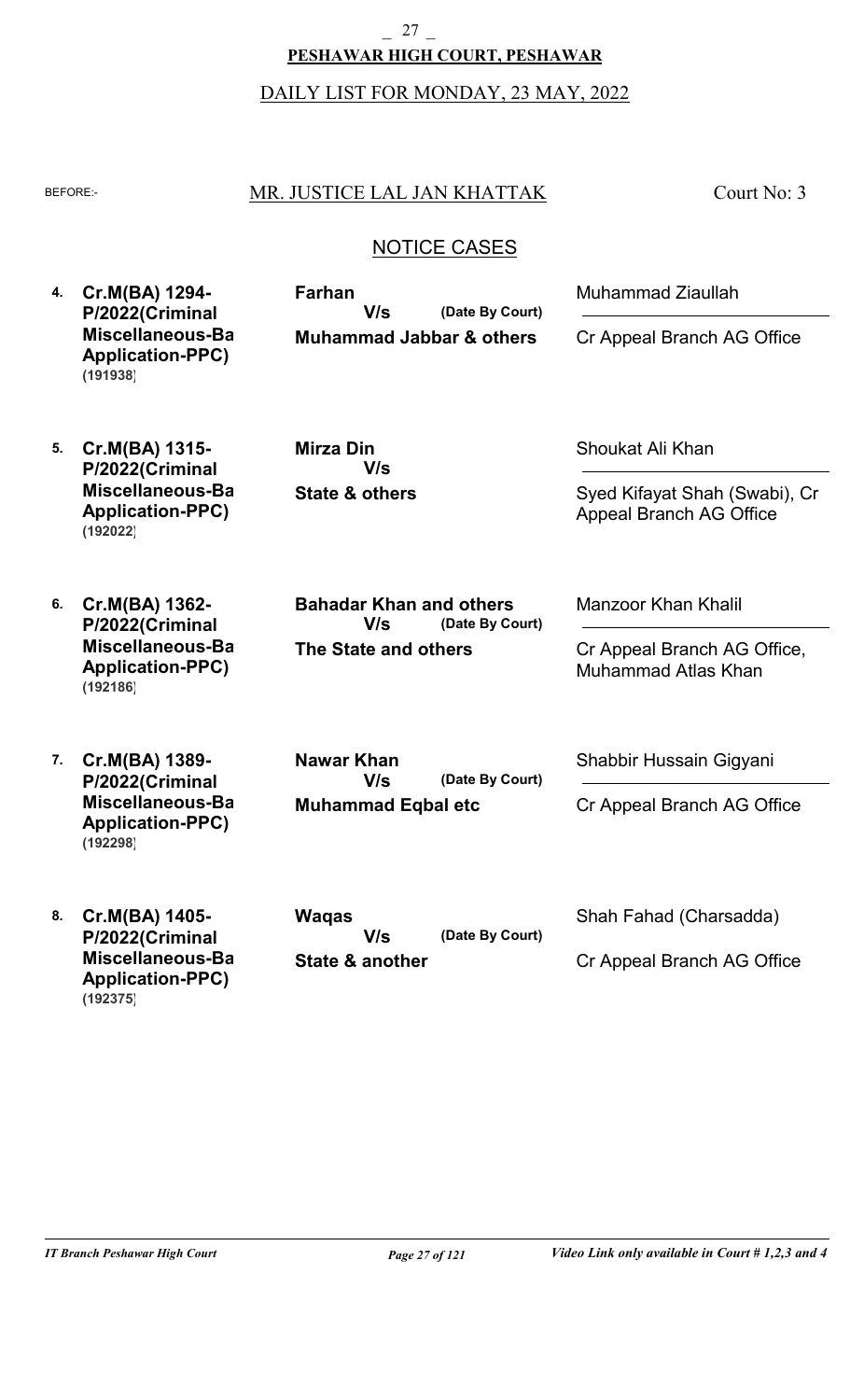## PESHAWAR HIGH COURT, PESHAWAR

DAILY LIST FOR MONDAY, 23 MAY, 2022

BEFORE:- **MR. JUSTICE LAL JAN KHATTAK** Court No: 3

### NOTICE CASES

| No. | Case | Parties | Counsel |
|---|---|---|---|
| 4. | **Cr.M(BA) 1294-P/2022(Criminal Miscellaneous-Ba Application-PPC) (191938)** | **Farhan** V/s **Muhammad Jabbar & others** (Date By Court) | Muhammad Ziaullah / Cr Appeal Branch AG Office |
| 5. | **Cr.M(BA) 1315-P/2022(Criminal Miscellaneous-Ba Application-PPC) (192022)** | **Mirza Din** V/s **State & others** | Shoukat Ali Khan / Syed Kifayat Shah (Swabi), Cr Appeal Branch AG Office |
| 6. | **Cr.M(BA) 1362-P/2022(Criminal Miscellaneous-Ba Application-PPC) (192186)** | **Bahadar Khan and others** V/s **The State and others** (Date By Court) | Manzoor Khan Khalil / Cr Appeal Branch AG Office, Muhammad Atlas Khan |
| 7. | **Cr.M(BA) 1389-P/2022(Criminal Miscellaneous-Ba Application-PPC) (192298)** | **Nawar Khan** V/s **Muhammad Eqbal etc** (Date By Court) | Shabbir Hussain Gigyani / Cr Appeal Branch AG Office |
| 8. | **Cr.M(BA) 1405-P/2022(Criminal Miscellaneous-Ba Application-PPC) (192375)** | **Waqas** V/s **State & another** (Date By Court) | Shah Fahad (Charsadda) / Cr Appeal Branch AG Office |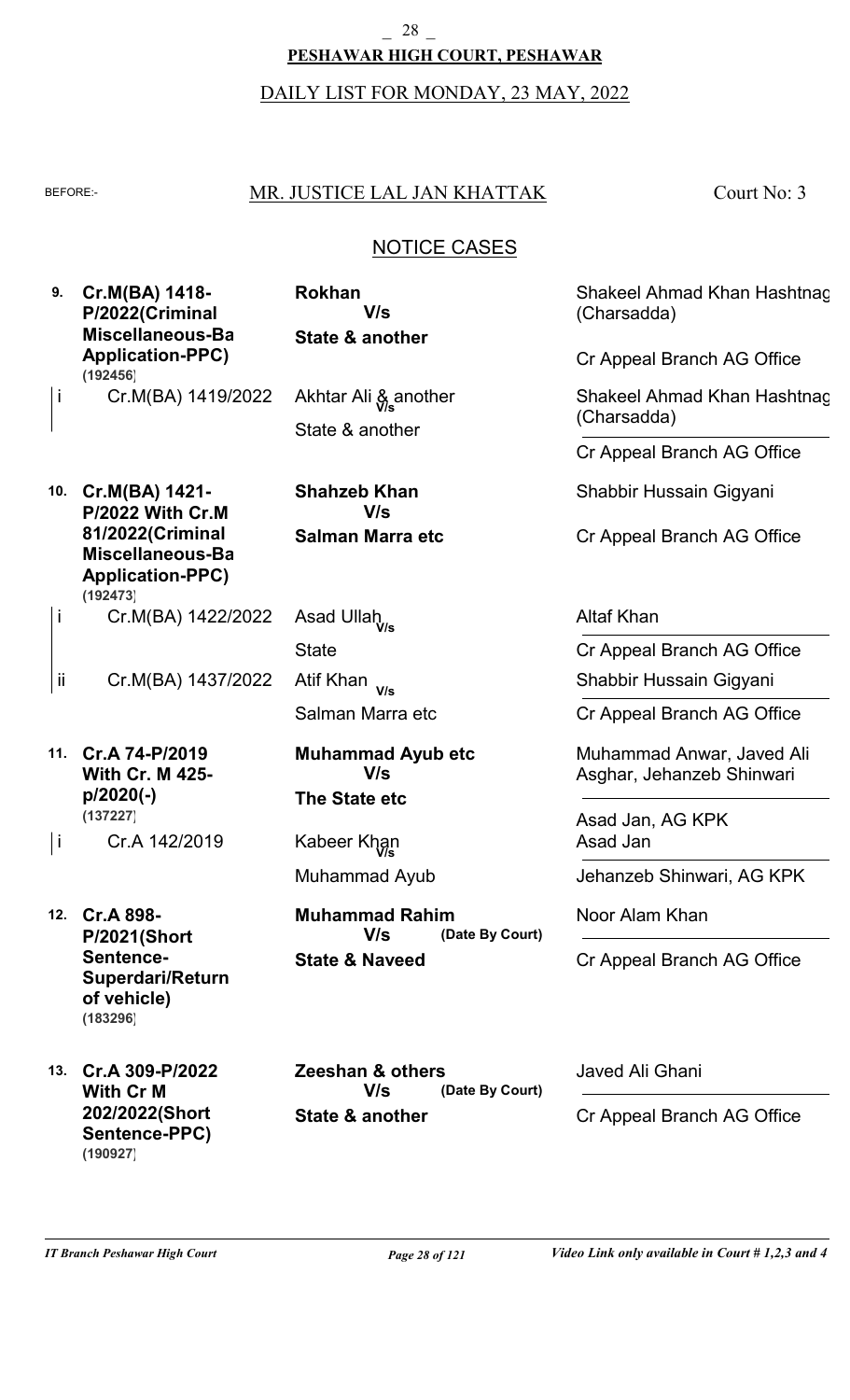**PESHAWAR HIGH COURT, PESHAWAR**

DAILY LIST FOR MONDAY, 23 MAY, 2022

BEFORE:- MR. JUSTICE LAL JAN KHATTAK — Court No: 3

## NOTICE CASES

| No. | Case | Parties | Advocates |
|---|---|---|---|
| 9. | **Cr.M(BA) 1418-P/2022(Criminal Miscellaneous-Ba Application-PPC)** **(192456)** | **Rokhan** V/s **State & another** | Shakeel Ahmad Khan Hashtnag (Charsadda) / Cr Appeal Branch AG Office |
| i | Cr.M(BA) 1419/2022 | Akhtar Ali & another V/s State & another | Shakeel Ahmad Khan Hashtnag (Charsadda) / Cr Appeal Branch AG Office |
| 10. | **Cr.M(BA) 1421-P/2022 With Cr.M 81/2022(Criminal Miscellaneous-Ba Application-PPC)** **(192473)** | **Shahzeb Khan** V/s **Salman Marra etc** | Shabbir Hussain Gigyani / Cr Appeal Branch AG Office |
| i | Cr.M(BA) 1422/2022 | Asad Ullah V/s State | Altaf Khan / Cr Appeal Branch AG Office |
| ii | Cr.M(BA) 1437/2022 | Atif Khan V/s Salman Marra etc | Shabbir Hussain Gigyani / Cr Appeal Branch AG Office |
| 11. | **Cr.A 74-P/2019 With Cr. M 425-p/2020(-)** **(137227)** | **Muhammad Ayub etc** V/s **The State etc** | Muhammad Anwar, Javed Ali Asghar, Jehanzeb Shinwari / Asad Jan, AG KPK |
| i | Cr.A 142/2019 | Kabeer Khan V/s Muhammad Ayub | Asad Jan / Jehanzeb Shinwari, AG KPK |
| 12. | **Cr.A 898-P/2021(Short Sentence-Superdari/Return of vehicle)** **(183296)** | **Muhammad Rahim** V/s **State & Naveed** **(Date By Court)** | Noor Alam Khan / Cr Appeal Branch AG Office |
| 13. | **Cr.A 309-P/2022 With Cr M 202/2022(Short Sentence-PPC)** **(190927)** | **Zeeshan & others** V/s **State & another** **(Date By Court)** | Javed Ali Ghani / Cr Appeal Branch AG Office |

*IT Branch Peshawar High Court* — *Video Link only available in Court # 1,2,3 and 4*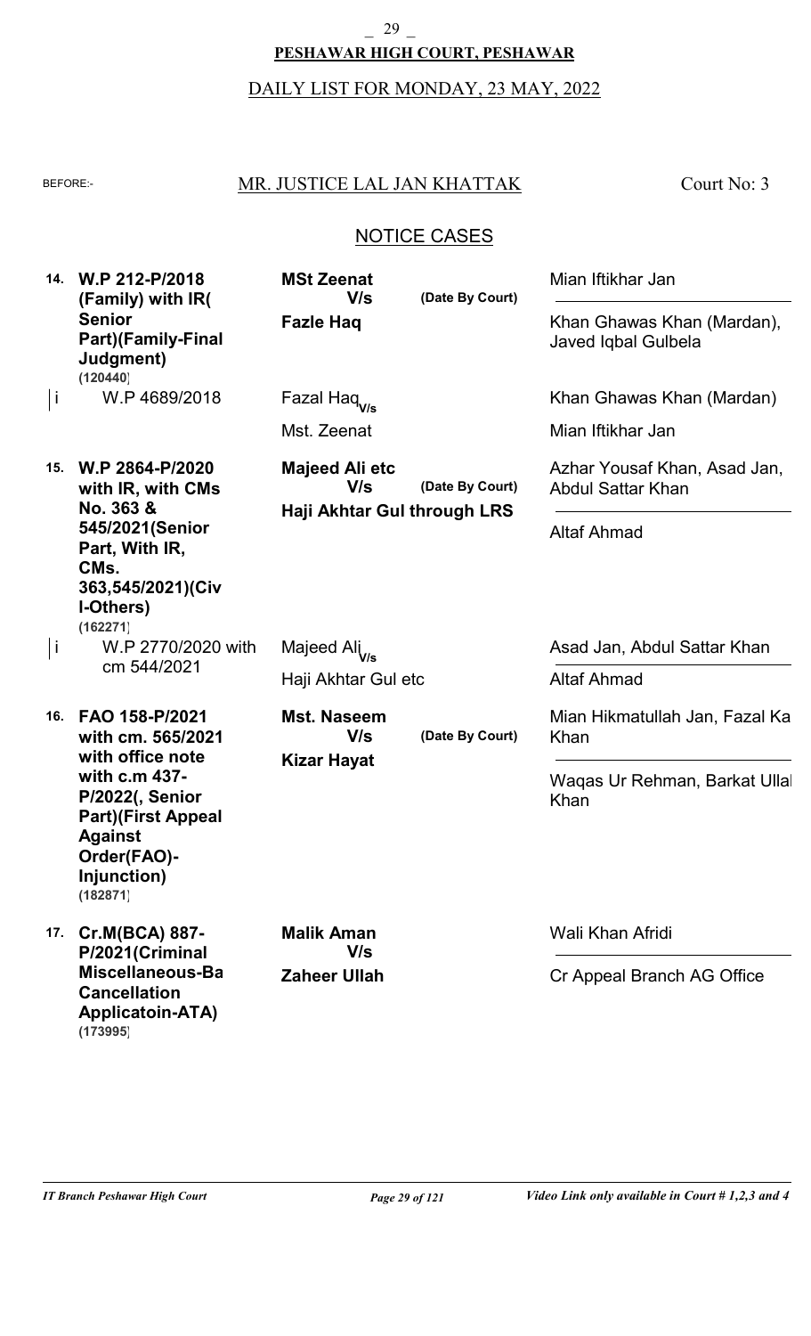**PESHAWAR HIGH COURT, PESHAWAR**

DAILY LIST FOR MONDAY, 23 MAY, 2022

BEFORE:- MR. JUSTICE LAL JAN KHATTAK — Court No: 3

## NOTICE CASES

| No. | Case | Parties | | Advocates |
|---|---|---|---|---|
| 14. | **W.P 212-P/2018 (Family) with IR( Senior Part)(Family-Final Judgment)** **(120440)** | **MSt Zeenat** V/s **Fazle Haq** | (Date By Court) | Mian Iftikhar Jan / Khan Ghawas Khan (Mardan), Javed Iqbal Gulbela |
| i | W.P 4689/2018 | Fazal Haq V/s Mst. Zeenat | | Khan Ghawas Khan (Mardan) / Mian Iftikhar Jan |
| 15. | **W.P 2864-P/2020 with IR, with CMs No. 363 & 545/2021(Senior Part, With IR, CMs. 363,545/2021)(Civil-Others)** **(162271)** | **Majeed Ali etc** V/s **Haji Akhtar Gul through LRS** | (Date By Court) | Azhar Yousaf Khan, Asad Jan, Abdul Sattar Khan / Altaf Ahmad |
| i | W.P 2770/2020 with cm 544/2021 | Majeed Ali V/s Haji Akhtar Gul etc | | Asad Jan, Abdul Sattar Khan / Altaf Ahmad |
| 16. | **FAO 158-P/2021 with cm. 565/2021 with office note with c.m 437-P/2022(, Senior Part)(First Appeal Against Order(FAO)-Injunction)** **(182871)** | **Mst. Naseem** V/s **Kizar Hayat** | (Date By Court) | Mian Hikmatullah Jan, Fazal Ka Khan / Waqas Ur Rehman, Barkat Ullal Khan |
| 17. | **Cr.M(BCA) 887-P/2021(Criminal Miscellaneous-Ba Cancellation Applicatoin-ATA)** **(173995)** | **Malik Aman** V/s **Zaheer Ullah** | | Wali Khan Afridi / Cr Appeal Branch AG Office |

*IT Branch Peshawar High Court* — *Video Link only available in Court # 1,2,3 and 4*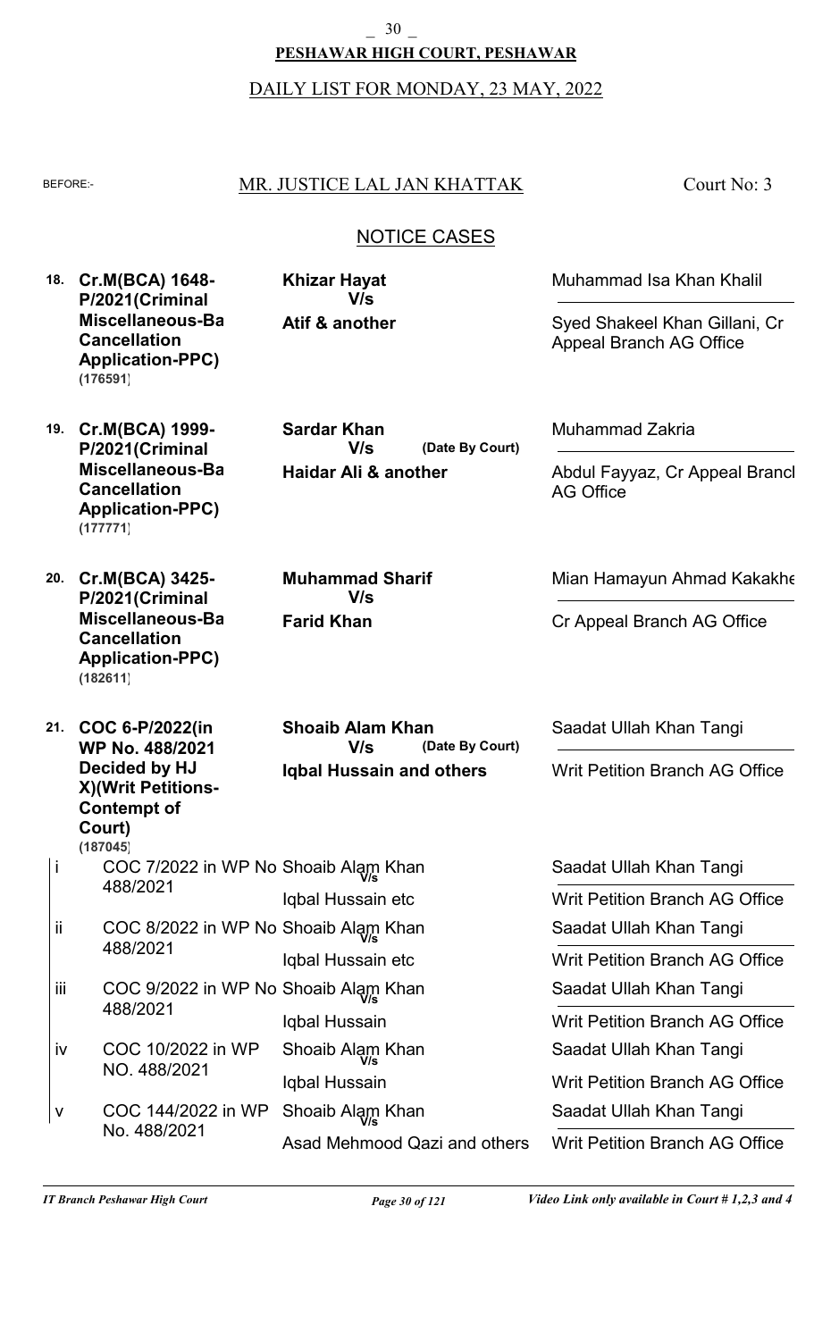**PESHAWAR HIGH COURT, PESHAWAR**

DAILY LIST FOR MONDAY, 23 MAY, 2022

BEFORE:- MR. JUSTICE LAL JAN KHATTAK — Court No: 3

## NOTICE CASES

| No. | Case | Parties | Counsel |
|---|---|---|---|
| 18. | **Cr.M(BCA) 1648-P/2021(Criminal Miscellaneous-Ba Cancellation Application-PPC) (176591)** | **Khizar Hayat V/s Atif & another** | Muhammad Isa Khan Khalil / Syed Shakeel Khan Gillani, Cr Appeal Branch AG Office |
| 19. | **Cr.M(BCA) 1999-P/2021(Criminal Miscellaneous-Ba Cancellation Application-PPC) (177771)** | **Sardar Khan V/s Haidar Ali & another (Date By Court)** | Muhammad Zakria / Abdul Fayyaz, Cr Appeal Branch AG Office |
| 20. | **Cr.M(BCA) 3425-P/2021(Criminal Miscellaneous-Ba Cancellation Application-PPC) (182611)** | **Muhammad Sharif V/s Farid Khan** | Mian Hamayun Ahmad Kakakhe / Cr Appeal Branch AG Office |
| 21. | **COC 6-P/2022(in WP No. 488/2021 Decided by HJ X)(Writ Petitions-Contempt of Court) (187045)** | **Shoaib Alam Khan V/s Iqbal Hussain and others (Date By Court)** | Saadat Ullah Khan Tangi / Writ Petition Branch AG Office |
| i | COC 7/2022 in WP No 488/2021 | Shoaib Alam Khan V/s Iqbal Hussain etc | Saadat Ullah Khan Tangi / Writ Petition Branch AG Office |
| ii | COC 8/2022 in WP No 488/2021 | Shoaib Alam Khan V/s Iqbal Hussain etc | Saadat Ullah Khan Tangi / Writ Petition Branch AG Office |
| iii | COC 9/2022 in WP No 488/2021 | Shoaib Alam Khan V/s Iqbal Hussain | Saadat Ullah Khan Tangi / Writ Petition Branch AG Office |
| iv | COC 10/2022 in WP NO. 488/2021 | Shoaib Alam Khan V/s Iqbal Hussain | Saadat Ullah Khan Tangi / Writ Petition Branch AG Office |
| v | COC 144/2022 in WP No. 488/2021 | Shoaib Alam Khan V/s Asad Mehmood Qazi and others | Saadat Ullah Khan Tangi / Writ Petition Branch AG Office |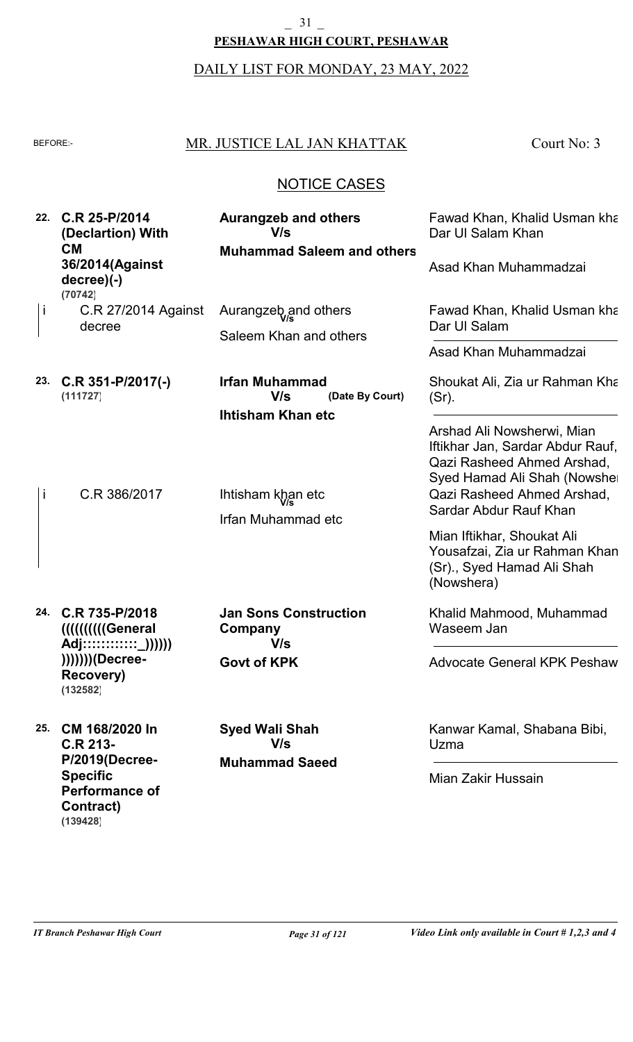**PESHAWAR HIGH COURT, PESHAWAR**

DAILY LIST FOR MONDAY, 23 MAY, 2022

BEFORE:- MR. JUSTICE LAL JAN KHATTAK Court No: 3

## NOTICE CASES

| No. | Case | Parties | Advocates |
|---|---|---|---|
| 22. | **C.R 25-P/2014 (Declartion) With CM 36/2014(Against decree)(-)** **(70742)** | **Aurangzeb and others** **V/s** **Muhammad Saleem and others** | Fawad Khan, Khalid Usman kha Dar Ul Salam Khan<br>Asad Khan Muhammadzai |
| i | C.R 27/2014 Against decree | Aurangzeb and others V/s Saleem Khan and others | Fawad Khan, Khalid Usman kha Dar Ul Salam<br>Asad Khan Muhammadzai |
| 23. | **C.R 351-P/2017(-)** **(111727)** | **Irfan Muhammad** **V/s** **(Date By Court)** **Ihtisham Khan etc** | Shoukat Ali, Zia ur Rahman Kha (Sr).<br>Arshad Ali Nowsherwi, Mian Iftikhar Jan, Sardar Abdur Rauf, Qazi Rasheed Ahmed Arshad, Syed Hamad Ali Shah (Nowshe |
| i | C.R 386/2017 | Ihtisham khan etc V/s Irfan Muhammad etc | Qazi Rasheed Ahmed Arshad, Sardar Abdur Rauf Khan<br>Mian Iftikhar, Shoukat Ali Yousafzai, Zia ur Rahman Khan (Sr)., Syed Hamad Ali Shah (Nowshera) |
| 24. | **C.R 735-P/2018 ((((((((((General Adj::::::::::::_)))))) )))))))(Decree-Recovery)** **(132582)** | **Jan Sons Construction Company** **V/s** **Govt of KPK** | Khalid Mahmood, Muhammad Waseem Jan<br>Advocate General KPK Peshaw |
| 25. | **CM 168/2020 In C.R 213-P/2019(Decree-Specific Performance of Contract)** **(139428)** | **Syed Wali Shah** **V/s** **Muhammad Saeed** | Kanwar Kamal, Shabana Bibi, Uzma<br>Mian Zakir Hussain |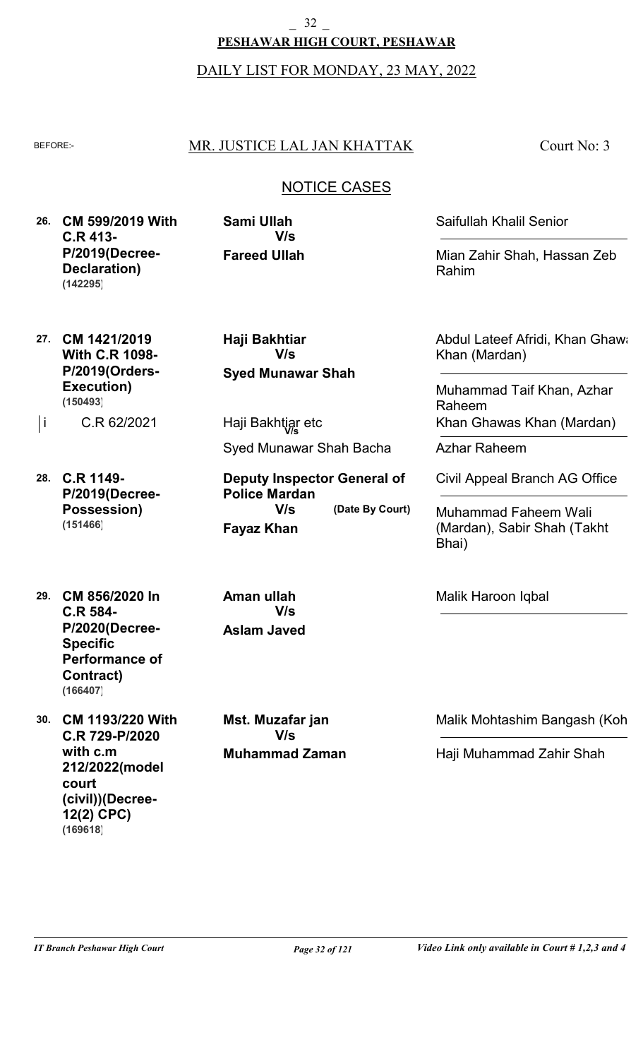**PESHAWAR HIGH COURT, PESHAWAR**

DAILY LIST FOR MONDAY, 23 MAY, 2022

BEFORE:- MR. JUSTICE LAL JAN KHATTAK — Court No: 3

## NOTICE CASES

| No. | Case | Parties | Advocates |
|---|---|---|---|
| 26. | **CM 599/2019 With C.R 413-P/2019(Decree-Declaration)** **(142295)** | **Sami Ullah** **V/s** **Fareed Ullah** | Saifullah Khalil Senior / Mian Zahir Shah, Hassan Zeb Rahim |
| 27. | **CM 1421/2019 With C.R 1098-P/2019(Orders-Execution)** **(150493)** | **Haji Bakhtiar** **V/s** **Syed Munawar Shah** | Abdul Lateef Afridi, Khan Ghawa Khan (Mardan) / Muhammad Taif Khan, Azhar Raheem |
| i | C.R 62/2021 | Haji Bakhtiar etc V/s Syed Munawar Shah Bacha | Khan Ghawas Khan (Mardan) / Azhar Raheem |
| 28. | **C.R 1149-P/2019(Decree-Possession)** **(151466)** | **Deputy Inspector General of Police Mardan** **V/s** **Fayaz Khan** **(Date By Court)** | Civil Appeal Branch AG Office / Muhammad Faheem Wali (Mardan), Sabir Shah (Takht Bhai) |
| 29. | **CM 856/2020 In C.R 584-P/2020(Decree-Specific Performance of Contract)** **(166407)** | **Aman ullah** **V/s** **Aslam Javed** | Malik Haroon Iqbal |
| 30. | **CM 1193/220 With C.R 729-P/2020 with c.m 212/2022(model court (civil))(Decree-12(2) CPC)** **(169618)** | **Mst. Muzafar jan** **V/s** **Muhammad Zaman** | Malik Mohtashim Bangash (Koh / Haji Muhammad Zahir Shah |

*Video Link only available in Court # 1,2,3 and 4*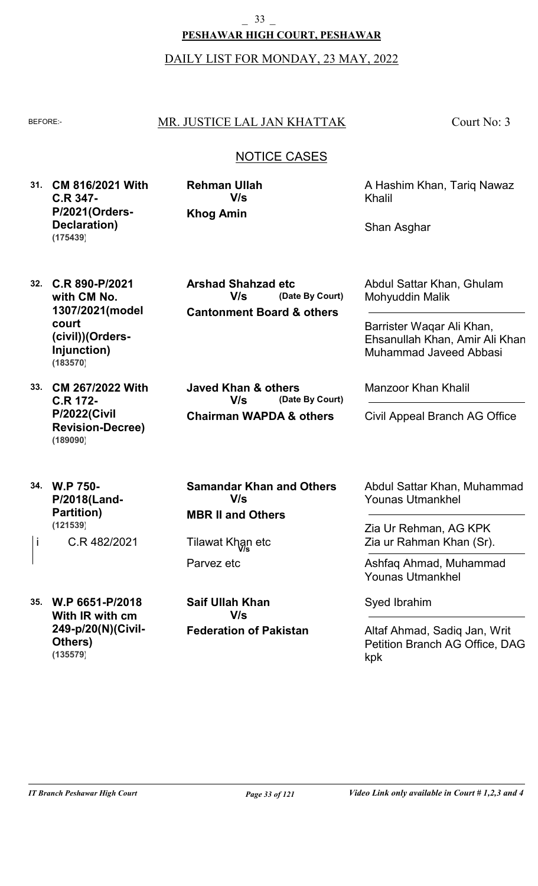# PESHAWAR HIGH COURT, PESHAWAR

DAILY LIST FOR MONDAY, 23 MAY, 2022

BEFORE:- **MR. JUSTICE LAL JAN KHATTAK** Court No: 3

## NOTICE CASES

| No. | Case | Parties | Advocates |
|---|---|---|---|
| 31. | **CM 816/2021 With C.R 347-P/2021(Orders-Declaration)** **(175439)** | **Rehman Ullah** V/s **Khog Amin** | A Hashim Khan, Tariq Nawaz Khalil / Shan Asghar |
| 32. | **C.R 890-P/2021 with CM No. 1307/2021(model court (civil))(Orders-Injunction)** **(183570)** | **Arshad Shahzad etc** V/s (Date By Court) **Cantonment Board & others** | Abdul Sattar Khan, Ghulam Mohyuddin Malik / Barrister Waqar Ali Khan, Ehsanullah Khan, Amir Ali Khan Muhammad Javeed Abbasi |
| 33. | **CM 267/2022 With C.R 172-P/2022(Civil Revision-Decree)** **(189090)** | **Javed Khan & others** V/s (Date By Court) **Chairman WAPDA & others** | Manzoor Khan Khalil / Civil Appeal Branch AG Office |
| 34. | **W.P 750-P/2018(Land-Partition)** **(121539)** | **Samandar Khan and Others** V/s **MBR II and Others** | Abdul Sattar Khan, Muhammad Younas Utmankhel / Zia Ur Rehman, AG KPK Zia ur Rahman Khan (Sr). |
| i | C.R 482/2021 | Tilawat Khan etc V/s Parvez etc | Ashfaq Ahmad, Muhammad Younas Utmankhel |
| 35. | **W.P 6651-P/2018 With IR with cm 249-p/20(N)(Civil-Others)** **(135579)** | **Saif Ullah Khan** V/s **Federation of Pakistan** | Syed Ibrahim / Altaf Ahmad, Sadiq Jan, Writ Petition Branch AG Office, DAG kpk |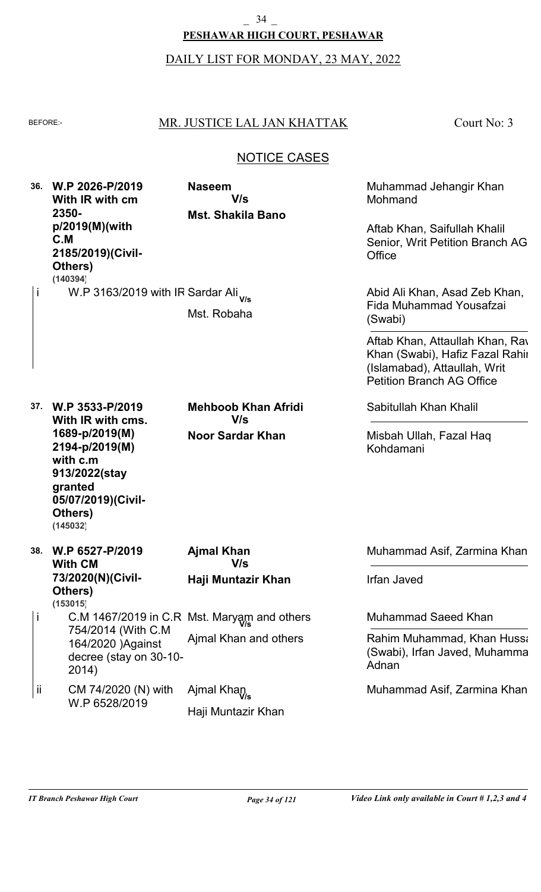**PESHAWAR HIGH COURT, PESHAWAR**

DAILY LIST FOR MONDAY, 23 MAY, 2022

BEFORE:- MR. JUSTICE LAL JAN KHATTAK — Court No: 3

## NOTICE CASES

| No. | Case | Parties | Advocates |
|---|---|---|---|
| 36. | **W.P 2026-P/2019 With IR with cm 2350-p/2019(M)(with C.M 2185/2019)(Civil-Others)** (140394) | **Naseem** V/s **Mst. Shakila Bano** | Muhammad Jehangir Khan Mohmand<br><br>Aftab Khan, Saifullah Khalil Senior, Writ Petition Branch AG Office |
| i | W.P 3163/2019 with IR | Sardar Ali V/s Mst. Robaha | Abid Ali Khan, Asad Zeb Khan, Fida Muhammad Yousafzai (Swabi)<br><br>Aftab Khan, Attaullah Khan, Rav Khan (Swabi), Hafiz Fazal Rahir (Islamabad), Attaullah, Writ Petition Branch AG Office |
| 37. | **W.P 3533-P/2019 With IR with cms. 1689-p/2019(M) 2194-p/2019(M) with c.m 913/2022(stay granted 05/07/2019)(Civil-Others)** (145032) | **Mehboob Khan Afridi** V/s **Noor Sardar Khan** | Sabitullah Khan Khalil<br><br>Misbah Ullah, Fazal Haq Kohdamani |
| 38. | **W.P 6527-P/2019 With CM 73/2020(N)(Civil-Others)** (153015) | **Ajmal Khan** V/s **Haji Muntazir Khan** | Muhammad Asif, Zarmina Khan<br><br>Irfan Javed |
| i | C.M 1467/2019 in C.R 754/2014 (With C.M 164/2020 )Against decree (stay on 30-10-2014) | Mst. Maryam and others V/s Ajmal Khan and others | Muhammad Saeed Khan<br><br>Rahim Muhammad, Khan Hussa (Swabi), Irfan Javed, Muhamma Adnan |
| ii | CM 74/2020 (N) with W.P 6528/2019 | Ajmal Khan V/s Haji Muntazir Khan | Muhammad Asif, Zarmina Khan |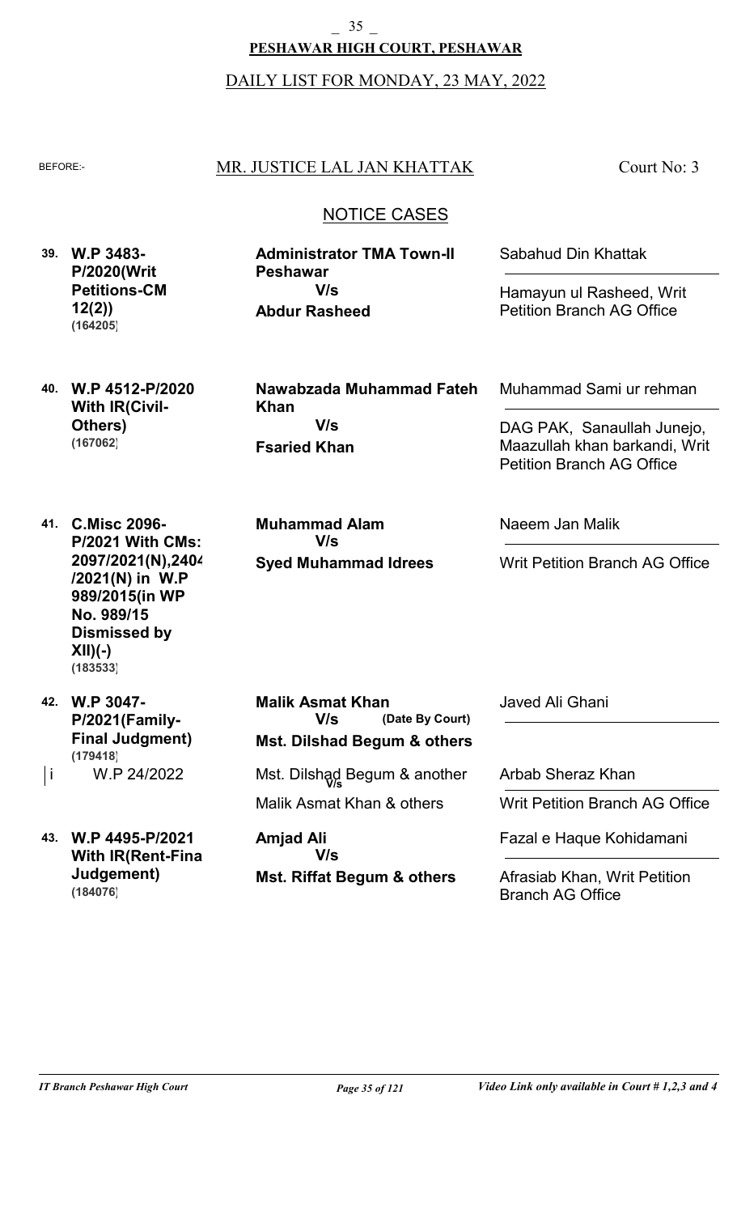**PESHAWAR HIGH COURT, PESHAWAR**

DAILY LIST FOR MONDAY, 23 MAY, 2022

BEFORE:- MR. JUSTICE LAL JAN KHATTAK — Court No: 3

## NOTICE CASES

| No. | Case | Parties | Advocates |
|---|---|---|---|
| 39. | **W.P 3483-P/2020(Writ Petitions-CM 12(2))** **(164205)** | **Administrator TMA Town-II Peshawar** V/s **Abdur Rasheed** | Sabahud Din Khattak / Hamayun ul Rasheed, Writ Petition Branch AG Office |
| 40. | **W.P 4512-P/2020 With IR(Civil-Others)** **(167062)** | **Nawabzada Muhammad Fateh Khan** V/s **Fsaried Khan** | Muhammad Sami ur rehman / DAG PAK, Sanaullah Junejo, Maazullah khan barkandi, Writ Petition Branch AG Office |
| 41. | **C.Misc 2096-P/2021 With CMs: 2097/2021(N),2404/2021(N) in W.P 989/2015(in WP No. 989/15 Dismissed by XII)(-)** **(183533)** | **Muhammad Alam** V/s **Syed Muhammad Idrees** | Naeem Jan Malik / Writ Petition Branch AG Office |
| 42. | **W.P 3047-P/2021(Family-Final Judgment)** **(179418)** | **Malik Asmat Khan** V/s **(Date By Court)** **Mst. Dilshad Begum & others** | Javed Ali Ghani |
| i | W.P 24/2022 | Mst. Dilshad Begum & another V/s Malik Asmat Khan & others | Arbab Sheraz Khan / Writ Petition Branch AG Office |
| 43. | **W.P 4495-P/2021 With IR(Rent-Final Judgement)** **(184076)** | **Amjad Ali** V/s **Mst. Riffat Begum & others** | Fazal e Haque Kohidamani / Afrasiab Khan, Writ Petition Branch AG Office |

*IT Branch Peshawar High Court* — *Video Link only available in Court # 1,2,3 and 4*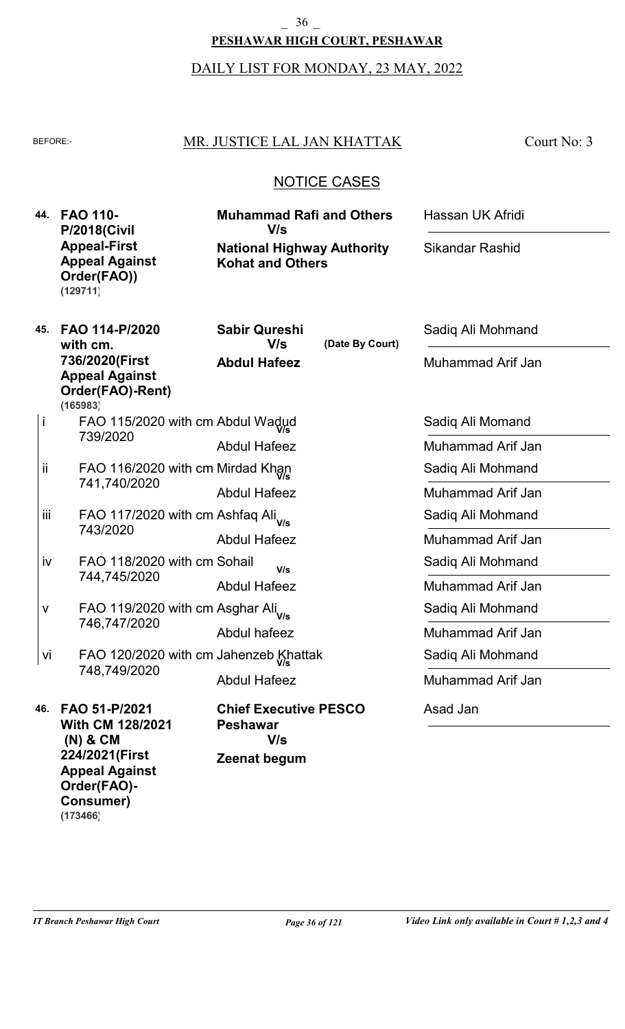**PESHAWAR HIGH COURT, PESHAWAR**

DAILY LIST FOR MONDAY, 23 MAY, 2022

BEFORE:- MR. JUSTICE LAL JAN KHATTAK — Court No: 3

## NOTICE CASES

| No. | Case | Parties | Counsel |
|---|---|---|---|
| 44. | **FAO 110-P/2018(Civil Appeal-First Appeal Against Order(FAO))** (129711) | **Muhammad Rafi and Others** V/s **National Highway Authority Kohat and Others** | Hassan UK Afridi / Sikandar Rashid |
| 45. | **FAO 114-P/2020 with cm. 736/2020(First Appeal Against Order(FAO)-Rent)** (165983) | **Sabir Qureshi** V/s **Abdul Hafeez** (Date By Court) | Sadiq Ali Mohmand / Muhammad Arif Jan |
| i | FAO 115/2020 with cm 739/2020 | Abdul Wadud V/s Abdul Hafeez | Sadiq Ali Momand / Muhammad Arif Jan |
| ii | FAO 116/2020 with cm 741,740/2020 | Mirdad Khan V/s Abdul Hafeez | Sadiq Ali Mohmand / Muhammad Arif Jan |
| iii | FAO 117/2020 with cm 743/2020 | Ashfaq Ali V/s Abdul Hafeez | Sadiq Ali Mohmand / Muhammad Arif Jan |
| iv | FAO 118/2020 with cm 744,745/2020 | Sohail V/s Abdul Hafeez | Sadiq Ali Mohmand / Muhammad Arif Jan |
| v | FAO 119/2020 with cm 746,747/2020 | Asghar Ali V/s Abdul hafeez | Sadiq Ali Mohmand / Muhammad Arif Jan |
| vi | FAO 120/2020 with cm 748,749/2020 | Jahenzeb Khattak V/s Abdul Hafeez | Sadiq Ali Mohmand / Muhammad Arif Jan |
| 46. | **FAO 51-P/2021 With CM 128/2021 (N) & CM 224/2021(First Appeal Against Order(FAO)-Consumer)** (173466) | **Chief Executive PESCO Peshawar** V/s **Zeenat begum** | Asad Jan |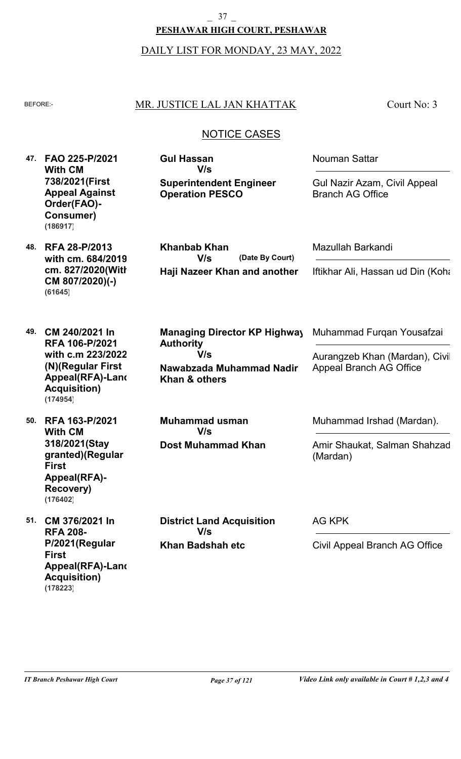**PESHAWAR HIGH COURT, PESHAWAR**

DAILY LIST FOR MONDAY, 23 MAY, 2022

BEFORE:- MR. JUSTICE LAL JAN KHATTAK — Court No: 3

## NOTICE CASES

| No. | Case | Parties | Counsel |
|---|---|---|---|
| 47. | **FAO 225-P/2021 With CM 738/2021(First Appeal Against Order(FAO)-Consumer)** **(186917)** | **Gul Hassan** V/s **Superintendent Engineer Operation PESCO** | Nouman Sattar / Gul Nazir Azam, Civil Appeal Branch AG Office |
| 48. | **RFA 28-P/2013 with cm. 684/2019 cm. 827/2020(With CM 807/2020)(-)** **(61645)** | **Khanbab Khan** V/s **Haji Nazeer Khan and another** (Date By Court) | Mazullah Barkandi / Iftikhar Ali, Hassan ud Din (Koha |
| 49. | **CM 240/2021 In RFA 106-P/2021 with c.m 223/2022 (N)(Regular First Appeal(RFA)-Land Acquisition)** **(174954)** | **Managing Director KP Highway Authority** V/s **Nawabzada Muhammad Nadir Khan & others** | Muhammad Furqan Yousafzai / Aurangzeb Khan (Mardan), Civil Appeal Branch AG Office |
| 50. | **RFA 163-P/2021 With CM 318/2021(Stay granted)(Regular First Appeal(RFA)-Recovery)** **(176402)** | **Muhammad usman** V/s **Dost Muhammad Khan** | Muhammad Irshad (Mardan). / Amir Shaukat, Salman Shahzad (Mardan) |
| 51. | **CM 376/2021 In RFA 208-P/2021(Regular First Appeal(RFA)-Land Acquisition)** **(178223)** | **District Land Acquisition** V/s **Khan Badshah etc** | AG KPK / Civil Appeal Branch AG Office |

*Video Link only available in Court # 1,2,3 and 4*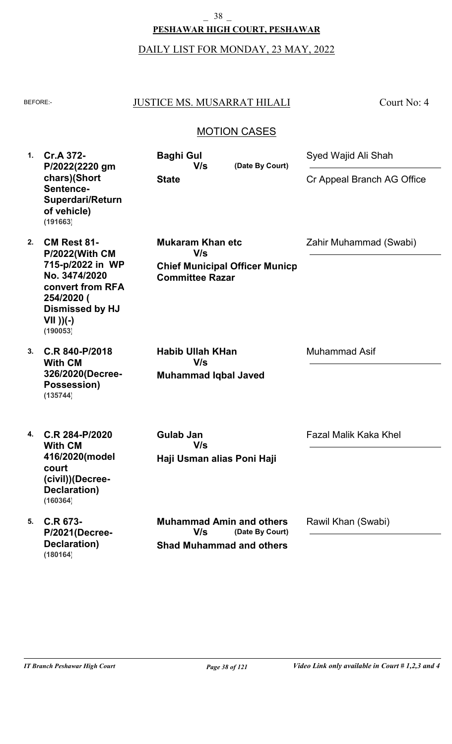**PESHAWAR HIGH COURT, PESHAWAR**

DAILY LIST FOR MONDAY, 23 MAY, 2022

BEFORE:- JUSTICE MS. MUSARRAT HILALI — Court No: 4

## MOTION CASES

| # | Case | Parties | Counsel |
|---|---|---|---|
| 1. | **Cr.A 372-P/2022(2220 gm chars)(Short Sentence-Superdari/Return of vehicle)** (191663) | **Baghi Gul** V/s **State** (Date By Court) | Syed Wajid Ali Shah / Cr Appeal Branch AG Office |
| 2. | **CM Rest 81-P/2022(With CM 715-p/2022 in WP No. 3474/2020 convert from RFA 254/2020 ( Dismissed by HJ VII ))(-)** (190053) | **Mukaram Khan etc** V/s **Chief Municipal Officer Municp Committee Razar** | Zahir Muhammad (Swabi) |
| 3. | **C.R 840-P/2018 With CM 326/2020(Decree-Possession)** (135744) | **Habib Ullah KHan** V/s **Muhammad Iqbal Javed** | Muhammad Asif |
| 4. | **C.R 284-P/2020 With CM 416/2020(model court (civil))(Decree-Declaration)** (160364) | **Gulab Jan** V/s **Haji Usman alias Poni Haji** | Fazal Malik Kaka Khel |
| 5. | **C.R 673-P/2021(Decree-Declaration)** (180164) | **Muhammad Amin and others** V/s **Shad Muhammad and others** (Date By Court) | Rawil Khan (Swabi) |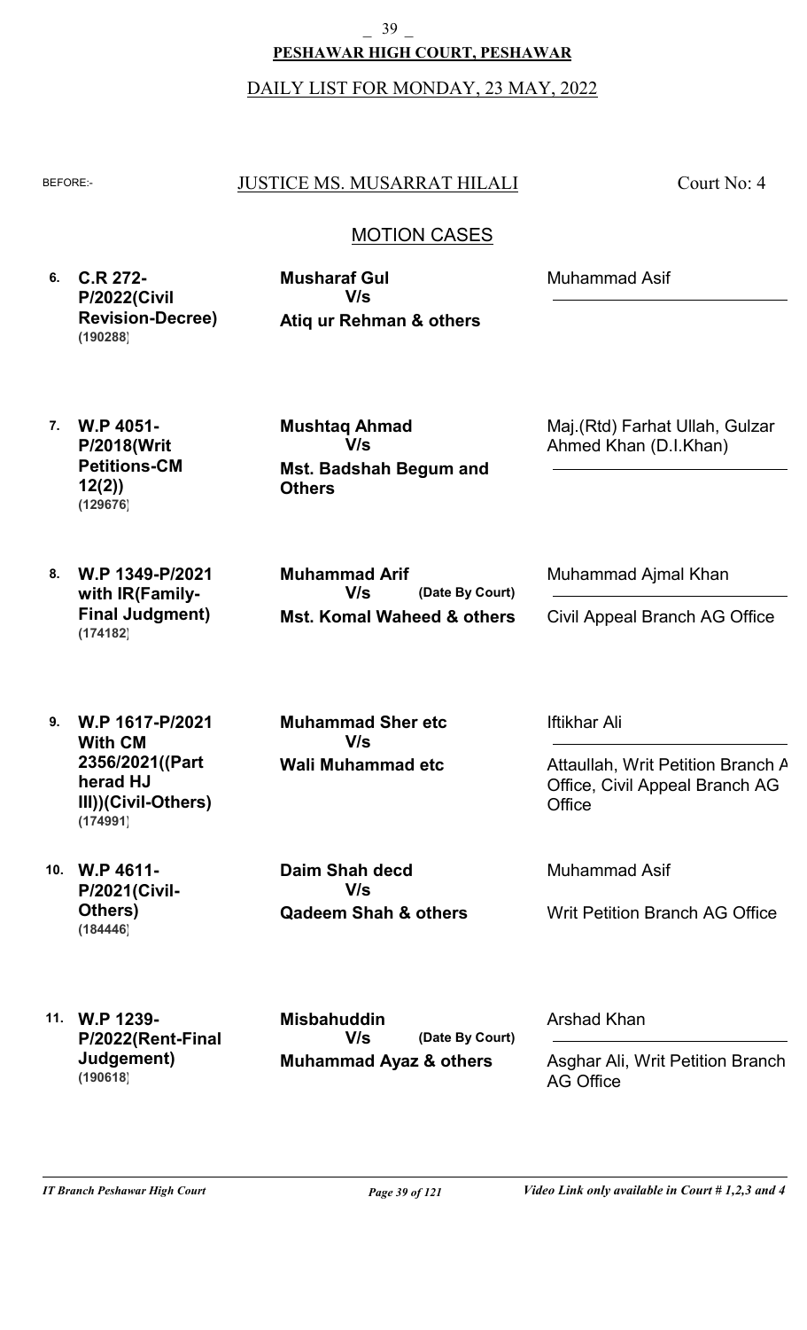**PESHAWAR HIGH COURT, PESHAWAR**

DAILY LIST FOR MONDAY, 23 MAY, 2022

BEFORE:- JUSTICE MS. MUSARRAT HILALI — Court No: 4

## MOTION CASES

| No. | Case | Parties | Advocates |
|---|---|---|---|
| 6. | **C.R 272-P/2022(Civil Revision-Decree)** **(190288)** | **Musharaf Gul** V/s **Atiq ur Rehman & others** | Muhammad Asif |
| 7. | **W.P 4051-P/2018(Writ Petitions-CM 12(2))** **(129676)** | **Mushtaq Ahmad** V/s **Mst. Badshah Begum and Others** | Maj.(Rtd) Farhat Ullah, Gulzar Ahmed Khan (D.I.Khan) |
| 8. | **W.P 1349-P/2021 with IR(Family-Final Judgment)** **(174182)** | **Muhammad Arif** V/s **(Date By Court)** **Mst. Komal Waheed & others** | Muhammad Ajmal Khan / Civil Appeal Branch AG Office |
| 9. | **W.P 1617-P/2021 With CM 2356/2021((Part herad HJ III))(Civil-Others)** **(174991)** | **Muhammad Sher etc** V/s **Wali Muhammad etc** | Iftikhar Ali / Attaullah, Writ Petition Branch A Office, Civil Appeal Branch AG Office |
| 10. | **W.P 4611-P/2021(Civil-Others)** **(184446)** | **Daim Shah decd** V/s **Qadeem Shah & others** | Muhammad Asif / Writ Petition Branch AG Office |
| 11. | **W.P 1239-P/2022(Rent-Final Judgement)** **(190618)** | **Misbahuddin** V/s **(Date By Court)** **Muhammad Ayaz & others** | Arshad Khan / Asghar Ali, Writ Petition Branch AG Office |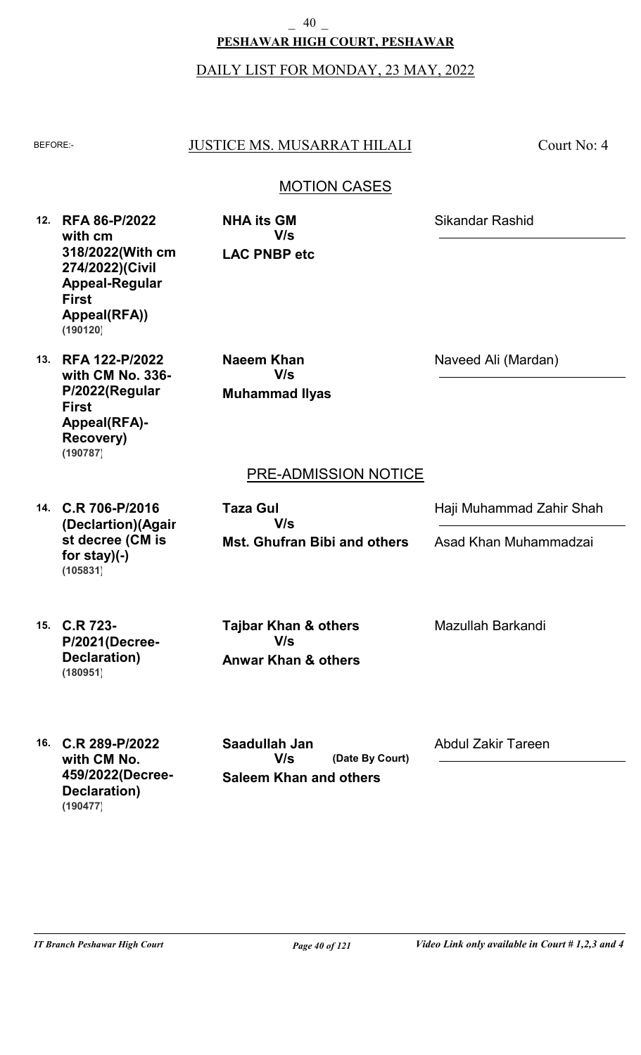**PESHAWAR HIGH COURT, PESHAWAR**

DAILY LIST FOR MONDAY, 23 MAY, 2022

BEFORE:- JUSTICE MS. MUSARRAT HILALI Court No: 4

## MOTION CASES

| No. | Case | Parties | Advocate |
|---|---|---|---|
| 12. | **RFA 86-P/2022 with cm 318/2022(With cm 274/2022)(Civil Appeal-Regular First Appeal(RFA))** **(190120)** | **NHA its GM** V/s **LAC PNBP etc** | Sikandar Rashid |
| 13. | **RFA 122-P/2022 with CM No. 336-P/2022(Regular First Appeal(RFA)-Recovery)** **(190787)** | **Naeem Khan** V/s **Muhammad Ilyas** | Naveed Ali (Mardan) |

## PRE-ADMISSION NOTICE

| No. | Case | Parties | Advocate |
|---|---|---|---|
| 14. | **C.R 706-P/2016 (Declartion)(Against decree (CM is for stay)(-)** **(105831)** | **Taza Gul** V/s **Mst. Ghufran Bibi and others** | Haji Muhammad Zahir Shah / Asad Khan Muhammadzai |
| 15. | **C.R 723-P/2021(Decree-Declaration)** **(180951)** | **Tajbar Khan & others** V/s **Anwar Khan & others** | Mazullah Barkandi |
| 16. | **C.R 289-P/2022 with CM No. 459/2022(Decree-Declaration)** **(190477)** | **Saadullah Jan** V/s **(Date By Court)** **Saleem Khan and others** | Abdul Zakir Tareen |

*IT Branch Peshawar High Court* *Video Link only available in Court # 1,2,3 and 4*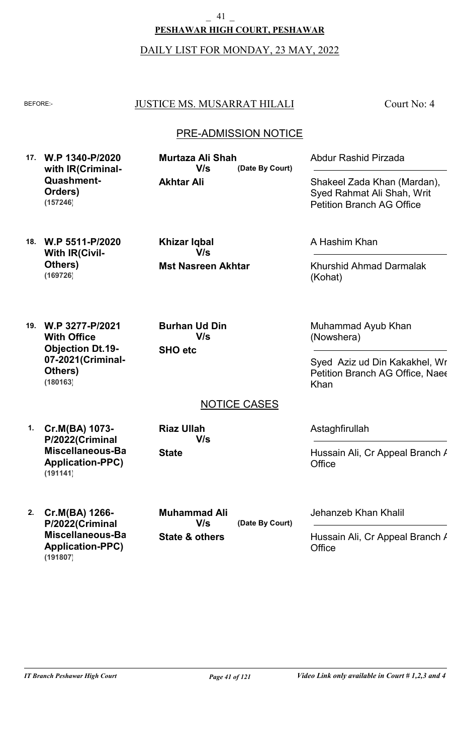**PESHAWAR HIGH COURT, PESHAWAR**

DAILY LIST FOR MONDAY, 23 MAY, 2022

BEFORE:- JUSTICE MS. MUSARRAT HILALI — Court No: 4

## PRE-ADMISSION NOTICE

| No. | Case | Parties | Counsel |
|---|---|---|---|
| 17. | **W.P 1340-P/2020 with IR(Criminal-Quashment-Orders)** **(157246)** | **Murtaza Ali Shah** V/s **Akhtar Ali** **(Date By Court)** | Abdur Rashid Pirzada / Shakeel Zada Khan (Mardan), Syed Rahmat Ali Shah, Writ Petition Branch AG Office |
| 18. | **W.P 5511-P/2020 With IR(Civil-Others)** **(169726)** | **Khizar Iqbal** V/s **Mst Nasreen Akhtar** | A Hashim Khan / Khurshid Ahmad Darmalak (Kohat) |
| 19. | **W.P 3277-P/2021 With Office Objection Dt.19-07-2021(Criminal-Others)** **(180163)** | **Burhan Ud Din** V/s **SHO etc** | Muhammad Ayub Khan (Nowshera) / Syed Aziz ud Din Kakakhel, Wr Petition Branch AG Office, Naee Khan |

## NOTICE CASES

| No. | Case | Parties | Counsel |
|---|---|---|---|
| 1. | **Cr.M(BA) 1073-P/2022(Criminal Miscellaneous-Ba Application-PPC)** **(191141)** | **Riaz Ullah** V/s **State** | Astaghfirullah / Hussain Ali, Cr Appeal Branch A Office |
| 2. | **Cr.M(BA) 1266-P/2022(Criminal Miscellaneous-Ba Application-PPC)** **(191807)** | **Muhammad Ali** V/s **State & others** **(Date By Court)** | Jehanzeb Khan Khalil / Hussain Ali, Cr Appeal Branch A Office |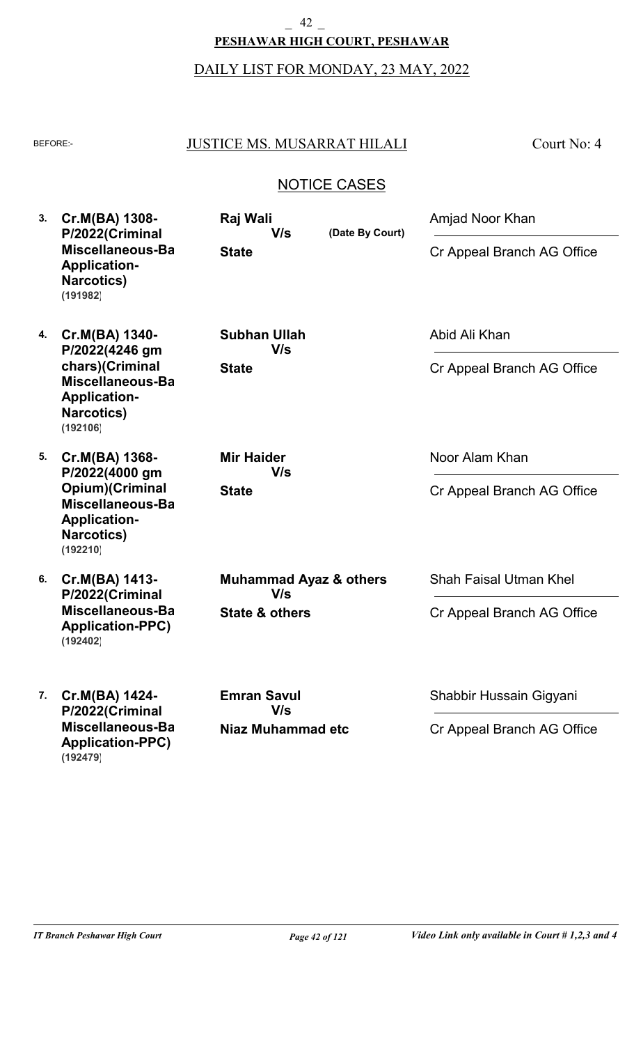**PESHAWAR HIGH COURT, PESHAWAR**

DAILY LIST FOR MONDAY, 23 MAY, 2022

BEFORE:- JUSTICE MS. MUSARRAT HILALI — Court No: 4

## NOTICE CASES

| No. | Case | Parties | Counsel |
|---|---|---|---|
| 3. | **Cr.M(BA) 1308-P/2022(Criminal Miscellaneous-Ba Application-Narcotics)** **(191982)** | **Raj Wali** V/s **State** **(Date By Court)** | Amjad Noor Khan / Cr Appeal Branch AG Office |
| 4. | **Cr.M(BA) 1340-P/2022(4246 gm chars)(Criminal Miscellaneous-Ba Application-Narcotics)** **(192106)** | **Subhan Ullah** V/s **State** | Abid Ali Khan / Cr Appeal Branch AG Office |
| 5. | **Cr.M(BA) 1368-P/2022(4000 gm Opium)(Criminal Miscellaneous-Ba Application-Narcotics)** **(192210)** | **Mir Haider** V/s **State** | Noor Alam Khan / Cr Appeal Branch AG Office |
| 6. | **Cr.M(BA) 1413-P/2022(Criminal Miscellaneous-Ba Application-PPC)** **(192402)** | **Muhammad Ayaz & others** V/s **State & others** | Shah Faisal Utman Khel / Cr Appeal Branch AG Office |
| 7. | **Cr.M(BA) 1424-P/2022(Criminal Miscellaneous-Ba Application-PPC)** **(192479)** | **Emran Savul** V/s **Niaz Muhammad etc** | Shabbir Hussain Gigyani / Cr Appeal Branch AG Office |

*IT Branch Peshawar High Court* — *Video Link only available in Court # 1,2,3 and 4*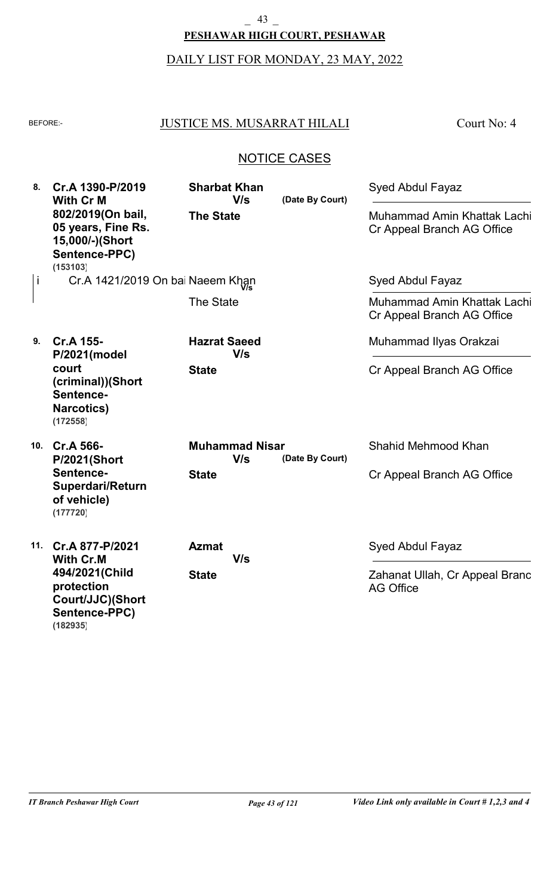## PESHAWAR HIGH COURT, PESHAWAR

DAILY LIST FOR MONDAY, 23 MAY, 2022

BEFORE:- JUSTICE MS. MUSARRAT HILALI — Court No: 4

### NOTICE CASES

| No. | Case | Parties | Counsel |
|---|---|---|---|
| 8. | **Cr.A 1390-P/2019 With Cr M 802/2019(On bail, 05 years, Fine Rs. 15,000/-)(Short Sentence-PPC)** **(153103)** | **Sharbat Khan** **V/s** **The State** **(Date By Court)** | Syed Abdul Fayaz / Muhammad Amin Khattak Lachi Cr Appeal Branch AG Office |
| i | Cr.A 1421/2019 On bai | Naeem Khan V/s The State | Syed Abdul Fayaz / Muhammad Amin Khattak Lachi Cr Appeal Branch AG Office |
| 9. | **Cr.A 155-P/2021(model court (criminal))(Short Sentence-Narcotics)** **(172558)** | **Hazrat Saeed** **V/s** **State** | Muhammad Ilyas Orakzai / Cr Appeal Branch AG Office |
| 10. | **Cr.A 566-P/2021(Short Sentence-Superdari/Return of vehicle)** **(177720)** | **Muhammad Nisar** **V/s** **State** **(Date By Court)** | Shahid Mehmood Khan / Cr Appeal Branch AG Office |
| 11. | **Cr.A 877-P/2021 With Cr.M 494/2021(Child protection Court/JJC)(Short Sentence-PPC)** **(182935)** | **Azmat** **V/s** **State** | Syed Abdul Fayaz / Zahanat Ullah, Cr Appeal Branc AG Office |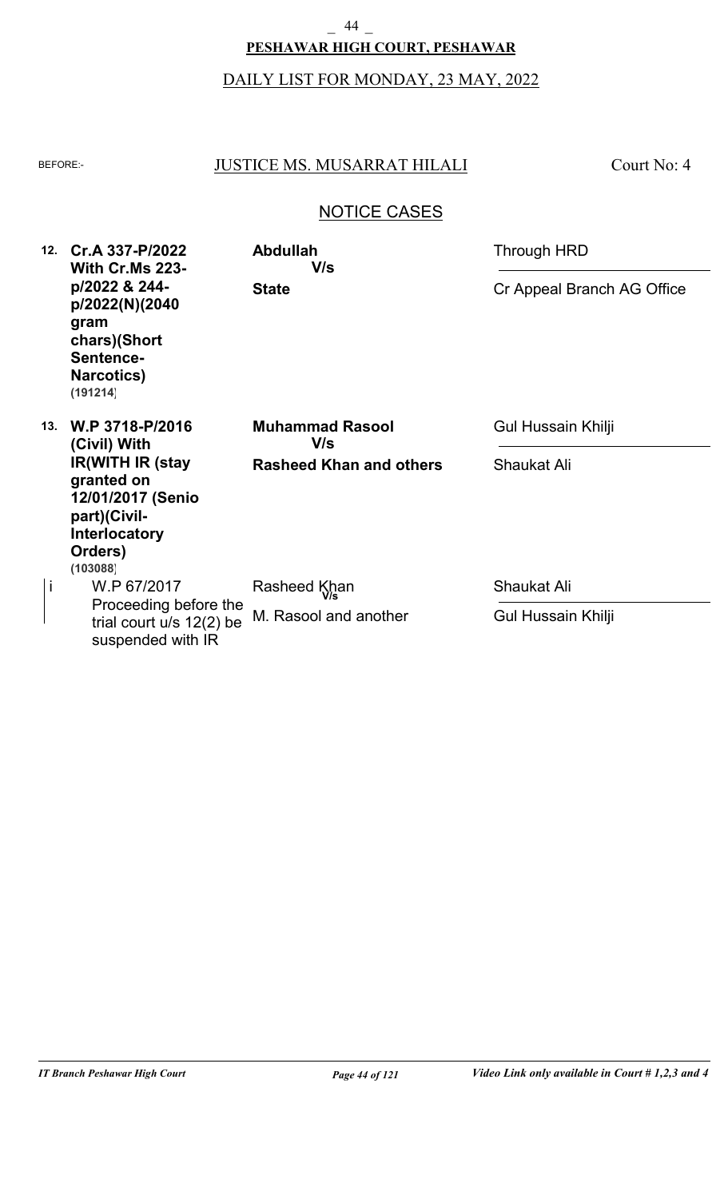**PESHAWAR HIGH COURT, PESHAWAR**

DAILY LIST FOR MONDAY, 23 MAY, 2022

BEFORE:- JUSTICE MS. MUSARRAT HILALI — Court No: 4

## NOTICE CASES

| No. | Case | Parties | Counsel |
|---|---|---|---|
| 12. | **Cr.A 337-P/2022 With Cr.Ms 223-p/2022 & 244-p/2022(N)(2040 gram chars)(Short Sentence-Narcotics)** (191214) | **Abdullah** V/s **State** | Through HRD / Cr Appeal Branch AG Office |
| 13. | **W.P 3718-P/2016 (Civil) With IR(WITH IR (stay granted on 12/01/2017 (Senio part)(Civil-Interlocatory Orders)** (103088) | **Muhammad Rasool** V/s **Rasheed Khan and others** | Gul Hussain Khilji / Shaukat Ali |
| i | W.P 67/2017 Proceeding before the trial court u/s 12(2) be suspended with IR | Rasheed Khan V/s M. Rasool and another | Shaukat Ali / Gul Hussain Khilji |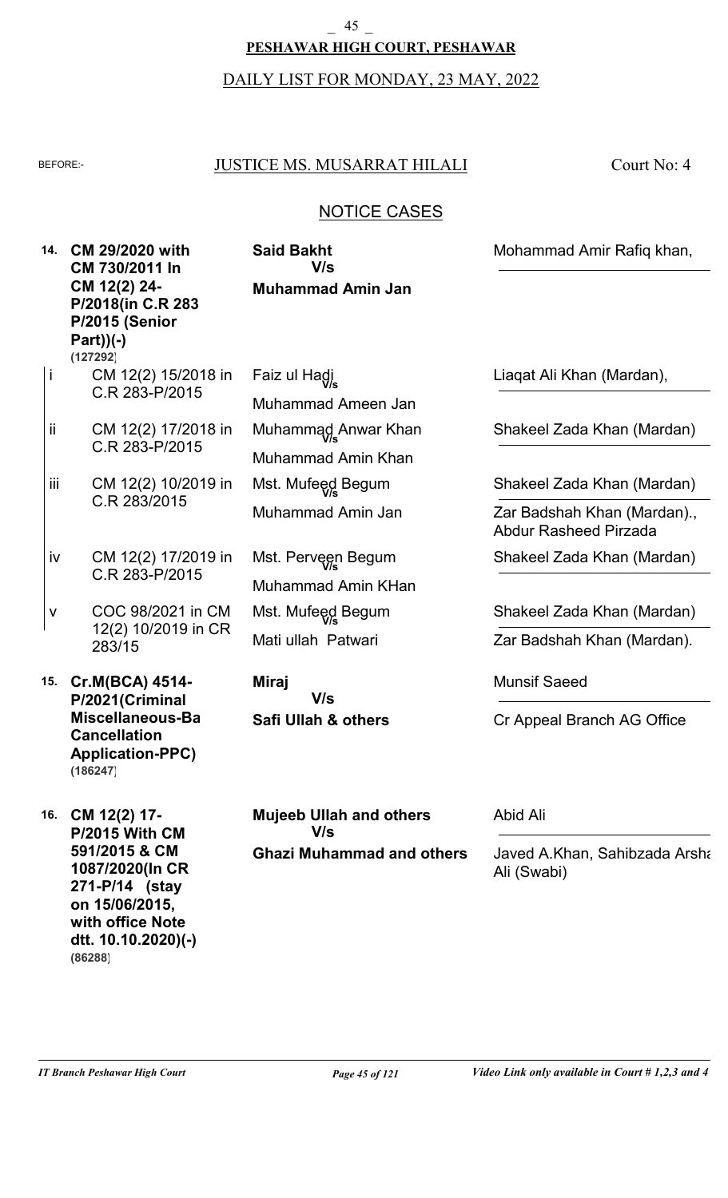**PESHAWAR HIGH COURT, PESHAWAR**

DAILY LIST FOR MONDAY, 23 MAY, 2022

BEFORE:- JUSTICE MS. MUSARRAT HILALI — Court No: 4

## NOTICE CASES

| No. | Case | Parties | Counsel |
|---|---|---|---|
| 14. | **CM 29/2020 with CM 730/2011 In CM 12(2) 24-P/2018(in C.R 283 P/2015 (Senior Part))(-)** (127292) | **Said Bakht** V/s **Muhammad Amin Jan** | Mohammad Amir Rafiq khan, |
| i | CM 12(2) 15/2018 in C.R 283-P/2015 | Faiz ul Hadi V/s Muhammad Ameen Jan | Liaqat Ali Khan (Mardan), |
| ii | CM 12(2) 17/2018 in C.R 283-P/2015 | Muhammad Anwar Khan V/s Muhammad Amin Khan | Shakeel Zada Khan (Mardan) |
| iii | CM 12(2) 10/2019 in C.R 283/2015 | Mst. Mufeed Begum V/s Muhammad Amin Jan | Shakeel Zada Khan (Mardan) / Zar Badshah Khan (Mardan)., Abdur Rasheed Pirzada |
| iv | CM 12(2) 17/2019 in C.R 283-P/2015 | Mst. Perveen Begum V/s Muhammad Amin KHan | Shakeel Zada Khan (Mardan) |
| v | COC 98/2021 in CM 12(2) 10/2019 in CR 283/15 | Mst. Mufeed Begum V/s Mati ullah Patwari | Shakeel Zada Khan (Mardan) / Zar Badshah Khan (Mardan). |
| 15. | **Cr.M(BCA) 4514-P/2021(Criminal Miscellaneous-Ba Cancellation Application-PPC)** (186247) | **Miraj** V/s **Safi Ullah & others** | Munsif Saeed / Cr Appeal Branch AG Office |
| 16. | **CM 12(2) 17-P/2015 With CM 591/2015 & CM 1087/2020(In CR 271-P/14 (stay on 15/06/2015, with office Note dtt. 10.10.2020)(-)** (86288) | **Mujeeb Ullah and others** V/s **Ghazi Muhammad and others** | Abid Ali / Javed A.Khan, Sahibzada Arsha Ali (Swabi) |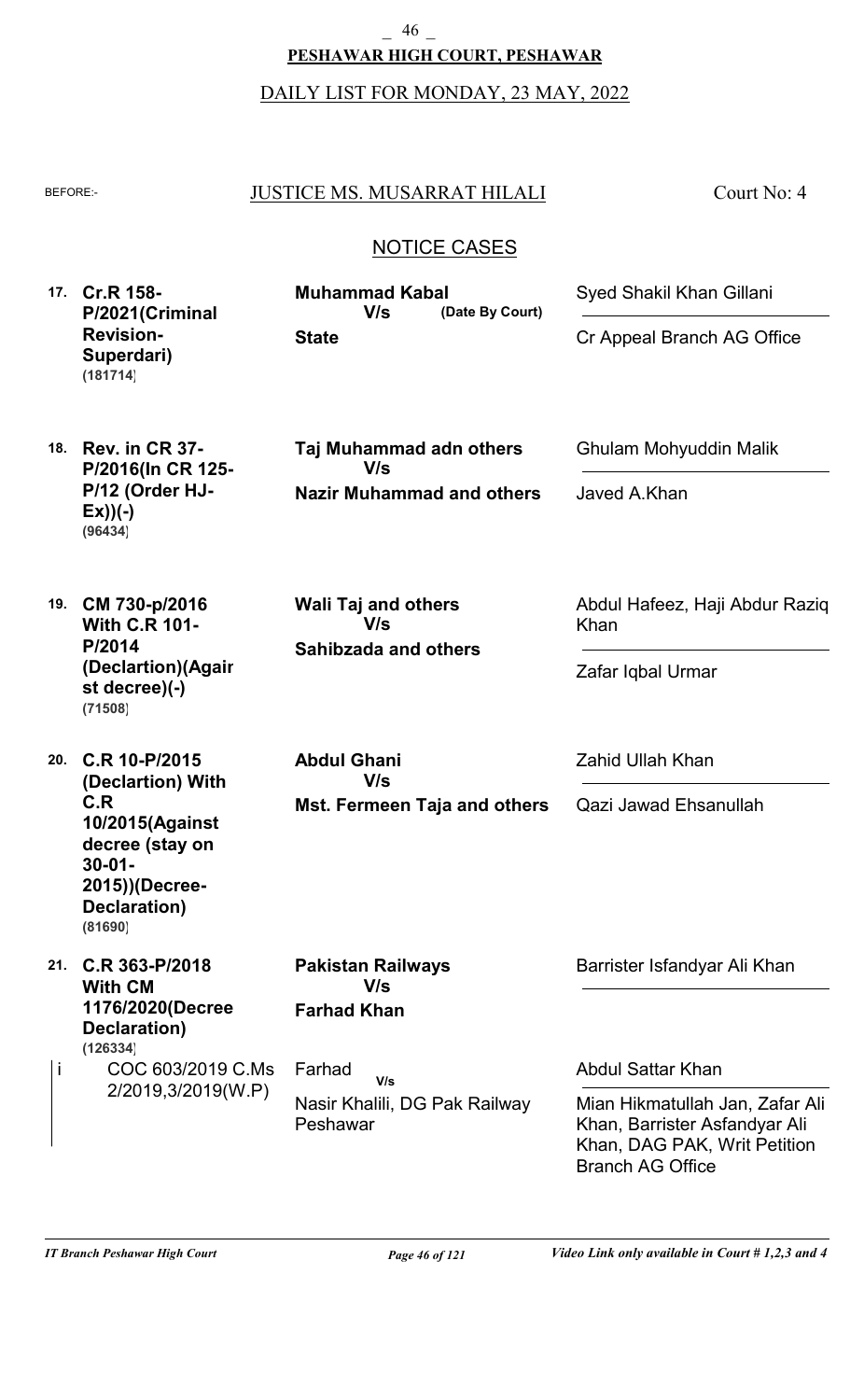**PESHAWAR HIGH COURT, PESHAWAR**

DAILY LIST FOR MONDAY, 23 MAY, 2022

BEFORE:- JUSTICE MS. MUSARRAT HILALI — Court No: 4

## NOTICE CASES

| No. | Case | Parties | Counsel |
|---|---|---|---|
| 17. | **Cr.R 158-P/2021(Criminal Revision-Superdari)** **(181714)** | **Muhammad Kabal** V/s **(Date By Court)** **State** | Syed Shakil Khan Gillani / Cr Appeal Branch AG Office |
| 18. | **Rev. in CR 37-P/2016(In CR 125-P/12 (Order HJ-Ex))(-)** **(96434)** | **Taj Muhammad adn others** V/s **Nazir Muhammad and others** | Ghulam Mohyuddin Malik / Javed A.Khan |
| 19. | **CM 730-p/2016 With C.R 101-P/2014 (Declartion)(Agairst decree)(-)** **(71508)** | **Wali Taj and others** V/s **Sahibzada and others** | Abdul Hafeez, Haji Abdur Raziq Khan / Zafar Iqbal Urmar |
| 20. | **C.R 10-P/2015 (Declartion) With C.R 10/2015(Against decree (stay on 30-01-2015))(Decree-Declaration)** **(81690)** | **Abdul Ghani** V/s **Mst. Fermeen Taja and others** | Zahid Ullah Khan / Qazi Jawad Ehsanullah |
| 21. | **C.R 363-P/2018 With CM 1176/2020(Decree Declaration)** **(126334)** | **Pakistan Railways** V/s **Farhad Khan** | Barrister Isfandyar Ali Khan |
| i | COC 603/2019 C.Ms 2/2019,3/2019(W.P) | Farhad V/s Nasir Khalili, DG Pak Railway Peshawar | Abdul Sattar Khan / Mian Hikmatullah Jan, Zafar Ali Khan, Barrister Asfandyar Ali Khan, DAG PAK, Writ Petition Branch AG Office |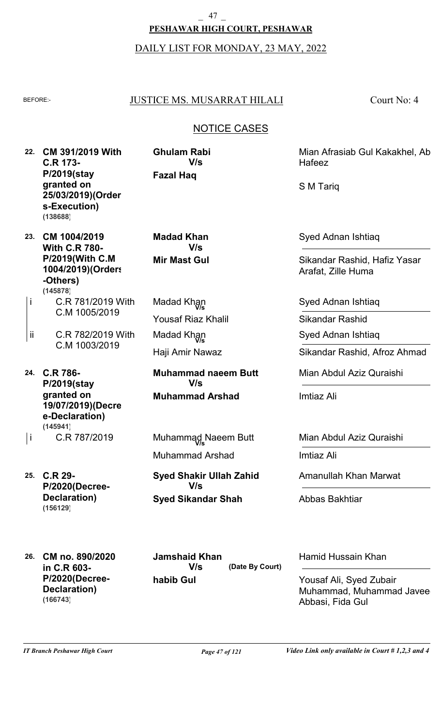**PESHAWAR HIGH COURT, PESHAWAR**

DAILY LIST FOR MONDAY, 23 MAY, 2022

BEFORE:- JUSTICE MS. MUSARRAT HILALI Court No: 4

## NOTICE CASES

| No. | Case | Parties | Advocates |
|---|---|---|---|
| 22. | **CM 391/2019 With C.R 173-P/2019(stay granted on 25/03/2019)(Orders-Execution) (138688)** | **Ghulam Rabi V/s Fazal Haq** | Mian Afrasiab Gul Kakakhel, Ab Hafeez / S M Tariq |
| 23. | **CM 1004/2019 With C.R 780-P/2019(With C.M 1004/2019)(Orders-Others) (145878)** | **Madad Khan V/s Mir Mast Gul** | Syed Adnan Ishtiaq / Sikandar Rashid, Hafiz Yasar Arafat, Zille Huma |
| i | C.R 781/2019 With C.M 1005/2019 | Madad Khan V/s Yousaf Riaz Khalil | Syed Adnan Ishtiaq / Sikandar Rashid |
| ii | C.R 782/2019 With C.M 1003/2019 | Madad Khan V/s Haji Amir Nawaz | Syed Adnan Ishtiaq / Sikandar Rashid, Afroz Ahmad |
| 24. | **C.R 786-P/2019(stay granted on 19/07/2019)(Decree-Declaration) (145941)** | **Muhammad naeem Butt V/s Muhammad Arshad** | Mian Abdul Aziz Quraishi / Imtiaz Ali |
| i | C.R 787/2019 | Muhammad Naeem Butt V/s Muhammad Arshad | Mian Abdul Aziz Quraishi / Imtiaz Ali |
| 25. | **C.R 29-P/2020(Decree-Declaration) (156129)** | **Syed Shakir Ullah Zahid V/s Syed Sikandar Shah** | Amanullah Khan Marwat / Abbas Bakhtiar |
| 26. | **CM no. 890/2020 in C.R 603-P/2020(Decree-Declaration) (166743)** | **Jamshaid Khan V/s habib Gul** **(Date By Court)** | Hamid Hussain Khan / Yousaf Ali, Syed Zubair Muhammad, Muhammad Javee Abbasi, Fida Gul |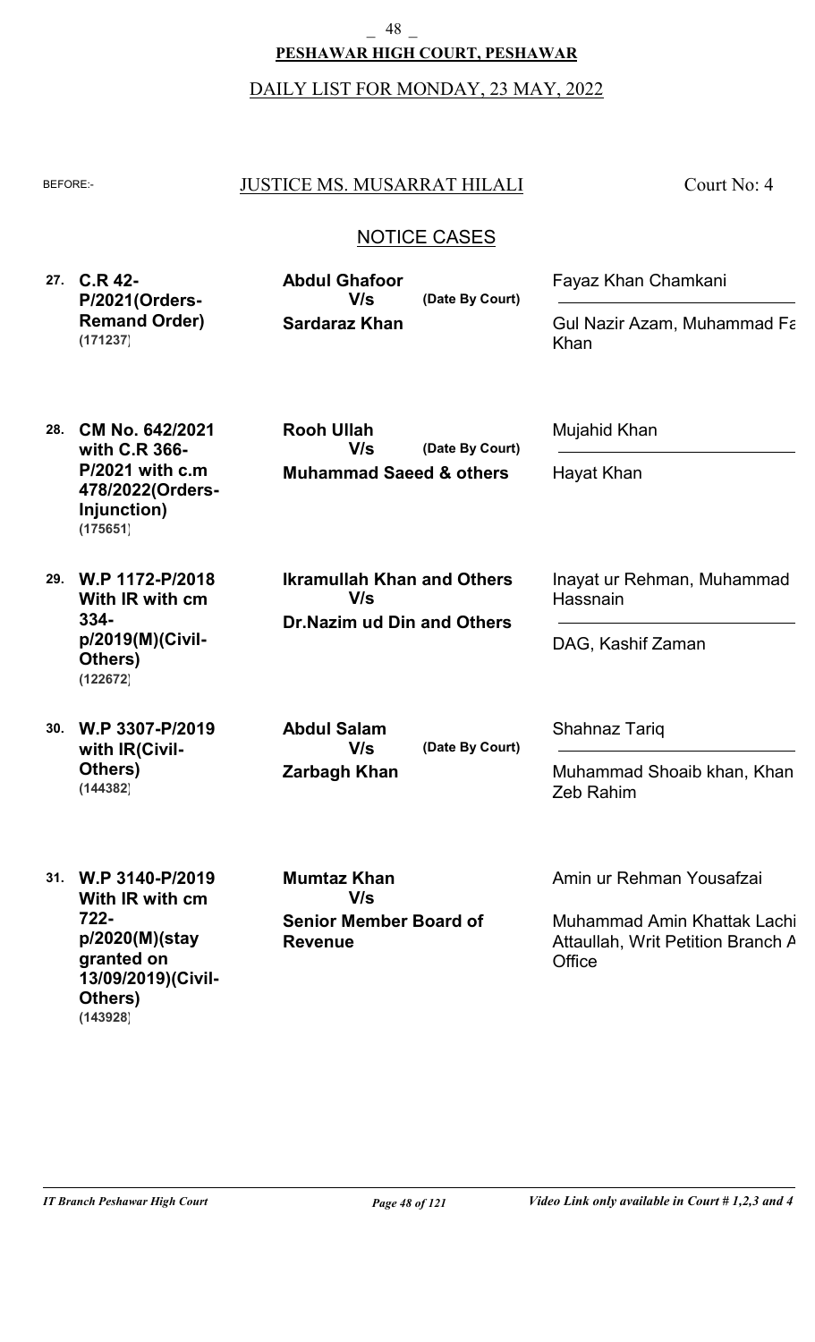**PESHAWAR HIGH COURT, PESHAWAR**

DAILY LIST FOR MONDAY, 23 MAY, 2022

BEFORE:- JUSTICE MS. MUSARRAT HILALI — Court No: 4

## NOTICE CASES

| No. | Case | Parties | Advocates |
|---|---|---|---|
| 27. | **C.R 42-P/2021(Orders-Remand Order)** **(171237)** | **Abdul Ghafoor** V/s **Sardaraz Khan** (Date By Court) | Fayaz Khan Chamkani / Gul Nazir Azam, Muhammad Fa Khan |
| 28. | **CM No. 642/2021 with C.R 366-P/2021 with c.m 478/2022(Orders-Injunction)** **(175651)** | **Rooh Ullah** V/s **Muhammad Saeed & others** (Date By Court) | Mujahid Khan / Hayat Khan |
| 29. | **W.P 1172-P/2018 With IR with cm 334-p/2019(M)(Civil-Others)** **(122672)** | **Ikramullah Khan and Others** V/s **Dr.Nazim ud Din and Others** | Inayat ur Rehman, Muhammad Hassnain / DAG, Kashif Zaman |
| 30. | **W.P 3307-P/2019 with IR(Civil-Others)** **(144382)** | **Abdul Salam** V/s **Zarbagh Khan** (Date By Court) | Shahnaz Tariq / Muhammad Shoaib khan, Khan Zeb Rahim |
| 31. | **W.P 3140-P/2019 With IR with cm 722-p/2020(M)(stay granted on 13/09/2019)(Civil-Others)** **(143928)** | **Mumtaz Khan** V/s **Senior Member Board of Revenue** | Amin ur Rehman Yousafzai / Muhammad Amin Khattak Lachi Attaullah, Writ Petition Branch A Office |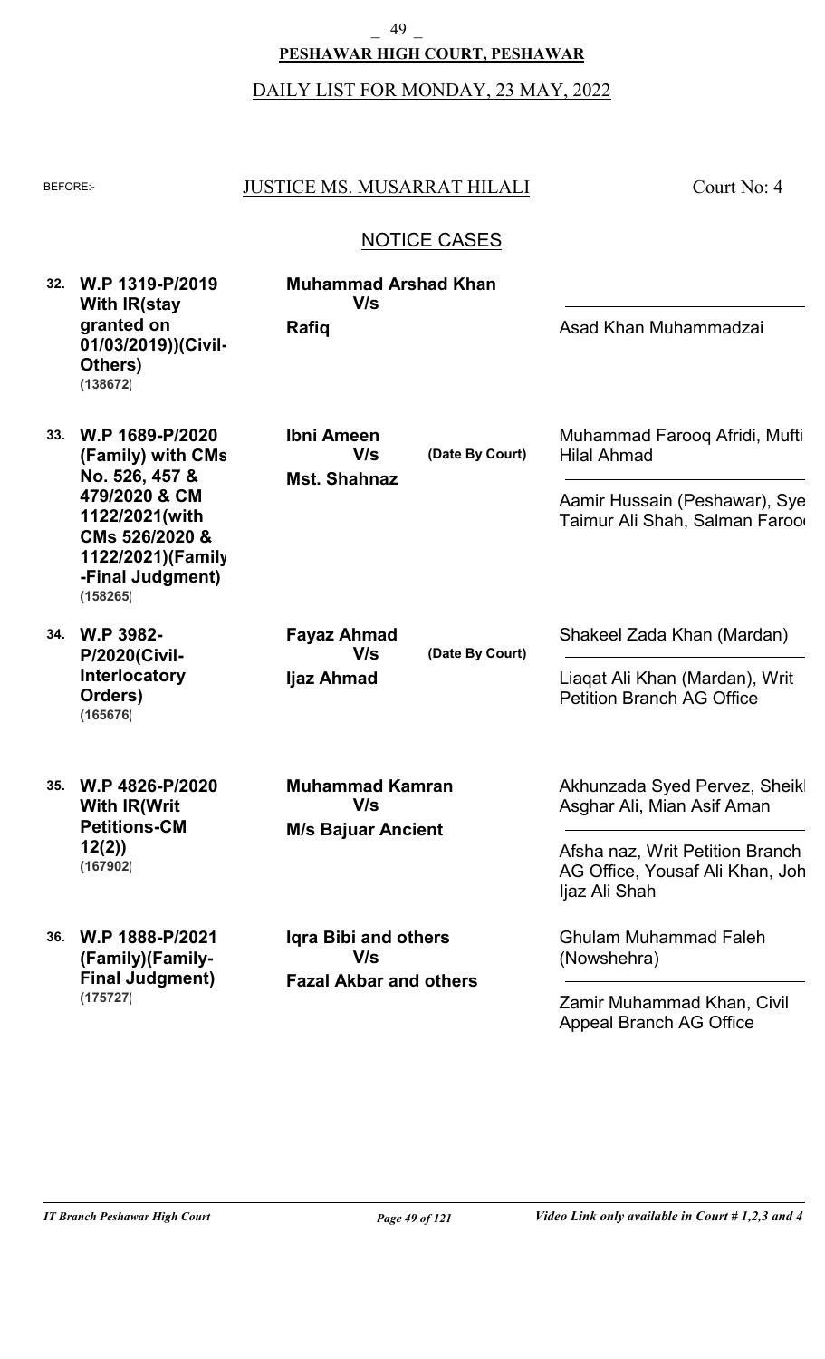**PESHAWAR HIGH COURT, PESHAWAR**

DAILY LIST FOR MONDAY, 23 MAY, 2022

BEFORE:- JUSTICE MS. MUSARRAT HILALI — Court No: 4

## NOTICE CASES

| No. | Case | Parties | | Counsel |
|---|---|---|---|---|
| 32. | **W.P 1319-P/2019 With IR(stay granted on 01/03/2019))(Civil-Others)** **(138672)** | **Muhammad Arshad Khan** **V/s** **Rafiq** | | Asad Khan Muhammadzai |
| 33. | **W.P 1689-P/2020 (Family) with CMs No. 526, 457 & 479/2020 & CM 1122/2021(with CMs 526/2020 & 1122/2021)(Family-Final Judgment)** **(158265)** | **Ibni Ameen** **V/s** **Mst. Shahnaz** | **(Date By Court)** | Muhammad Farooq Afridi, Mufti Hilal Ahmad<br>Aamir Hussain (Peshawar), Sye Taimur Ali Shah, Salman Farooq |
| 34. | **W.P 3982-P/2020(Civil-Interlocatory Orders)** **(165676)** | **Fayaz Ahmad** **V/s** **Ijaz Ahmad** | **(Date By Court)** | Shakeel Zada Khan (Mardan)<br>Liaqat Ali Khan (Mardan), Writ Petition Branch AG Office |
| 35. | **W.P 4826-P/2020 With IR(Writ Petitions-CM 12(2))** **(167902)** | **Muhammad Kamran** **V/s** **M/s Bajuar Ancient** | | Akhunzada Syed Pervez, Sheikh Asghar Ali, Mian Asif Aman<br>Afsha naz, Writ Petition Branch AG Office, Yousaf Ali Khan, Joh Ijaz Ali Shah |
| 36. | **W.P 1888-P/2021 (Family)(Family-Final Judgment)** **(175727)** | **Iqra Bibi and others** **V/s** **Fazal Akbar and others** | | Ghulam Muhammad Faleh (Nowshehra)<br>Zamir Muhammad Khan, Civil Appeal Branch AG Office |

*Video Link only available in Court # 1,2,3 and 4*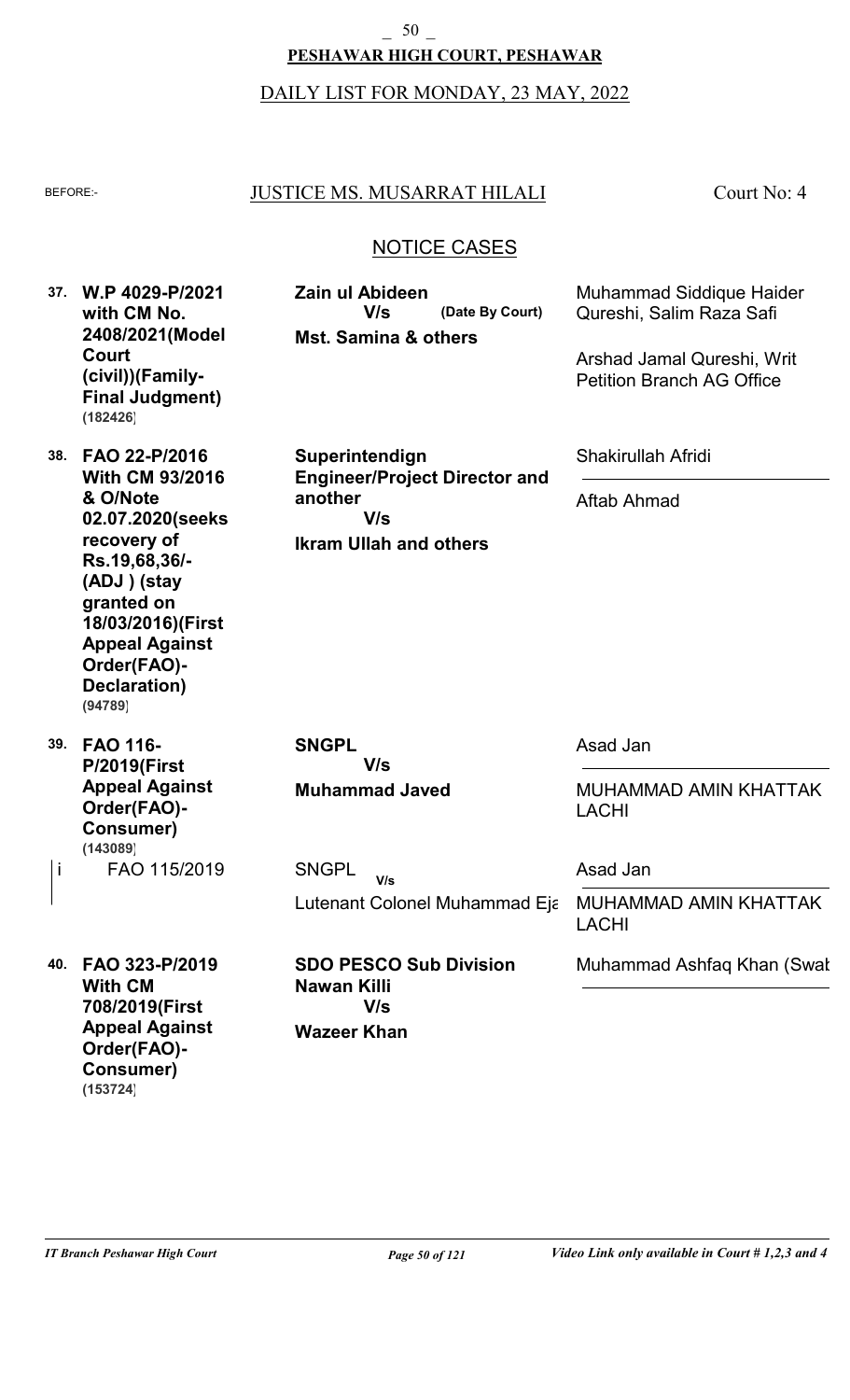**PESHAWAR HIGH COURT, PESHAWAR**

DAILY LIST FOR MONDAY, 23 MAY, 2022

BEFORE:- JUSTICE MS. MUSARRAT HILALI — Court No: 4

## NOTICE CASES

| No. | Case | Parties | Advocates |
|---|---|---|---|
| 37. | **W.P 4029-P/2021 with CM No. 2408/2021(Model Court (civil))(Family-Final Judgment)** **(182426)** | **Zain ul Abideen** **V/s** **(Date By Court)** **Mst. Samina & others** | Muhammad Siddique Haider Qureshi, Salim Raza Safi<br>Arshad Jamal Qureshi, Writ Petition Branch AG Office |
| 38. | **FAO 22-P/2016 With CM 93/2016 & O/Note 02.07.2020(seeks recovery of Rs.19,68,36/- (ADJ ) (stay granted on 18/03/2016)(First Appeal Against Order(FAO)-Declaration)** **(94789)** | **Superintendign Engineer/Project Director and another** **V/s** **Ikram Ullah and others** | Shakirullah Afridi<br>Aftab Ahmad |
| 39. | **FAO 116-P/2019(First Appeal Against Order(FAO)-Consumer)** **(143089)** | **SNGPL** **V/s** **Muhammad Javed** | Asad Jan<br>MUHAMMAD AMIN KHATTAK LACHI |
| i | FAO 115/2019 | SNGPL V/s Lutenant Colonel Muhammad Eja | Asad Jan<br>MUHAMMAD AMIN KHATTAK LACHI |
| 40. | **FAO 323-P/2019 With CM 708/2019(First Appeal Against Order(FAO)-Consumer)** **(153724)** | **SDO PESCO Sub Division Nawan Killi** **V/s** **Wazeer Khan** | Muhammad Ashfaq Khan (Swat |

*Video Link only available in Court # 1,2,3 and 4*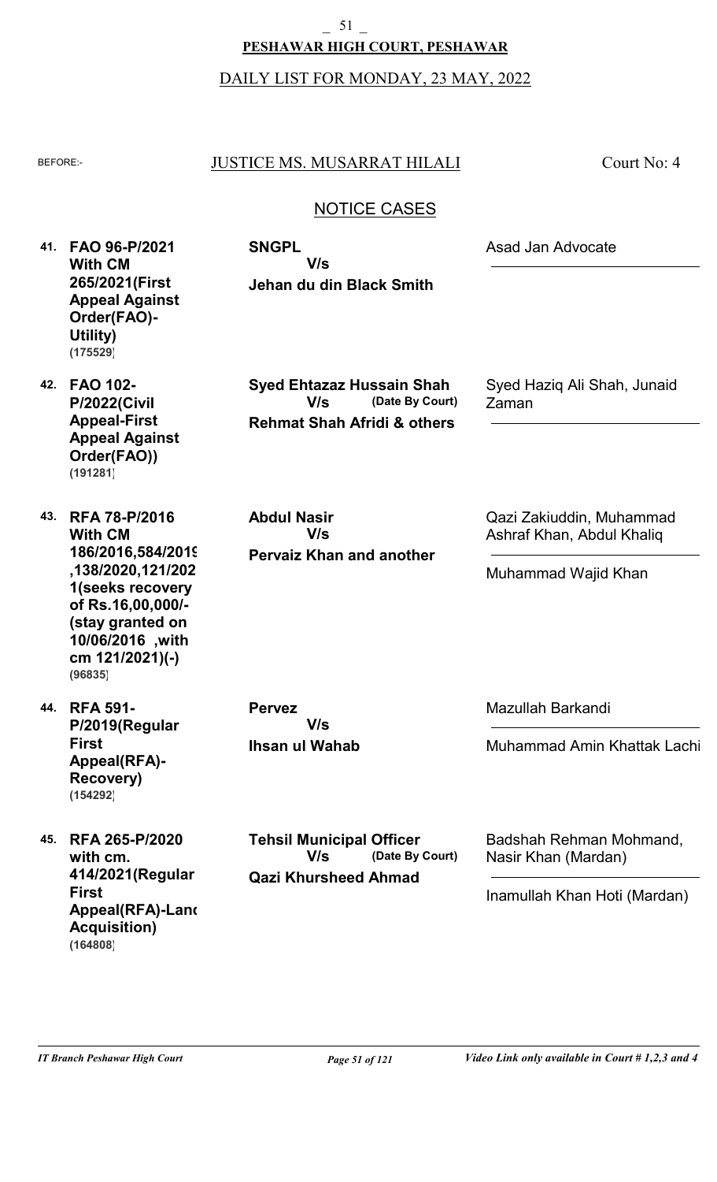**PESHAWAR HIGH COURT, PESHAWAR**

DAILY LIST FOR MONDAY, 23 MAY, 2022

BEFORE:- JUSTICE MS. MUSARRAT HILALI — Court No: 4

## NOTICE CASES

| No. | Case | Parties | Advocates |
|---|---|---|---|
| 41. | **FAO 96-P/2021 With CM 265/2021(First Appeal Against Order(FAO)-Utility)** (175529) | **SNGPL** V/s **Jehan du din Black Smith** | Asad Jan Advocate |
| 42. | **FAO 102-P/2022(Civil Appeal-First Appeal Against Order(FAO))** (191281) | **Syed Ehtazaz Hussain Shah** V/s **Rehmat Shah Afridi & others** (Date By Court) | Syed Haziq Ali Shah, Junaid Zaman |
| 43. | **RFA 78-P/2016 With CM 186/2016,584/2019,138/2020,121/2021(seeks recovery of Rs.16,00,000/- (stay granted on 10/06/2016 ,with cm 121/2021)(-)** (96835) | **Abdul Nasir** V/s **Pervaiz Khan and another** | Qazi Zakiuddin, Muhammad Ashraf Khan, Abdul Khaliq / Muhammad Wajid Khan |
| 44. | **RFA 591-P/2019(Regular First Appeal(RFA)-Recovery)** (154292) | **Pervez** V/s **Ihsan ul Wahab** | Mazullah Barkandi / Muhammad Amin Khattak Lachi |
| 45. | **RFA 265-P/2020 with cm. 414/2021(Regular First Appeal(RFA)-Land Acquisition)** (164808) | **Tehsil Municipal Officer** V/s **Qazi Khursheed Ahmad** (Date By Court) | Badshah Rehman Mohmand, Nasir Khan (Mardan) / Inamullah Khan Hoti (Mardan) |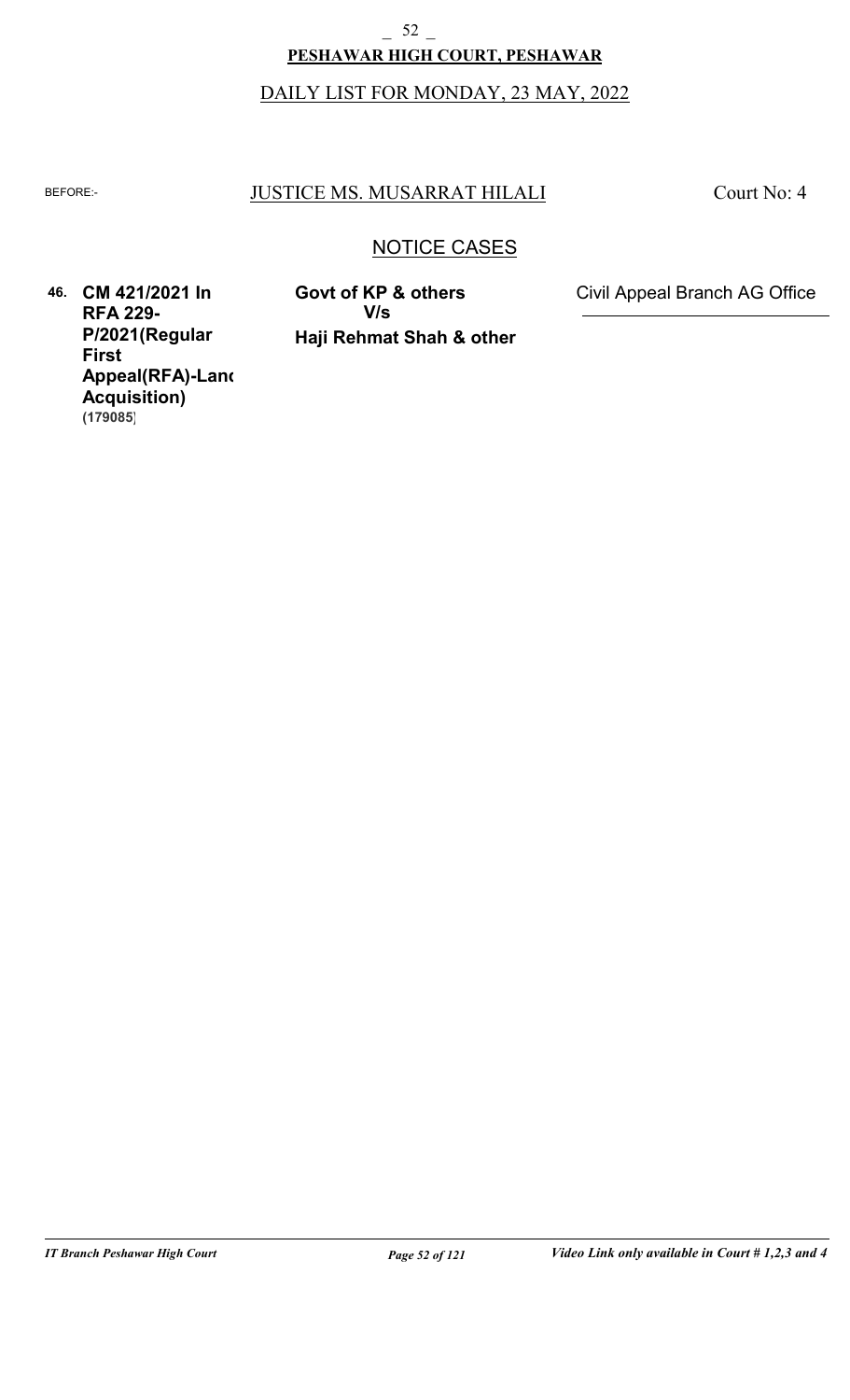**PESHAWAR HIGH COURT, PESHAWAR**

DAILY LIST FOR MONDAY, 23 MAY, 2022

BEFORE:- JUSTICE MS. MUSARRAT HILALI Court No: 4

## NOTICE CASES

| No. | Case | Parties | Counsel |
|---|---|---|---|
| 46. | **CM 421/2021 In RFA 229-P/2021(Regular First Appeal(RFA)-Land Acquisition)** **(179085)** | **Govt of KP & others** **V/s** **Haji Rehmat Shah & other** | Civil Appeal Branch AG Office |

*IT Branch Peshawar High Court* *Video Link only available in Court # 1,2,3 and 4*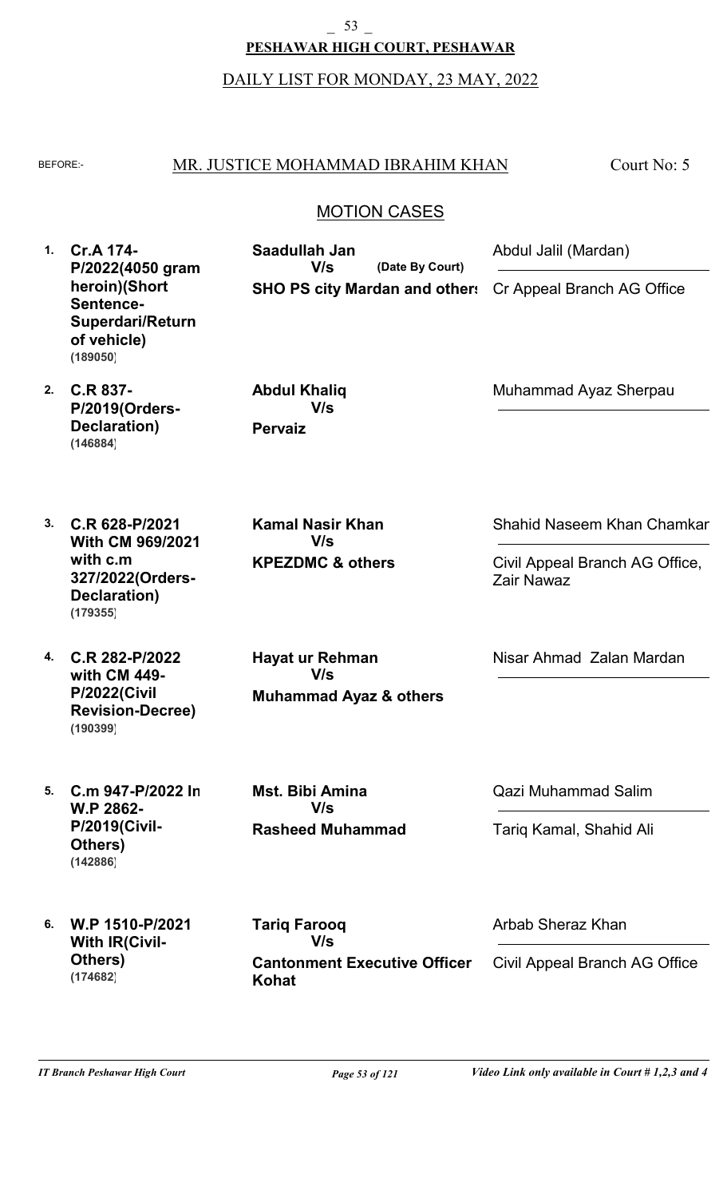**PESHAWAR HIGH COURT, PESHAWAR**

DAILY LIST FOR MONDAY, 23 MAY, 2022

BEFORE:- MR. JUSTICE MOHAMMAD IBRAHIM KHAN Court No: 5

## MOTION CASES

| No. | Case | Parties | Advocates |
|---|---|---|---|
| 1. | **Cr.A 174-P/2022(4050 gram heroin)(Short Sentence-Superdari/Return of vehicle) (189050)** | **Saadullah Jan** V/s **SHO PS city Mardan and others** (Date By Court) | Abdul Jalil (Mardan) / Cr Appeal Branch AG Office |
| 2. | **C.R 837-P/2019(Orders-Declaration) (146884)** | **Abdul Khaliq** V/s **Pervaiz** | Muhammad Ayaz Sherpau |
| 3. | **C.R 628-P/2021 With CM 969/2021 with c.m 327/2022(Orders-Declaration) (179355)** | **Kamal Nasir Khan** V/s **KPEZDMC & others** | Shahid Naseem Khan Chamkar / Civil Appeal Branch AG Office, Zair Nawaz |
| 4. | **C.R 282-P/2022 with CM 449-P/2022(Civil Revision-Decree) (190399)** | **Hayat ur Rehman** V/s **Muhammad Ayaz & others** | Nisar Ahmad Zalan Mardan |
| 5. | **C.m 947-P/2022 In W.P 2862-P/2019(Civil-Others) (142886)** | **Mst. Bibi Amina** V/s **Rasheed Muhammad** | Qazi Muhammad Salim / Tariq Kamal, Shahid Ali |
| 6. | **W.P 1510-P/2021 With IR(Civil-Others) (174682)** | **Tariq Farooq** V/s **Cantonment Executive Officer Kohat** | Arbab Sheraz Khan / Civil Appeal Branch AG Office |

*IT Branch Peshawar High Court* *Video Link only available in Court # 1,2,3 and 4*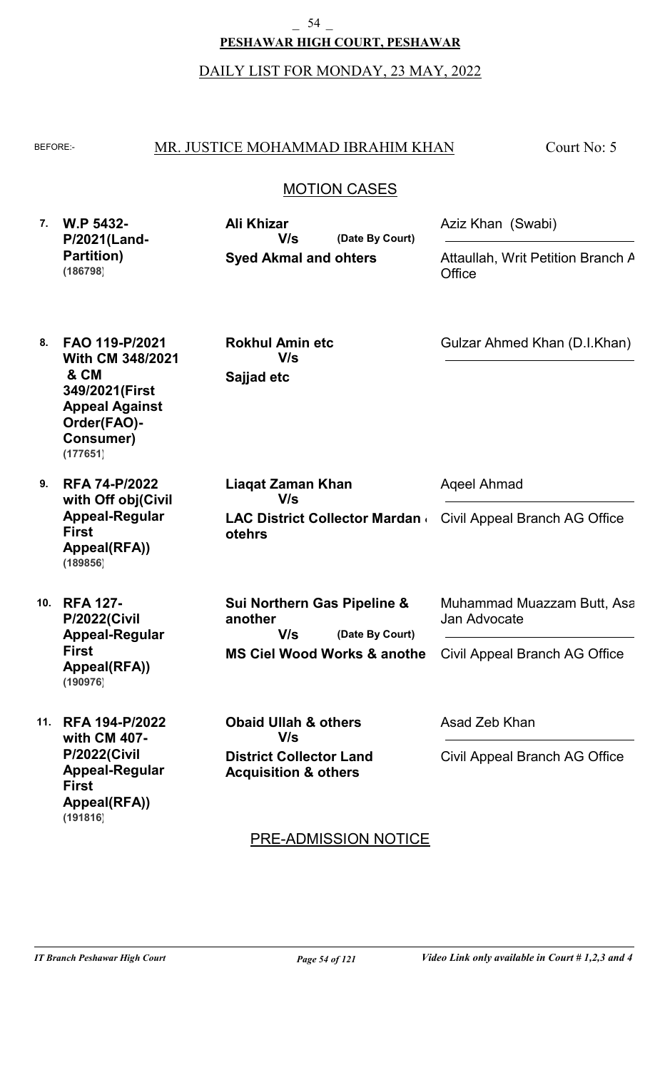**PESHAWAR HIGH COURT, PESHAWAR**

DAILY LIST FOR MONDAY, 23 MAY, 2022

BEFORE:- MR. JUSTICE MOHAMMAD IBRAHIM KHAN — Court No: 5

## MOTION CASES

| No. | Case | Parties | Counsel |
|---|---|---|---|
| 7. | **W.P 5432-P/2021(Land-Partition)** **(186798)** | **Ali Khizar** V/s (Date By Court) **Syed Akmal and ohters** | Aziz Khan (Swabi) / Attaullah, Writ Petition Branch A Office |
| 8. | **FAO 119-P/2021 With CM 348/2021 & CM 349/2021(First Appeal Against Order(FAO)-Consumer)** **(177651)** | **Rokhul Amin etc** V/s **Sajjad etc** | Gulzar Ahmed Khan (D.I.Khan) |
| 9. | **RFA 74-P/2022 with Off obj(Civil Appeal-Regular First Appeal(RFA))** **(189856)** | **Liaqat Zaman Khan** V/s **LAC District Collector Mardan otehrs** | Aqeel Ahmad / Civil Appeal Branch AG Office |
| 10. | **RFA 127-P/2022(Civil Appeal-Regular First Appeal(RFA))** **(190976)** | **Sui Northern Gas Pipeline & another** V/s (Date By Court) **MS Ciel Wood Works & anothe** | Muhammad Muazzam Butt, Asa Jan Advocate / Civil Appeal Branch AG Office |
| 11. | **RFA 194-P/2022 with CM 407-P/2022(Civil Appeal-Regular First Appeal(RFA))** **(191816)** | **Obaid Ullah & others** V/s **District Collector Land Acquisition & others** | Asad Zeb Khan / Civil Appeal Branch AG Office |

## PRE-ADMISSION NOTICE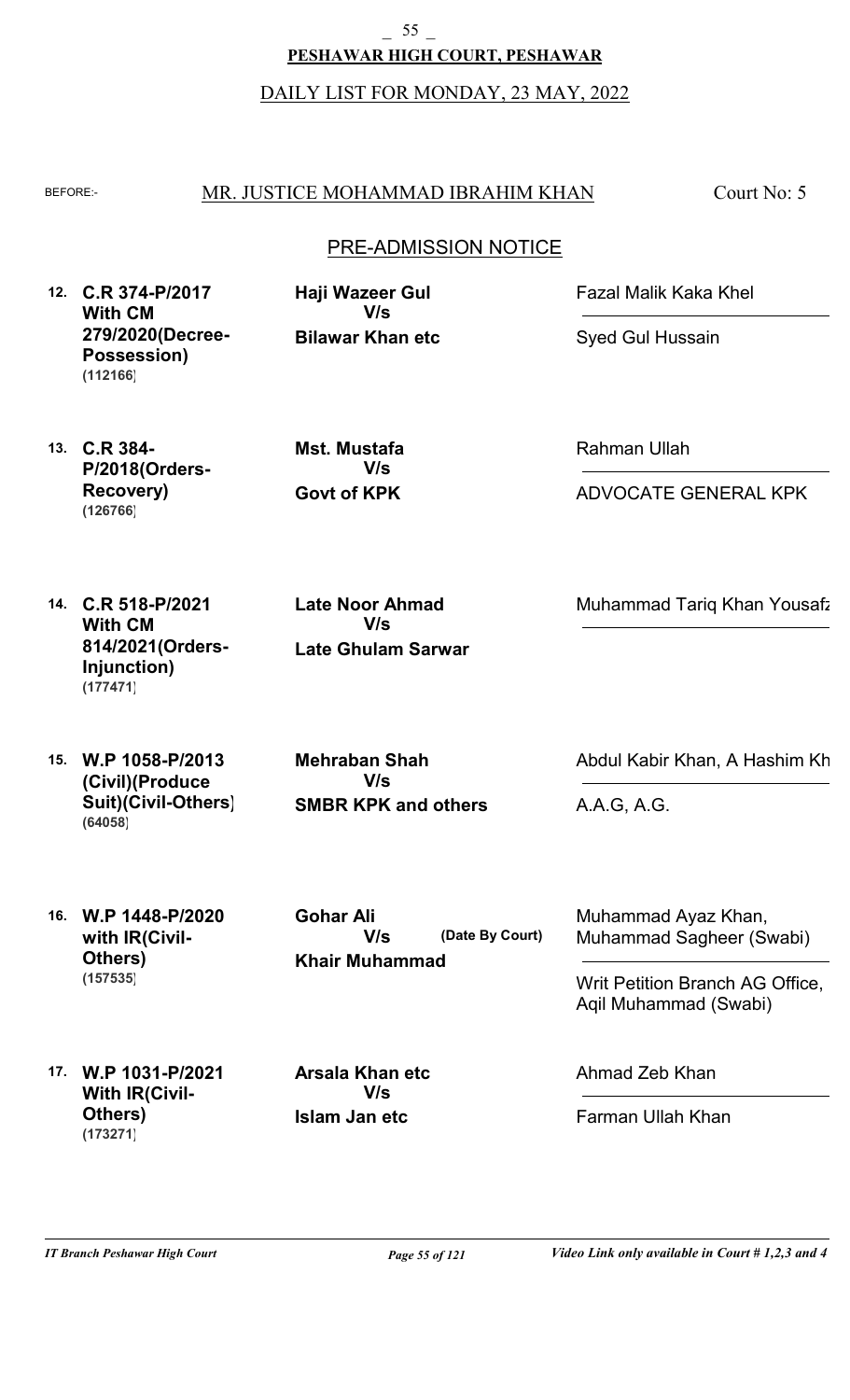**PESHAWAR HIGH COURT, PESHAWAR**

DAILY LIST FOR MONDAY, 23 MAY, 2022

BEFORE:- MR. JUSTICE MOHAMMAD IBRAHIM KHAN — Court No: 5

## PRE-ADMISSION NOTICE

| No. | Case | Parties | Counsel |
|---|---|---|---|
| 12. | **C.R 374-P/2017 With CM 279/2020(Decree-Possession)** **(112166)** | **Haji Wazeer Gul V/s Bilawar Khan etc** | Fazal Malik Kaka Khel / Syed Gul Hussain |
| 13. | **C.R 384-P/2018(Orders-Recovery)** **(126766)** | **Mst. Mustafa V/s Govt of KPK** | Rahman Ullah / ADVOCATE GENERAL KPK |
| 14. | **C.R 518-P/2021 With CM 814/2021(Orders-Injunction)** **(177471)** | **Late Noor Ahmad V/s Late Ghulam Sarwar** | Muhammad Tariq Khan Yousafz |
| 15. | **W.P 1058-P/2013 (Civil)(Produce Suit)(Civil-Others)** **(64058)** | **Mehraban Shah V/s SMBR KPK and others** | Abdul Kabir Khan, A Hashim Kh / A.A.G, A.G. |
| 16. | **W.P 1448-P/2020 with IR(Civil-Others)** **(157535)** | **Gohar Ali V/s Khair Muhammad** **(Date By Court)** | Muhammad Ayaz Khan, Muhammad Sagheer (Swabi) / Writ Petition Branch AG Office, Aqil Muhammad (Swabi) |
| 17. | **W.P 1031-P/2021 With IR(Civil-Others)** **(173271)** | **Arsala Khan etc V/s Islam Jan etc** | Ahmad Zeb Khan / Farman Ullah Khan |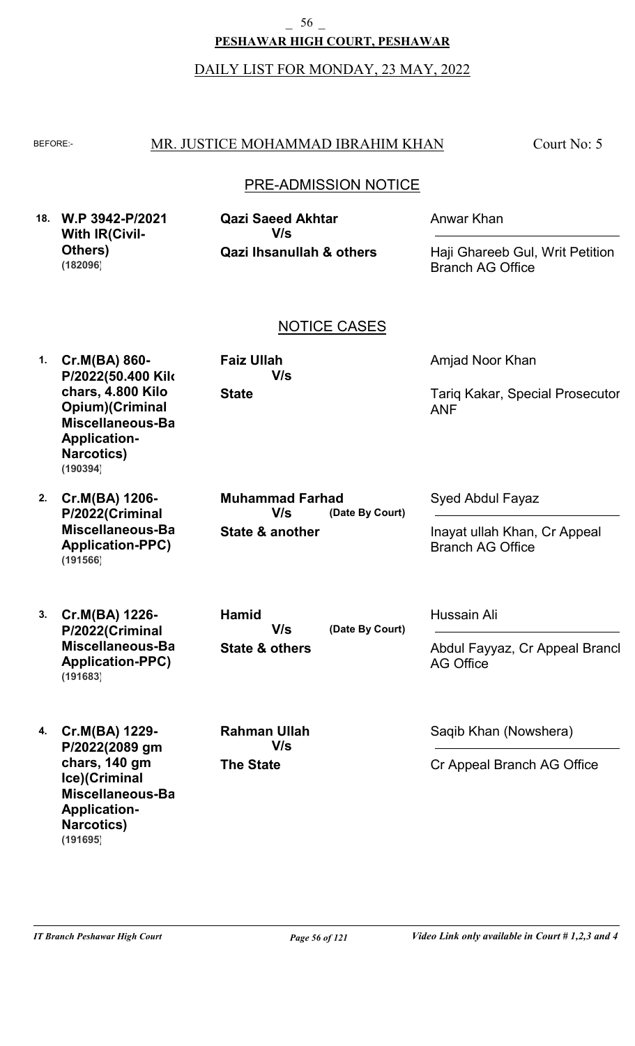**PESHAWAR HIGH COURT, PESHAWAR**

DAILY LIST FOR MONDAY, 23 MAY, 2022

BEFORE:- MR. JUSTICE MOHAMMAD IBRAHIM KHAN Court No: 5

## PRE-ADMISSION NOTICE

| No. | Case | Parties | Counsel |
|---|---|---|---|
| 18. | **W.P 3942-P/2021 With IR(Civil-Others)** **(182096)** | **Qazi Saeed Akhtar** **V/s** **Qazi Ihsanullah & others** | Anwar Khan / Haji Ghareeb Gul, Writ Petition Branch AG Office |

## NOTICE CASES

| No. | Case | Parties | Counsel |
|---|---|---|---|
| 1. | **Cr.M(BA) 860-P/2022(50.400 Kilo chars, 4.800 Kilo Opium)(Criminal Miscellaneous-Bail Application-Narcotics)** **(190394)** | **Faiz Ullah** **V/s** **State** | Amjad Noor Khan / Tariq Kakar, Special Prosecutor ANF |
| 2. | **Cr.M(BA) 1206-P/2022(Criminal Miscellaneous-Bail Application-PPC)** **(191566)** | **Muhammad Farhad** **V/s** **(Date By Court)** **State & another** | Syed Abdul Fayaz / Inayat ullah Khan, Cr Appeal Branch AG Office |
| 3. | **Cr.M(BA) 1226-P/2022(Criminal Miscellaneous-Bail Application-PPC)** **(191683)** | **Hamid** **V/s** **(Date By Court)** **State & others** | Hussain Ali / Abdul Fayyaz, Cr Appeal Branch AG Office |
| 4. | **Cr.M(BA) 1229-P/2022(2089 gm chars, 140 gm Ice)(Criminal Miscellaneous-Bail Application-Narcotics)** **(191695)** | **Rahman Ullah** **V/s** **The State** | Saqib Khan (Nowshera) / Cr Appeal Branch AG Office |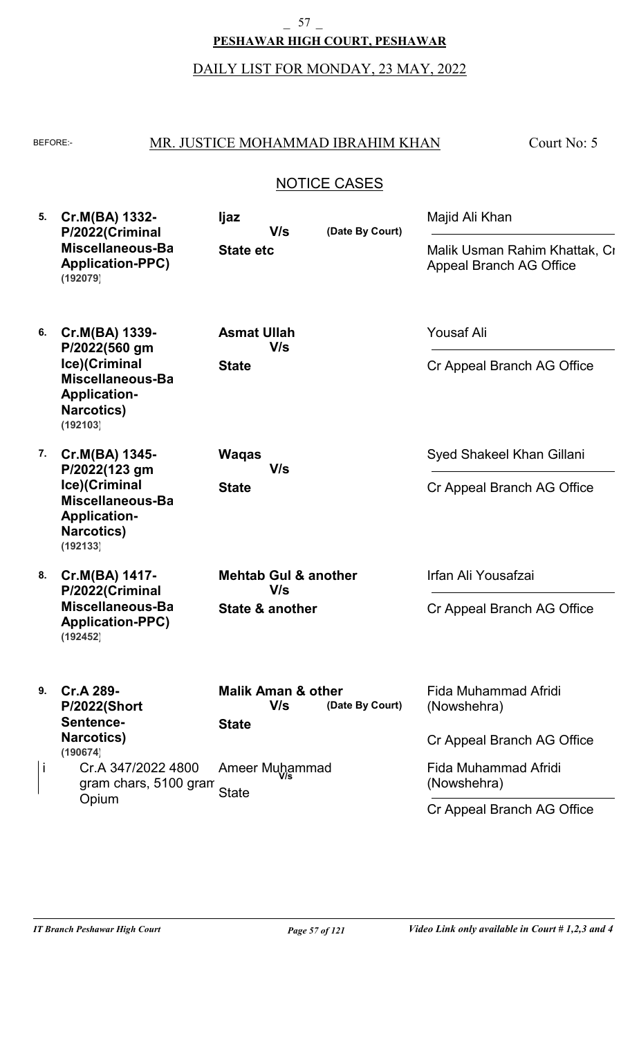# PESHAWAR HIGH COURT, PESHAWAR

DAILY LIST FOR MONDAY, 23 MAY, 2022

BEFORE:- MR. JUSTICE MOHAMMAD IBRAHIM KHAN — Court No: 5

## NOTICE CASES

| No. | Case | Parties | Counsel |
|---|---|---|---|
| 5. | **Cr.M(BA) 1332-P/2022(Criminal Miscellaneous-Ba Application-PPC)** (192079) | **Ijaz** V/s **State etc** (Date By Court) | Majid Ali Khan / Malik Usman Rahim Khattak, Cr Appeal Branch AG Office |
| 6. | **Cr.M(BA) 1339-P/2022(560 gm Ice)(Criminal Miscellaneous-Ba Application-Narcotics)** (192103) | **Asmat Ullah** V/s **State** | Yousaf Ali / Cr Appeal Branch AG Office |
| 7. | **Cr.M(BA) 1345-P/2022(123 gm Ice)(Criminal Miscellaneous-Ba Application-Narcotics)** (192133) | **Waqas** V/s **State** | Syed Shakeel Khan Gillani / Cr Appeal Branch AG Office |
| 8. | **Cr.M(BA) 1417-P/2022(Criminal Miscellaneous-Ba Application-PPC)** (192452) | **Mehtab Gul & another** V/s **State & another** | Irfan Ali Yousafzai / Cr Appeal Branch AG Office |
| 9. | **Cr.A 289-P/2022(Short Sentence-Narcotics)** (190674) | **Malik Aman & other** V/s **State** (Date By Court) | Fida Muhammad Afridi (Nowshehra) / Cr Appeal Branch AG Office |
| i | Cr.A 347/2022 4800 gram chars, 5100 gram Opium | Ameer Muhammad V/s State | Fida Muhammad Afridi (Nowshehra) / Cr Appeal Branch AG Office |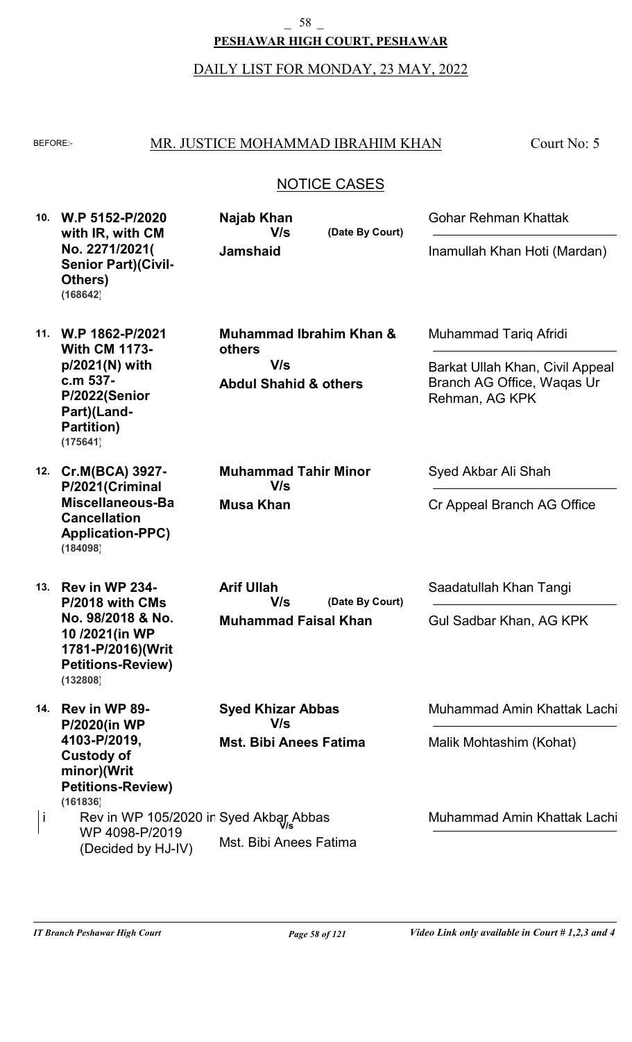**PESHAWAR HIGH COURT, PESHAWAR**

DAILY LIST FOR MONDAY, 23 MAY, 2022

BEFORE:- MR. JUSTICE MOHAMMAD IBRAHIM KHAN — Court No: 5

## NOTICE CASES

| No. | Case | Parties | Counsel |
|---|---|---|---|
| 10. | **W.P 5152-P/2020 with IR, with CM No. 2271/2021( Senior Part)(Civil-Others)** **(168642)** | **Najab Khan** V/s **Jamshaid** (Date By Court) | Gohar Rehman Khattak / Inamullah Khan Hoti (Mardan) |
| 11. | **W.P 1862-P/2021 With CM 1173-p/2021(N) with c.m 537-P/2022(Senior Part)(Land-Partition)** **(175641)** | **Muhammad Ibrahim Khan & others** V/s **Abdul Shahid & others** | Muhammad Tariq Afridi / Barkat Ullah Khan, Civil Appeal Branch AG Office, Waqas Ur Rehman, AG KPK |
| 12. | **Cr.M(BCA) 3927-P/2021(Criminal Miscellaneous-Ba Cancellation Application-PPC)** **(184098)** | **Muhammad Tahir Minor** V/s **Musa Khan** | Syed Akbar Ali Shah / Cr Appeal Branch AG Office |
| 13. | **Rev in WP 234-P/2018 with CMs No. 98/2018 & No. 10 /2021(in WP 1781-P/2016)(Writ Petitions-Review)** **(132808)** | **Arif Ullah** V/s **Muhammad Faisal Khan** (Date By Court) | Saadatullah Khan Tangi / Gul Sadbar Khan, AG KPK |
| 14. | **Rev in WP 89-P/2020(in WP 4103-P/2019, Custody of minor)(Writ Petitions-Review)** **(161836)** | **Syed Khizar Abbas** V/s **Mst. Bibi Anees Fatima** | Muhammad Amin Khattak Lachi / Malik Mohtashim (Kohat) |
| i | Rev in WP 105/2020 in WP 4098-P/2019 (Decided by HJ-IV) | Syed Akbar Abbas V/s Mst. Bibi Anees Fatima | Muhammad Amin Khattak Lachi |

*IT Branch Peshawar High Court* — *Video Link only available in Court # 1,2,3 and 4*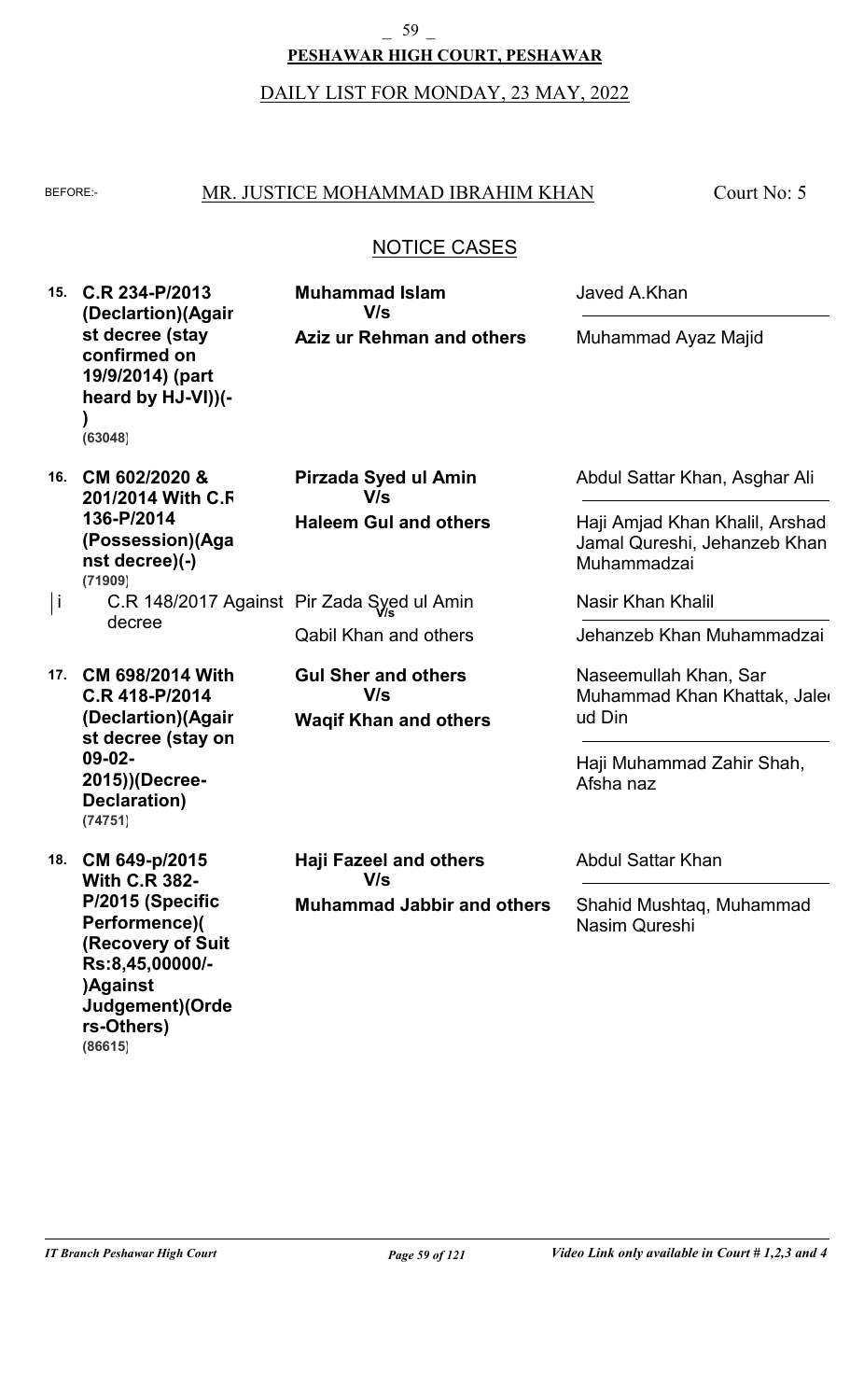**PESHAWAR HIGH COURT, PESHAWAR**

DAILY LIST FOR MONDAY, 23 MAY, 2022

BEFORE:- MR. JUSTICE MOHAMMAD IBRAHIM KHAN — Court No: 5

## NOTICE CASES

| No. | Case | Parties | Advocates |
|---|---|---|---|
| 15. | **C.R 234-P/2013 (Declartion)(Against decree (stay confirmed on 19/9/2014) (part heard by HJ-VI))(-)** **(63048)** | **Muhammad Islam** V/s **Aziz ur Rehman and others** | Javed A.Khan / Muhammad Ayaz Majid |
| 16. | **CM 602/2020 & 201/2014 With C.R 136-P/2014 (Possession)(Against decree)(-)** **(71909)** | **Pirzada Syed ul Amin** V/s **Haleem Gul and others** | Abdul Sattar Khan, Asghar Ali / Haji Amjad Khan Khalil, Arshad Jamal Qureshi, Jehanzeb Khan Muhammadzai |
| i | C.R 148/2017 Against decree | Pir Zada Syed ul Amin V/s Qabil Khan and others | Nasir Khan Khalil / Jehanzeb Khan Muhammadzai |
| 17. | **CM 698/2014 With C.R 418-P/2014 (Declartion)(Against decree (stay on 09-02-2015))(Decree-Declaration)** **(74751)** | **Gul Sher and others** V/s **Waqif Khan and others** | Naseemullah Khan, Sar Muhammad Khan Khattak, Jaleel ud Din / Haji Muhammad Zahir Shah, Afsha naz |
| 18. | **CM 649-p/2015 With C.R 382-P/2015 (Specific Performence)((Recovery of Suit Rs:8,45,00000/-)Against Judgement)(Orders-Others)** **(86615)** | **Haji Fazeel and others** V/s **Muhammad Jabbir and others** | Abdul Sattar Khan / Shahid Mushtaq, Muhammad Nasim Qureshi |

*Video Link only available in Court # 1,2,3 and 4*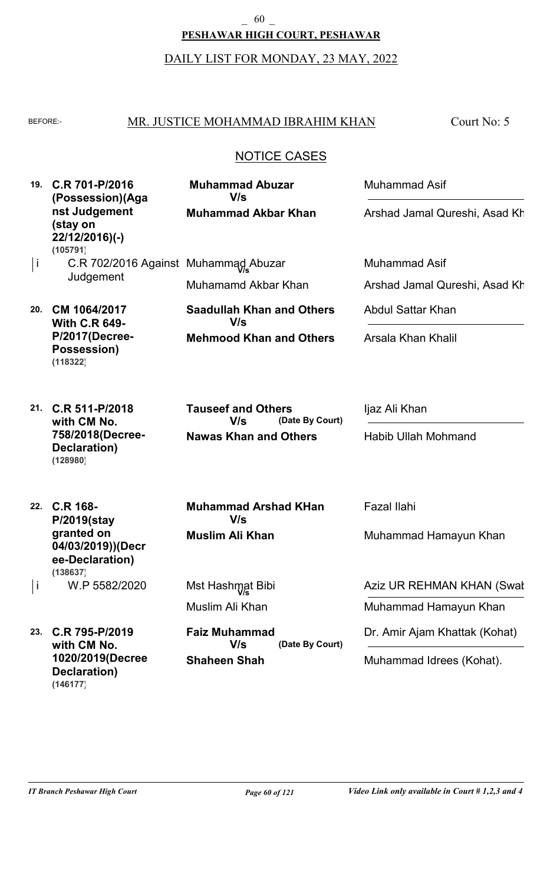**PESHAWAR HIGH COURT, PESHAWAR**

DAILY LIST FOR MONDAY, 23 MAY, 2022

BEFORE:- MR. JUSTICE MOHAMMAD IBRAHIM KHAN Court No: 5

## NOTICE CASES

| No. | Case | Parties | Counsel |
|---|---|---|---|
| 19. | **C.R 701-P/2016 (Possession)(Against Judgement (stay on 22/12/2016)(-)** **(105791)** | **Muhammad Abuzar** V/s **Muhammad Akbar Khan** | Muhammad Asif / Arshad Jamal Qureshi, Asad Kh |
| i | C.R 702/2016 Against Judgement | Muhammad Abuzar V/s Muhamamd Akbar Khan | Muhammad Asif / Arshad Jamal Qureshi, Asad Kh |
| 20. | **CM 1064/2017 With C.R 649-P/2017(Decree-Possession)** **(118322)** | **Saadullah Khan and Others** V/s **Mehmood Khan and Others** | Abdul Sattar Khan / Arsala Khan Khalil |
| 21. | **C.R 511-P/2018 with CM No. 758/2018(Decree-Declaration)** **(128980)** | **Tauseef and Others** V/s (Date By Court) **Nawas Khan and Others** | Ijaz Ali Khan / Habib Ullah Mohmand |
| 22. | **C.R 168-P/2019(stay granted on 04/03/2019))(Decree-Declaration)** **(138637)** | **Muhammad Arshad KHan** V/s **Muslim Ali Khan** | Fazal Ilahi / Muhammad Hamayun Khan |
| i | W.P 5582/2020 | Mst Hashmat Bibi V/s Muslim Ali Khan | Aziz UR REHMAN KHAN (Swat / Muhammad Hamayun Khan |
| 23. | **C.R 795-P/2019 with CM No. 1020/2019(Decree Declaration)** **(146177)** | **Faiz Muhammad** V/s (Date By Court) **Shaheen Shah** | Dr. Amir Ajam Khattak (Kohat) / Muhammad Idrees (Kohat). |

*Video Link only available in Court # 1,2,3 and 4*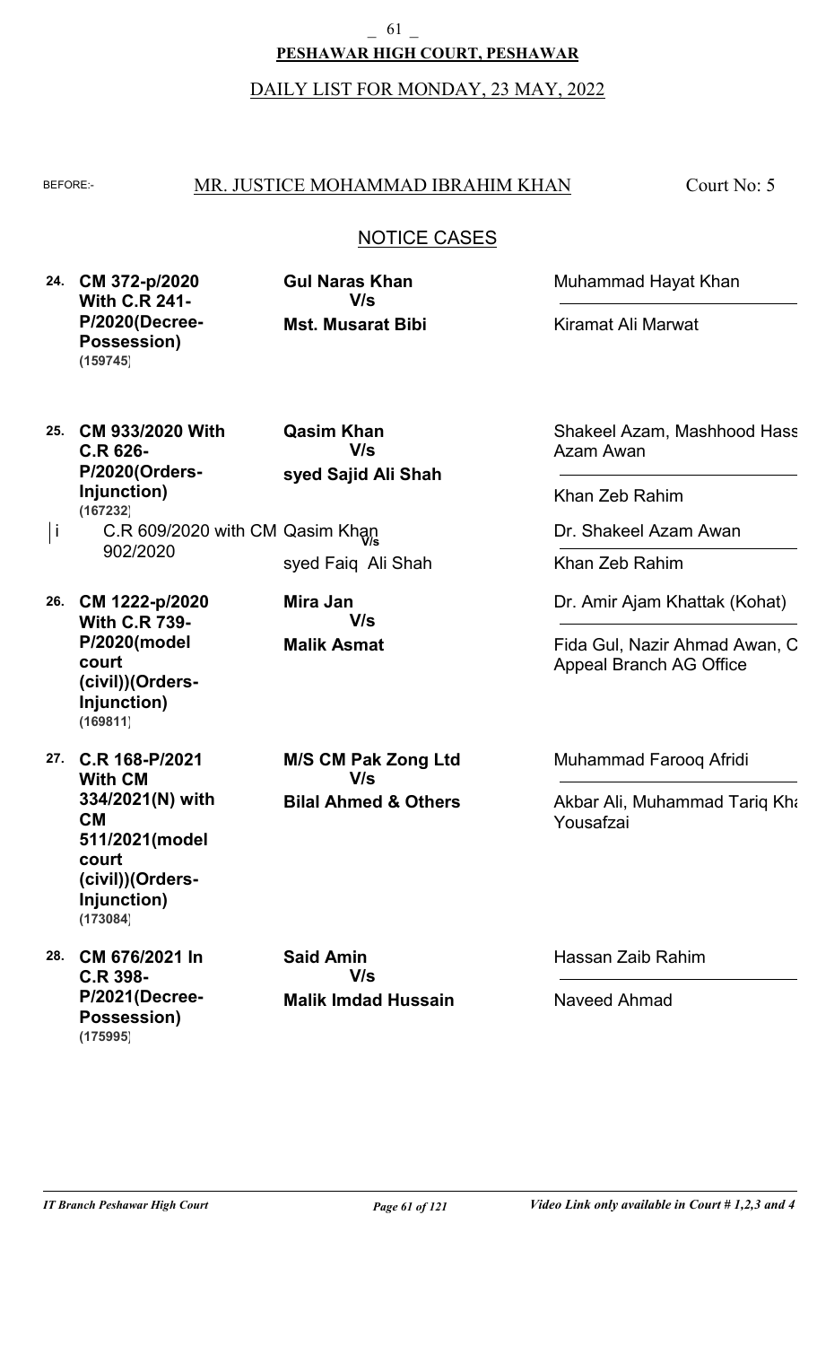**PESHAWAR HIGH COURT, PESHAWAR**

DAILY LIST FOR MONDAY, 23 MAY, 2022

BEFORE:- MR. JUSTICE MOHAMMAD IBRAHIM KHAN — Court No: 5

## NOTICE CASES

| No. | Case | Parties | Counsel |
|---|---|---|---|
| 24. | **CM 372-p/2020 With C.R 241-P/2020(Decree-Possession)** **(159745)** | **Gul Naras Khan** V/s **Mst. Musarat Bibi** | Muhammad Hayat Khan / Kiramat Ali Marwat |
| 25. | **CM 933/2020 With C.R 626-P/2020(Orders-Injunction)** **(167232)** | **Qasim Khan** V/s **syed Sajid Ali Shah** | Shakeel Azam, Mashhood Hass Azam Awan / Khan Zeb Rahim |
| i | C.R 609/2020 with CM 902/2020 | Qasim Khan V/s syed Faiq Ali Shah | Dr. Shakeel Azam Awan / Khan Zeb Rahim |
| 26. | **CM 1222-p/2020 With C.R 739-P/2020(model court (civil))(Orders-Injunction)** **(169811)** | **Mira Jan** V/s **Malik Asmat** | Dr. Amir Ajam Khattak (Kohat) / Fida Gul, Nazir Ahmad Awan, C Appeal Branch AG Office |
| 27. | **C.R 168-P/2021 With CM 334/2021(N) with CM 511/2021(model court (civil))(Orders-Injunction)** **(173084)** | **M/S CM Pak Zong Ltd** V/s **Bilal Ahmed & Others** | Muhammad Farooq Afridi / Akbar Ali, Muhammad Tariq Kha Yousafzai |
| 28. | **CM 676/2021 In C.R 398-P/2021(Decree-Possession)** **(175995)** | **Said Amin** V/s **Malik Imdad Hussain** | Hassan Zaib Rahim / Naveed Ahmad |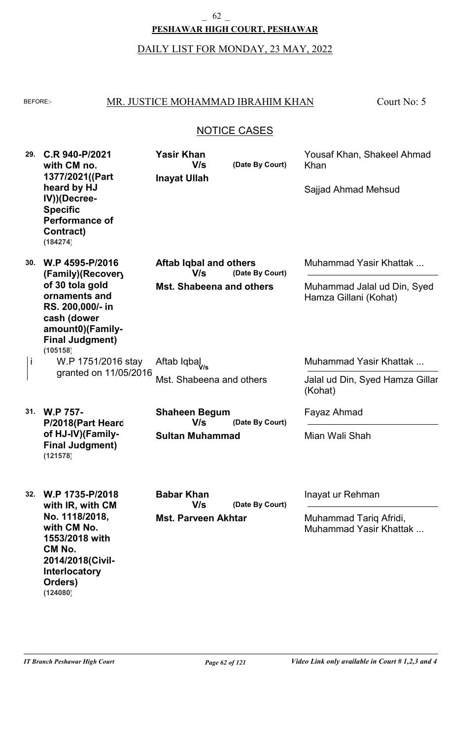# PESHAWAR HIGH COURT, PESHAWAR

DAILY LIST FOR MONDAY, 23 MAY, 2022

BEFORE:- MR. JUSTICE MOHAMMAD IBRAHIM KHAN — Court No: 5

## NOTICE CASES

| No. | Case | Parties | Counsel |
|---|---|---|---|
| 29. | **C.R 940-P/2021 with CM no. 1377/2021((Part heard by HJ IV))(Decree-Specific Performance of Contract)** **(184274)** | **Yasir Khan** V/s **Inayat Ullah** (Date By Court) | Yousaf Khan, Shakeel Ahmad Khan<br>Sajjad Ahmad Mehsud |
| 30. | **W.P 4595-P/2016 (Family)(Recovery of 30 tola gold ornaments and RS. 200,000/- in cash (dower amount0)(Family-Final Judgment)** **(105158)** | **Aftab Iqbal and others** V/s **Mst. Shabeena and others** (Date By Court) | Muhammad Yasir Khattak ...<br>Muhammad Jalal ud Din, Syed Hamza Gillani (Kohat) |
| i | W.P 1751/2016 stay granted on 11/05/2016 | Aftab Iqbal V/s Mst. Shabeena and others | Muhammad Yasir Khattak ...<br>Jalal ud Din, Syed Hamza Gillar (Kohat) |
| 31. | **W.P 757-P/2018(Part Heard of HJ-IV)(Family-Final Judgment)** **(121578)** | **Shaheen Begum** V/s **Sultan Muhammad** (Date By Court) | Fayaz Ahmad<br>Mian Wali Shah |
| 32. | **W.P 1735-P/2018 with IR, with CM No. 1118/2018, with CM No. 1553/2018 with CM No. 2014/2018(Civil-Interlocatory Orders)** **(124080)** | **Babar Khan** V/s **Mst. Parveen Akhtar** (Date By Court) | Inayat ur Rehman<br>Muhammad Tariq Afridi, Muhammad Yasir Khattak ... |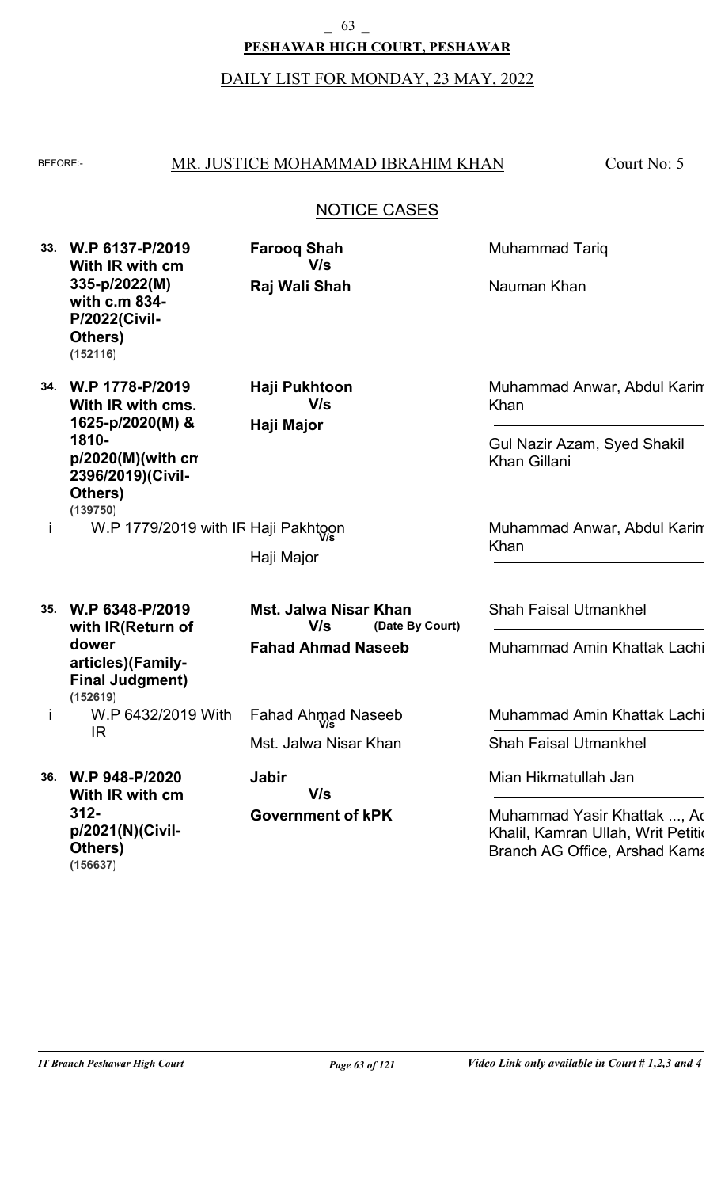**PESHAWAR HIGH COURT, PESHAWAR**

DAILY LIST FOR MONDAY, 23 MAY, 2022

BEFORE:- MR. JUSTICE MOHAMMAD IBRAHIM KHAN — Court No: 5

## NOTICE CASES

| No. | Case | Parties | Counsel |
|---|---|---|---|
| 33. | **W.P 6137-P/2019 With IR with cm 335-p/2022(M) with c.m 834-P/2022(Civil-Others) (152116)** | **Farooq Shah** V/s **Raj Wali Shah** | Muhammad Tariq / Nauman Khan |
| 34. | **W.P 1778-P/2019 With IR with cms. 1625-p/2020(M) & 1810-p/2020(M)(with cm 2396/2019)(Civil-Others) (139750)** | **Haji Pukhtoon** V/s **Haji Major** | Muhammad Anwar, Abdul Karim Khan / Gul Nazir Azam, Syed Shakil Khan Gillani |
| i | W.P 1779/2019 with IR | Haji Pakhtoon V/s Haji Major | Muhammad Anwar, Abdul Karim Khan |
| 35. | **W.P 6348-P/2019 with IR(Return of dower articles)(Family-Final Judgment) (152619)** | **Mst. Jalwa Nisar Khan** V/s **Fahad Ahmad Naseeb** (Date By Court) | Shah Faisal Utmankhel / Muhammad Amin Khattak Lachi |
| i | W.P 6432/2019 With IR | Fahad Ahmad Naseeb V/s Mst. Jalwa Nisar Khan | Muhammad Amin Khattak Lachi / Shah Faisal Utmankhel |
| 36. | **W.P 948-P/2020 With IR with cm 312-p/2021(N)(Civil-Others) (156637)** | **Jabir** V/s **Government of kPK** | Mian Hikmatullah Jan / Muhammad Yasir Khattak ..., Ad Khalil, Kamran Ullah, Writ Petitio Branch AG Office, Arshad Kama |

*IT Branch Peshawar High Court* — *Video Link only available in Court # 1,2,3 and 4*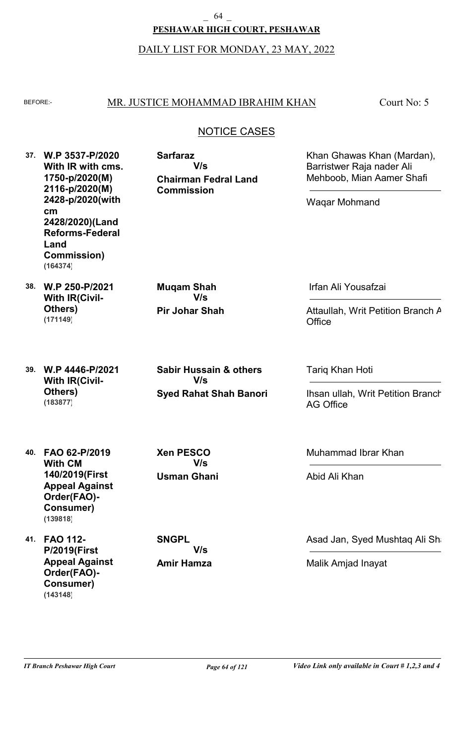**PESHAWAR HIGH COURT, PESHAWAR**

DAILY LIST FOR MONDAY, 23 MAY, 2022

BEFORE:- MR. JUSTICE MOHAMMAD IBRAHIM KHAN Court No: 5

## NOTICE CASES

| No. | Case | Parties | Counsel |
|---|---|---|---|
| 37. | **W.P 3537-P/2020 With IR with cms. 1750-p/2020(M) 2116-p/2020(M) 2428-p/2020(with cm 2428/2020)(Land Reforms-Federal Land Commission) (164374)** | **Sarfaraz** V/s **Chairman Fedral Land Commission** | Khan Ghawas Khan (Mardan), Barristwer Raja nader Ali Mehboob, Mian Aamer Shafi / Waqar Mohmand |
| 38. | **W.P 250-P/2021 With IR(Civil-Others) (171149)** | **Muqam Shah** V/s **Pir Johar Shah** | Irfan Ali Yousafzai / Attaullah, Writ Petition Branch A Office |
| 39. | **W.P 4446-P/2021 With IR(Civil-Others) (183877)** | **Sabir Hussain & others** V/s **Syed Rahat Shah Banori** | Tariq Khan Hoti / Ihsan ullah, Writ Petition Branch AG Office |
| 40. | **FAO 62-P/2019 With CM 140/2019(First Appeal Against Order(FAO)-Consumer) (139818)** | **Xen PESCO** V/s **Usman Ghani** | Muhammad Ibrar Khan / Abid Ali Khan |
| 41. | **FAO 112-P/2019(First Appeal Against Order(FAO)-Consumer) (143148)** | **SNGPL** V/s **Amir Hamza** | Asad Jan, Syed Mushtaq Ali Sh / Malik Amjad Inayat |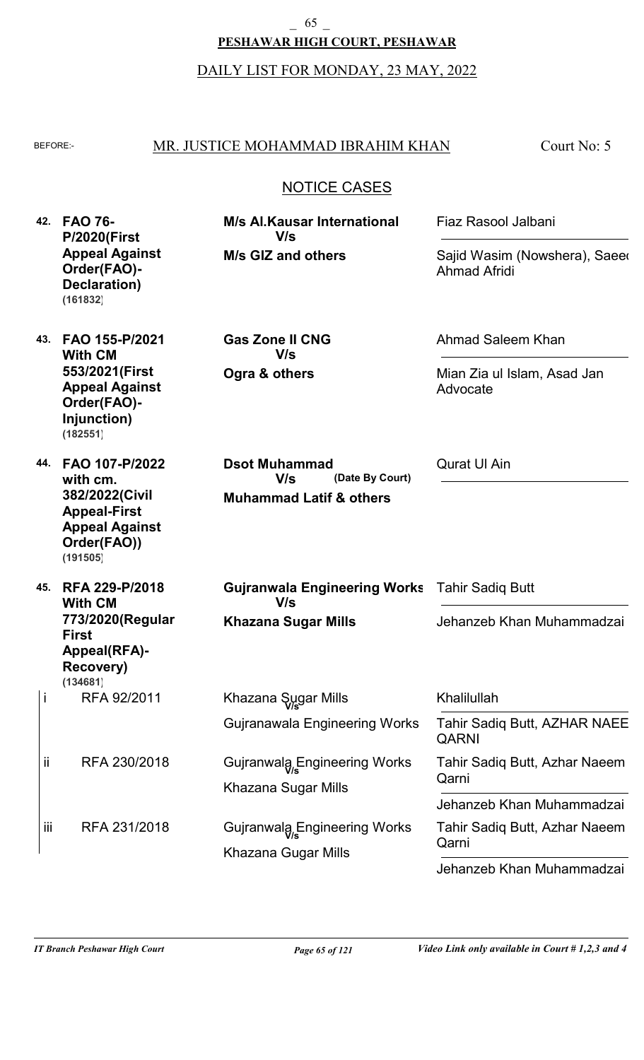**PESHAWAR HIGH COURT, PESHAWAR**

DAILY LIST FOR MONDAY, 23 MAY, 2022

BEFORE:- MR. JUSTICE MOHAMMAD IBRAHIM KHAN — Court No: 5

## NOTICE CASES

| No. | Case | Parties | Advocates |
|---|---|---|---|
| 42. | **FAO 76-P/2020(First Appeal Against Order(FAO)-Declaration)** (161832) | **M/s Al.Kausar International** V/s **M/s GIZ and others** | Fiaz Rasool Jalbani / Sajid Wasim (Nowshera), Saeed Ahmad Afridi |
| 43. | **FAO 155-P/2021 With CM 553/2021(First Appeal Against Order(FAO)-Injunction)** (182551) | **Gas Zone II CNG** V/s **Ogra & others** | Ahmad Saleem Khan / Mian Zia ul Islam, Asad Jan Advocate |
| 44. | **FAO 107-P/2022 with cm. 382/2022(Civil Appeal-First Appeal Against Order(FAO))** (191505) | **Dsot Muhammad** V/s (Date By Court) **Muhammad Latif & others** | Qurat Ul Ain |
| 45. | **RFA 229-P/2018 With CM 773/2020(Regular First Appeal(RFA)-Recovery)** (134681) | **Gujranwala Engineering Works** V/s **Khazana Sugar Mills** | Tahir Sadiq Butt / Jehanzeb Khan Muhammadzai |
| i | RFA 92/2011 | Khazana Sugar Mills V/s Gujranawala Engineering Works | Khalilullah / Tahir Sadiq Butt, AZHAR NAEEM QARNI |
| ii | RFA 230/2018 | Gujranwala Engineering Works V/s Khazana Sugar Mills | Tahir Sadiq Butt, Azhar Naeem Qarni / Jehanzeb Khan Muhammadzai |
| iii | RFA 231/2018 | Gujranwala Engineering Works V/s Khazana Gugar Mills | Tahir Sadiq Butt, Azhar Naeem Qarni / Jehanzeb Khan Muhammadzai |

*Video Link only available in Court # 1,2,3 and 4*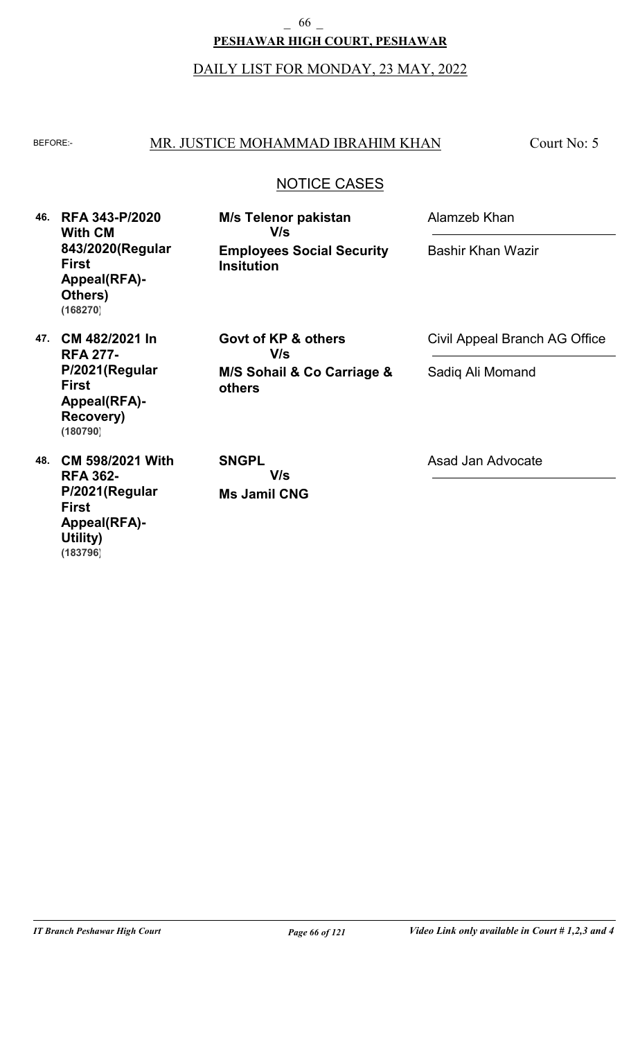**PESHAWAR HIGH COURT, PESHAWAR**

DAILY LIST FOR MONDAY, 23 MAY, 2022

BEFORE:- MR. JUSTICE MOHAMMAD IBRAHIM KHAN — Court No: 5

## NOTICE CASES

| No. | Case | Parties | Advocates |
|---|---|---|---|
| 46. | **RFA 343-P/2020 With CM 843/2020(Regular First Appeal(RFA)-Others)** (168270) | **M/s Telenor pakistan** V/s **Employees Social Security Insitution** | Alamzeb Khan / Bashir Khan Wazir |
| 47. | **CM 482/2021 In RFA 277-P/2021(Regular First Appeal(RFA)-Recovery)** (180790) | **Govt of KP & others** V/s **M/S Sohail & Co Carriage & others** | Civil Appeal Branch AG Office / Sadiq Ali Momand |
| 48. | **CM 598/2021 With RFA 362-P/2021(Regular First Appeal(RFA)-Utility)** (183796) | **SNGPL** V/s **Ms Jamil CNG** | Asad Jan Advocate |

*IT Branch Peshawar High Court* — *Video Link only available in Court # 1,2,3 and 4*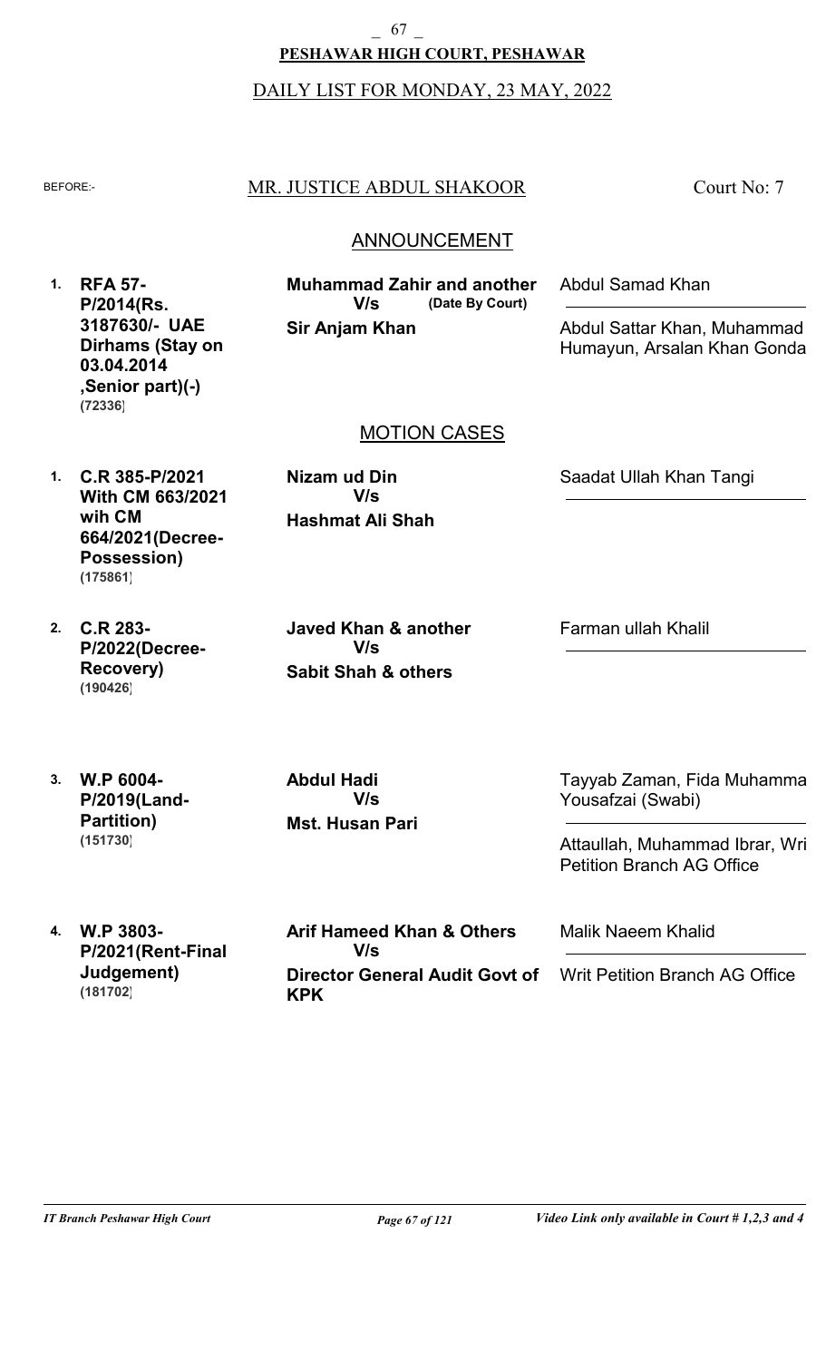**PESHAWAR HIGH COURT, PESHAWAR**

DAILY LIST FOR MONDAY, 23 MAY, 2022

BEFORE:- MR. JUSTICE ABDUL SHAKOOR — Court No: 7

## ANNOUNCEMENT

| No. | Case | Parties | Advocates |
|---|---|---|---|
| 1. | **RFA 57-P/2014(Rs. 3187630/- UAE Dirhams (Stay on 03.04.2014 ,Senior part)(-)** **(72336)** | **Muhammad Zahir and another** **V/s** **(Date By Court)** **Sir Anjam Khan** | Abdul Samad Khan / Abdul Sattar Khan, Muhammad Humayun, Arsalan Khan Gonda |

## MOTION CASES

| No. | Case | Parties | Advocates |
|---|---|---|---|
| 1. | **C.R 385-P/2021 With CM 663/2021 wih CM 664/2021(Decree-Possession)** **(175861)** | **Nizam ud Din** **V/s** **Hashmat Ali Shah** | Saadat Ullah Khan Tangi |
| 2. | **C.R 283-P/2022(Decree-Recovery)** **(190426)** | **Javed Khan & another** **V/s** **Sabit Shah & others** | Farman ullah Khalil |
| 3. | **W.P 6004-P/2019(Land-Partition)** **(151730)** | **Abdul Hadi** **V/s** **Mst. Husan Pari** | Tayyab Zaman, Fida Muhamma Yousafzai (Swabi) / Attaullah, Muhammad Ibrar, Wri Petition Branch AG Office |
| 4. | **W.P 3803-P/2021(Rent-Final Judgement)** **(181702)** | **Arif Hameed Khan & Others** **V/s** **Director General Audit Govt of KPK** | Malik Naeem Khalid / Writ Petition Branch AG Office |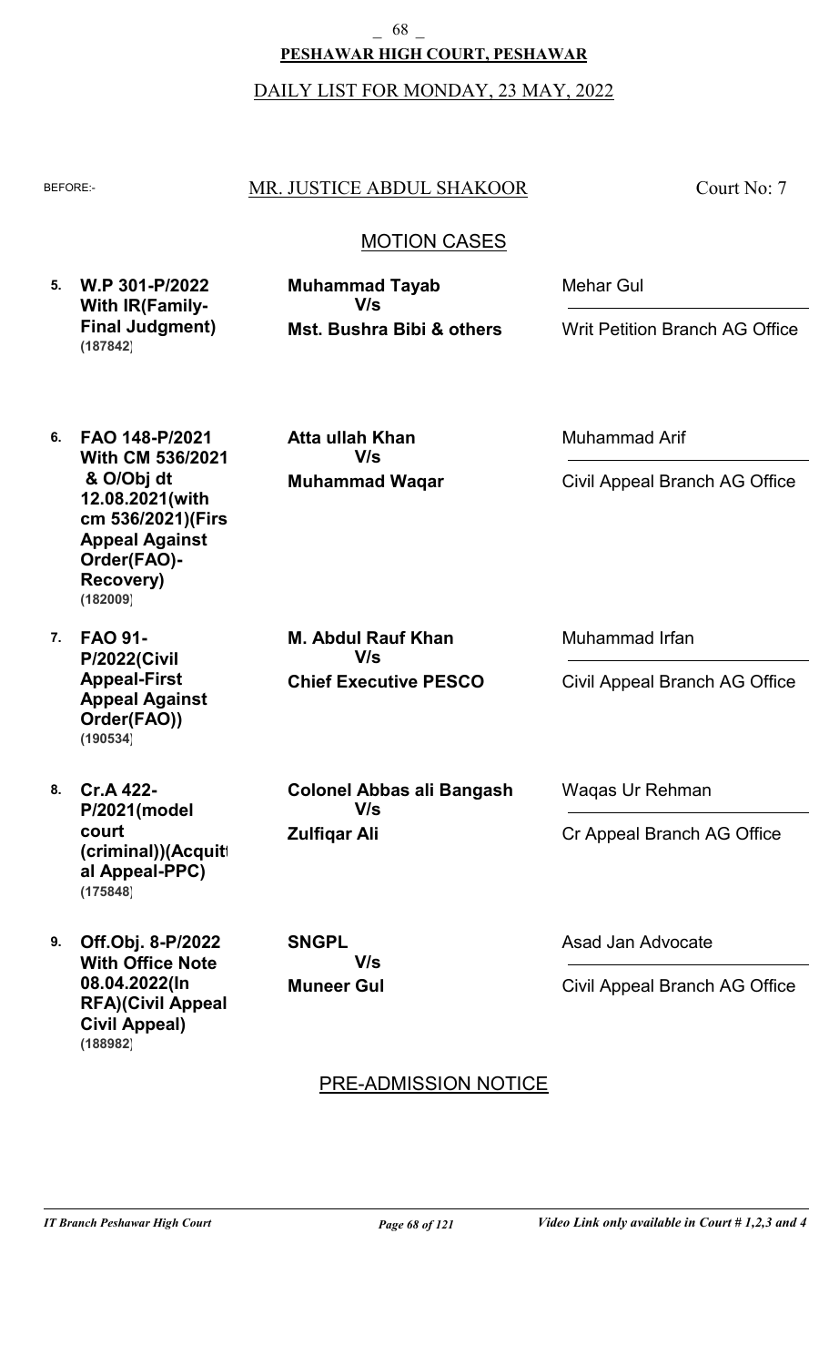**PESHAWAR HIGH COURT, PESHAWAR**

DAILY LIST FOR MONDAY, 23 MAY, 2022

BEFORE:- MR. JUSTICE ABDUL SHAKOOR — Court No: 7

## MOTION CASES

| No. | Case | Parties | Advocates |
|---|---|---|---|
| 5. | **W.P 301-P/2022 With IR(Family-Final Judgment) (187842)** | **Muhammad Tayab V/s Mst. Bushra Bibi & others** | Mehar Gul / Writ Petition Branch AG Office |
| 6. | **FAO 148-P/2021 With CM 536/2021 & O/Obj dt 12.08.2021(with cm 536/2021)(Firs Appeal Against Order(FAO)-Recovery) (182009)** | **Atta ullah Khan V/s Muhammad Waqar** | Muhammad Arif / Civil Appeal Branch AG Office |
| 7. | **FAO 91-P/2022(Civil Appeal-First Appeal Against Order(FAO)) (190534)** | **M. Abdul Rauf Khan V/s Chief Executive PESCO** | Muhammad Irfan / Civil Appeal Branch AG Office |
| 8. | **Cr.A 422-P/2021(model court (criminal))(Acquittal Appeal-PPC) (175848)** | **Colonel Abbas ali Bangash V/s Zulfiqar Ali** | Waqas Ur Rehman / Cr Appeal Branch AG Office |
| 9. | **Off.Obj. 8-P/2022 With Office Note 08.04.2022(In RFA)(Civil Appeal Civil Appeal) (188982)** | **SNGPL V/s Muneer Gul** | Asad Jan Advocate / Civil Appeal Branch AG Office |

## PRE-ADMISSION NOTICE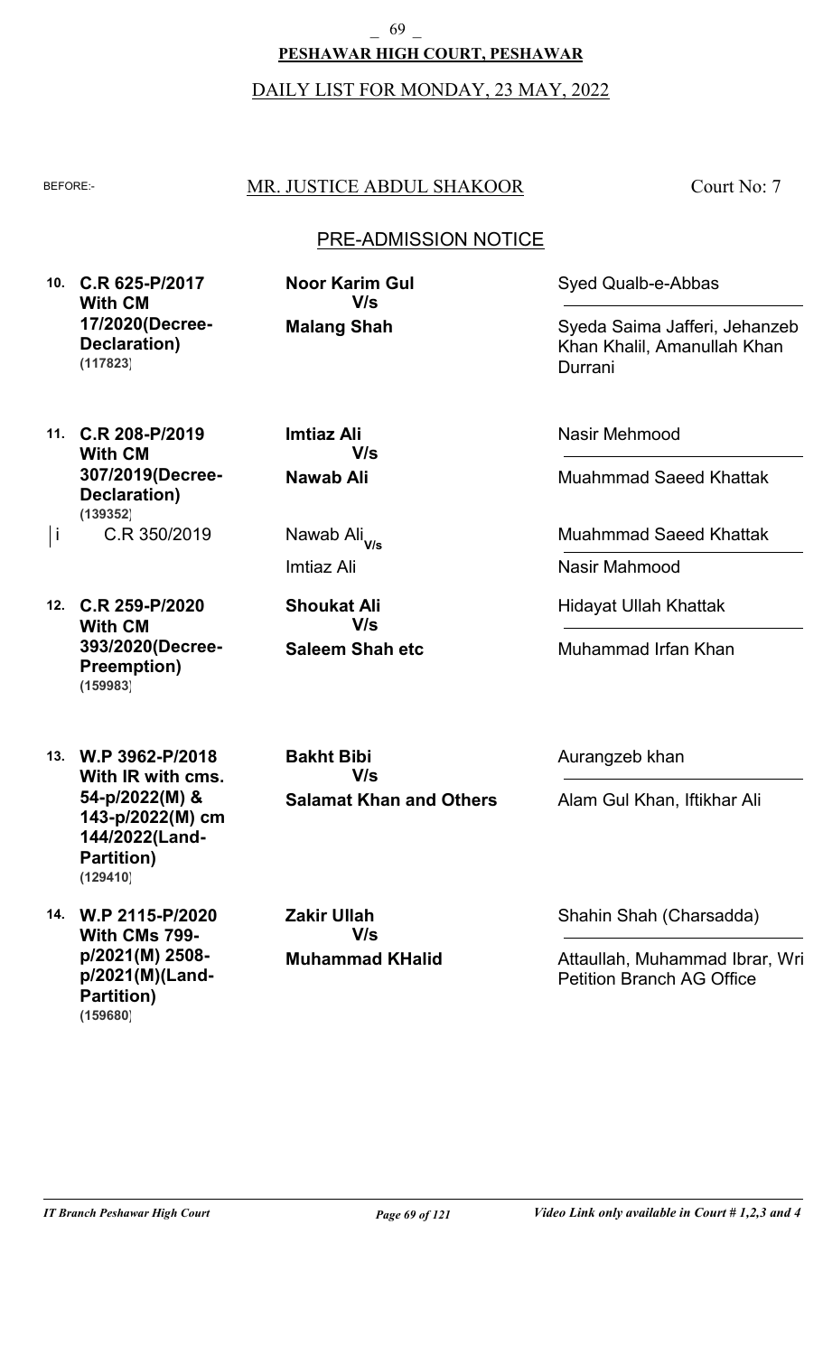**PESHAWAR HIGH COURT, PESHAWAR**

DAILY LIST FOR MONDAY, 23 MAY, 2022

BEFORE:- MR. JUSTICE ABDUL SHAKOOR Court No: 7

## PRE-ADMISSION NOTICE

| No. | Case | Parties | Advocates |
|---|---|---|---|
| 10. | **C.R 625-P/2017 With CM 17/2020(Decree-Declaration) (117823)** | **Noor Karim Gul V/s Malang Shah** | Syed Qualb-e-Abbas / Syeda Saima Jafferi, Jehanzeb Khan Khalil, Amanullah Khan Durrani |
| 11. | **C.R 208-P/2019 With CM 307/2019(Decree-Declaration) (139352)** | **Imtiaz Ali V/s Nawab Ali** | Nasir Mehmood / Muahmmad Saeed Khattak |
| i | C.R 350/2019 | Nawab Ali V/s Imtiaz Ali | Muahmmad Saeed Khattak / Nasir Mahmood |
| 12. | **C.R 259-P/2020 With CM 393/2020(Decree-Preemption) (159983)** | **Shoukat Ali V/s Saleem Shah etc** | Hidayat Ullah Khattak / Muhammad Irfan Khan |
| 13. | **W.P 3962-P/2018 With IR with cms. 54-p/2022(M) & 143-p/2022(M) cm 144/2022(Land-Partition) (129410)** | **Bakht Bibi V/s Salamat Khan and Others** | Aurangzeb khan / Alam Gul Khan, Iftikhar Ali |
| 14. | **W.P 2115-P/2020 With CMs 799-p/2021(M) 2508-p/2021(M)(Land-Partition) (159680)** | **Zakir Ullah V/s Muhammad KHalid** | Shahin Shah (Charsadda) / Attaullah, Muhammad Ibrar, Wri Petition Branch AG Office |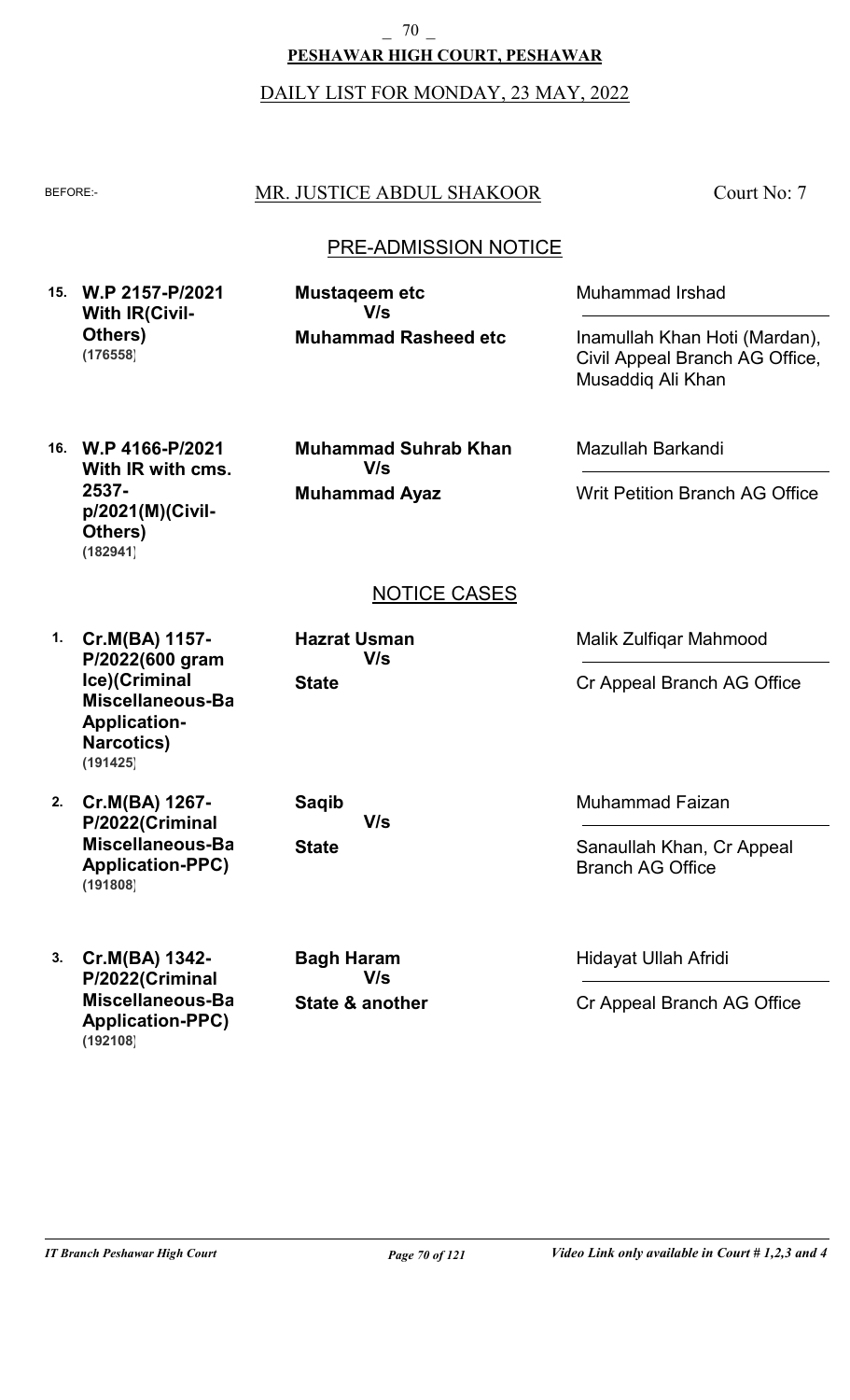**PESHAWAR HIGH COURT, PESHAWAR**

DAILY LIST FOR MONDAY, 23 MAY, 2022

BEFORE:- MR. JUSTICE ABDUL SHAKOOR — Court No: 7

## PRE-ADMISSION NOTICE

| No. | Case | Parties | Counsel |
|---|---|---|---|
| 15. | **W.P 2157-P/2021 With IR(Civil-Others)** **(176558)** | **Mustaqeem etc** V/s **Muhammad Rasheed etc** | Muhammad Irshad / Inamullah Khan Hoti (Mardan), Civil Appeal Branch AG Office, Musaddiq Ali Khan |
| 16. | **W.P 4166-P/2021 With IR with cms. 2537-p/2021(M)(Civil-Others)** **(182941)** | **Muhammad Suhrab Khan** V/s **Muhammad Ayaz** | Mazullah Barkandi / Writ Petition Branch AG Office |

## NOTICE CASES

| No. | Case | Parties | Counsel |
|---|---|---|---|
| 1. | **Cr.M(BA) 1157-P/2022(600 gram Ice)(Criminal Miscellaneous-Ba Application-Narcotics)** **(191425)** | **Hazrat Usman** V/s **State** | Malik Zulfiqar Mahmood / Cr Appeal Branch AG Office |
| 2. | **Cr.M(BA) 1267-P/2022(Criminal Miscellaneous-Ba Application-PPC)** **(191808)** | **Saqib** V/s **State** | Muhammad Faizan / Sanaullah Khan, Cr Appeal Branch AG Office |
| 3. | **Cr.M(BA) 1342-P/2022(Criminal Miscellaneous-Ba Application-PPC)** **(192108)** | **Bagh Haram** V/s **State & another** | Hidayat Ullah Afridi / Cr Appeal Branch AG Office |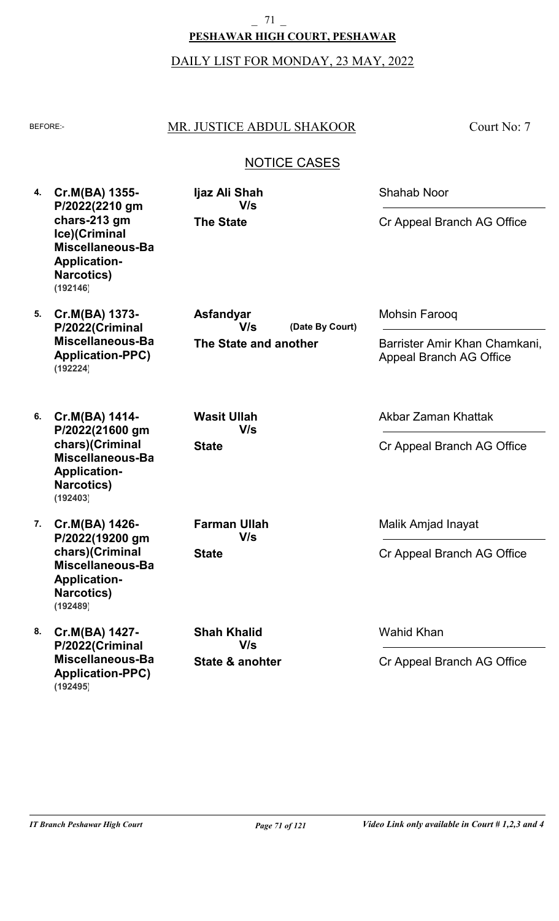**PESHAWAR HIGH COURT, PESHAWAR**

DAILY LIST FOR MONDAY, 23 MAY, 2022

BEFORE:- MR. JUSTICE ABDUL SHAKOOR — Court No: 7

## NOTICE CASES

| No. | Case | Parties | Advocates |
|---|---|---|---|
| 4. | **Cr.M(BA) 1355-P/2022(2210 gm chars-213 gm Ice)(Criminal Miscellaneous-Ba Application-Narcotics)** (192146) | **Ijaz Ali Shah** V/s **The State** | Shahab Noor / Cr Appeal Branch AG Office |
| 5. | **Cr.M(BA) 1373-P/2022(Criminal Miscellaneous-Ba Application-PPC)** (192224) | **Asfandyar** V/s **The State and another** (Date By Court) | Mohsin Farooq / Barrister Amir Khan Chamkani, Appeal Branch AG Office |
| 6. | **Cr.M(BA) 1414-P/2022(21600 gm chars)(Criminal Miscellaneous-Ba Application-Narcotics)** (192403) | **Wasit Ullah** V/s **State** | Akbar Zaman Khattak / Cr Appeal Branch AG Office |
| 7. | **Cr.M(BA) 1426-P/2022(19200 gm chars)(Criminal Miscellaneous-Ba Application-Narcotics)** (192489) | **Farman Ullah** V/s **State** | Malik Amjad Inayat / Cr Appeal Branch AG Office |
| 8. | **Cr.M(BA) 1427-P/2022(Criminal Miscellaneous-Ba Application-PPC)** (192495) | **Shah Khalid** V/s **State & anohter** | Wahid Khan / Cr Appeal Branch AG Office |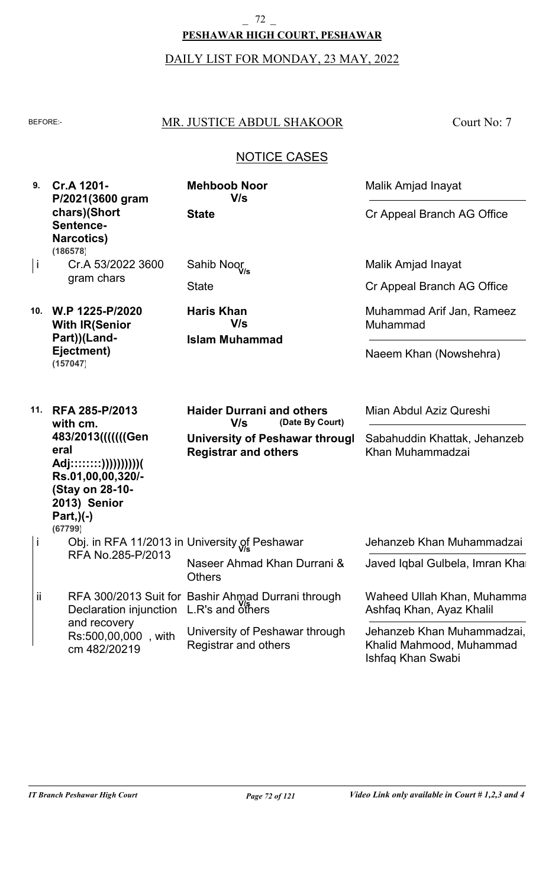**PESHAWAR HIGH COURT, PESHAWAR**

DAILY LIST FOR MONDAY, 23 MAY, 2022

BEFORE:- MR. JUSTICE ABDUL SHAKOOR Court No: 7

## NOTICE CASES

| No. | Case | Parties | Counsel |
|---|---|---|---|
| 9. | **Cr.A 1201-P/2021(3600 gram chars)(Short Sentence-Narcotics) (186578)** | **Mehboob Noor** V/s **State** | Malik Amjad Inayat / Cr Appeal Branch AG Office |
| i | Cr.A 53/2022 3600 gram chars | Sahib Noor V/s State | Malik Amjad Inayat / Cr Appeal Branch AG Office |
| 10. | **W.P 1225-P/2020 With IR(Senior Part))(Land-Ejectment) (157047)** | **Haris Khan** V/s **Islam Muhammad** | Muhammad Arif Jan, Rameez Muhammad / Naeem Khan (Nowshehra) |
| 11. | **RFA 285-P/2013 with cm. 483/2013(((((((General Adj::::::::))))))))))( Rs.01,00,00,320/- (Stay on 28-10-2013) Senior Part,)(-) (67799)** | **Haider Durrani and others** V/s (Date By Court) **University of Peshawar througl Registrar and others** | Mian Abdul Aziz Qureshi / Sabahuddin Khattak, Jehanzeb Khan Muhammadzai |
| i | Obj. in RFA 11/2013 in RFA No.285-P/2013 | University of Peshawar V/s Naseer Ahmad Khan Durrani & Others | Jehanzeb Khan Muhammadzai / Javed Iqbal Gulbela, Imran Khai |
| ii | RFA 300/2013 Suit for Declaration injunction and recovery Rs:500,00,000 , with cm 482/20219 | Bashir Ahmad Durrani through L.R's and others V/s University of Peshawar through Registrar and others | Waheed Ullah Khan, Muhamma Ashfaq Khan, Ayaz Khalil / Jehanzeb Khan Muhammadzai, Khalid Mahmood, Muhammad Ishfaq Khan Swabi |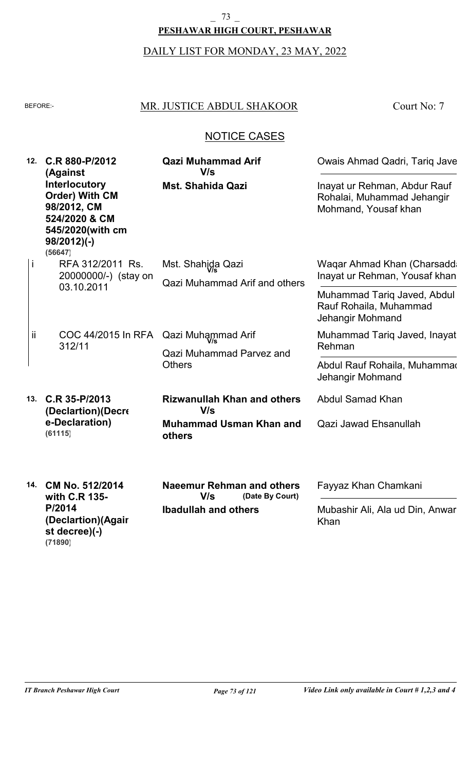**PESHAWAR HIGH COURT, PESHAWAR**

DAILY LIST FOR MONDAY, 23 MAY, 2022

BEFORE:- MR. JUSTICE ABDUL SHAKOOR — Court No: 7

## NOTICE CASES

| No. | Case | Parties | Advocates |
|---|---|---|---|
| 12. | **C.R 880-P/2012 (Against Interlocutory Order) With CM 98/2012, CM 524/2020 & CM 545/2020(with cm 98/2012)(-)** (56647) | **Qazi Muhammad Arif** V/s **Mst. Shahida Qazi** | Owais Ahmad Qadri, Tariq Jave / Inayat ur Rehman, Abdur Rauf Rohalai, Muhammad Jehangir Mohmand, Yousaf khan |
| i | RFA 312/2011 Rs. 20000000/-) (stay on 03.10.2011 | Mst. Shahida Qazi V/s Qazi Muhammad Arif and others | Waqar Ahmad Khan (Charsadd, Inayat ur Rehman, Yousaf khan / Muhammad Tariq Javed, Abdul Rauf Rohaila, Muhammad Jehangir Mohmand |
| ii | COC 44/2015 In RFA 312/11 | Qazi Muhammad Arif V/s Qazi Muhammad Parvez and Others | Muhammad Tariq Javed, Inayat Rehman / Abdul Rauf Rohaila, Muhammad Jehangir Mohmand |
| 13. | **C.R 35-P/2013 (Declartion)(Decree-Declaration)** (61115) | **Rizwanullah Khan and others** V/s **Muhammad Usman Khan and others** | Abdul Samad Khan / Qazi Jawad Ehsanullah |
| 14. | **CM No. 512/2014 with C.R 135-P/2014 (Declartion)(Against decree)(-)** (71890) | **Naeemur Rehman and others** V/s (Date By Court) **Ibadullah and others** | Fayyaz Khan Chamkani / Mubashir Ali, Ala ud Din, Anwar Khan |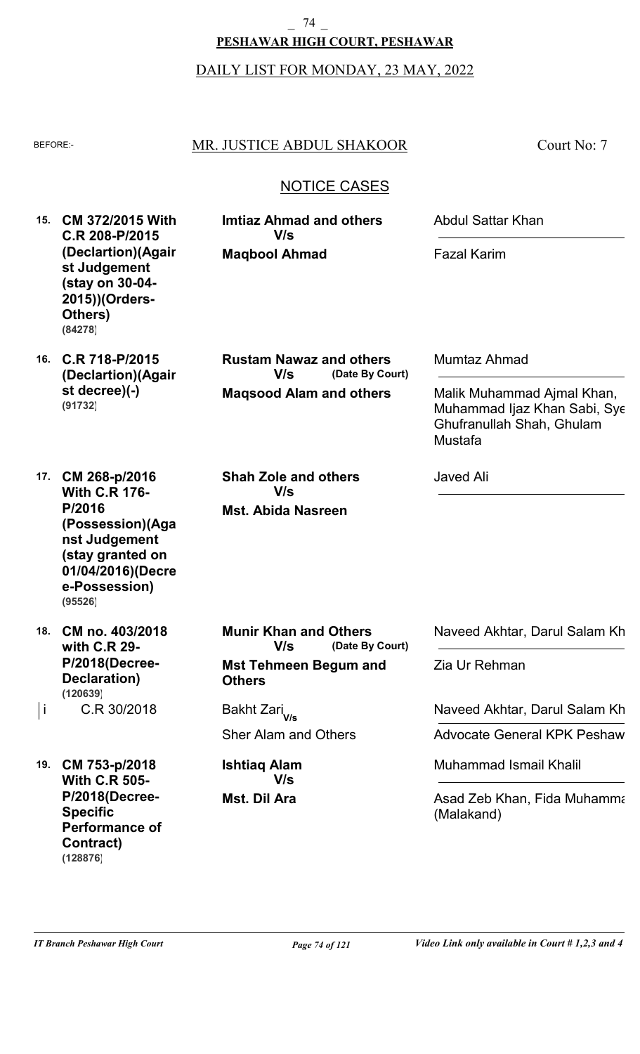**PESHAWAR HIGH COURT, PESHAWAR**

DAILY LIST FOR MONDAY, 23 MAY, 2022

BEFORE:- MR. JUSTICE ABDUL SHAKOOR — Court No: 7

## NOTICE CASES

| No. | Case | Parties | Advocates |
|---|---|---|---|
| 15. | **CM 372/2015 With C.R 208-P/2015 (Declartion)(Against Judgement (stay on 30-04-2015))(Orders-Others)** (84278) | **Imtiaz Ahmad and others** V/s **Maqbool Ahmad** | Abdul Sattar Khan / Fazal Karim |
| 16. | **C.R 718-P/2015 (Declartion)(Against decree)(-)** (91732) | **Rustam Nawaz and others** V/s (Date By Court) **Maqsood Alam and others** | Mumtaz Ahmad / Malik Muhammad Ajmal Khan, Muhammad Ijaz Khan Sabi, Sye Ghufranullah Shah, Ghulam Mustafa |
| 17. | **CM 268-p/2016 With C.R 176-P/2016 (Possession)(Aganst Judgement (stay granted on 01/04/2016)(Decree-Possession)** (95526) | **Shah Zole and others** V/s **Mst. Abida Nasreen** | Javed Ali |
| 18. | **CM no. 403/2018 with C.R 29-P/2018(Decree-Declaration)** (120639) | **Munir Khan and Others** V/s (Date By Court) **Mst Tehmeen Begum and Others** | Naveed Akhtar, Darul Salam Kh / Zia Ur Rehman |
| i | C.R 30/2018 | Bakht Zari V/s Sher Alam and Others | Naveed Akhtar, Darul Salam Kh / Advocate General KPK Peshaw |
| 19. | **CM 753-p/2018 With C.R 505-P/2018(Decree-Specific Performance of Contract)** (128876) | **Ishtiaq Alam** V/s **Mst. Dil Ara** | Muhammad Ismail Khalil / Asad Zeb Khan, Fida Muhamma (Malakand) |

*Video Link only available in Court # 1,2,3 and 4*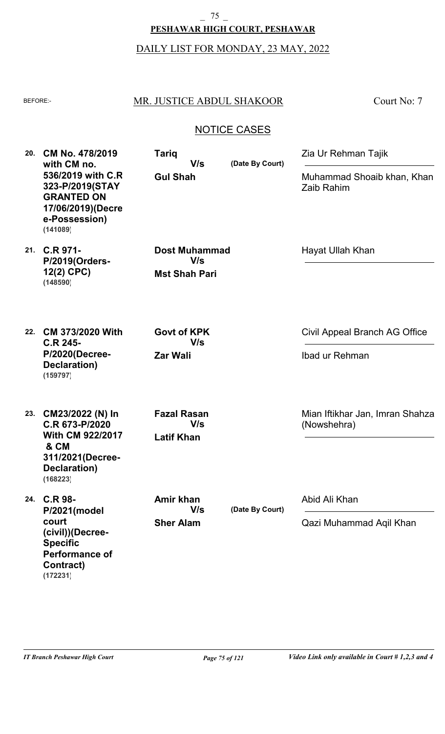**PESHAWAR HIGH COURT, PESHAWAR**

DAILY LIST FOR MONDAY, 23 MAY, 2022

BEFORE:- MR. JUSTICE ABDUL SHAKOOR Court No: 7

## NOTICE CASES

| No. | Case | Parties | | Advocates |
|---|---|---|---|---|
| 20. | **CM No. 478/2019 with CM no. 536/2019 with C.R 323-P/2019(STAY GRANTED ON 17/06/2019)(Decree-Possession)** (141089) | **Tariq** V/s **Gul Shah** | (Date By Court) | Zia Ur Rehman Tajik / Muhammad Shoaib khan, Khan Zaib Rahim |
| 21. | **C.R 971-P/2019(Orders-12(2) CPC)** (148590) | **Dost Muhammad** V/s **Mst Shah Pari** | | Hayat Ullah Khan |
| 22. | **CM 373/2020 With C.R 245-P/2020(Decree-Declaration)** (159797) | **Govt of KPK** V/s **Zar Wali** | | Civil Appeal Branch AG Office / Ibad ur Rehman |
| 23. | **CM23/2022 (N) In C.R 673-P/2020 With CM 922/2017 & CM 311/2021(Decree-Declaration)** (168223) | **Fazal Rasan** V/s **Latif Khan** | | Mian Iftikhar Jan, Imran Shahza (Nowshehra) |
| 24. | **C.R 98-P/2021(model court (civil))(Decree-Specific Performance of Contract)** (172231) | **Amir khan** V/s **Sher Alam** | (Date By Court) | Abid Ali Khan / Qazi Muhammad Aqil Khan |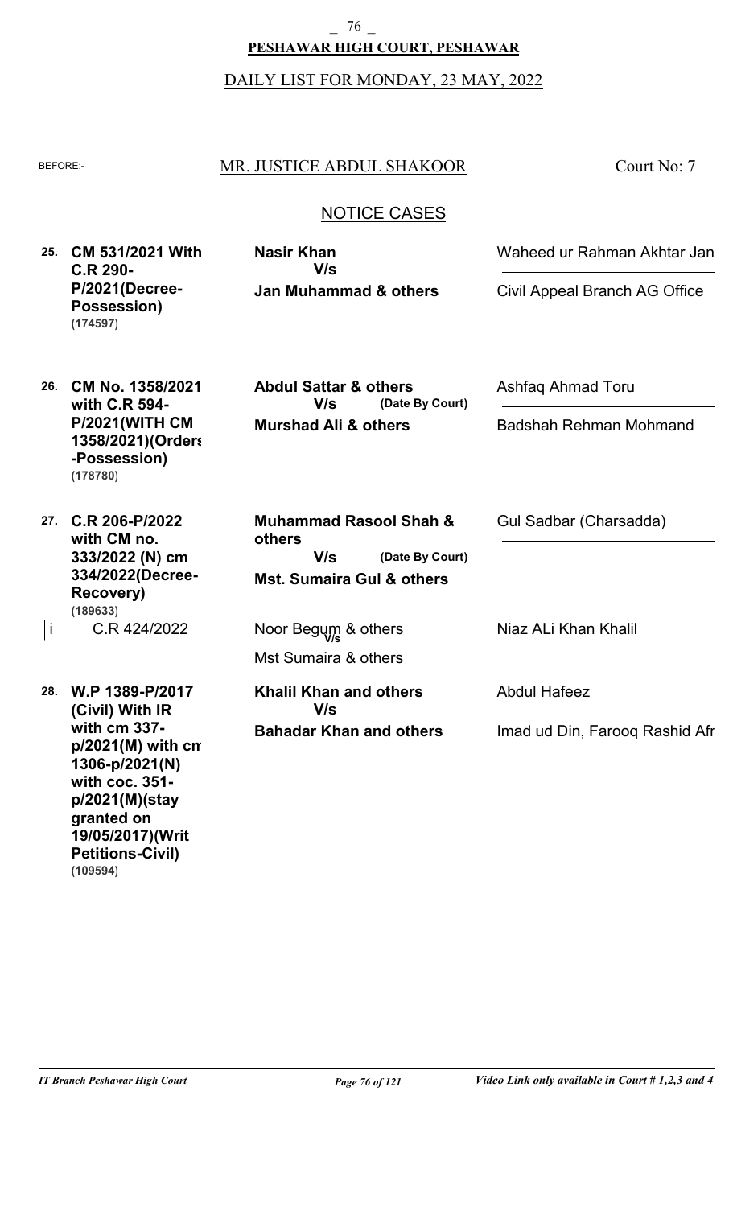**PESHAWAR HIGH COURT, PESHAWAR**

DAILY LIST FOR MONDAY, 23 MAY, 2022

BEFORE:- MR. JUSTICE ABDUL SHAKOOR — Court No: 7

## NOTICE CASES

| No. | Case | Parties | Counsel |
|---|---|---|---|
| 25. | **CM 531/2021 With C.R 290-P/2021(Decree-Possession)** **(174597)** | **Nasir Khan** **V/s** **Jan Muhammad & others** | Waheed ur Rahman Akhtar Jan / Civil Appeal Branch AG Office |
| 26. | **CM No. 1358/2021 with C.R 594-P/2021(WITH CM 1358/2021)(Orders-Possession)** **(178780)** | **Abdul Sattar & others** **V/s** **(Date By Court)** **Murshad Ali & others** | Ashfaq Ahmad Toru / Badshah Rehman Mohmand |
| 27. | **C.R 206-P/2022 with CM no. 333/2022 (N) cm 334/2022(Decree-Recovery)** **(189633)** | **Muhammad Rasool Shah & others** **V/s** **(Date By Court)** **Mst. Sumaira Gul & others** | Gul Sadbar (Charsadda) |
| i | C.R 424/2022 | Noor Begum & others V/s Mst Sumaira & others | Niaz ALi Khan Khalil |
| 28. | **W.P 1389-P/2017 (Civil) With IR with cm 337-p/2021(M) with cm 1306-p/2021(N) with coc. 351-p/2021(M)(stay granted on 19/05/2017)(Writ Petitions-Civil)** **(109594)** | **Khalil Khan and others** **V/s** **Bahadar Khan and others** | Abdul Hafeez / Imad ud Din, Farooq Rashid Afr |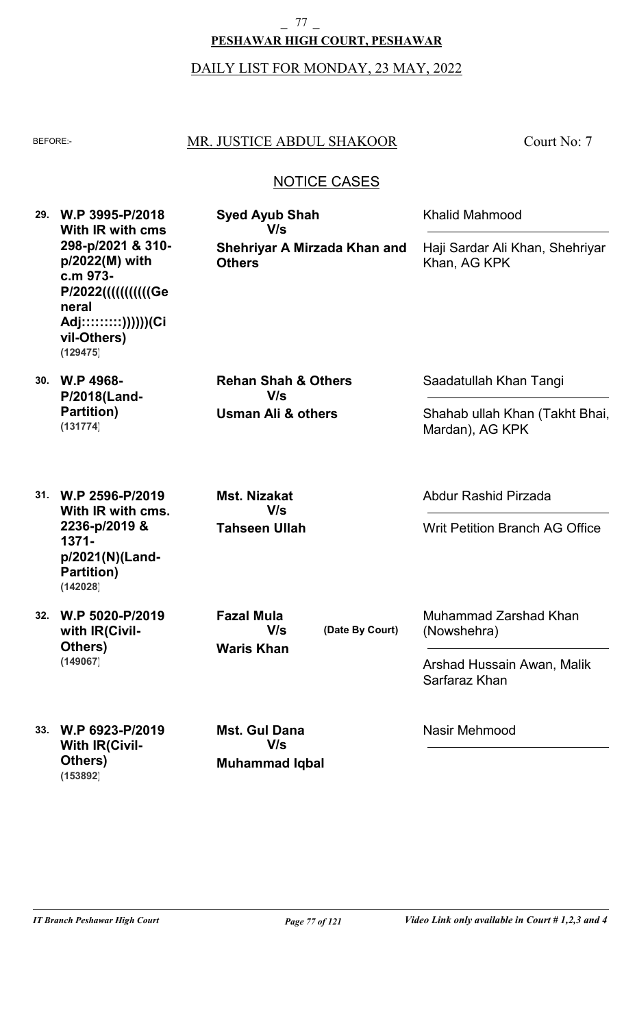**PESHAWAR HIGH COURT, PESHAWAR**

DAILY LIST FOR MONDAY, 23 MAY, 2022

BEFORE:- MR. JUSTICE ABDUL SHAKOOR — Court No: 7

## NOTICE CASES

| No. | Case | Parties | Counsel |
|---|---|---|---|
| 29. | **W.P 3995-P/2018 With IR with cms 298-p/2021 & 310-p/2022(M) with c.m 973-P/2022((((((((((General Adj::::::::))))))(Civil-Others)** **(129475)** | **Syed Ayub Shah** V/s **Shehriyar A Mirzada Khan and Others** | Khalid Mahmood / Haji Sardar Ali Khan, Shehriyar Khan, AG KPK |
| 30. | **W.P 4968-P/2018(Land-Partition)** **(131774)** | **Rehan Shah & Others** V/s **Usman Ali & others** | Saadatullah Khan Tangi / Shahab ullah Khan (Takht Bhai, Mardan), AG KPK |
| 31. | **W.P 2596-P/2019 With IR with cms. 2236-p/2019 & 1371-p/2021(N)(Land-Partition)** **(142028)** | **Mst. Nizakat** V/s **Tahseen Ullah** | Abdur Rashid Pirzada / Writ Petition Branch AG Office |
| 32. | **W.P 5020-P/2019 with IR(Civil-Others)** **(149067)** | **Fazal Mula** V/s **Waris Khan** **(Date By Court)** | Muhammad Zarshad Khan (Nowshehra) / Arshad Hussain Awan, Malik Sarfaraz Khan |
| 33. | **W.P 6923-P/2019 With IR(Civil-Others)** **(153892)** | **Mst. Gul Dana** V/s **Muhammad Iqbal** | Nasir Mehmood |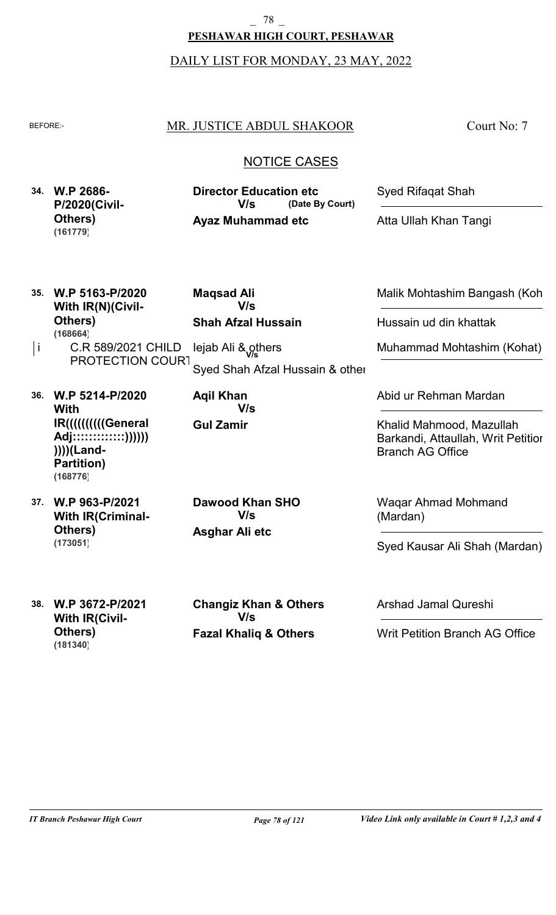**PESHAWAR HIGH COURT, PESHAWAR**

DAILY LIST FOR MONDAY, 23 MAY, 2022

BEFORE:- MR. JUSTICE ABDUL SHAKOOR — Court No: 7

## NOTICE CASES

| No. | Case | Parties | Counsel |
|---|---|---|---|
| 34. | **W.P 2686-P/2020(Civil-Others)** **(161779)** | **Director Education etc** **V/s** **(Date By Court)** **Ayaz Muhammad etc** | Syed Rifaqat Shah / Atta Ullah Khan Tangi |
| 35. | **W.P 5163-P/2020 With IR(N)(Civil-Others)** **(168664)** | **Maqsad Ali** **V/s** **Shah Afzal Hussain** | Malik Mohtashim Bangash (Koh / Hussain ud din khattak |
| i | C.R 589/2021 CHILD PROTECTION COURT | Iejab Ali & others V/s Syed Shah Afzal Hussain & other | Muhammad Mohtashim (Kohat) |
| 36. | **W.P 5214-P/2020 With IR((((((((((General Adj:::::::::::::)))))) ))))(Land-Partition)** **(168776)** | **Aqil Khan** **V/s** **Gul Zamir** | Abid ur Rehman Mardan / Khalid Mahmood, Mazullah Barkandi, Attaullah, Writ Petition Branch AG Office |
| 37. | **W.P 963-P/2021 With IR(Criminal-Others)** **(173051)** | **Dawood Khan SHO** **V/s** **Asghar Ali etc** | Waqar Ahmad Mohmand (Mardan) / Syed Kausar Ali Shah (Mardan) |
| 38. | **W.P 3672-P/2021 With IR(Civil-Others)** **(181340)** | **Changiz Khan & Others** **V/s** **Fazal Khaliq & Others** | Arshad Jamal Qureshi / Writ Petition Branch AG Office |

*IT Branch Peshawar High Court* — *Video Link only available in Court # 1,2,3 and 4*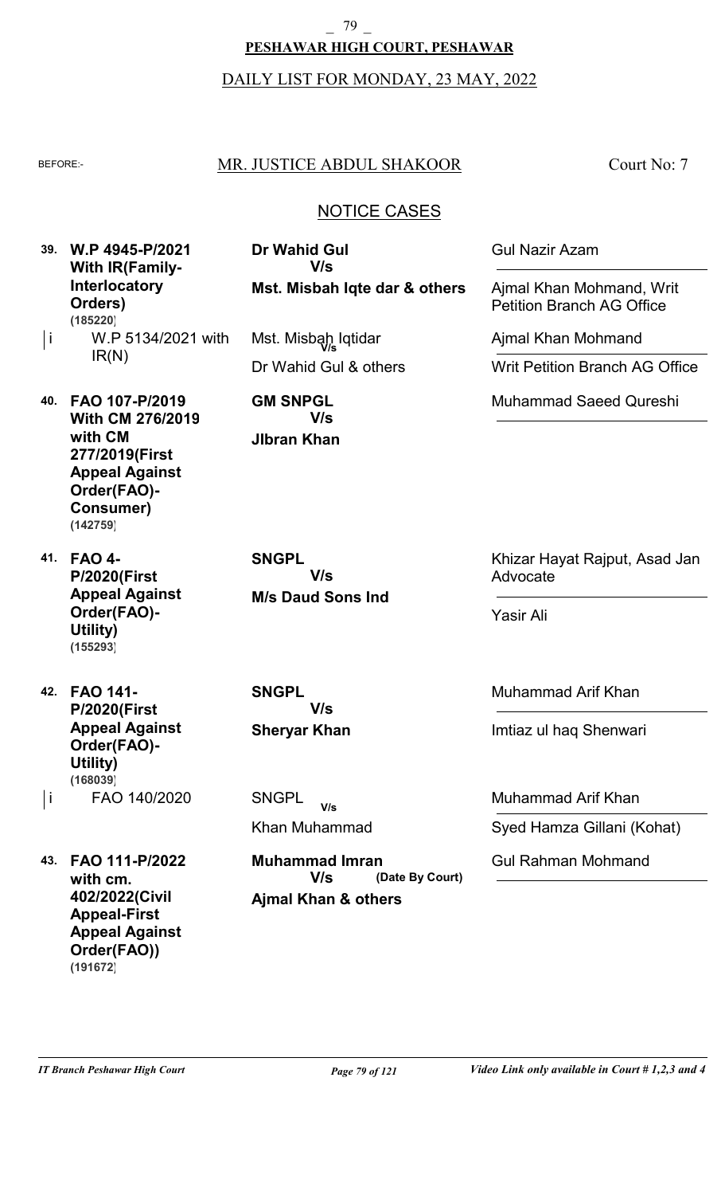**PESHAWAR HIGH COURT, PESHAWAR**

DAILY LIST FOR MONDAY, 23 MAY, 2022

BEFORE:- MR. JUSTICE ABDUL SHAKOOR — Court No: 7

## NOTICE CASES

| No. | Case | Parties | Advocates |
|---|---|---|---|
| 39. | **W.P 4945-P/2021 With IR(Family-Interlocatory Orders) (185220)** | **Dr Wahid Gul V/s Mst. Misbah Iqte dar & others** | Gul Nazir Azam / Ajmal Khan Mohmand, Writ Petition Branch AG Office |
| i | W.P 5134/2021 with IR(N) | Mst. Misbah Iqtidar V/s Dr Wahid Gul & others | Ajmal Khan Mohmand / Writ Petition Branch AG Office |
| 40. | **FAO 107-P/2019 With CM 276/2019 with CM 277/2019(First Appeal Against Order(FAO)-Consumer) (142759)** | **GM SNPGL V/s JIbran Khan** | Muhammad Saeed Qureshi |
| 41. | **FAO 4-P/2020(First Appeal Against Order(FAO)-Utility) (155293)** | **SNGPL V/s M/s Daud Sons Ind** | Khizar Hayat Rajput, Asad Jan Advocate / Yasir Ali |
| 42. | **FAO 141-P/2020(First Appeal Against Order(FAO)-Utility) (168039)** | **SNGPL V/s Sheryar Khan** | Muhammad Arif Khan / Imtiaz ul haq Shenwari |
| i | FAO 140/2020 | SNGPL V/s Khan Muhammad | Muhammad Arif Khan / Syed Hamza Gillani (Kohat) |
| 43. | **FAO 111-P/2022 with cm. 402/2022(Civil Appeal-First Appeal Against Order(FAO)) (191672)** | **Muhammad Imran V/s Ajmal Khan & others** (Date By Court) | Gul Rahman Mohmand |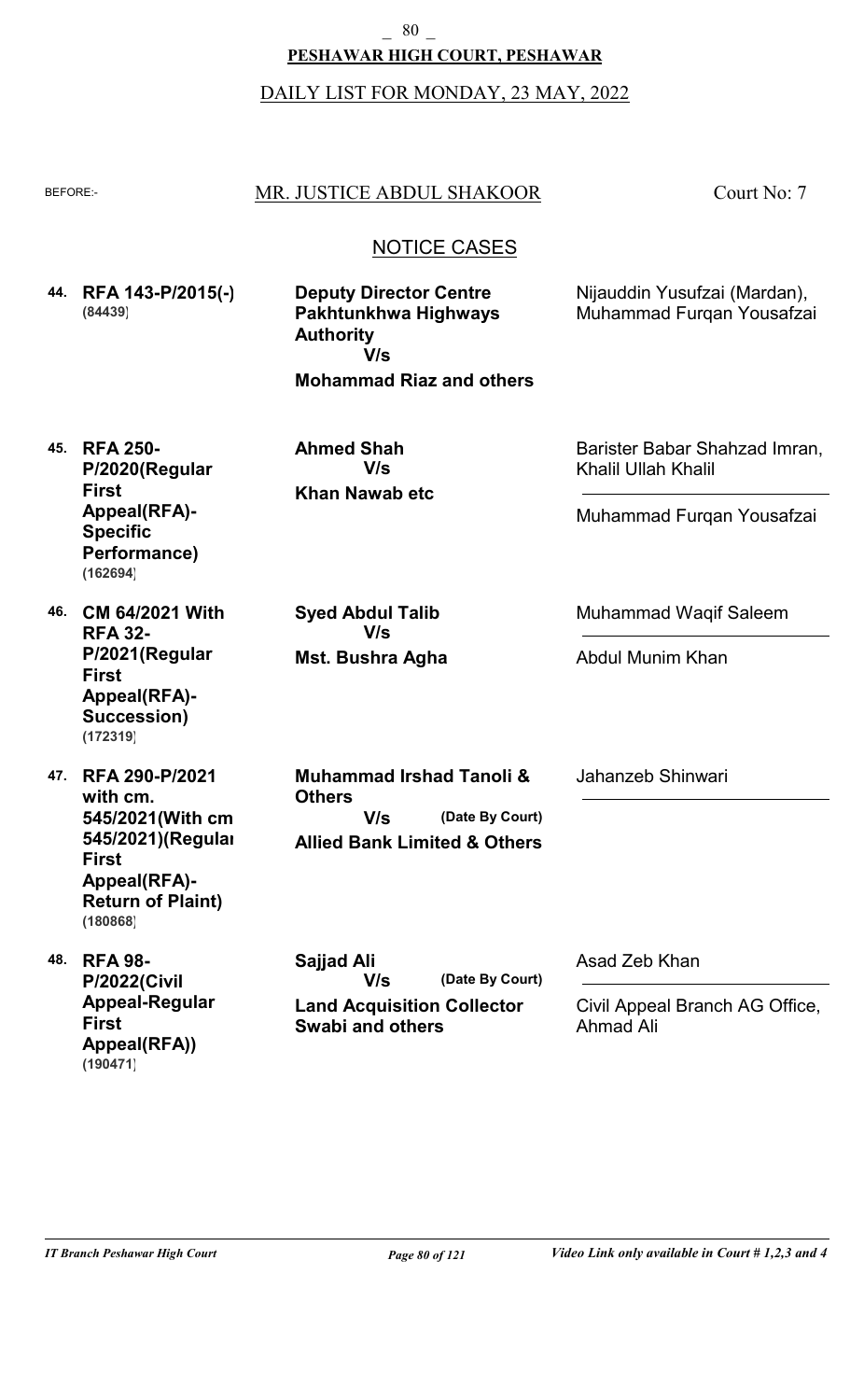**PESHAWAR HIGH COURT, PESHAWAR**

DAILY LIST FOR MONDAY, 23 MAY, 2022

BEFORE:- MR. JUSTICE ABDUL SHAKOOR — Court No: 7

## NOTICE CASES

| No. | Case | Parties | Advocates |
|---|---|---|---|
| 44. | **RFA 143-P/2015(-)** **(84439)** | **Deputy Director Centre Pakhtunkhwa Highways Authority** **V/s** **Mohammad Riaz and others** | Nijauddin Yusufzai (Mardan), Muhammad Furqan Yousafzai |
| 45. | **RFA 250-P/2020(Regular First Appeal(RFA)-Specific Performance)** **(162694)** | **Ahmed Shah** **V/s** **Khan Nawab etc** | Barister Babar Shahzad Imran, Khalil Ullah Khalil / Muhammad Furqan Yousafzai |
| 46. | **CM 64/2021 With RFA 32-P/2021(Regular First Appeal(RFA)-Succession)** **(172319)** | **Syed Abdul Talib** **V/s** **Mst. Bushra Agha** | Muhammad Waqif Saleem / Abdul Munim Khan |
| 47. | **RFA 290-P/2021 with cm. 545/2021(With cm 545/2021)(Regular First Appeal(RFA)-Return of Plaint)** **(180868)** | **Muhammad Irshad Tanoli & Others** **V/s** **(Date By Court)** **Allied Bank Limited & Others** | Jahanzeb Shinwari |
| 48. | **RFA 98-P/2022(Civil Appeal-Regular First Appeal(RFA))** **(190471)** | **Sajjad Ali** **V/s** **(Date By Court)** **Land Acquisition Collector Swabi and others** | Asad Zeb Khan / Civil Appeal Branch AG Office, Ahmad Ali |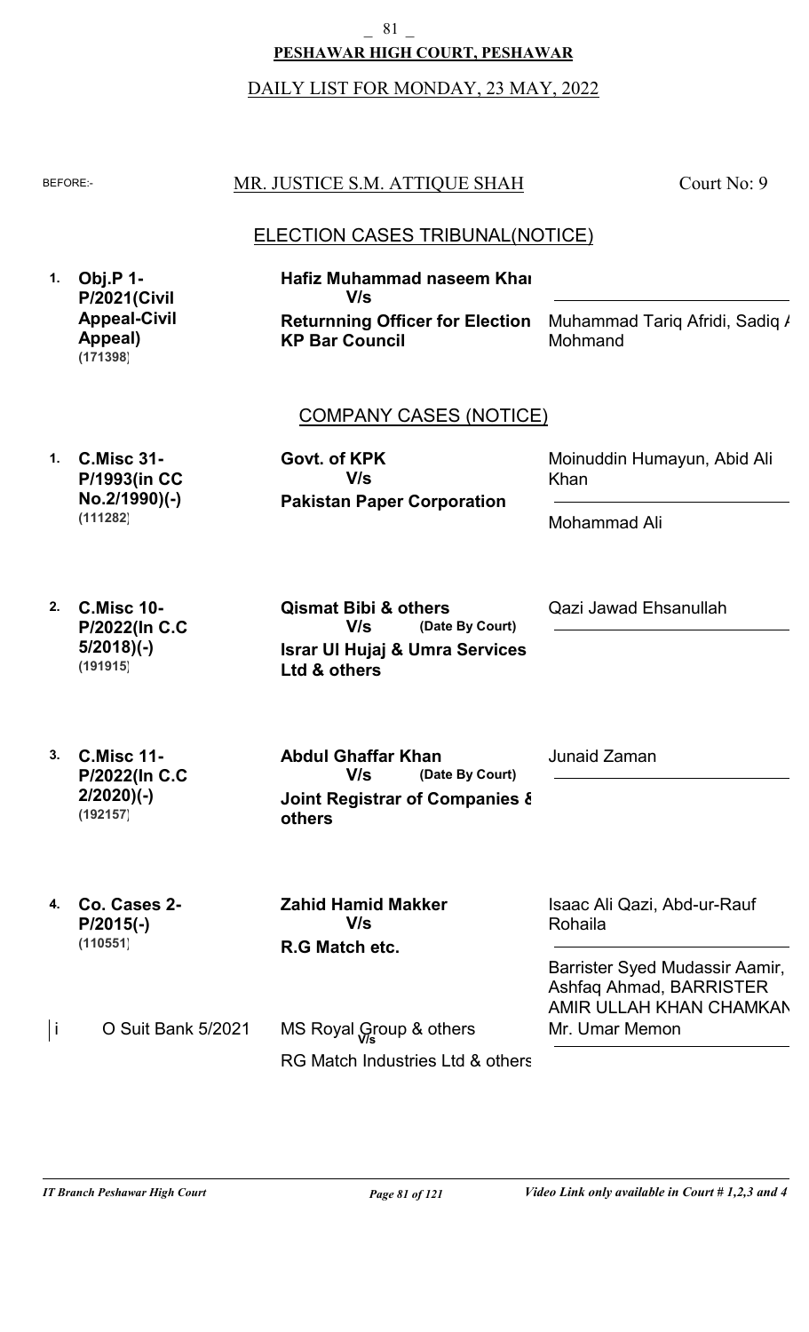**PESHAWAR HIGH COURT, PESHAWAR**

DAILY LIST FOR MONDAY, 23 MAY, 2022

BEFORE:- MR. JUSTICE S.M. ATTIQUE SHAH — Court No: 9

## ELECTION CASES TRIBUNAL(NOTICE)

| No. | Case | Parties | Advocates |
|---|---|---|---|
| 1. | **Obj.P 1-P/2021(Civil Appeal-Civil Appeal)** **(171398)** | **Hafiz Muhammad naseem Khan** **V/s** **Returnning Officer for Election KP Bar Council** | Muhammad Tariq Afridi, Sadiq A Mohmand |

## COMPANY CASES (NOTICE)

| No. | Case | Parties | Advocates |
|---|---|---|---|
| 1. | **C.Misc 31-P/1993(in CC No.2/1990)(-)** **(111282)** | **Govt. of KPK** **V/s** **Pakistan Paper Corporation** | Moinuddin Humayun, Abid Ali Khan / Mohammad Ali |
| 2. | **C.Misc 10-P/2022(In C.C 5/2018)(-)** **(191915)** | **Qismat Bibi & others** **V/s** **(Date By Court)** **Israr Ul Hujaj & Umra Services Ltd & others** | Qazi Jawad Ehsanullah |
| 3. | **C.Misc 11-P/2022(In C.C 2/2020)(-)** **(192157)** | **Abdul Ghaffar Khan** **V/s** **(Date By Court)** **Joint Registrar of Companies & others** | Junaid Zaman |
| 4. | **Co. Cases 2-P/2015(-)** **(110551)** | **Zahid Hamid Makker** **V/s** **R.G Match etc.** | Isaac Ali Qazi, Abd-ur-Rauf Rohaila / Barrister Syed Mudassir Aamir, Ashfaq Ahmad, BARRISTER AMIR ULLAH KHAN CHAMKANI |
| i | O Suit Bank 5/2021 | MS Royal Group & others V/s RG Match Industries Ltd & others | Mr. Umar Memon |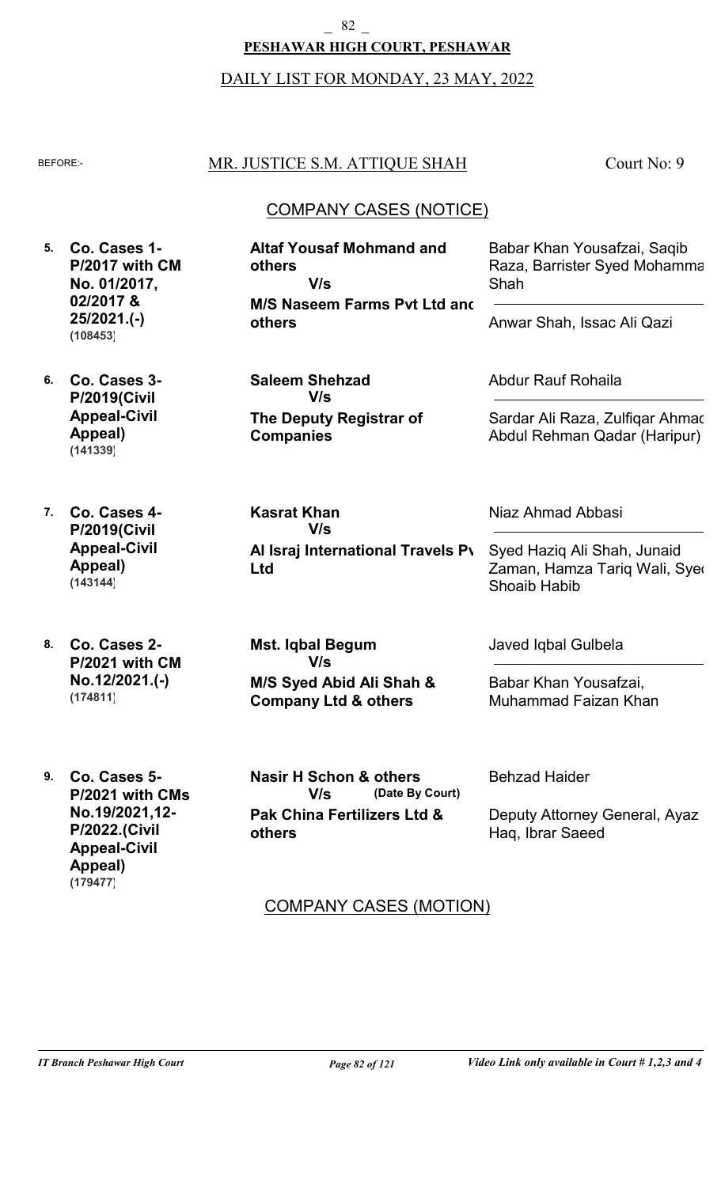**PESHAWAR HIGH COURT, PESHAWAR**

DAILY LIST FOR MONDAY, 23 MAY, 2022

BEFORE:- MR. JUSTICE S.M. ATTIQUE SHAH — Court No: 9

## COMPANY CASES (NOTICE)

| No. | Case | Parties | Counsel |
|---|---|---|---|
| 5. | **Co. Cases 1-P/2017 with CM No. 01/2017, 02/2017 & 25/2021.(-)** **(108453)** | **Altaf Yousaf Mohmand and others** V/s **M/S Naseem Farms Pvt Ltd and others** | Babar Khan Yousafzai, Saqib Raza, Barrister Syed Mohammad Shah / Anwar Shah, Issac Ali Qazi |
| 6. | **Co. Cases 3-P/2019(Civil Appeal-Civil Appeal)** **(141339)** | **Saleem Shehzad** V/s **The Deputy Registrar of Companies** | Abdur Rauf Rohaila / Sardar Ali Raza, Zulfiqar Ahmad, Abdul Rehman Qadar (Haripur) |
| 7. | **Co. Cases 4-P/2019(Civil Appeal-Civil Appeal)** **(143144)** | **Kasrat Khan** V/s **Al Israj International Travels Pvt Ltd** | Niaz Ahmad Abbasi / Syed Haziq Ali Shah, Junaid Zaman, Hamza Tariq Wali, Syed Shoaib Habib |
| 8. | **Co. Cases 2-P/2021 with CM No.12/2021.(-)** **(174811)** | **Mst. Iqbal Begum** V/s **M/S Syed Abid Ali Shah & Company Ltd & others** | Javed Iqbal Gulbela / Babar Khan Yousafzai, Muhammad Faizan Khan |
| 9. | **Co. Cases 5-P/2021 with CMs No.19/2021,12-P/2022.(Civil Appeal-Civil Appeal)** **(179477)** | **Nasir H Schon & others** V/s **(Date By Court)** **Pak China Fertilizers Ltd & others** | Behzad Haider / Deputy Attorney General, Ayaz Haq, Ibrar Saeed |

## COMPANY CASES (MOTION)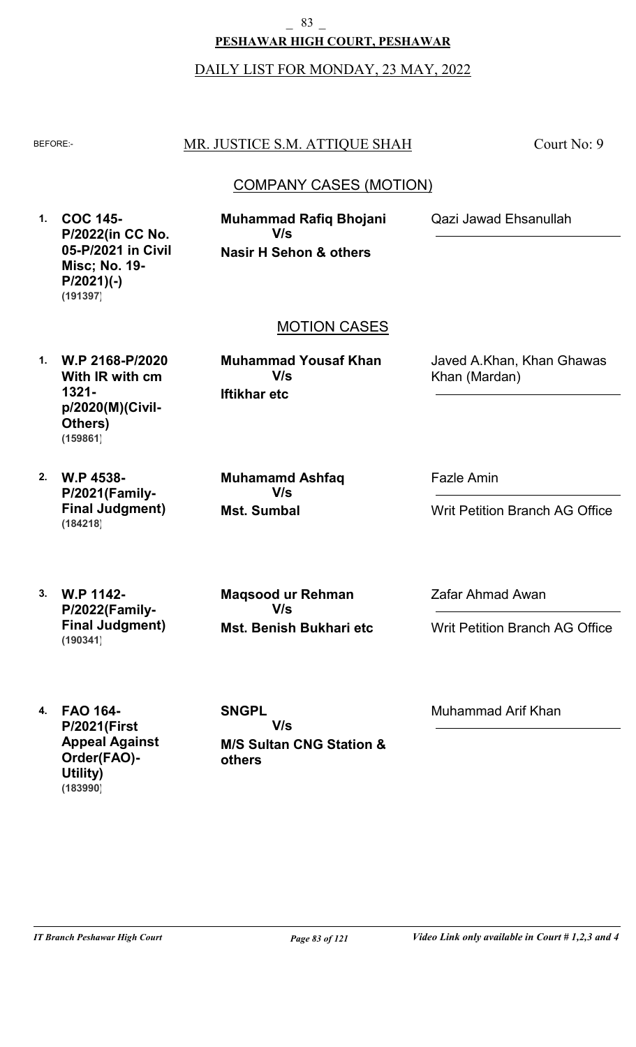**PESHAWAR HIGH COURT, PESHAWAR**

DAILY LIST FOR MONDAY, 23 MAY, 2022

BEFORE:- MR. JUSTICE S.M. ATTIQUE SHAH — Court No: 9

## COMPANY CASES (MOTION)

| # | Case | Parties | Counsel |
|---|---|---|---|
| 1. | **COC 145-P/2022(in CC No. 05-P/2021 in Civil Misc; No. 19-P/2021)(-)** **(191397)** | **Muhammad Rafiq Bhojani** **V/s** **Nasir H Sehon & others** | Qazi Jawad Ehsanullah |

## MOTION CASES

| # | Case | Parties | Counsel |
|---|---|---|---|
| 1. | **W.P 2168-P/2020 With IR with cm 1321-p/2020(M)(Civil-Others)** **(159861)** | **Muhammad Yousaf Khan** **V/s** **Iftikhar etc** | Javed A.Khan, Khan Ghawas Khan (Mardan) |
| 2. | **W.P 4538-P/2021(Family-Final Judgment)** **(184218)** | **Muhamamd Ashfaq** **V/s** **Mst. Sumbal** | Fazle Amin / Writ Petition Branch AG Office |
| 3. | **W.P 1142-P/2022(Family-Final Judgment)** **(190341)** | **Maqsood ur Rehman** **V/s** **Mst. Benish Bukhari etc** | Zafar Ahmad Awan / Writ Petition Branch AG Office |
| 4. | **FAO 164-P/2021(First Appeal Against Order(FAO)-Utility)** **(183990)** | **SNGPL** **V/s** **M/S Sultan CNG Station & others** | Muhammad Arif Khan |

*IT Branch Peshawar High Court* — *Video Link only available in Court # 1,2,3 and 4*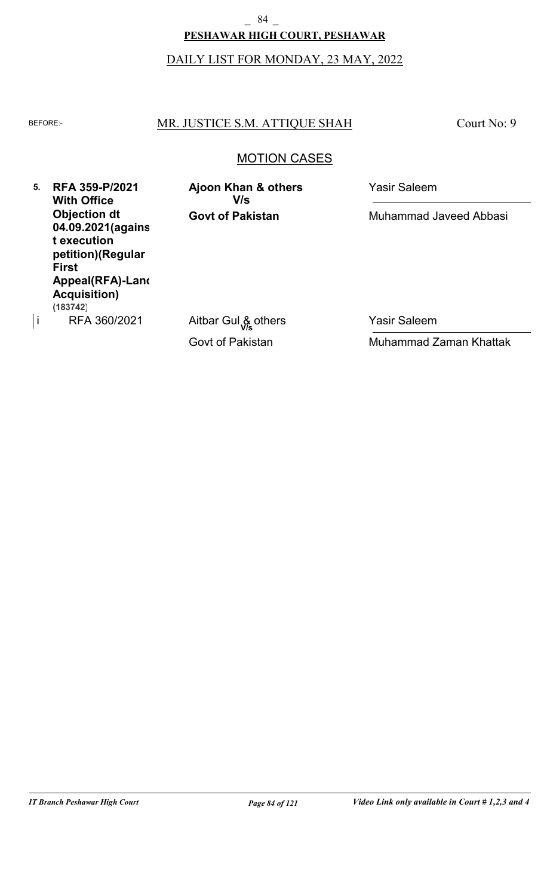**PESHAWAR HIGH COURT, PESHAWAR**

DAILY LIST FOR MONDAY, 23 MAY, 2022

BEFORE:- MR. JUSTICE S.M. ATTIQUE SHAH — Court No: 9

## MOTION CASES

| No. | Case | Parties | Counsel |
|---|---|---|---|
| **5.** | **RFA 359-P/2021 With Office Objection dt 04.09.2021(against execution petition)(Regular First Appeal(RFA)-Land Acquisition) (183742)** | **Ajoon Khan & others V/s Govt of Pakistan** | Yasir Saleem / Muhammad Javeed Abbasi |
| i | RFA 360/2021 | Aitbar Gul & others V/s Govt of Pakistan | Yasir Saleem / Muhammad Zaman Khattak |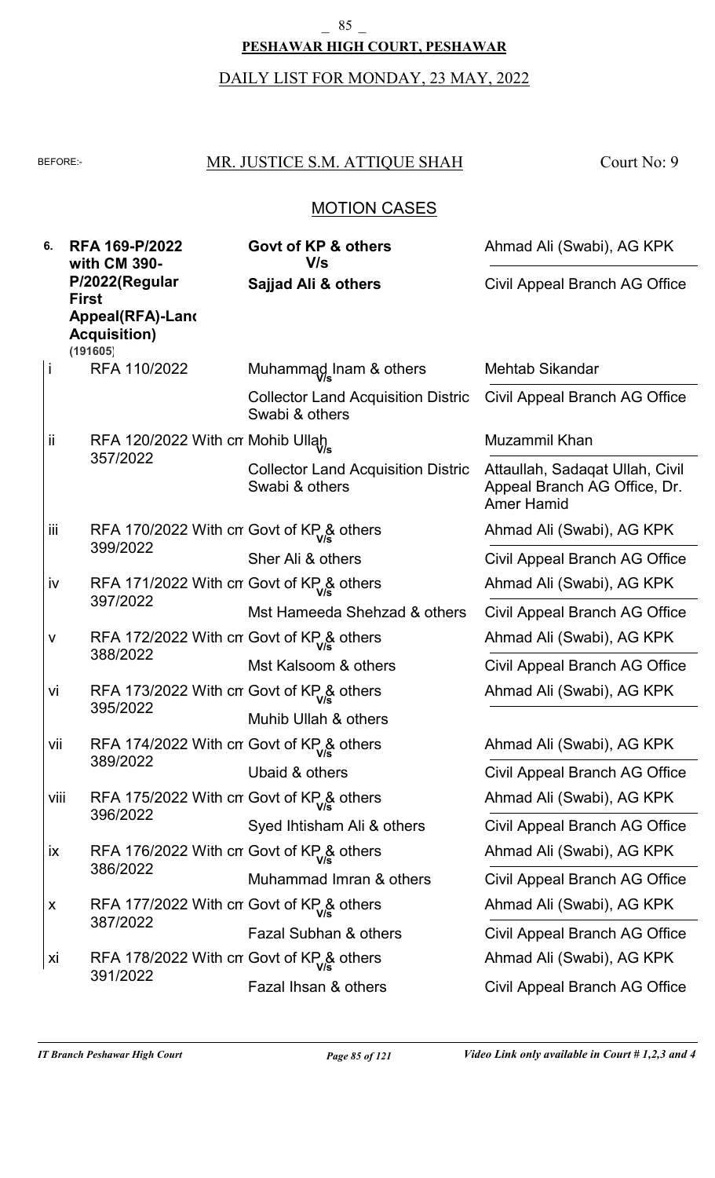**PESHAWAR HIGH COURT, PESHAWAR**

DAILY LIST FOR MONDAY, 23 MAY, 2022

BEFORE:- MR. JUSTICE S.M. ATTIQUE SHAH — Court No: 9

## MOTION CASES

| No. | Case | Parties | Counsel |
|---|---|---|---|
| **6.** | **RFA 169-P/2022 with CM 390-P/2022(Regular First Appeal(RFA)-Land Acquisition)** (191605) | **Govt of KP & others** V/s **Sajjad Ali & others** | Ahmad Ali (Swabi), AG KPK / Civil Appeal Branch AG Office |
| i | RFA 110/2022 | Muhammad Inam & others V/s Collector Land Acquisition Distric Swabi & others | Mehtab Sikandar / Civil Appeal Branch AG Office |
| ii | RFA 120/2022 With cm 357/2022 | Mohib Ullah V/s Collector Land Acquisition Distric Swabi & others | Muzammil Khan / Attaullah, Sadaqat Ullah, Civil Appeal Branch AG Office, Dr. Amer Hamid |
| iii | RFA 170/2022 With cm 399/2022 | Govt of KP & others V/s Sher Ali & others | Ahmad Ali (Swabi), AG KPK / Civil Appeal Branch AG Office |
| iv | RFA 171/2022 With cm 397/2022 | Govt of KP & others V/s Mst Hameeda Shehzad & others | Ahmad Ali (Swabi), AG KPK / Civil Appeal Branch AG Office |
| v | RFA 172/2022 With cm 388/2022 | Govt of KP & others V/s Mst Kalsoom & others | Ahmad Ali (Swabi), AG KPK / Civil Appeal Branch AG Office |
| vi | RFA 173/2022 With cm 395/2022 | Govt of KP & others V/s Muhib Ullah & others | Ahmad Ali (Swabi), AG KPK |
| vii | RFA 174/2022 With cm 389/2022 | Govt of KP & others V/s Ubaid & others | Ahmad Ali (Swabi), AG KPK / Civil Appeal Branch AG Office |
| viii | RFA 175/2022 With cm 396/2022 | Govt of KP & others V/s Syed Ihtisham Ali & others | Ahmad Ali (Swabi), AG KPK / Civil Appeal Branch AG Office |
| ix | RFA 176/2022 With cm 386/2022 | Govt of KP & others V/s Muhammad Imran & others | Ahmad Ali (Swabi), AG KPK / Civil Appeal Branch AG Office |
| x | RFA 177/2022 With cm 387/2022 | Govt of KP & others V/s Fazal Subhan & others | Ahmad Ali (Swabi), AG KPK / Civil Appeal Branch AG Office |
| xi | RFA 178/2022 With cm 391/2022 | Govt of KP & others V/s Fazal Ihsan & others | Ahmad Ali (Swabi), AG KPK / Civil Appeal Branch AG Office |

*IT Branch Peshawar High Court* — *Video Link only available in Court # 1,2,3 and 4*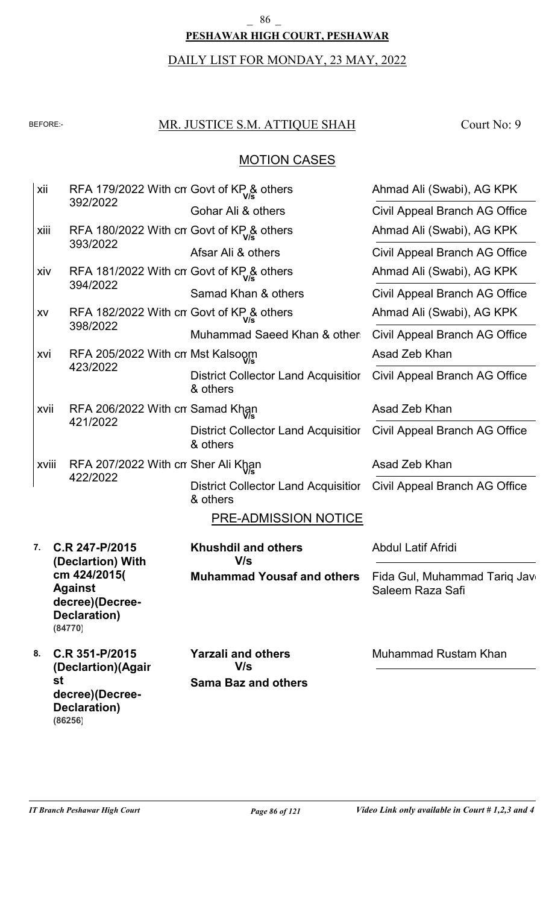**PESHAWAR HIGH COURT, PESHAWAR**

DAILY LIST FOR MONDAY, 23 MAY, 2022

BEFORE:- MR. JUSTICE S.M. ATTIQUE SHAH Court No: 9

## MOTION CASES

| No. | Case | Parties | Advocates |
|---|---|---|---|
| xii | RFA 179/2022 With cm 392/2022 | Govt of KP & others V/s Gohar Ali & others | Ahmad Ali (Swabi), AG KPK / Civil Appeal Branch AG Office |
| xiii | RFA 180/2022 With cm 393/2022 | Govt of KP & others V/s Afsar Ali & others | Ahmad Ali (Swabi), AG KPK / Civil Appeal Branch AG Office |
| xiv | RFA 181/2022 With cm 394/2022 | Govt of KP & others V/s Samad Khan & others | Ahmad Ali (Swabi), AG KPK / Civil Appeal Branch AG Office |
| xv | RFA 182/2022 With cm 398/2022 | Govt of KP & others V/s Muhammad Saeed Khan & others | Ahmad Ali (Swabi), AG KPK / Civil Appeal Branch AG Office |
| xvi | RFA 205/2022 With cm 423/2022 | Mst Kalsoom V/s District Collector Land Acquisition & others | Asad Zeb Khan / Civil Appeal Branch AG Office |
| xvii | RFA 206/2022 With cm 421/2022 | Samad Khan V/s District Collector Land Acquisition & others | Asad Zeb Khan / Civil Appeal Branch AG Office |
| xviii | RFA 207/2022 With cm 422/2022 | Sher Ali Khan V/s District Collector Land Acquisition & others | Asad Zeb Khan / Civil Appeal Branch AG Office |

## PRE-ADMISSION NOTICE

| No. | Case | Parties | Advocates |
|---|---|---|---|
| 7. | **C.R 247-P/2015 (Declartion) With cm 424/2015( Against decree)(Decree-Declaration)** (84770) | **Khushdil and others V/s Muhammad Yousaf and others** | Abdul Latif Afridi / Fida Gul, Muhammad Tariq Jav Saleem Raza Safi |
| 8. | **C.R 351-P/2015 (Declartion)(Against decree)(Decree-Declaration)** (86256) | **Yarzali and others V/s Sama Baz and others** | Muhammad Rustam Khan |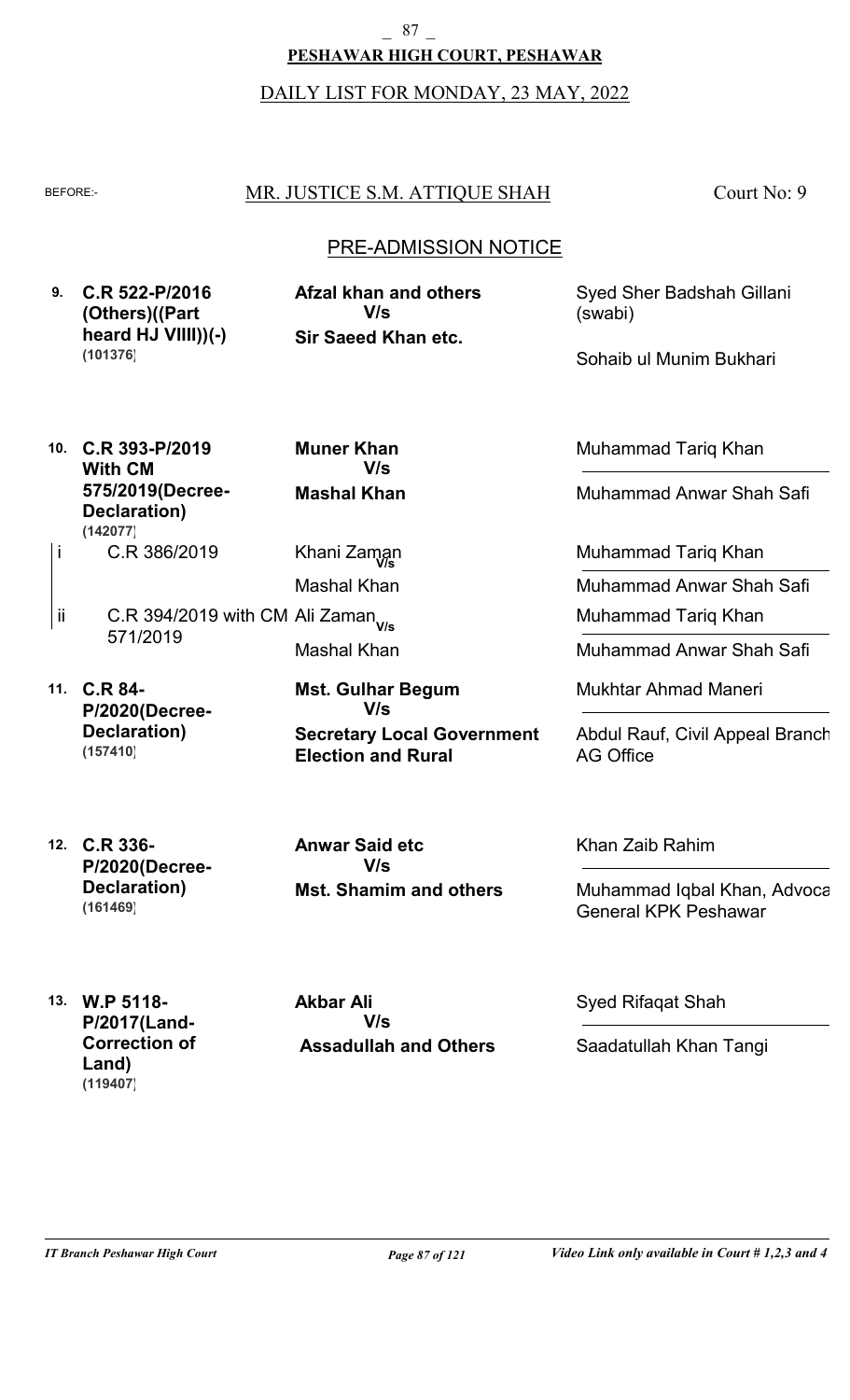**PESHAWAR HIGH COURT, PESHAWAR**

DAILY LIST FOR MONDAY, 23 MAY, 2022

BEFORE:- MR. JUSTICE S.M. ATTIQUE SHAH — Court No: 9

## PRE-ADMISSION NOTICE

| No. | Case | Parties | Advocates |
|---|---|---|---|
| 9. | **C.R 522-P/2016 (Others)((Part heard HJ VIIII))(-)** **(101376)** | **Afzal khan and others** V/s **Sir Saeed Khan etc.** | Syed Sher Badshah Gillani (swabi) / Sohaib ul Munim Bukhari |
| 10. | **C.R 393-P/2019 With CM 575/2019(Decree-Declaration)** **(142077)** | **Muner Khan** V/s **Mashal Khan** | Muhammad Tariq Khan / Muhammad Anwar Shah Safi |
| i | C.R 386/2019 | Khani Zaman V/s Mashal Khan | Muhammad Tariq Khan / Muhammad Anwar Shah Safi |
| ii | C.R 394/2019 with CM 571/2019 | Ali Zaman V/s Mashal Khan | Muhammad Tariq Khan / Muhammad Anwar Shah Safi |
| 11. | **C.R 84-P/2020(Decree-Declaration)** **(157410)** | **Mst. Gulhar Begum** V/s **Secretary Local Government Election and Rural** | Mukhtar Ahmad Maneri / Abdul Rauf, Civil Appeal Branch AG Office |
| 12. | **C.R 336-P/2020(Decree-Declaration)** **(161469)** | **Anwar Said etc** V/s **Mst. Shamim and others** | Khan Zaib Rahim / Muhammad Iqbal Khan, Advoca General KPK Peshawar |
| 13. | **W.P 5118-P/2017(Land-Correction of Land)** **(119407)** | **Akbar Ali** V/s **Assadullah and Others** | Syed Rifaqat Shah / Saadatullah Khan Tangi |

*Video Link only available in Court # 1,2,3 and 4*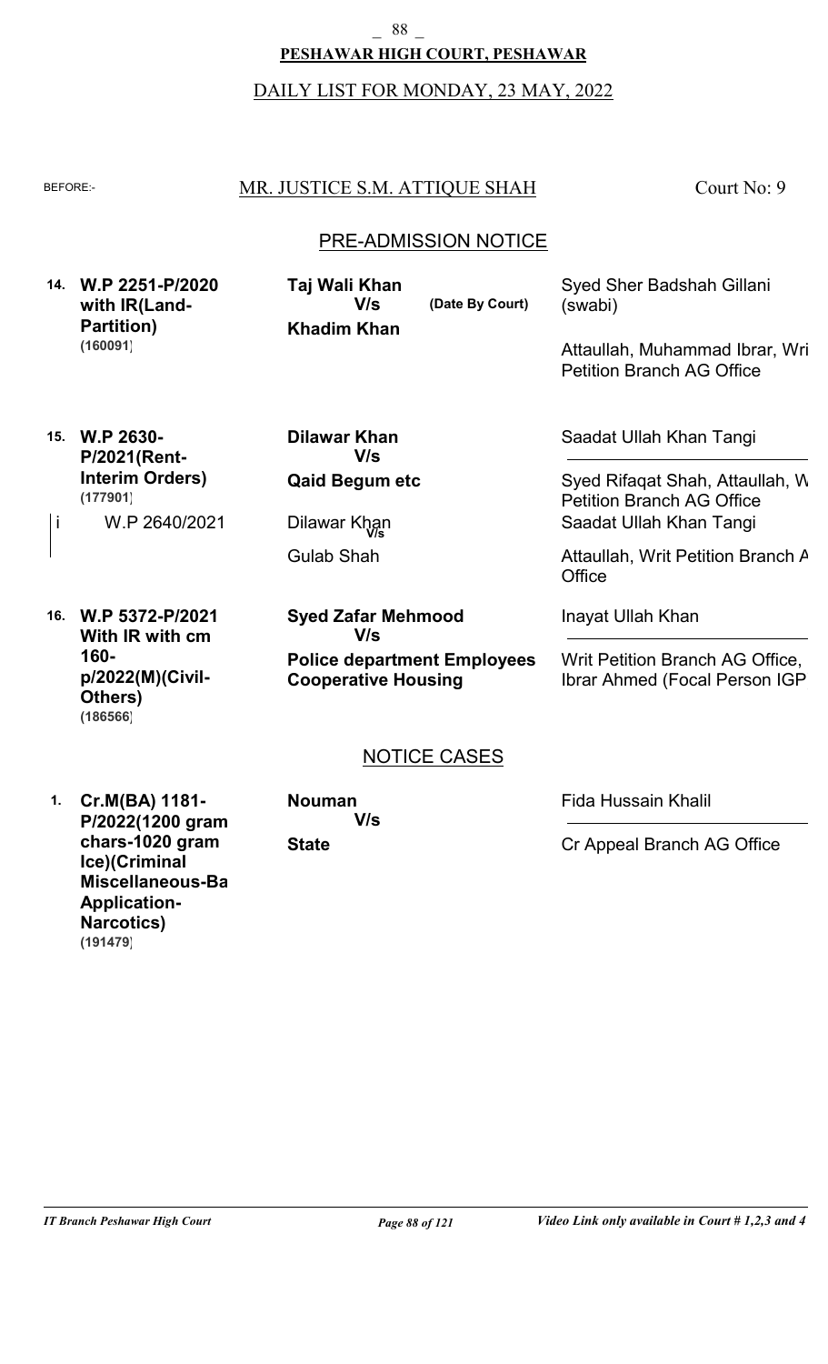**PESHAWAR HIGH COURT, PESHAWAR**

DAILY LIST FOR MONDAY, 23 MAY, 2022

BEFORE:- **MR. JUSTICE S.M. ATTIQUE SHAH** Court No: 9

## PRE-ADMISSION NOTICE

| No. | Case | Parties | Counsel |
|---|---|---|---|
| 14. | **W.P 2251-P/2020 with IR(Land-Partition)** **(160091)** | **Taj Wali Khan** V/s **Khadim Khan** (Date By Court) | Syed Sher Badshah Gillani (swabi) / Attaullah, Muhammad Ibrar, Wri Petition Branch AG Office |
| 15. | **W.P 2630-P/2021(Rent-Interim Orders)** **(177901)** | **Dilawar Khan** V/s **Qaid Begum etc** | Saadat Ullah Khan Tangi / Syed Rifaqat Shah, Attaullah, W Petition Branch AG Office |
| i | W.P 2640/2021 | Dilawar Khan V/s Gulab Shah | Saadat Ullah Khan Tangi / Attaullah, Writ Petition Branch A Office |
| 16. | **W.P 5372-P/2021 With IR with cm 160-p/2022(M)(Civil-Others)** **(186566)** | **Syed Zafar Mehmood** V/s **Police department Employees Cooperative Housing** | Inayat Ullah Khan / Writ Petition Branch AG Office, Ibrar Ahmed (Focal Person IGP |

## NOTICE CASES

| No. | Case | Parties | Counsel |
|---|---|---|---|
| 1. | **Cr.M(BA) 1181-P/2022(1200 gram chars-1020 gram Ice)(Criminal Miscellaneous-Ba Application-Narcotics)** **(191479)** | **Nouman** V/s **State** | Fida Hussain Khalil / Cr Appeal Branch AG Office |

*IT Branch Peshawar High Court* *Video Link only available in Court # 1,2,3 and 4*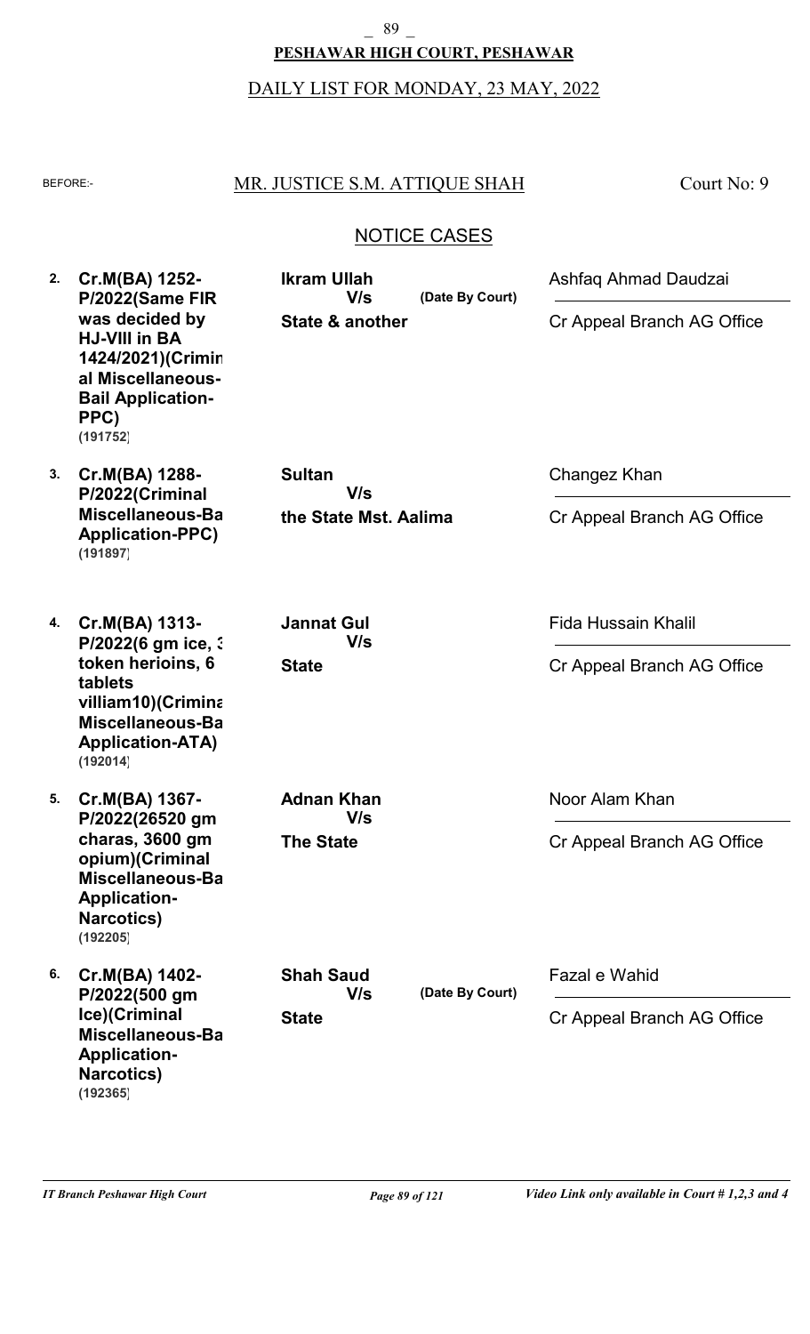**PESHAWAR HIGH COURT, PESHAWAR**

DAILY LIST FOR MONDAY, 23 MAY, 2022

BEFORE:- MR. JUSTICE S.M. ATTIQUE SHAH — Court No: 9

## NOTICE CASES

| No. | Case | Parties | | Counsel |
|---|---|---|---|---|
| 2. | **Cr.M(BA) 1252-P/2022(Same FIR was decided by HJ-VIII in BA 1424/2021)(Criminal Miscellaneous-Bail Application-PPC)** **(191752)** | **Ikram Ullah** V/s **State & another** | (Date By Court) | Ashfaq Ahmad Daudzai / Cr Appeal Branch AG Office |
| 3. | **Cr.M(BA) 1288-P/2022(Criminal Miscellaneous-Ba Application-PPC)** **(191897)** | **Sultan** V/s **the State Mst. Aalima** | | Changez Khan / Cr Appeal Branch AG Office |
| 4. | **Cr.M(BA) 1313-P/2022(6 gm ice, 3 token herioins, 6 tablets villiam10)(Crimina Miscellaneous-Ba Application-ATA)** **(192014)** | **Jannat Gul** V/s **State** | | Fida Hussain Khalil / Cr Appeal Branch AG Office |
| 5. | **Cr.M(BA) 1367-P/2022(26520 gm charas, 3600 gm opium)(Criminal Miscellaneous-Ba Application-Narcotics)** **(192205)** | **Adnan Khan** V/s **The State** | | Noor Alam Khan / Cr Appeal Branch AG Office |
| 6. | **Cr.M(BA) 1402-P/2022(500 gm Ice)(Criminal Miscellaneous-Ba Application-Narcotics)** **(192365)** | **Shah Saud** V/s **State** | (Date By Court) | Fazal e Wahid / Cr Appeal Branch AG Office |

*IT Branch Peshawar High Court* — *Video Link only available in Court # 1,2,3 and 4*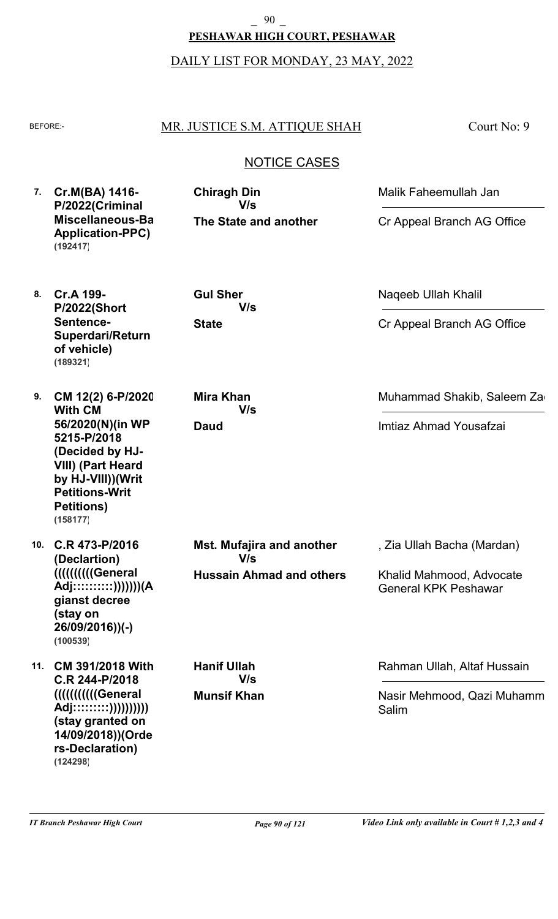**PESHAWAR HIGH COURT, PESHAWAR**

DAILY LIST FOR MONDAY, 23 MAY, 2022

BEFORE:- MR. JUSTICE S.M. ATTIQUE SHAH — Court No: 9

## NOTICE CASES

| No. | Case | Parties | Counsel |
|---|---|---|---|
| 7. | **Cr.M(BA) 1416-P/2022(Criminal Miscellaneous-Ba Application-PPC)** **(192417)** | **Chiragh Din** V/s **The State and another** | Malik Faheemullah Jan / Cr Appeal Branch AG Office |
| 8. | **Cr.A 199-P/2022(Short Sentence-Superdari/Return of vehicle)** **(189321)** | **Gul Sher** V/s **State** | Naqeeb Ullah Khalil / Cr Appeal Branch AG Office |
| 9. | **CM 12(2) 6-P/2020 With CM 56/2020(N)(in WP 5215-P/2018 (Decided by HJ-VIII) (Part Heard by HJ-VIII))(Writ Petitions-Writ Petitions)** **(158177)** | **Mira Khan** V/s **Daud** | Muhammad Shakib, Saleem Za / Imtiaz Ahmad Yousafzai |
| 10. | **C.R 473-P/2016 (Declartion) ((((((((((General Adj::::::::::)))))))(Agianst decree (stay on 26/09/2016))(-)** **(100539)** | **Mst. Mufajira and another** V/s **Hussain Ahmad and others** | , Zia Ullah Bacha (Mardan) / Khalid Mahmood, Advocate General KPK Peshawar |
| 11. | **CM 391/2018 With C.R 244-P/2018 (((((((((((General Adj:::::::::)))))))))) (stay granted on 14/09/2018))(Orders-Declaration)** **(124298)** | **Hanif Ullah** V/s **Munsif Khan** | Rahman Ullah, Altaf Hussain / Nasir Mehmood, Qazi Muhamm Salim |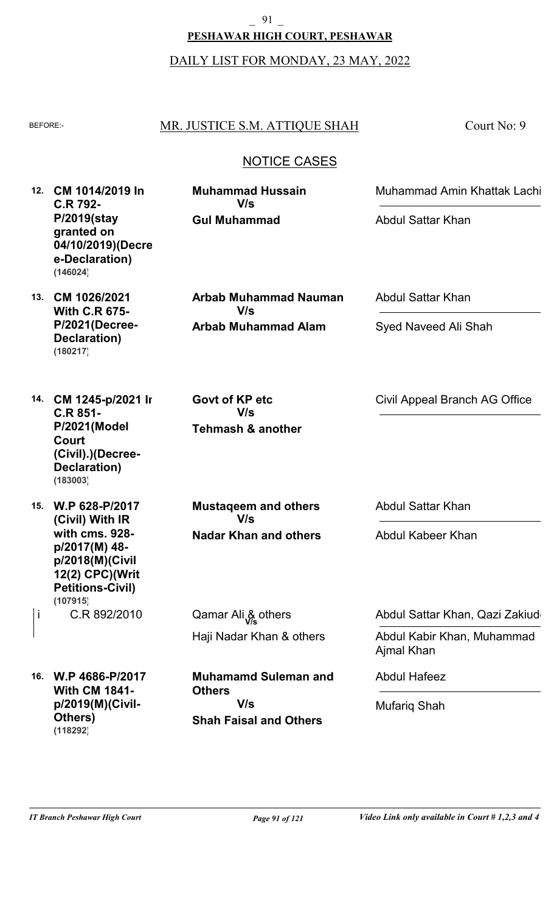**PESHAWAR HIGH COURT, PESHAWAR**

DAILY LIST FOR MONDAY, 23 MAY, 2022

BEFORE:- MR. JUSTICE S.M. ATTIQUE SHAH — Court No: 9

## NOTICE CASES

| No. | Case | Parties | Counsel |
|---|---|---|---|
| 12. | **CM 1014/2019 In C.R 792-P/2019(stay granted on 04/10/2019)(Decree-Declaration)** **(146024)** | **Muhammad Hussain** V/s **Gul Muhammad** | Muhammad Amin Khattak Lachi / Abdul Sattar Khan |
| 13. | **CM 1026/2021 With C.R 675-P/2021(Decree-Declaration)** **(180217)** | **Arbab Muhammad Nauman** V/s **Arbab Muhammad Alam** | Abdul Sattar Khan / Syed Naveed Ali Shah |
| 14. | **CM 1245-p/2021 In C.R 851-P/2021(Model Court (Civil).)(Decree-Declaration)** **(183003)** | **Govt of KP etc** V/s **Tehmash & another** | Civil Appeal Branch AG Office |
| 15. | **W.P 628-P/2017 (Civil) With IR with cms. 928-p/2017(M) 48-p/2018(M)(Civil 12(2) CPC)(Writ Petitions-Civil)** **(107915)** | **Mustaqeem and others** V/s **Nadar Khan and others** | Abdul Sattar Khan / Abdul Kabeer Khan |
| i | C.R 892/2010 | Qamar Ali & others V/s Haji Nadar Khan & others | Abdul Sattar Khan, Qazi Zakiud / Abdul Kabir Khan, Muhammad Ajmal Khan |
| 16. | **W.P 4686-P/2017 With CM 1841-p/2019(M)(Civil-Others)** **(118292)** | **Muhamamd Suleman and Others** V/s **Shah Faisal and Others** | Abdul Hafeez / Mufariq Shah |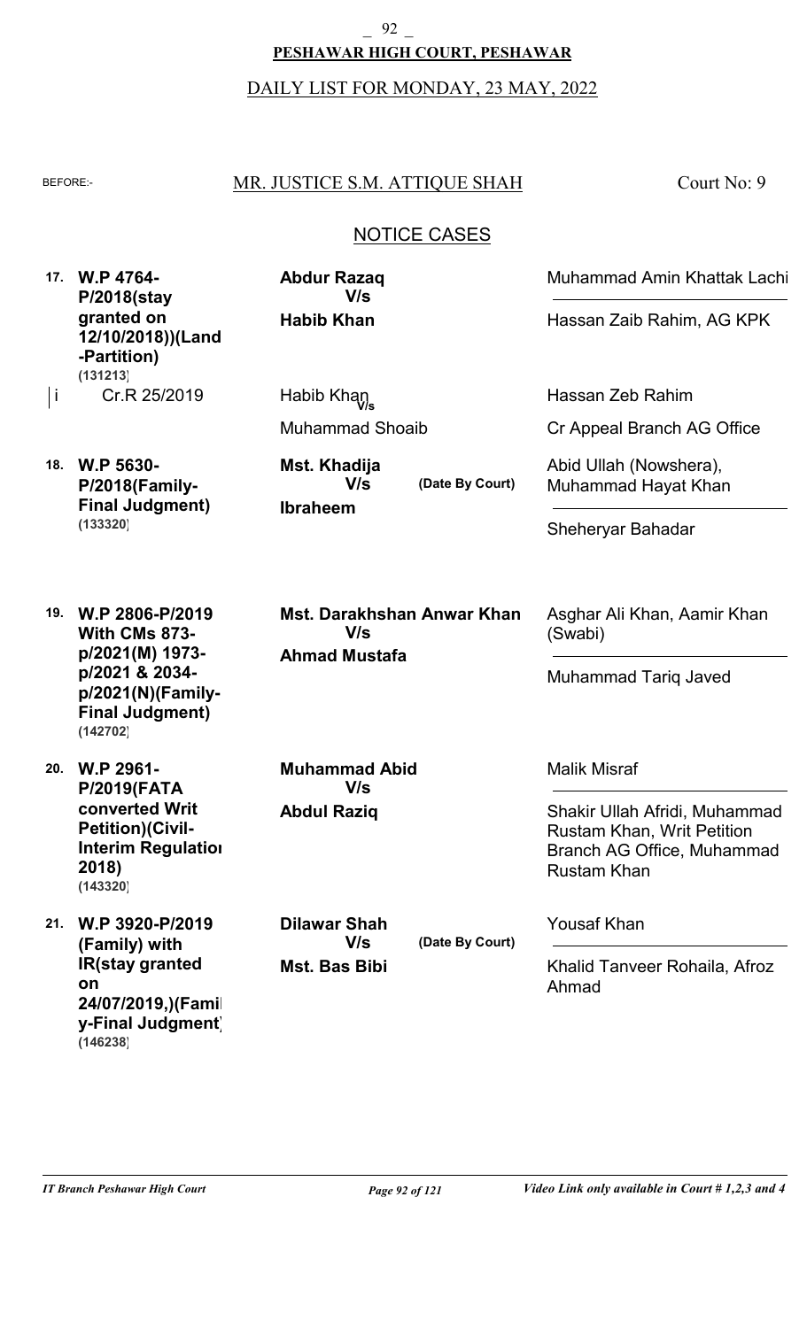**PESHAWAR HIGH COURT, PESHAWAR**

DAILY LIST FOR MONDAY, 23 MAY, 2022

BEFORE:- MR. JUSTICE S.M. ATTIQUE SHAH — Court No: 9

## NOTICE CASES

| No. | Case | Parties | Counsel |
|---|---|---|---|
| 17. | **W.P 4764-P/2018(stay granted on 12/10/2018))(Land -Partition)** **(131213)** | **Abdur Razaq** V/s **Habib Khan** | Muhammad Amin Khattak Lachi / Hassan Zaib Rahim, AG KPK |
| i | Cr.R 25/2019 | Habib Khan V/s Muhammad Shoaib | Hassan Zeb Rahim / Cr Appeal Branch AG Office |
| 18. | **W.P 5630-P/2018(Family-Final Judgment)** **(133320)** | **Mst. Khadija** V/s **Ibraheem** (Date By Court) | Abid Ullah (Nowshera), Muhammad Hayat Khan / Sheheryar Bahadar |
| 19. | **W.P 2806-P/2019 With CMs 873-p/2021(M) 1973-p/2021 & 2034-p/2021(N)(Family-Final Judgment)** **(142702)** | **Mst. Darakhshan Anwar Khan** V/s **Ahmad Mustafa** | Asghar Ali Khan, Aamir Khan (Swabi) / Muhammad Tariq Javed |
| 20. | **W.P 2961-P/2019(FATA converted Writ Petition)(Civil-Interim Regulation 2018)** **(143320)** | **Muhammad Abid** V/s **Abdul Raziq** | Malik Misraf / Shakir Ullah Afridi, Muhammad Rustam Khan, Writ Petition Branch AG Office, Muhammad Rustam Khan |
| 21. | **W.P 3920-P/2019 (Family) with IR(stay granted on 24/07/2019,)(Family-Final Judgment)** **(146238)** | **Dilawar Shah** V/s **Mst. Bas Bibi** (Date By Court) | Yousaf Khan / Khalid Tanveer Rohaila, Afroz Ahmad |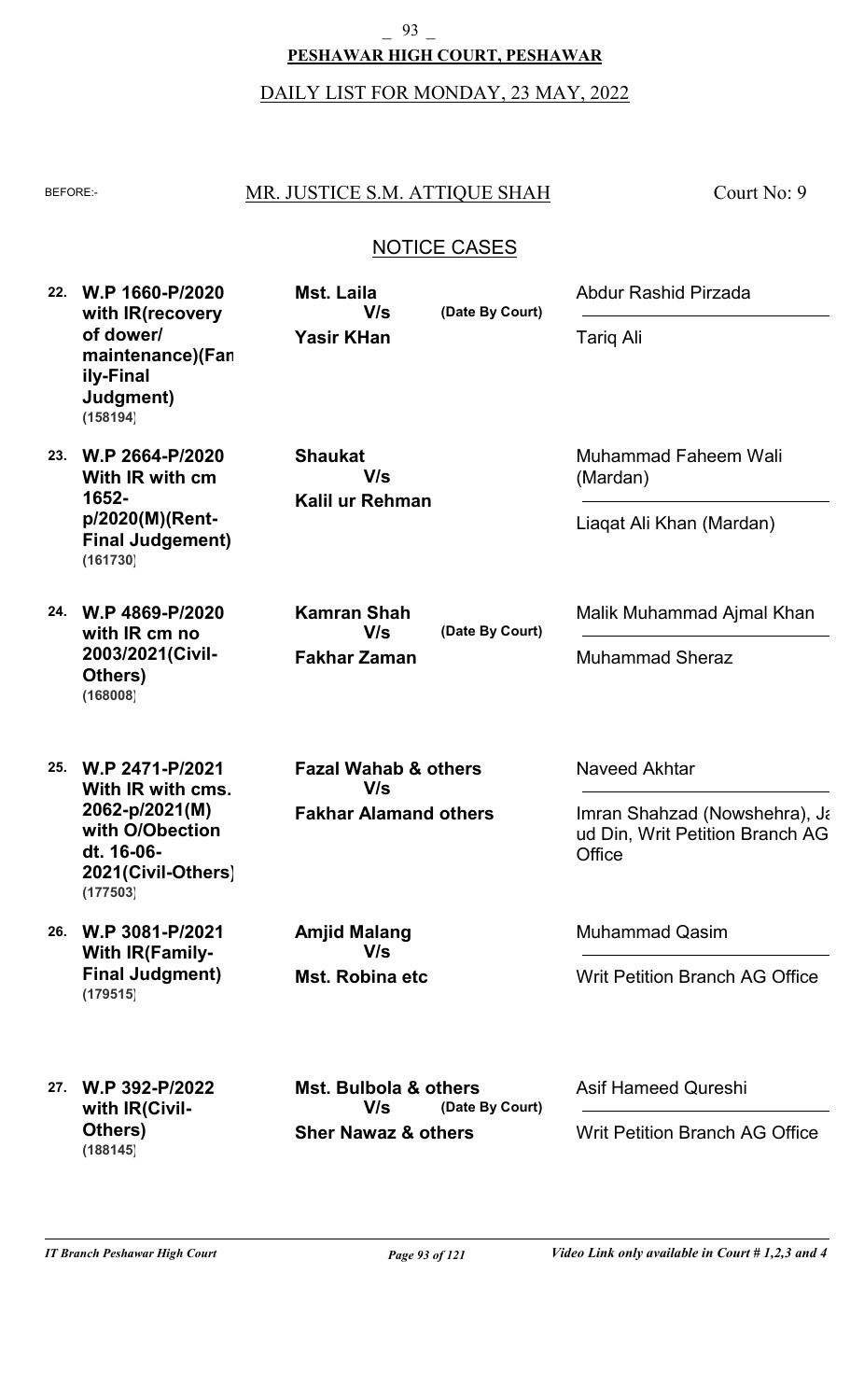# PESHAWAR HIGH COURT, PESHAWAR

DAILY LIST FOR MONDAY, 23 MAY, 2022

BEFORE:- **MR. JUSTICE S.M. ATTIQUE SHAH** Court No: 9

## NOTICE CASES

| No. | Case | Parties | Counsel |
|---|---|---|---|
| 22. | **W.P 1660-P/2020 with IR(recovery of dower/ maintenance)(Family-Final Judgment) (158194)** | **Mst. Laila** V/s **Yasir KHan** (Date By Court) | Abdur Rashid Pirzada / Tariq Ali |
| 23. | **W.P 2664-P/2020 With IR with cm 1652-p/2020(M)(Rent-Final Judgement) (161730)** | **Shaukat** V/s **Kalil ur Rehman** | Muhammad Faheem Wali (Mardan) / Liaqat Ali Khan (Mardan) |
| 24. | **W.P 4869-P/2020 with IR cm no 2003/2021(Civil-Others) (168008)** | **Kamran Shah** V/s **Fakhar Zaman** (Date By Court) | Malik Muhammad Ajmal Khan / Muhammad Sheraz |
| 25. | **W.P 2471-P/2021 With IR with cms. 2062-p/2021(M) with O/Obection dt. 16-06-2021(Civil-Others) (177503)** | **Fazal Wahab & others** V/s **Fakhar Alamand others** | Naveed Akhtar / Imran Shahzad (Nowshehra), Ja ud Din, Writ Petition Branch AG Office |
| 26. | **W.P 3081-P/2021 With IR(Family-Final Judgment) (179515)** | **Amjid Malang** V/s **Mst. Robina etc** | Muhammad Qasim / Writ Petition Branch AG Office |
| 27. | **W.P 392-P/2022 with IR(Civil-Others) (188145)** | **Mst. Bulbola & others** V/s **Sher Nawaz & others** (Date By Court) | Asif Hameed Qureshi / Writ Petition Branch AG Office |

*IT Branch Peshawar High Court* — *Video Link only available in Court # 1,2,3 and 4*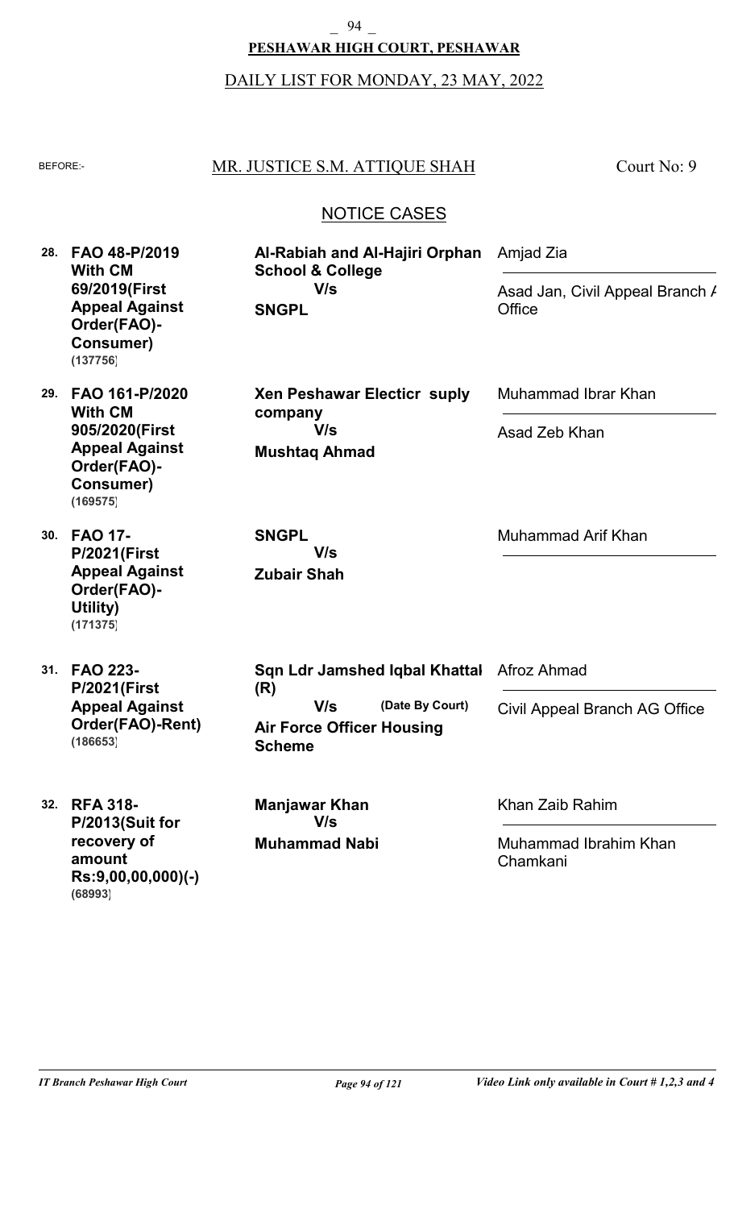**PESHAWAR HIGH COURT, PESHAWAR**

DAILY LIST FOR MONDAY, 23 MAY, 2022

BEFORE:- MR. JUSTICE S.M. ATTIQUE SHAH Court No: 9

## NOTICE CASES

| No. | Case | Parties | Advocates |
|---|---|---|---|
| 28. | **FAO 48-P/2019 With CM 69/2019(First Appeal Against Order(FAO)-Consumer)** **(137756)** | **Al-Rabiah and Al-Hajiri Orphan School & College** V/s **SNGPL** | Amjad Zia / Asad Jan, Civil Appeal Branch A Office |
| 29. | **FAO 161-P/2020 With CM 905/2020(First Appeal Against Order(FAO)-Consumer)** **(169575)** | **Xen Peshawar Electicr suply company** V/s **Mushtaq Ahmad** | Muhammad Ibrar Khan / Asad Zeb Khan |
| 30. | **FAO 17-P/2021(First Appeal Against Order(FAO)-Utility)** **(171375)** | **SNGPL** V/s **Zubair Shah** | Muhammad Arif Khan |
| 31. | **FAO 223-P/2021(First Appeal Against Order(FAO)-Rent)** **(186653)** | **Sqn Ldr Jamshed Iqbal Khattak (R)** V/s **(Date By Court)** **Air Force Officer Housing Scheme** | Afroz Ahmad / Civil Appeal Branch AG Office |
| 32. | **RFA 318-P/2013(Suit for recovery of amount Rs:9,00,00,000)(-)** **(68993)** | **Manjawar Khan** V/s **Muhammad Nabi** | Khan Zaib Rahim / Muhammad Ibrahim Khan Chamkani |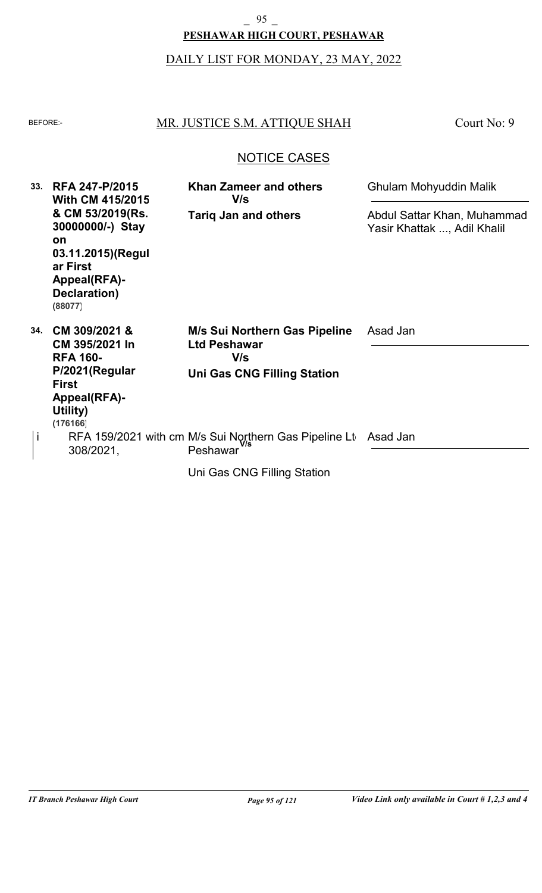**PESHAWAR HIGH COURT, PESHAWAR**

DAILY LIST FOR MONDAY, 23 MAY, 2022

BEFORE:- MR. JUSTICE S.M. ATTIQUE SHAH — Court No: 9

## NOTICE CASES

| No. | Case | Parties | Counsel |
|---|---|---|---|
| 33. | **RFA 247-P/2015 With CM 415/2015 & CM 53/2019(Rs. 30000000/-) Stay on 03.11.2015)(Regular First Appeal(RFA)-Declaration)** **(88077)** | **Khan Zameer and others** V/s **Tariq Jan and others** | Ghulam Mohyuddin Malik / Abdul Sattar Khan, Muhammad Yasir Khattak ..., Adil Khalil |
| 34. | **CM 309/2021 & CM 395/2021 In RFA 160-P/2021(Regular First Appeal(RFA)-Utility)** **(176166)** | **M/s Sui Northern Gas Pipeline Ltd Peshawar** V/s **Uni Gas CNG Filling Station** | Asad Jan |
| i | RFA 159/2021 with cm 308/2021, | M/s Sui Northern Gas Pipeline Ltd Peshawar V/s Uni Gas CNG Filling Station | Asad Jan |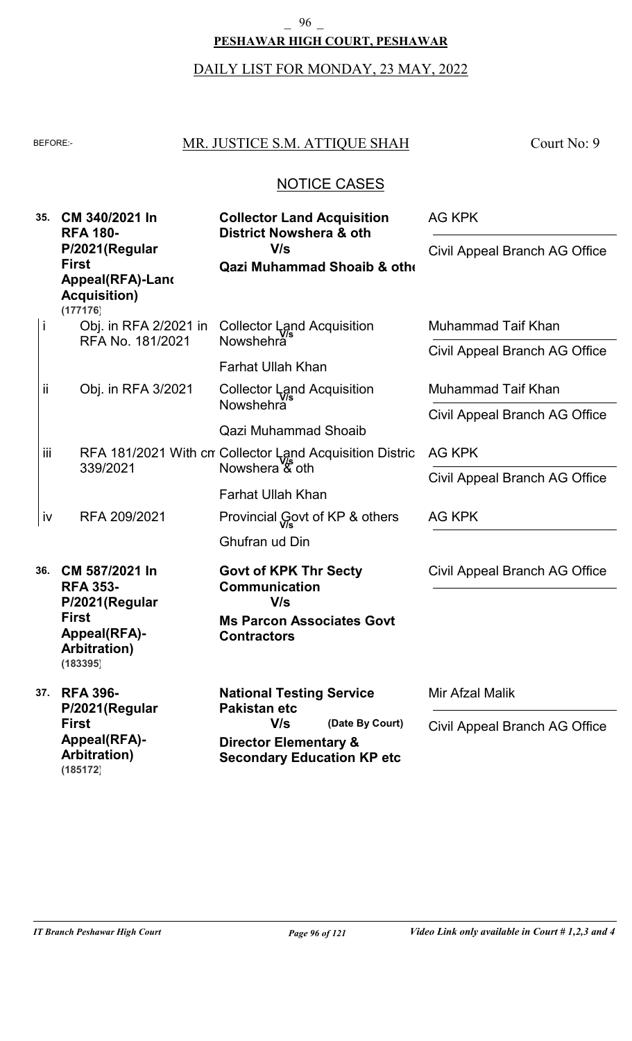**PESHAWAR HIGH COURT, PESHAWAR**

DAILY LIST FOR MONDAY, 23 MAY, 2022

BEFORE:- MR. JUSTICE S.M. ATTIQUE SHAH Court No: 9

## NOTICE CASES

| No. | Case | Parties | Counsel |
|---|---|---|---|
| **35.** | **CM 340/2021 In RFA 180-P/2021(Regular First Appeal(RFA)-Land Acquisition) (177176)** | **Collector Land Acquisition District Nowshera & oth** V/s **Qazi Muhammad Shoaib & othe** | AG KPK / Civil Appeal Branch AG Office |
| i | Obj. in RFA 2/2021 in RFA No. 181/2021 | Collector Land Acquisition Nowshehra V/s Farhat Ullah Khan | Muhammad Taif Khan / Civil Appeal Branch AG Office |
| ii | Obj. in RFA 3/2021 | Collector Land Acquisition Nowshehra V/s Qazi Muhammad Shoaib | Muhammad Taif Khan / Civil Appeal Branch AG Office |
| iii | RFA 181/2021 With cm 339/2021 | Collector Land Acquisition Distric Nowshera & oth V/s Farhat Ullah Khan | AG KPK / Civil Appeal Branch AG Office |
| iv | RFA 209/2021 | Provincial Govt of KP & others V/s Ghufran ud Din | AG KPK |
| **36.** | **CM 587/2021 In RFA 353-P/2021(Regular First Appeal(RFA)-Arbitration) (183395)** | **Govt of KPK Thr Secty Communication** V/s **Ms Parcon Associates Govt Contractors** | Civil Appeal Branch AG Office |
| **37.** | **RFA 396-P/2021(Regular First Appeal(RFA)-Arbitration) (185172)** | **National Testing Service Pakistan etc** V/s (Date By Court) **Director Elementary & Secondary Education KP etc** | Mir Afzal Malik / Civil Appeal Branch AG Office |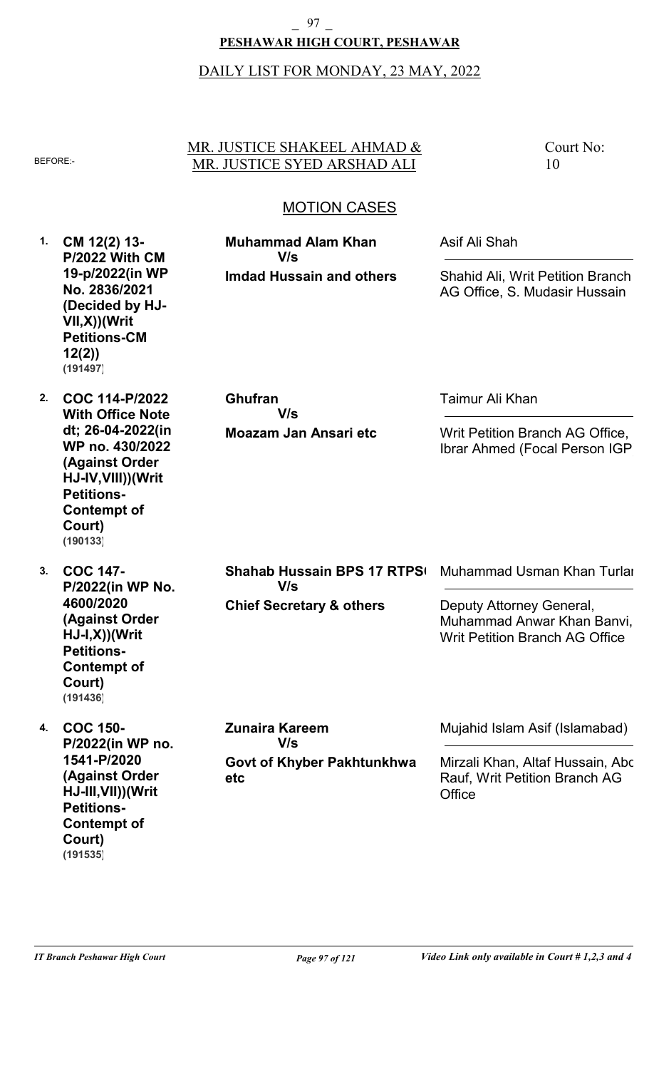**PESHAWAR HIGH COURT, PESHAWAR**

DAILY LIST FOR MONDAY, 23 MAY, 2022

BEFORE:- MR. JUSTICE SHAKEEL AHMAD & MR. JUSTICE SYED ARSHAD ALI

Court No: 10

## MOTION CASES

| No. | Case | Parties | Counsel |
|---|---|---|---|
| 1. | **CM 12(2) 13-P/2022 With CM 19-p/2022(in WP No. 2836/2021 (Decided by HJ-VII,X))(Writ Petitions-CM 12(2))** **(191497)** | **Muhammad Alam Khan** **V/s** **Imdad Hussain and others** | Asif Ali Shah / Shahid Ali, Writ Petition Branch AG Office, S. Mudasir Hussain |
| 2. | **COC 114-P/2022 With Office Note dt; 26-04-2022(in WP no. 430/2022 (Against Order HJ-IV,VIII))(Writ Petitions-Contempt of Court)** **(190133)** | **Ghufran** **V/s** **Moazam Jan Ansari etc** | Taimur Ali Khan / Writ Petition Branch AG Office, Ibrar Ahmed (Focal Person IGP |
| 3. | **COC 147-P/2022(in WP No. 4600/2020 (Against Order HJ-I,X))(Writ Petitions-Contempt of Court)** **(191436)** | **Shahab Hussain BPS 17 RTPS(** **V/s** **Chief Secretary & others** | Muhammad Usman Khan Turlar / Deputy Attorney General, Muhammad Anwar Khan Banvi, Writ Petition Branch AG Office |
| 4. | **COC 150-P/2022(in WP no. 1541-P/2020 (Against Order HJ-III,VII))(Writ Petitions-Contempt of Court)** **(191535)** | **Zunaira Kareem** **V/s** **Govt of Khyber Pakhtunkhwa etc** | Mujahid Islam Asif (Islamabad) / Mirzali Khan, Altaf Hussain, Abd Rauf, Writ Petition Branch AG Office |

*IT Branch Peshawar High Court* — *Video Link only available in Court # 1,2,3 and 4*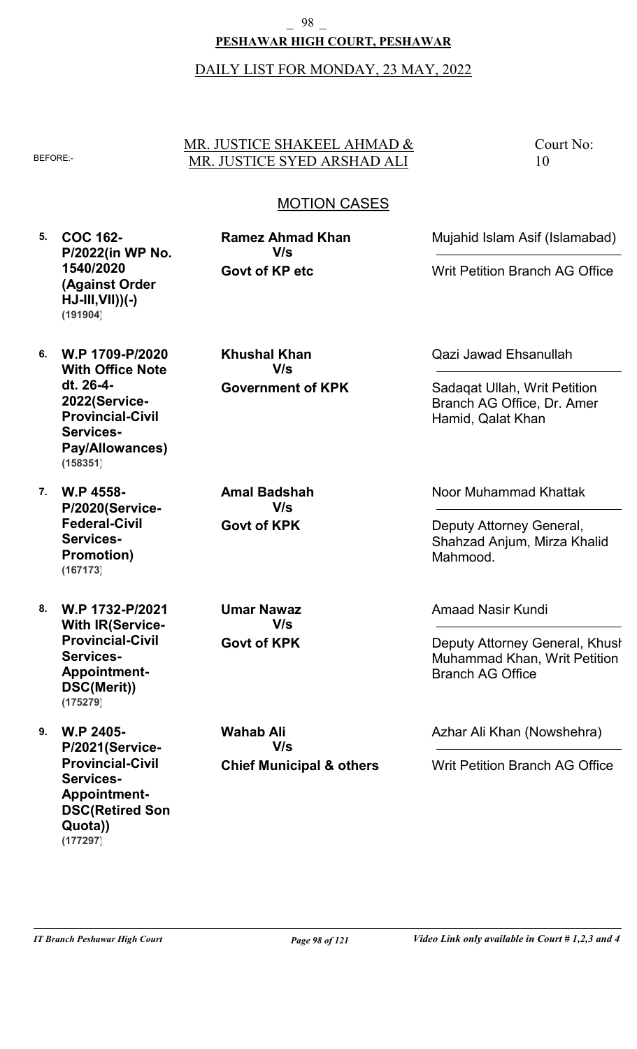**PESHAWAR HIGH COURT, PESHAWAR**

DAILY LIST FOR MONDAY, 23 MAY, 2022

BEFORE:- MR. JUSTICE SHAKEEL AHMAD & MR. JUSTICE SYED ARSHAD ALI

Court No: 10

## MOTION CASES

| No. | Case | Parties | Counsel |
|---|---|---|---|
| 5. | **COC 162-P/2022(in WP No. 1540/2020 (Against Order HJ-III,VII))(-)** **(191904)** | **Ramez Ahmad Khan** V/s **Govt of KP etc** | Mujahid Islam Asif (Islamabad) / Writ Petition Branch AG Office |
| 6. | **W.P 1709-P/2020 With Office Note dt. 26-4-2022(Service-Provincial-Civil Services-Pay/Allowances)** **(158351)** | **Khushal Khan** V/s **Government of KPK** | Qazi Jawad Ehsanullah / Sadaqat Ullah, Writ Petition Branch AG Office, Dr. Amer Hamid, Qalat Khan |
| 7. | **W.P 4558-P/2020(Service-Federal-Civil Services-Promotion)** **(167173)** | **Amal Badshah** V/s **Govt of KPK** | Noor Muhammad Khattak / Deputy Attorney General, Shahzad Anjum, Mirza Khalid Mahmood. |
| 8. | **W.P 1732-P/2021 With IR(Service-Provincial-Civil Services-Appointment-DSC(Merit))** **(175279)** | **Umar Nawaz** V/s **Govt of KPK** | Amaad Nasir Kundi / Deputy Attorney General, Khush Muhammad Khan, Writ Petition Branch AG Office |
| 9. | **W.P 2405-P/2021(Service-Provincial-Civil Services-Appointment-DSC(Retired Son Quota))** **(177297)** | **Wahab Ali** V/s **Chief Municipal & others** | Azhar Ali Khan (Nowshehra) / Writ Petition Branch AG Office |

*IT Branch Peshawar High Court* — *Video Link only available in Court # 1,2,3 and 4*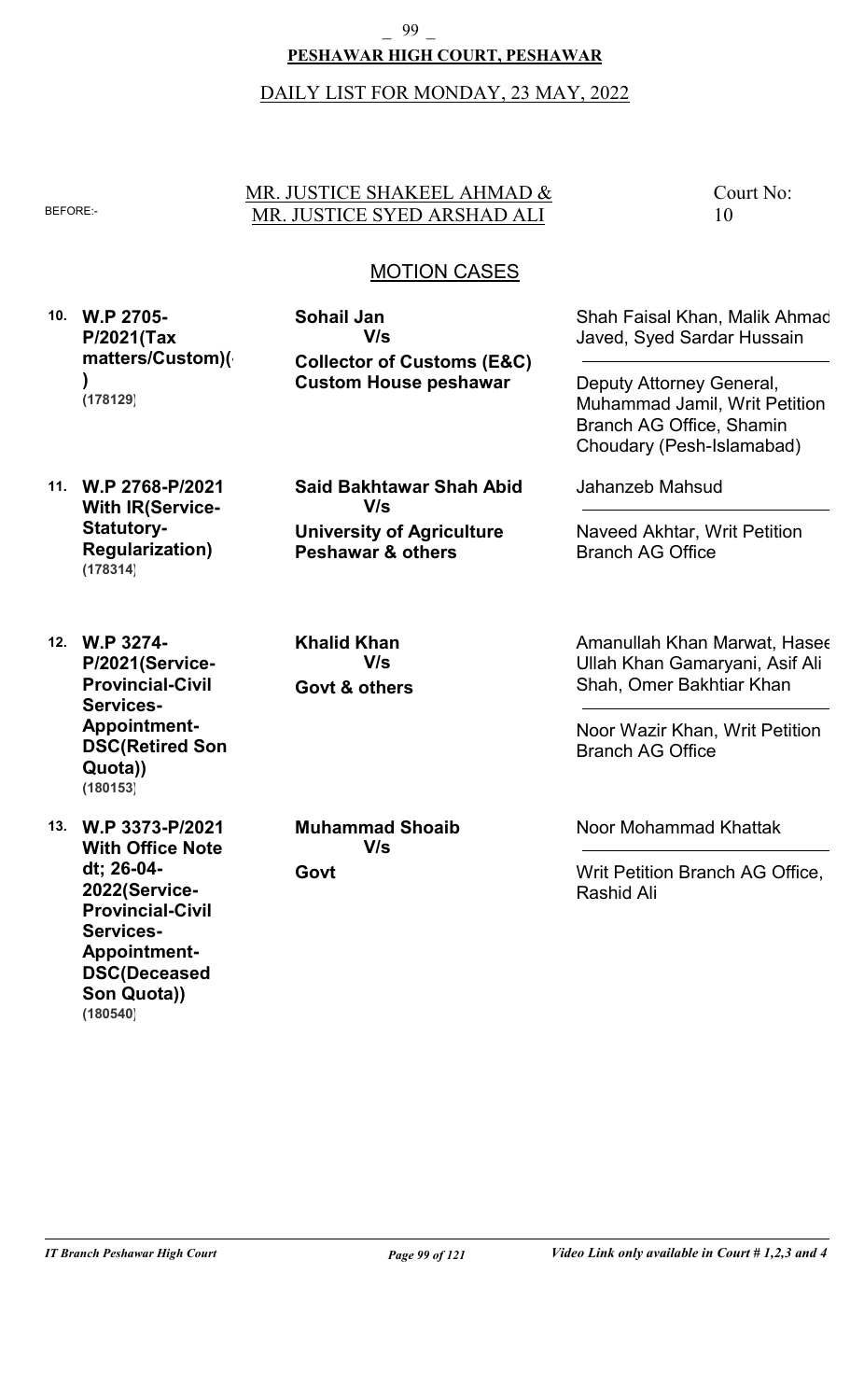**PESHAWAR HIGH COURT, PESHAWAR**

DAILY LIST FOR MONDAY, 23 MAY, 2022

BEFORE:- MR. JUSTICE SHAKEEL AHMAD & MR. JUSTICE SYED ARSHAD ALI

Court No: 10

## MOTION CASES

| No. | Case | Parties | Advocates |
|---|---|---|---|
| 10. | **W.P 2705-P/2021(Tax matters/Custom)()** **(178129)** | **Sohail Jan** V/s **Collector of Customs (E&C) Custom House peshawar** | Shah Faisal Khan, Malik Ahmad Javed, Syed Sardar Hussain / Deputy Attorney General, Muhammad Jamil, Writ Petition Branch AG Office, Shamin Choudary (Pesh-Islamabad) |
| 11. | **W.P 2768-P/2021 With IR(Service-Statutory-Regularization)** **(178314)** | **Said Bakhtawar Shah Abid** V/s **University of Agriculture Peshawar & others** | Jahanzeb Mahsud / Naveed Akhtar, Writ Petition Branch AG Office |
| 12. | **W.P 3274-P/2021(Service-Provincial-Civil Services-Appointment-DSC(Retired Son Quota))** **(180153)** | **Khalid Khan** V/s **Govt & others** | Amanullah Khan Marwat, Haseeb Ullah Khan Gamaryani, Asif Ali Shah, Omer Bakhtiar Khan / Noor Wazir Khan, Writ Petition Branch AG Office |
| 13. | **W.P 3373-P/2021 With Office Note dt; 26-04-2022(Service-Provincial-Civil Services-Appointment-DSC(Deceased Son Quota))** **(180540)** | **Muhammad Shoaib** V/s **Govt** | Noor Mohammad Khattak / Writ Petition Branch AG Office, Rashid Ali |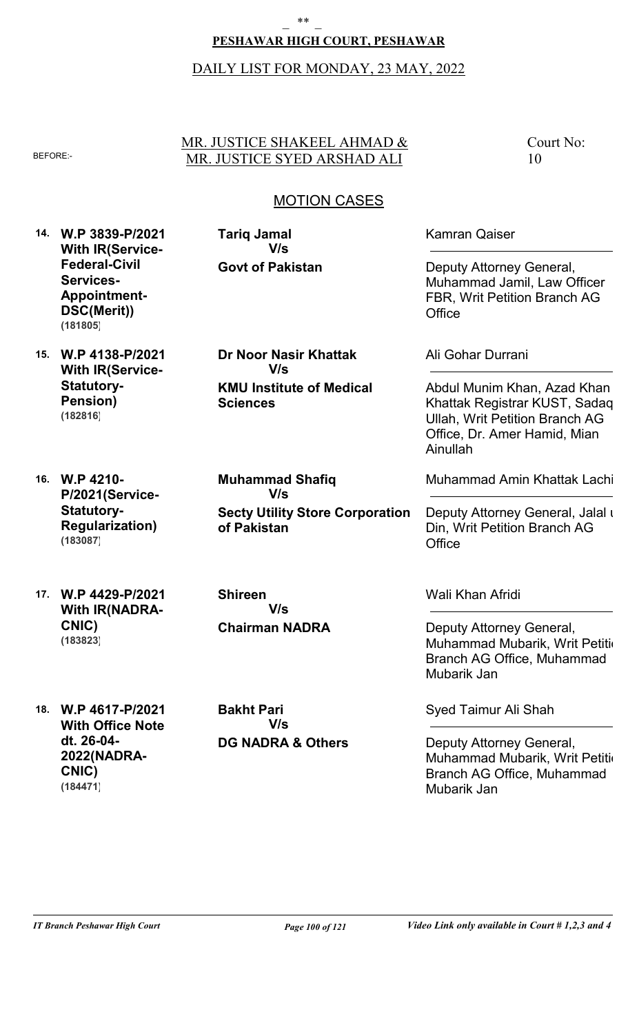**PESHAWAR HIGH COURT, PESHAWAR**

DAILY LIST FOR MONDAY, 23 MAY, 2022

BEFORE:- MR. JUSTICE SHAKEEL AHMAD & MR. JUSTICE SYED ARSHAD ALI

Court No: 10

## MOTION CASES

| No. | Case | Parties | Counsel |
|---|---|---|---|
| 14. | **W.P 3839-P/2021 With IR(Service-Federal-Civil Services-Appointment-DSC(Merit))** **(181805)** | **Tariq Jamal** **V/s** **Govt of Pakistan** | Kamran Qaiser<br><br>Deputy Attorney General, Muhammad Jamil, Law Officer FBR, Writ Petition Branch AG Office |
| 15. | **W.P 4138-P/2021 With IR(Service-Statutory-Pension)** **(182816)** | **Dr Noor Nasir Khattak** **V/s** **KMU Institute of Medical Sciences** | Ali Gohar Durrani<br><br>Abdul Munim Khan, Azad Khan Khattak Registrar KUST, Sadaq Ullah, Writ Petition Branch AG Office, Dr. Amer Hamid, Mian Ainullah |
| 16. | **W.P 4210-P/2021(Service-Statutory-Regularization)** **(183087)** | **Muhammad Shafiq** **V/s** **Secty Utility Store Corporation of Pakistan** | Muhammad Amin Khattak Lachi<br><br>Deputy Attorney General, Jalal u Din, Writ Petition Branch AG Office |
| 17. | **W.P 4429-P/2021 With IR(NADRA-CNIC)** **(183823)** | **Shireen** **V/s** **Chairman NADRA** | Wali Khan Afridi<br><br>Deputy Attorney General, Muhammad Mubarik, Writ Petition Branch AG Office, Muhammad Mubarik Jan |
| 18. | **W.P 4617-P/2021 With Office Note dt. 26-04-2022(NADRA-CNIC)** **(184471)** | **Bakht Pari** **V/s** **DG NADRA & Others** | Syed Taimur Ali Shah<br><br>Deputy Attorney General, Muhammad Mubarik, Writ Petition Branch AG Office, Muhammad Mubarik Jan |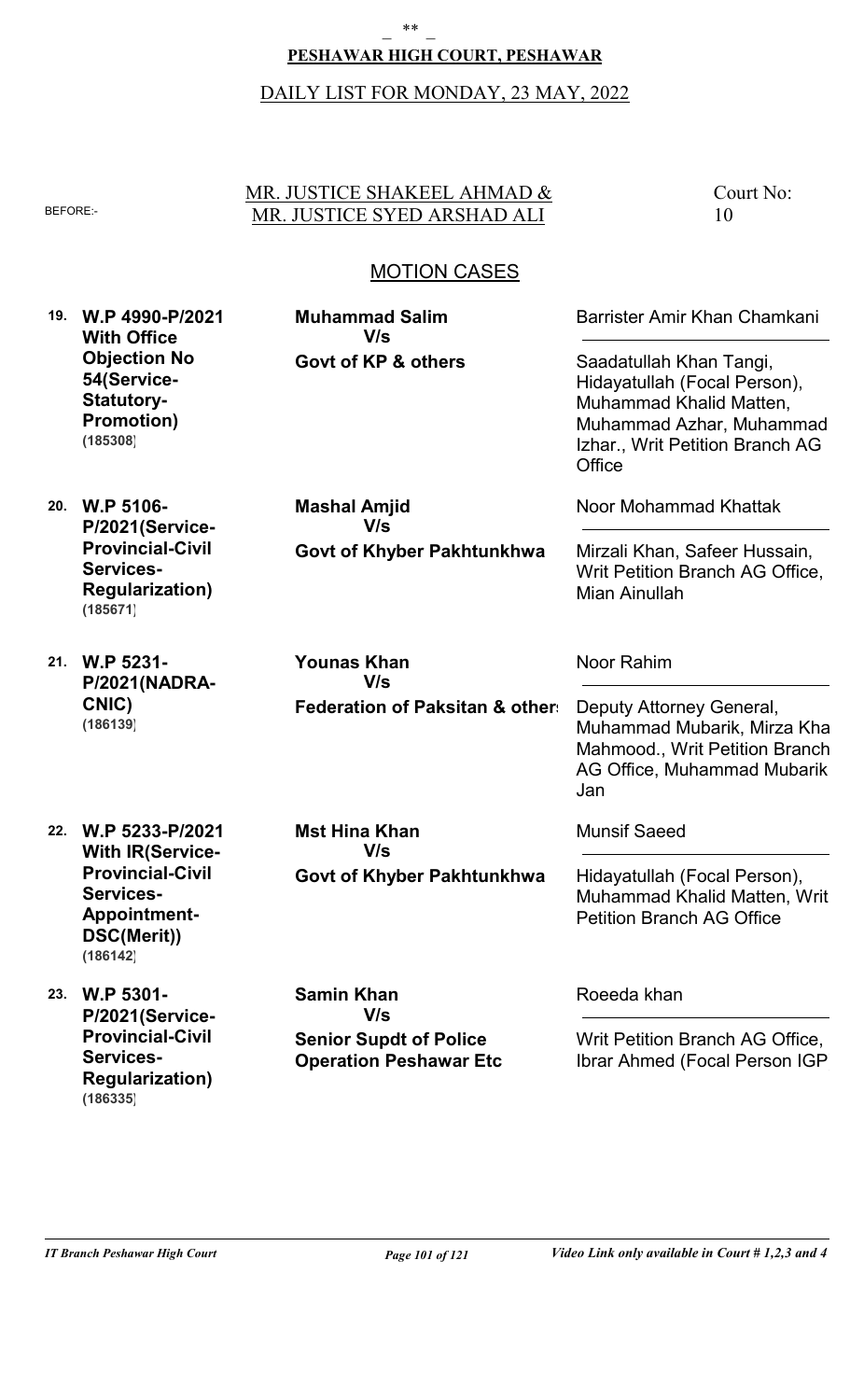**PESHAWAR HIGH COURT, PESHAWAR**

DAILY LIST FOR MONDAY, 23 MAY, 2022

BEFORE:- MR. JUSTICE SHAKEEL AHMAD & MR. JUSTICE SYED ARSHAD ALI

Court No: 10

## MOTION CASES

| No. | Case | Parties | Counsel |
|---|---|---|---|
| 19. | **W.P 4990-P/2021 With Office Objection No 54(Service-Statutory-Promotion)** **(185308)** | **Muhammad Salim** **V/s** **Govt of KP & others** | Barrister Amir Khan Chamkani / Saadatullah Khan Tangi, Hidayatullah (Focal Person), Muhammad Khalid Matten, Muhammad Azhar, Muhammad Izhar., Writ Petition Branch AG Office |
| 20. | **W.P 5106-P/2021(Service-Provincial-Civil Services-Regularization)** **(185671)** | **Mashal Amjid** **V/s** **Govt of Khyber Pakhtunkhwa** | Noor Mohammad Khattak / Mirzali Khan, Safeer Hussain, Writ Petition Branch AG Office, Mian Ainullah |
| 21. | **W.P 5231-P/2021(NADRA-CNIC)** **(186139)** | **Younas Khan** **V/s** **Federation of Paksitan & others** | Noor Rahim / Deputy Attorney General, Muhammad Mubarik, Mirza Kha Mahmood., Writ Petition Branch AG Office, Muhammad Mubarik Jan |
| 22. | **W.P 5233-P/2021 With IR(Service-Provincial-Civil Services-Appointment-DSC(Merit))** **(186142)** | **Mst Hina Khan** **V/s** **Govt of Khyber Pakhtunkhwa** | Munsif Saeed / Hidayatullah (Focal Person), Muhammad Khalid Matten, Writ Petition Branch AG Office |
| 23. | **W.P 5301-P/2021(Service-Provincial-Civil Services-Regularization)** **(186335)** | **Samin Khan** **V/s** **Senior Supdt of Police Operation Peshawar Etc** | Roeeda khan / Writ Petition Branch AG Office, Ibrar Ahmed (Focal Person IGP |

*IT Branch Peshawar High Court* — *Video Link only available in Court # 1,2,3 and 4*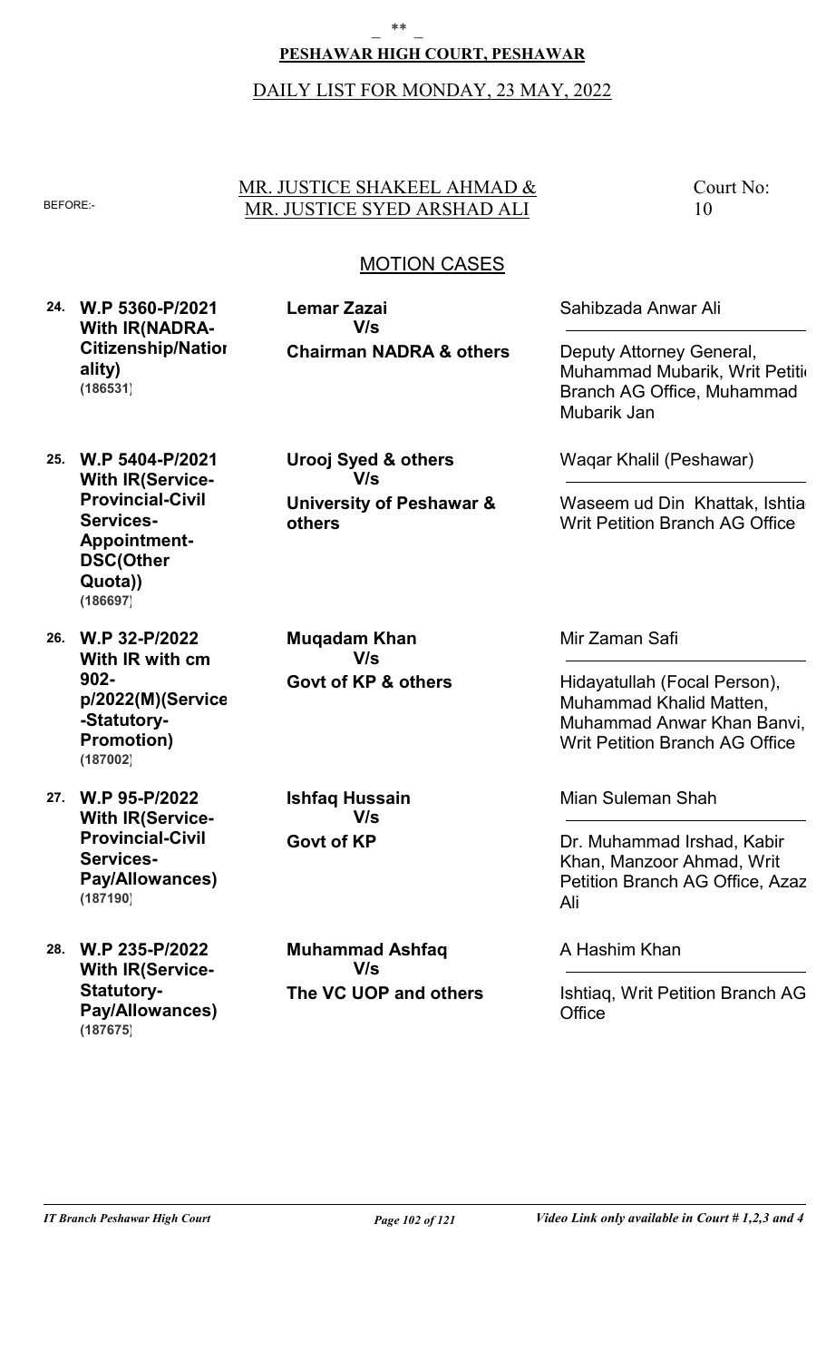**PESHAWAR HIGH COURT, PESHAWAR**

DAILY LIST FOR MONDAY, 23 MAY, 2022

BEFORE:- MR. JUSTICE SHAKEEL AHMAD & MR. JUSTICE SYED ARSHAD ALI

Court No: 10

## MOTION CASES

| No. | Case | Parties | Counsel |
|---|---|---|---|
| 24. | **W.P 5360-P/2021 With IR(NADRA-Citizenship/Nationality) (186531)** | **Lemar Zazai V/s Chairman NADRA & others** | Sahibzada Anwar Ali / Deputy Attorney General, Muhammad Mubarik, Writ Petition Branch AG Office, Muhammad Mubarik Jan |
| 25. | **W.P 5404-P/2021 With IR(Service-Provincial-Civil Services-Appointment-DSC(Other Quota)) (186697)** | **Urooj Syed & others V/s University of Peshawar & others** | Waqar Khalil (Peshawar) / Waseem ud Din Khattak, Ishtiaq, Writ Petition Branch AG Office |
| 26. | **W.P 32-P/2022 With IR with cm 902-p/2022(M)(Service-Statutory-Promotion) (187002)** | **Muqadam Khan V/s Govt of KP & others** | Mir Zaman Safi / Hidayatullah (Focal Person), Muhammad Khalid Matten, Muhammad Anwar Khan Banvi, Writ Petition Branch AG Office |
| 27. | **W.P 95-P/2022 With IR(Service-Provincial-Civil Services-Pay/Allowances) (187190)** | **Ishfaq Hussain V/s Govt of KP** | Mian Suleman Shah / Dr. Muhammad Irshad, Kabir Khan, Manzoor Ahmad, Writ Petition Branch AG Office, Azaz Ali |
| 28. | **W.P 235-P/2022 With IR(Service-Statutory-Pay/Allowances) (187675)** | **Muhammad Ashfaq V/s The VC UOP and others** | A Hashim Khan / Ishtiaq, Writ Petition Branch AG Office |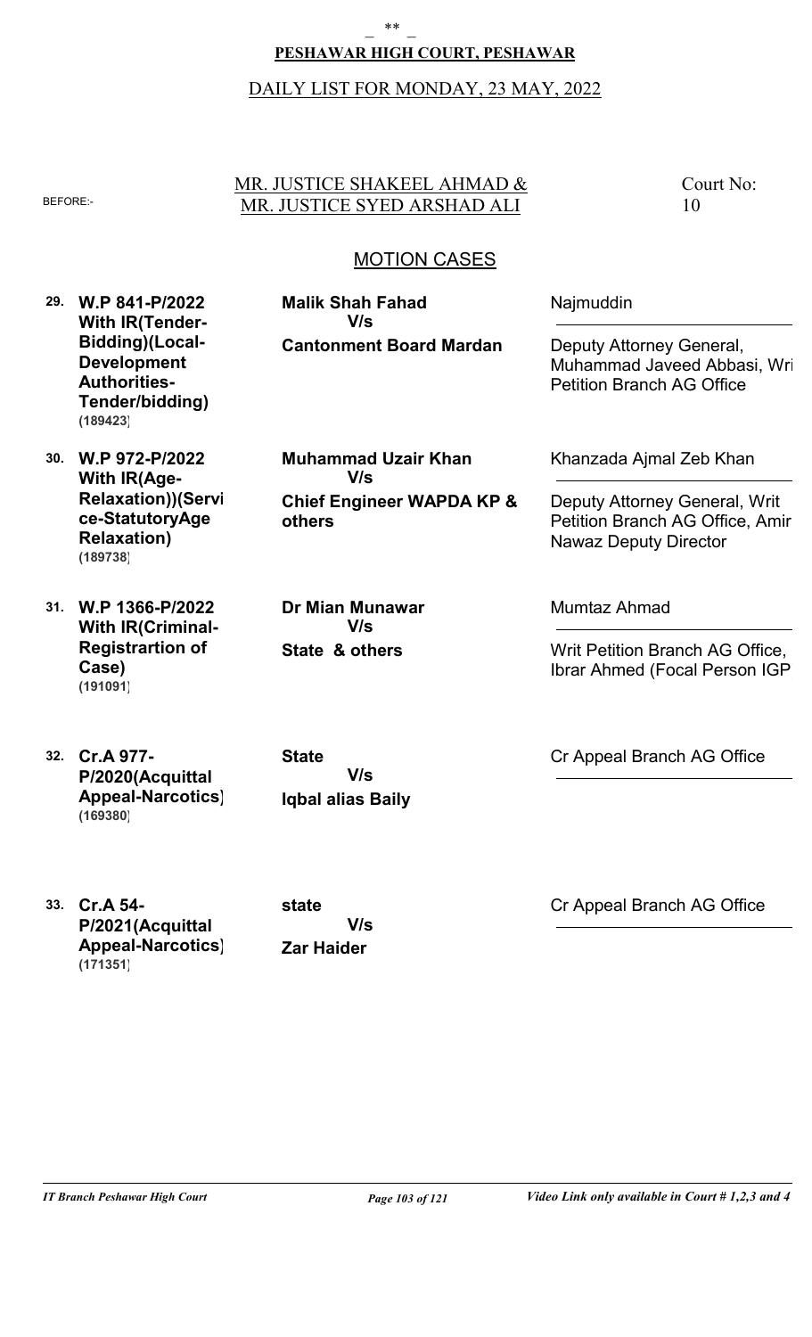**PESHAWAR HIGH COURT, PESHAWAR**

DAILY LIST FOR MONDAY, 23 MAY, 2022

BEFORE:-

MR. JUSTICE SHAKEEL AHMAD &
MR. JUSTICE SYED ARSHAD ALI

Court No: 10

## MOTION CASES

| No. | Case | Parties | Counsel |
|---|---|---|---|
| 29. | **W.P 841-P/2022 With IR(Tender-Bidding)(Local-Development Authorities-Tender/bidding)** **(189423)** | **Malik Shah Fahad** V/s **Cantonment Board Mardan** | Najmuddin / Deputy Attorney General, Muhammad Javeed Abbasi, Wri Petition Branch AG Office |
| 30. | **W.P 972-P/2022 With IR(Age-Relaxation))(Service-StatutoryAge Relaxation)** **(189738)** | **Muhammad Uzair Khan** V/s **Chief Engineer WAPDA KP & others** | Khanzada Ajmal Zeb Khan / Deputy Attorney General, Writ Petition Branch AG Office, Amir Nawaz Deputy Director |
| 31. | **W.P 1366-P/2022 With IR(Criminal-Registrartion of Case)** **(191091)** | **Dr Mian Munawar** V/s **State & others** | Mumtaz Ahmad / Writ Petition Branch AG Office, Ibrar Ahmed (Focal Person IGP |
| 32. | **Cr.A 977-P/2020(Acquittal Appeal-Narcotics)** **(169380)** | **State** V/s **Iqbal alias Baily** | Cr Appeal Branch AG Office |
| 33. | **Cr.A 54-P/2021(Acquittal Appeal-Narcotics)** **(171351)** | **state** V/s **Zar Haider** | Cr Appeal Branch AG Office |

*IT Branch Peshawar High Court* — *Video Link only available in Court # 1,2,3 and 4*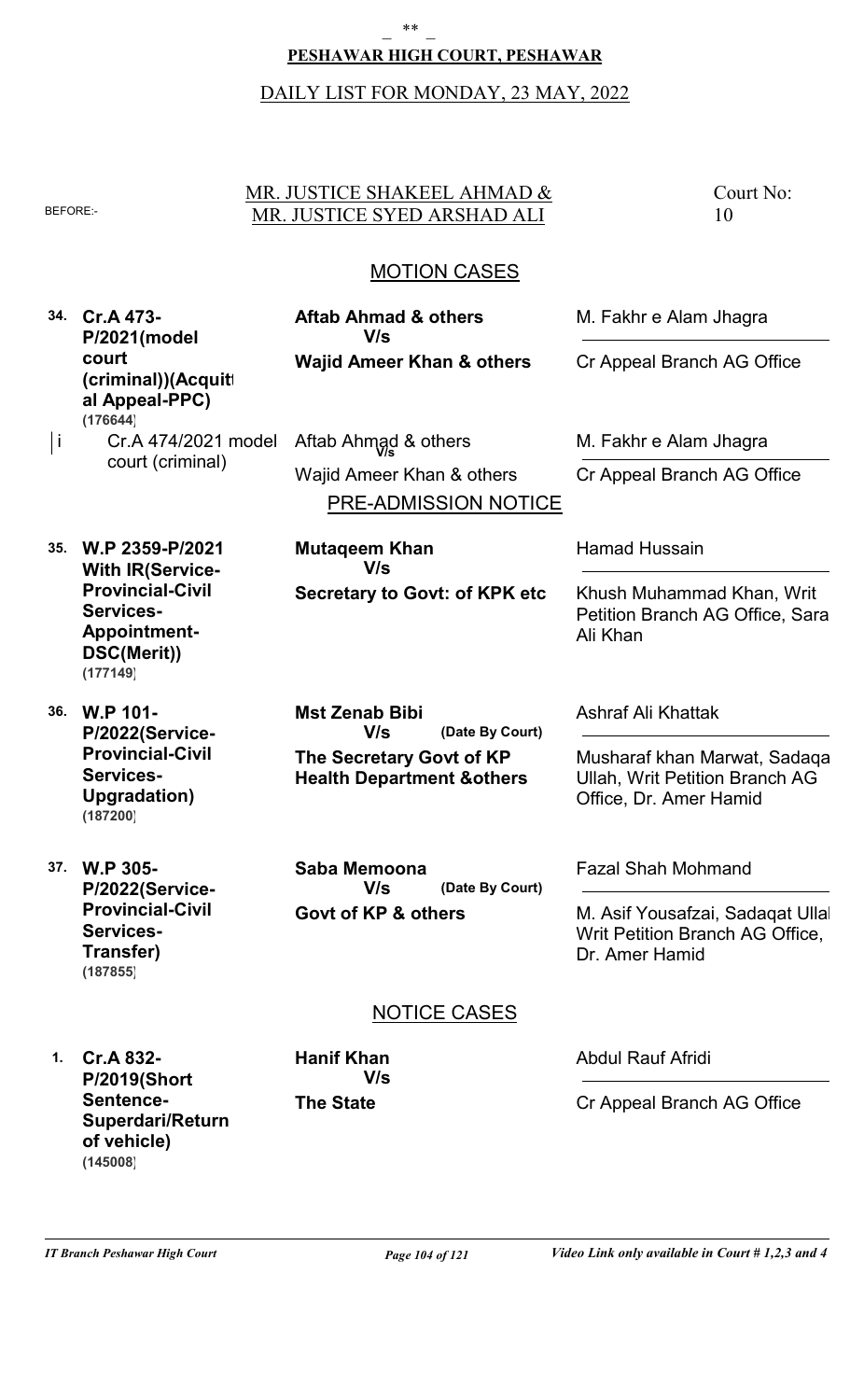**PESHAWAR HIGH COURT, PESHAWAR**

DAILY LIST FOR MONDAY, 23 MAY, 2022

BEFORE:- MR. JUSTICE SHAKEEL AHMAD & MR. JUSTICE SYED ARSHAD ALI

Court No: 10

## MOTION CASES

| No. | Case | Parties | Counsel |
|---|---|---|---|
| 34. | **Cr.A 473-P/2021(model court (criminal))(Acquittal Appeal-PPC)** **(176644)** | **Aftab Ahmad & others** **V/s** **Wajid Ameer Khan & others** | M. Fakhr e Alam Jhagra / Cr Appeal Branch AG Office |
| i | Cr.A 474/2021 model court (criminal) | Aftab Ahmad & others V/s Wajid Ameer Khan & others | M. Fakhr e Alam Jhagra / Cr Appeal Branch AG Office |

## PRE-ADMISSION NOTICE

| No. | Case | Parties | Counsel |
|---|---|---|---|
| 35. | **W.P 2359-P/2021 With IR(Service-Provincial-Civil Services-Appointment-DSC(Merit))** **(177149)** | **Mutaqeem Khan** **V/s** **Secretary to Govt: of KPK etc** | Hamad Hussain / Khush Muhammad Khan, Writ Petition Branch AG Office, Sara Ali Khan |
| 36. | **W.P 101-P/2022(Service-Provincial-Civil Services-Upgradation)** **(187200)** | **Mst Zenab Bibi** **V/s** **(Date By Court)** **The Secretary Govt of KP Health Department &others** | Ashraf Ali Khattak / Musharaf khan Marwat, Sadaqa Ullah, Writ Petition Branch AG Office, Dr. Amer Hamid |
| 37. | **W.P 305-P/2022(Service-Provincial-Civil Services-Transfer)** **(187855)** | **Saba Memoona** **V/s** **(Date By Court)** **Govt of KP & others** | Fazal Shah Mohmand / M. Asif Yousafzai, Sadaqat Ullah, Writ Petition Branch AG Office, Dr. Amer Hamid |

## NOTICE CASES

| No. | Case | Parties | Counsel |
|---|---|---|---|
| 1. | **Cr.A 832-P/2019(Short Sentence-Superdari/Return of vehicle)** **(145008)** | **Hanif Khan** **V/s** **The State** | Abdul Rauf Afridi / Cr Appeal Branch AG Office |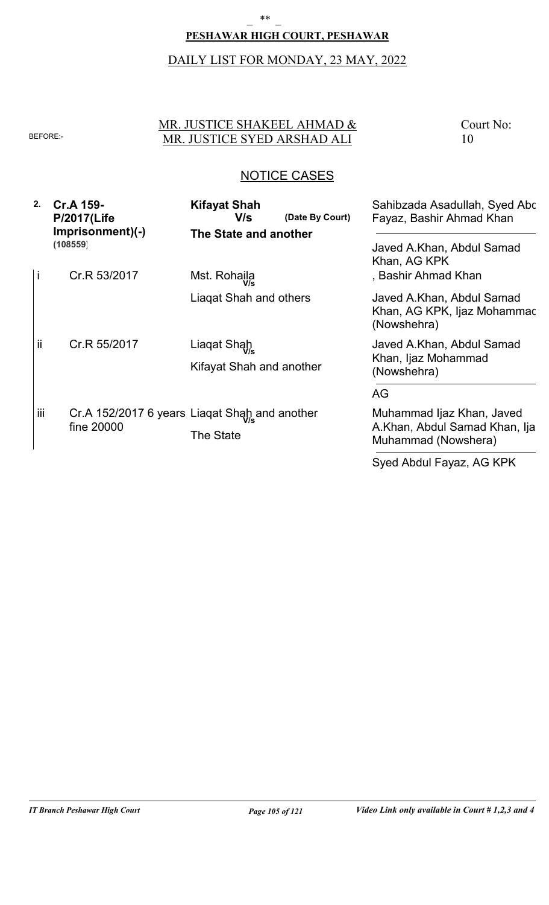**PESHAWAR HIGH COURT, PESHAWAR**

DAILY LIST FOR MONDAY, 23 MAY, 2022

BEFORE:- MR. JUSTICE SHAKEEL AHMAD & MR. JUSTICE SYED ARSHAD ALI

Court No: 10

## NOTICE CASES

| No. | Case | Parties | Advocates |
|---|---|---|---|
| **2.** | **Cr.A 159-P/2017(Life Imprisonment)(-)** **(108559)** | **Kifayat Shah V/s The State and another** **(Date By Court)** | Sahibzada Asadullah, Syed Abd Fayaz, Bashir Ahmad Khan / Javed A.Khan, Abdul Samad Khan, AG KPK |
| i | Cr.R 53/2017 | Mst. Rohaila V/s Liaqat Shah and others | , Bashir Ahmad Khan / Javed A.Khan, Abdul Samad Khan, AG KPK, Ijaz Mohammad (Nowshehra) |
| ii | Cr.R 55/2017 | Liaqat Shah V/s Kifayat Shah and another | Javed A.Khan, Abdul Samad Khan, Ijaz Mohammad (Nowshehra) / AG |
| iii | Cr.A 152/2017 6 years fine 20000 | Liaqat Shah and another V/s The State | Muhammad Ijaz Khan, Javed A.Khan, Abdul Samad Khan, Ija Muhammad (Nowshera) / Syed Abdul Fayaz, AG KPK |

*Video Link only available in Court # 1,2,3 and 4*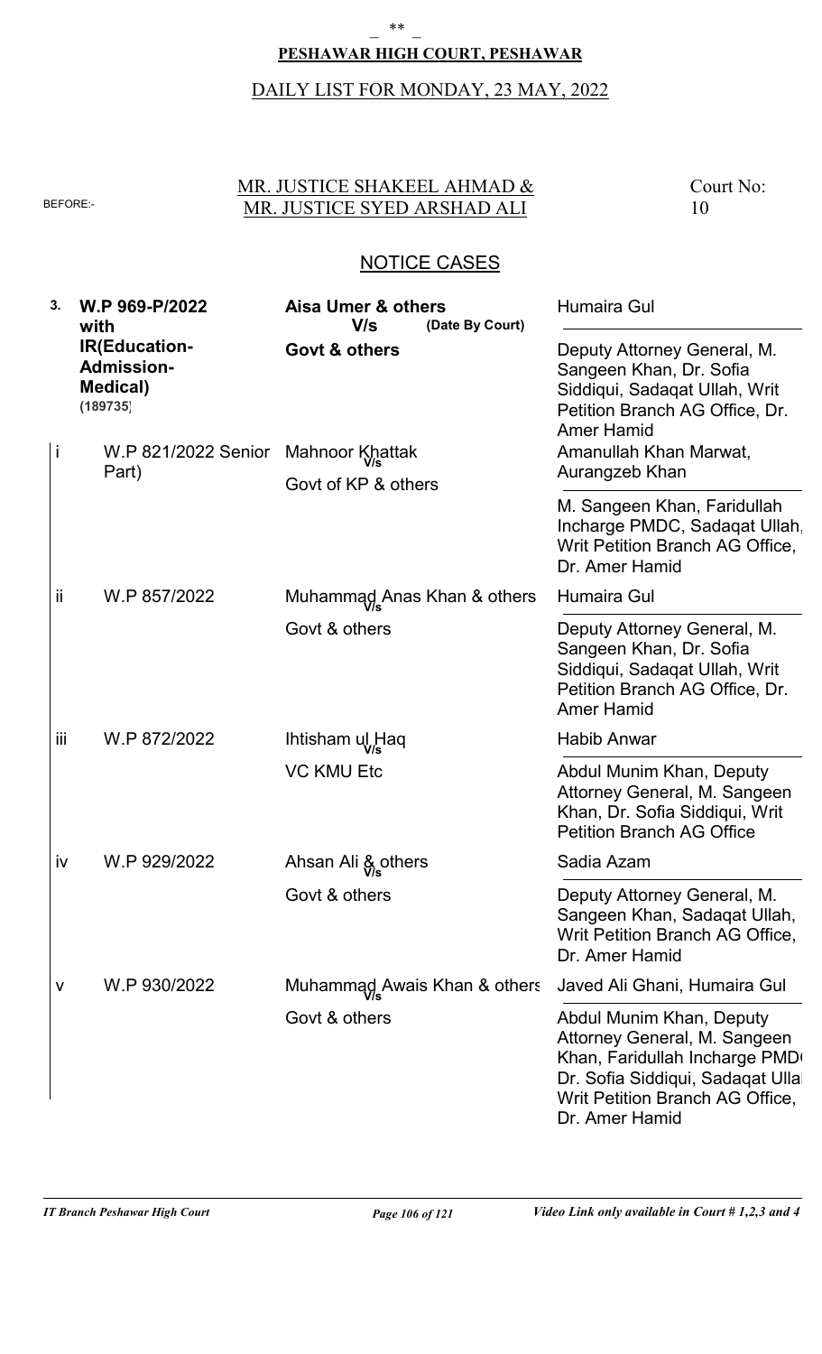**PESHAWAR HIGH COURT, PESHAWAR**

DAILY LIST FOR MONDAY, 23 MAY, 2022

BEFORE:- MR. JUSTICE SHAKEEL AHMAD & MR. JUSTICE SYED ARSHAD ALI

Court No: 10

## NOTICE CASES

| No. | Case | Parties | Counsel |
|---|---|---|---|
| **3.** | **W.P 969-P/2022 with IR(Education-Admission-Medical) (189735)** | **Aisa Umer & others V/s Govt & others** (Date By Court) | Humaira Gul / Deputy Attorney General, M. Sangeen Khan, Dr. Sofia Siddiqui, Sadaqat Ullah, Writ Petition Branch AG Office, Dr. Amer Hamid |
| i | W.P 821/2022 Senior Part) | Mahnoor Khattak V/s Govt of KP & others | Amanullah Khan Marwat, Aurangzeb Khan / M. Sangeen Khan, Faridullah Incharge PMDC, Sadaqat Ullah, Writ Petition Branch AG Office, Dr. Amer Hamid |
| ii | W.P 857/2022 | Muhammad Anas Khan & others V/s Govt & others | Humaira Gul / Deputy Attorney General, M. Sangeen Khan, Dr. Sofia Siddiqui, Sadaqat Ullah, Writ Petition Branch AG Office, Dr. Amer Hamid |
| iii | W.P 872/2022 | Ihtisham ul Haq V/s VC KMU Etc | Habib Anwar / Abdul Munim Khan, Deputy Attorney General, M. Sangeen Khan, Dr. Sofia Siddiqui, Writ Petition Branch AG Office |
| iv | W.P 929/2022 | Ahsan Ali & others V/s Govt & others | Sadia Azam / Deputy Attorney General, M. Sangeen Khan, Sadaqat Ullah, Writ Petition Branch AG Office, Dr. Amer Hamid |
| v | W.P 930/2022 | Muhammad Awais Khan & others V/s Govt & others | Javed Ali Ghani, Humaira Gul / Abdul Munim Khan, Deputy Attorney General, M. Sangeen Khan, Faridullah Incharge PMD(, Dr. Sofia Siddiqui, Sadaqat Ulla(, Writ Petition Branch AG Office, Dr. Amer Hamid |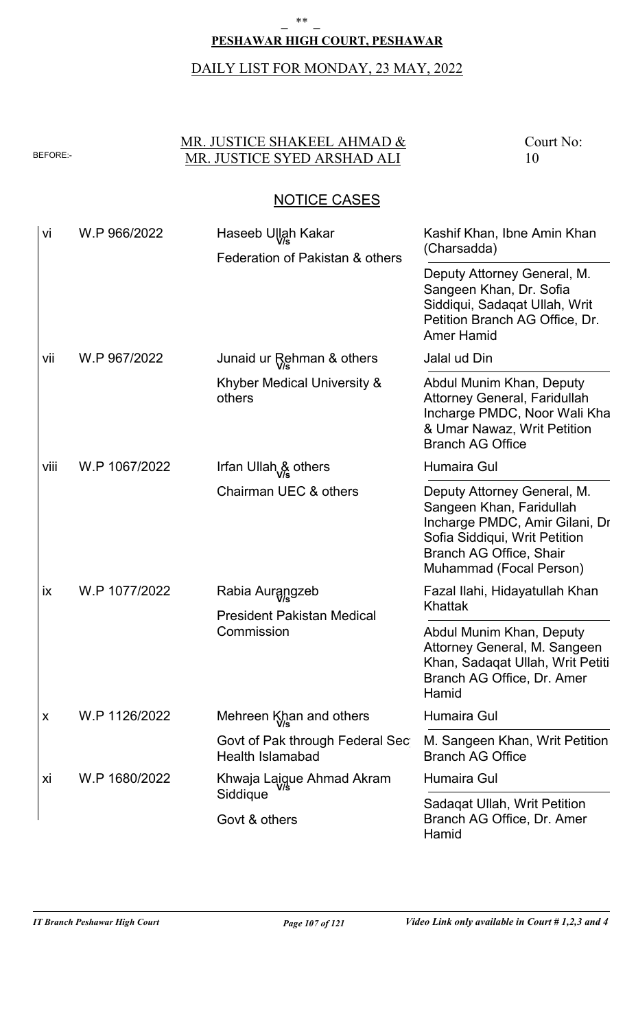_ ** _

**PESHAWAR HIGH COURT, PESHAWAR**

DAILY LIST FOR MONDAY, 23 MAY, 2022

BEFORE:- MR. JUSTICE SHAKEEL AHMAD & MR. JUSTICE SYED ARSHAD ALI

Court No: 10

NOTICE CASES

| | | | |
|---|---|---|---|
| vi | W.P 966/2022 | Haseeb Ullah Kakar V/s Federation of Pakistan & others | Kashif Khan, Ibne Amin Khan (Charsadda) |
| | | | Deputy Attorney General, M. Sangeen Khan, Dr. Sofia Siddiqui, Sadaqat Ullah, Writ Petition Branch AG Office, Dr. Amer Hamid |
| vii | W.P 967/2022 | Junaid ur Rehman & others V/s Khyber Medical University & others | Jalal ud Din |
| | | | Abdul Munim Khan, Deputy Attorney General, Faridullah Incharge PMDC, Noor Wali Kha & Umar Nawaz, Writ Petition Branch AG Office |
| viii | W.P 1067/2022 | Irfan Ullah & others V/s Chairman UEC & others | Humaira Gul |
| | | | Deputy Attorney General, M. Sangeen Khan, Faridullah Incharge PMDC, Amir Gilani, Dr Sofia Siddiqui, Writ Petition Branch AG Office, Shair Muhammad (Focal Person) |
| ix | W.P 1077/2022 | Rabia Aurangzeb V/s President Pakistan Medical Commission | Fazal Ilahi, Hidayatullah Khan Khattak |
| | | | Abdul Munim Khan, Deputy Attorney General, M. Sangeen Khan, Sadaqat Ullah, Writ Petiti Branch AG Office, Dr. Amer Hamid |
| x | W.P 1126/2022 | Mehreen Khan and others V/s Govt of Pak through Federal Sec Health Islamabad | Humaira Gul |
| | | | M. Sangeen Khan, Writ Petition Branch AG Office |
| xi | W.P 1680/2022 | Khwaja Laique Ahmad Akram Siddique V/s Govt & others | Humaira Gul |
| | | | Sadaqat Ullah, Writ Petition Branch AG Office, Dr. Amer Hamid |

*IT Branch Peshawar High Court* | *Video Link only available in Court # 1,2,3 and 4*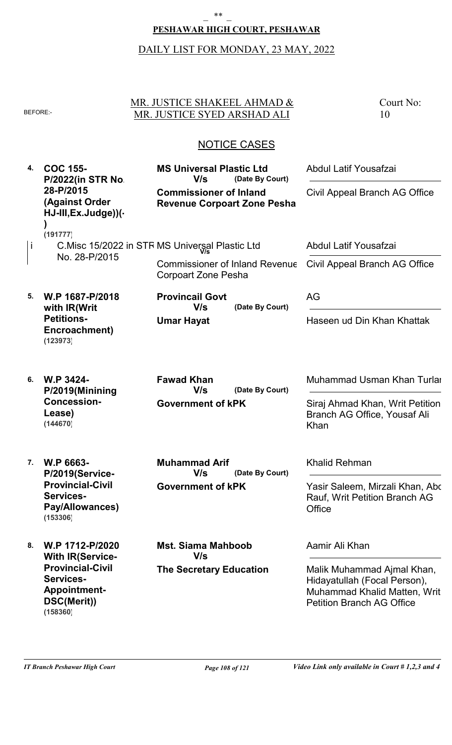**PESHAWAR HIGH COURT, PESHAWAR**

DAILY LIST FOR MONDAY, 23 MAY, 2022

BEFORE:- MR. JUSTICE SHAKEEL AHMAD & MR. JUSTICE SYED ARSHAD ALI

Court No: 10

## NOTICE CASES

| No. | Case | Parties | Counsel |
|---|---|---|---|
| 4. | **COC 155-P/2022(in STR No. 28-P/2015 (Against Order HJ-III,Ex.Judge))(-)** **(191777)** | **MS Universal Plastic Ltd** **V/s** **(Date By Court)** **Commissioner of Inland Revenue Corpoart Zone Pesha** | Abdul Latif Yousafzai / Civil Appeal Branch AG Office |
| i | C.Misc 15/2022 in STR No. 28-P/2015 | MS Universal Plastic Ltd V/s Commissioner of Inland Revenue Corpoart Zone Pesha | Abdul Latif Yousafzai / Civil Appeal Branch AG Office |
| 5. | **W.P 1687-P/2018 with IR(Writ Petitions-Encroachment)** **(123973)** | **Provincail Govt** **V/s** **(Date By Court)** **Umar Hayat** | AG / Haseen ud Din Khan Khattak |
| 6. | **W.P 3424-P/2019(Minining Concession-Lease)** **(144670)** | **Fawad Khan** **V/s** **(Date By Court)** **Government of kPK** | Muhammad Usman Khan Turlar / Siraj Ahmad Khan, Writ Petition Branch AG Office, Yousaf Ali Khan |
| 7. | **W.P 6663-P/2019(Service-Provincial-Civil Services-Pay/Allowances)** **(153306)** | **Muhammad Arif** **V/s** **(Date By Court)** **Government of kPK** | Khalid Rehman / Yasir Saleem, Mirzali Khan, Abd Rauf, Writ Petition Branch AG Office |
| 8. | **W.P 1712-P/2020 With IR(Service-Provincial-Civil Services-Appointment-DSC(Merit))** **(158360)** | **Mst. Siama Mahboob** **V/s** **The Secretary Education** | Aamir Ali Khan / Malik Muhammad Ajmal Khan, Hidayatullah (Focal Person), Muhammad Khalid Matten, Writ Petition Branch AG Office |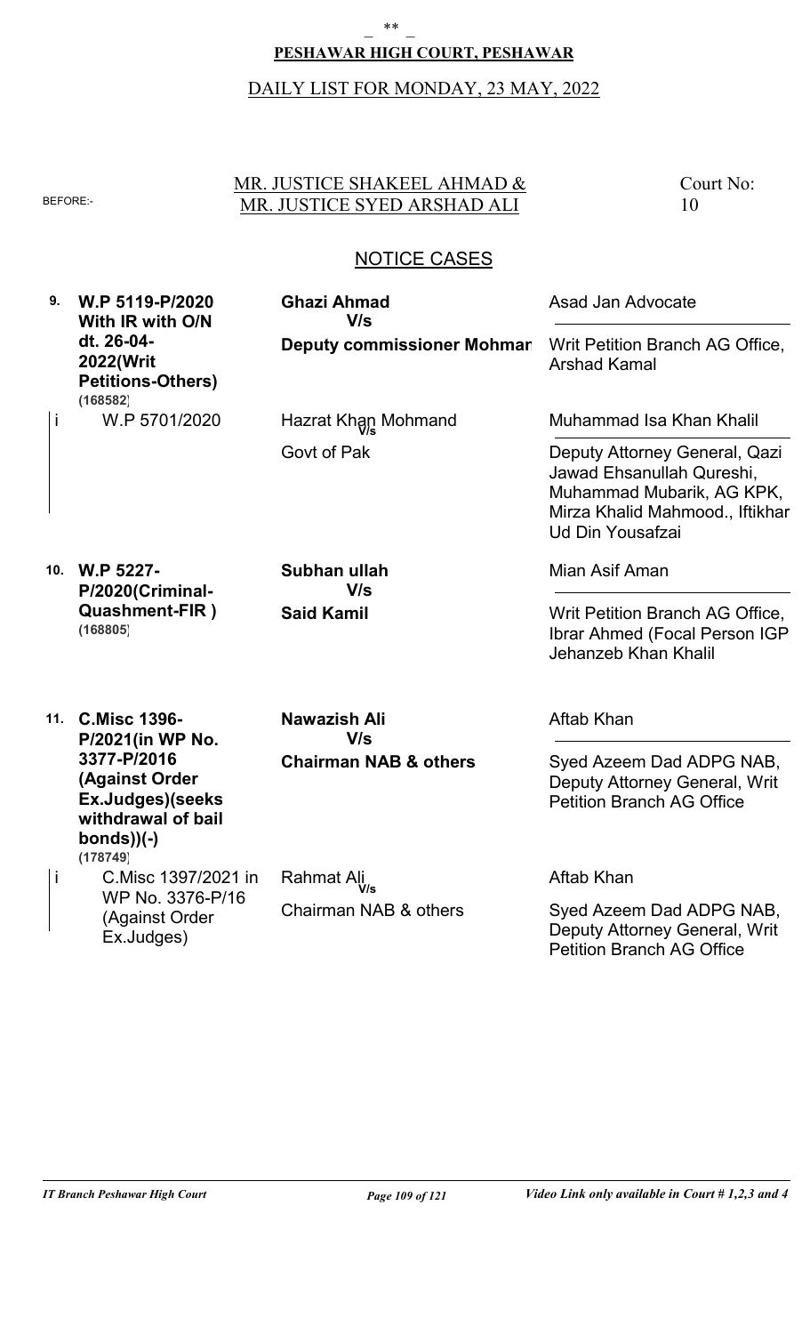**PESHAWAR HIGH COURT, PESHAWAR**

DAILY LIST FOR MONDAY, 23 MAY, 2022

BEFORE:- MR. JUSTICE SHAKEEL AHMAD & MR. JUSTICE SYED ARSHAD ALI

Court No: 10

## NOTICE CASES

| No. | Case | Parties | Counsel |
|---|---|---|---|
| 9. | **W.P 5119-P/2020 With IR with O/N dt. 26-04-2022(Writ Petitions-Others) (168582)** | **Ghazi Ahmad** V/s **Deputy commissioner Mohmar** | Asad Jan Advocate / Writ Petition Branch AG Office, Arshad Kamal |
| i | W.P 5701/2020 | Hazrat Khan Mohmand V/s Govt of Pak | Muhammad Isa Khan Khalil / Deputy Attorney General, Qazi Jawad Ehsanullah Qureshi, Muhammad Mubarik, AG KPK, Mirza Khalid Mahmood., Iftikhar Ud Din Yousafzai |
| 10. | **W.P 5227-P/2020(Criminal-Quashment-FIR ) (168805)** | **Subhan ullah** V/s **Said Kamil** | Mian Asif Aman / Writ Petition Branch AG Office, Ibrar Ahmed (Focal Person IGP Jehanzeb Khan Khalil |
| 11. | **C.Misc 1396-P/2021(in WP No. 3377-P/2016 (Against Order Ex.Judges)(seeks withdrawal of bail bonds))(-) (178749)** | **Nawazish Ali** V/s **Chairman NAB & others** | Aftab Khan / Syed Azeem Dad ADPG NAB, Deputy Attorney General, Writ Petition Branch AG Office |
| i | C.Misc 1397/2021 in WP No. 3376-P/16 (Against Order Ex.Judges) | Rahmat Ali V/s Chairman NAB & others | Aftab Khan / Syed Azeem Dad ADPG NAB, Deputy Attorney General, Writ Petition Branch AG Office |

*Video Link only available in Court # 1,2,3 and 4*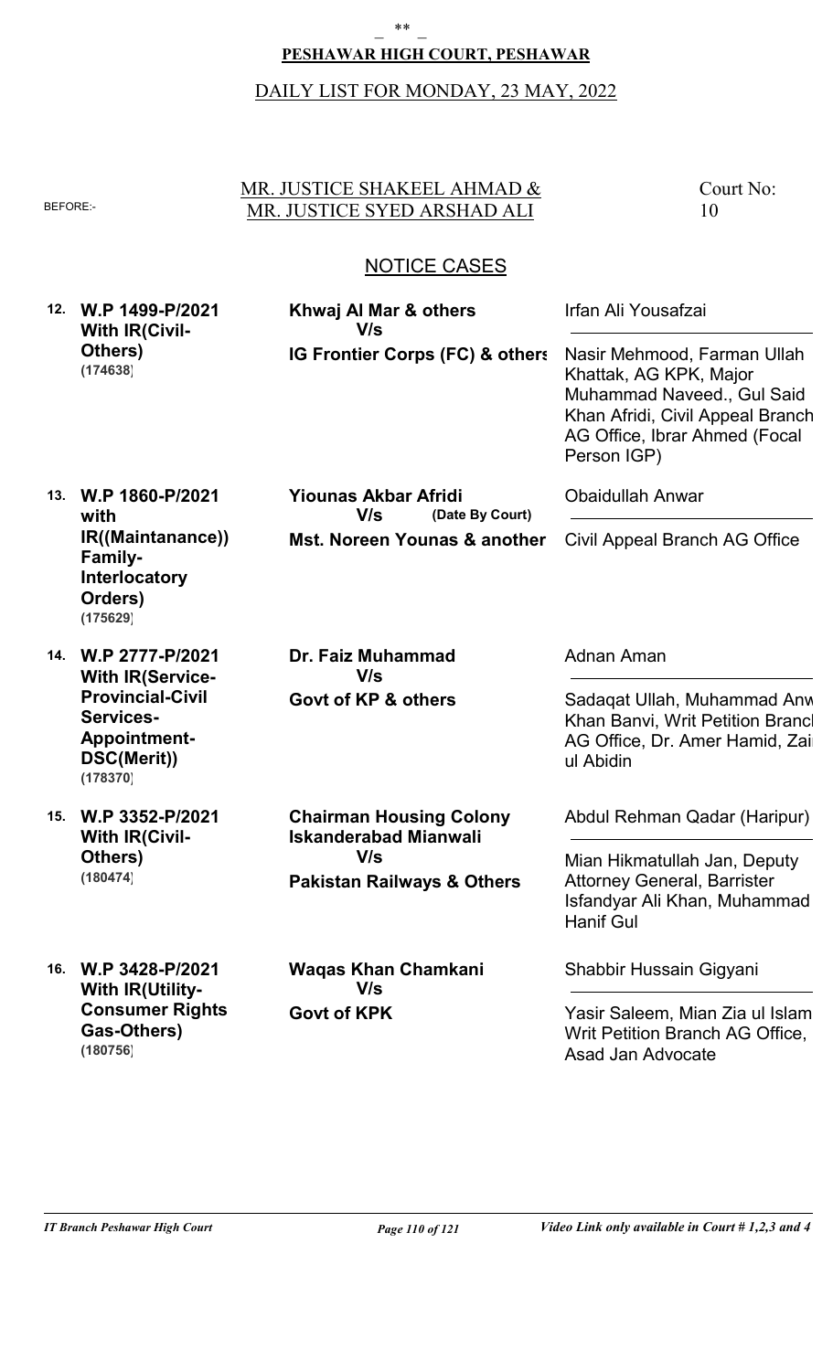**PESHAWAR HIGH COURT, PESHAWAR**

DAILY LIST FOR MONDAY, 23 MAY, 2022

BEFORE:- MR. JUSTICE SHAKEEL AHMAD & MR. JUSTICE SYED ARSHAD ALI

Court No: 10

## NOTICE CASES

| No. | Case | Parties | Counsel |
|---|---|---|---|
| 12. | **W.P 1499-P/2021 With IR(Civil-Others) (174638)** | **Khwaj Al Mar & others V/s IG Frontier Corps (FC) & others** | Irfan Ali Yousafzai / Nasir Mehmood, Farman Ullah Khattak, AG KPK, Major Muhammad Naveed., Gul Said Khan Afridi, Civil Appeal Branch AG Office, Ibrar Ahmed (Focal Person IGP) |
| 13. | **W.P 1860-P/2021 with IR((Maintanance)) Family-Interlocatory Orders) (175629)** | **Yiounas Akbar Afridi V/s (Date By Court) Mst. Noreen Younas & another** | Obaidullah Anwar / Civil Appeal Branch AG Office |
| 14. | **W.P 2777-P/2021 With IR(Service-Provincial-Civil Services-Appointment-DSC(Merit)) (178370)** | **Dr. Faiz Muhammad V/s Govt of KP & others** | Adnan Aman / Sadaqat Ullah, Muhammad Anw Khan Banvi, Writ Petition Branc AG Office, Dr. Amer Hamid, Zai ul Abidin |
| 15. | **W.P 3352-P/2021 With IR(Civil-Others) (180474)** | **Chairman Housing Colony Iskanderabad Mianwali V/s Pakistan Railways & Others** | Abdul Rehman Qadar (Haripur) / Mian Hikmatullah Jan, Deputy Attorney General, Barrister Isfandyar Ali Khan, Muhammad Hanif Gul |
| 16. | **W.P 3428-P/2021 With IR(Utility-Consumer Rights Gas-Others) (180756)** | **Waqas Khan Chamkani V/s Govt of KPK** | Shabbir Hussain Gigyani / Yasir Saleem, Mian Zia ul Islam Writ Petition Branch AG Office, Asad Jan Advocate |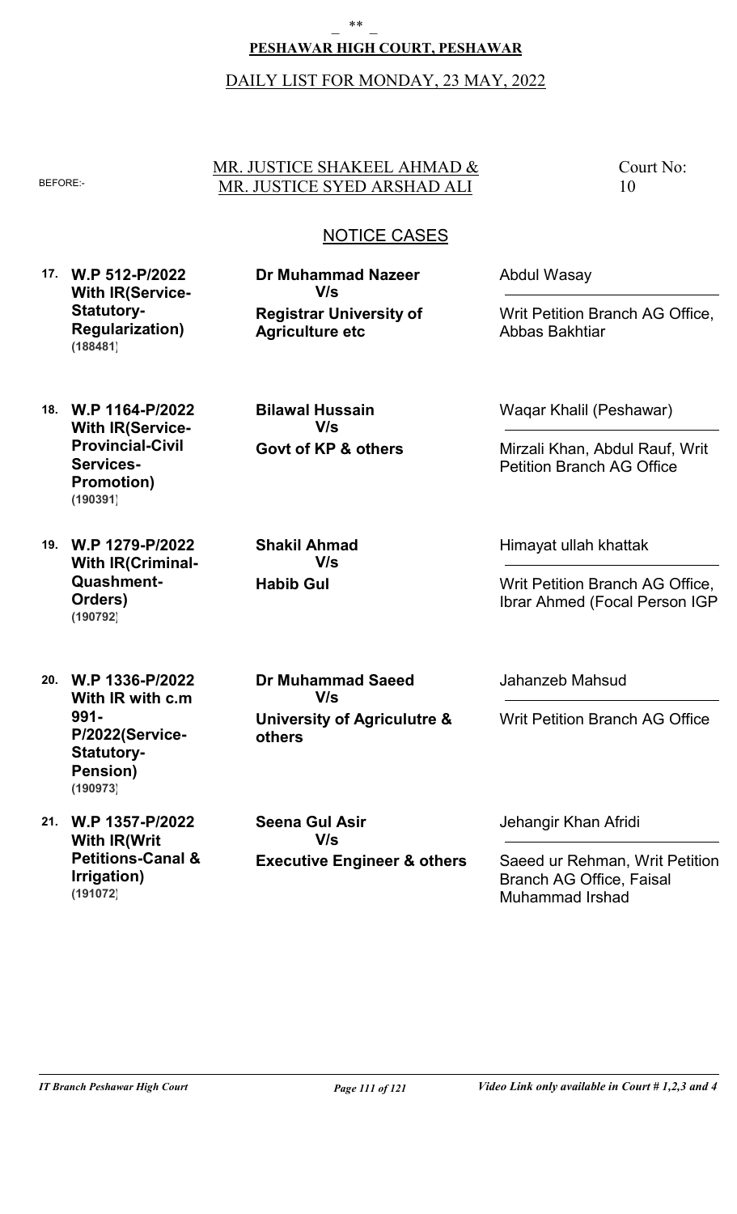_ ** _

**PESHAWAR HIGH COURT, PESHAWAR**

DAILY LIST FOR MONDAY, 23 MAY, 2022

BEFORE:- MR. JUSTICE SHAKEEL AHMAD & MR. JUSTICE SYED ARSHAD ALI

Court No: 10

## NOTICE CASES

| No. | Case | Parties | Counsel |
|---|---|---|---|
| 17. | **W.P 512-P/2022 With IR(Service-Statutory-Regularization)** **(188481)** | **Dr Muhammad Nazeer** V/s **Registrar University of Agriculture etc** | Abdul Wasay / Writ Petition Branch AG Office, Abbas Bakhtiar |
| 18. | **W.P 1164-P/2022 With IR(Service-Provincial-Civil Services-Promotion)** **(190391)** | **Bilawal Hussain** V/s **Govt of KP & others** | Waqar Khalil (Peshawar) / Mirzali Khan, Abdul Rauf, Writ Petition Branch AG Office |
| 19. | **W.P 1279-P/2022 With IR(Criminal-Quashment-Orders)** **(190792)** | **Shakil Ahmad** V/s **Habib Gul** | Himayat ullah khattak / Writ Petition Branch AG Office, Ibrar Ahmed (Focal Person IGP |
| 20. | **W.P 1336-P/2022 With IR with c.m 991-P/2022(Service-Statutory-Pension)** **(190973)** | **Dr Muhammad Saeed** V/s **University of Agriculutre & others** | Jahanzeb Mahsud / Writ Petition Branch AG Office |
| 21. | **W.P 1357-P/2022 With IR(Writ Petitions-Canal & Irrigation)** **(191072)** | **Seena Gul Asir** V/s **Executive Engineer & others** | Jehangir Khan Afridi / Saeed ur Rehman, Writ Petition Branch AG Office, Faisal Muhammad Irshad |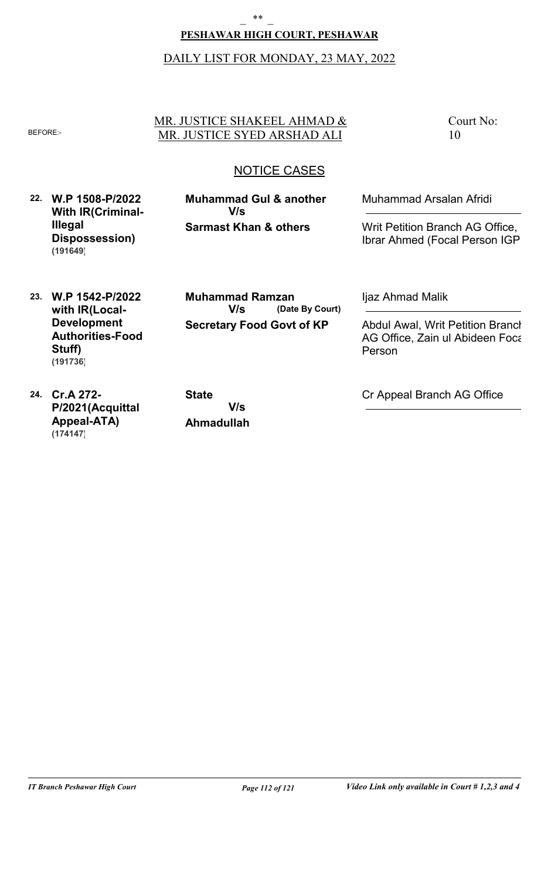**PESHAWAR HIGH COURT, PESHAWAR**

DAILY LIST FOR MONDAY, 23 MAY, 2022

BEFORE:- MR. JUSTICE SHAKEEL AHMAD & MR. JUSTICE SYED ARSHAD ALI

Court No: 10

## NOTICE CASES

| No. | Case | Parties | Counsel |
|---|---|---|---|
| 22. | **W.P 1508-P/2022 With IR(Criminal-Illegal Dispossession)** **(191649)** | **Muhammad Gul & another** V/s **Sarmast Khan & others** | Muhammad Arsalan Afridi / Writ Petition Branch AG Office, Ibrar Ahmed (Focal Person IGP |
| 23. | **W.P 1542-P/2022 with IR(Local-Development Authorities-Food Stuff)** **(191736)** | **Muhammad Ramzan** V/s **(Date By Court)** **Secretary Food Govt of KP** | Ijaz Ahmad Malik / Abdul Awal, Writ Petition Branch AG Office, Zain ul Abideen Focal Person |
| 24. | **Cr.A 272-P/2021(Acquittal Appeal-ATA)** **(174147)** | **State** V/s **Ahmadullah** | Cr Appeal Branch AG Office |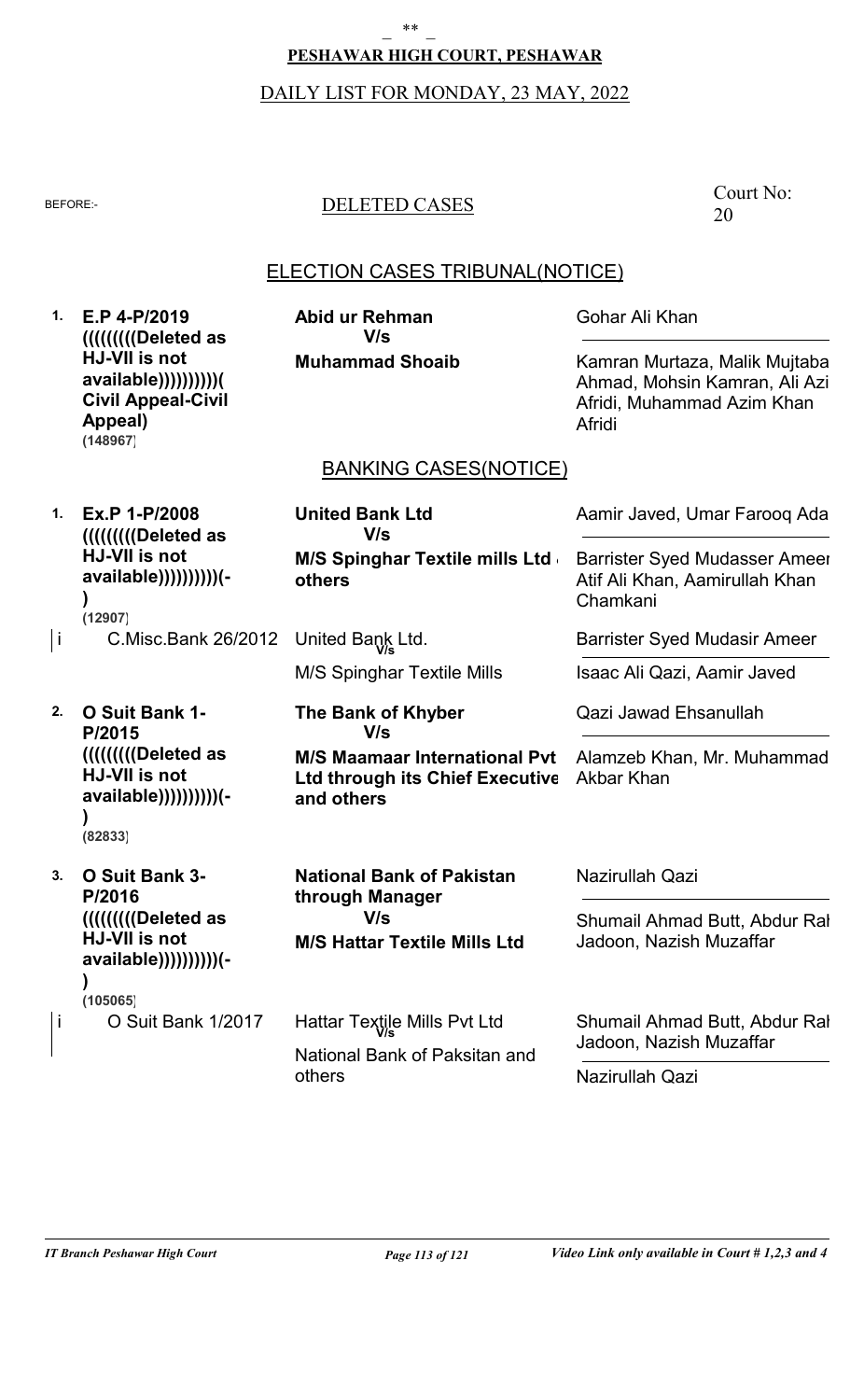_ ** _

**PESHAWAR HIGH COURT, PESHAWAR**

DAILY LIST FOR MONDAY, 23 MAY, 2022

BEFORE:-

DELETED CASES

Court No: 20

## ELECTION CASES TRIBUNAL(NOTICE)

| | Case | Parties | Counsel |
|---|---|---|---|
| 1. | **E.P 4-P/2019 (((((((((Deleted as HJ-VII is not available))))))))))( Civil Appeal-Civil Appeal)** **(148967)** | **Abid ur Rehman** **V/s** **Muhammad Shoaib** | Gohar Ali Khan<br>Kamran Murtaza, Malik Mujtaba Ahmad, Mohsin Kamran, Ali Azi Afridi, Muhammad Azim Khan Afridi |

## BANKING CASES(NOTICE)

| | Case | Parties | Counsel |
|---|---|---|---|
| 1. | **Ex.P 1-P/2008 (((((((((Deleted as HJ-VII is not available))))))))))(- )** **(12907)** | **United Bank Ltd** **V/s** **M/S Spinghar Textile mills Ltd others** | Aamir Javed, Umar Farooq Ada<br>Barrister Syed Mudasser Ameer Atif Ali Khan, Aamirullah Khan Chamkani |
| i | C.Misc.Bank 26/2012 | United Bank Ltd. V/s M/S Spinghar Textile Mills | Barrister Syed Mudasir Ameer<br>Isaac Ali Qazi, Aamir Javed |
| 2. | **O Suit Bank 1-P/2015 (((((((((Deleted as HJ-VII is not available))))))))))(- )** **(82833)** | **The Bank of Khyber** **V/s** **M/S Maamaar International Pvt Ltd through its Chief Executive and others** | Qazi Jawad Ehsanullah<br>Alamzeb Khan, Mr. Muhammad Akbar Khan |
| 3. | **O Suit Bank 3-P/2016 (((((((((Deleted as HJ-VII is not available))))))))))(- )** **(105065)** | **National Bank of Pakistan through Manager** **V/s** **M/S Hattar Textile Mills Ltd** | Nazirullah Qazi<br>Shumail Ahmad Butt, Abdur Ral Jadoon, Nazish Muzaffar |
| i | O Suit Bank 1/2017 | Hattar Textile Mills Pvt Ltd V/s National Bank of Paksitan and others | Shumail Ahmad Butt, Abdur Ral Jadoon, Nazish Muzaffar<br>Nazirullah Qazi |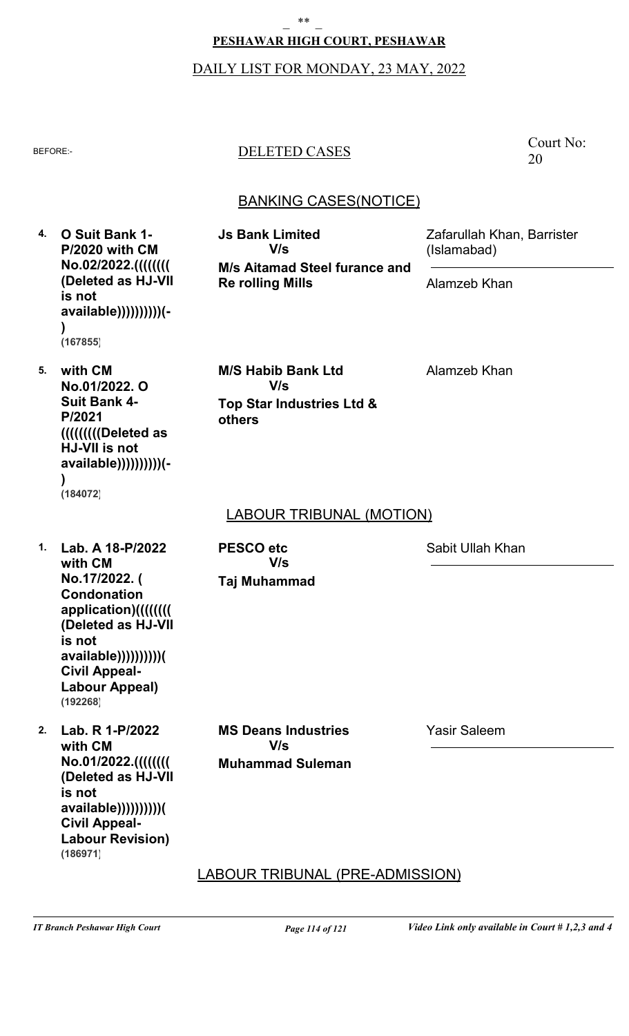**PESHAWAR HIGH COURT, PESHAWAR**

DAILY LIST FOR MONDAY, 23 MAY, 2022

BEFORE:-

DELETED CASES

Court No: 20

## BANKING CASES(NOTICE)

| No. | Case | Parties | Advocates |
|---|---|---|---|
| 4. | **O Suit Bank 1-P/2020 with CM No.02/2022.(((((((( (Deleted as HJ-VII is not available))))))))))(-)** **(167855)** | **Js Bank Limited** V/s **M/s Aitamad Steel furance and Re rolling Mills** | Zafarullah Khan, Barrister (Islamabad) / Alamzeb Khan |
| 5. | **with CM No.01/2022. O Suit Bank 4-P/2021 ((((((((Deleted as HJ-VII is not available))))))))))(-)** **(184072)** | **M/S Habib Bank Ltd** V/s **Top Star Industries Ltd & others** | Alamzeb Khan |

## LABOUR TRIBUNAL (MOTION)

| No. | Case | Parties | Advocates |
|---|---|---|---|
| 1. | **Lab. A 18-P/2022 with CM No.17/2022. ( Condonation application)(((((((( (Deleted as HJ-VII is not available))))))))))( Civil Appeal-Labour Appeal)** **(192268)** | **PESCO etc** V/s **Taj Muhammad** | Sabit Ullah Khan |
| 2. | **Lab. R 1-P/2022 with CM No.01/2022.(((((((( (Deleted as HJ-VII is not available))))))))))( Civil Appeal-Labour Revision)** **(186971)** | **MS Deans Industries** V/s **Muhammad Suleman** | Yasir Saleem |

## LABOUR TRIBUNAL (PRE-ADMISSION)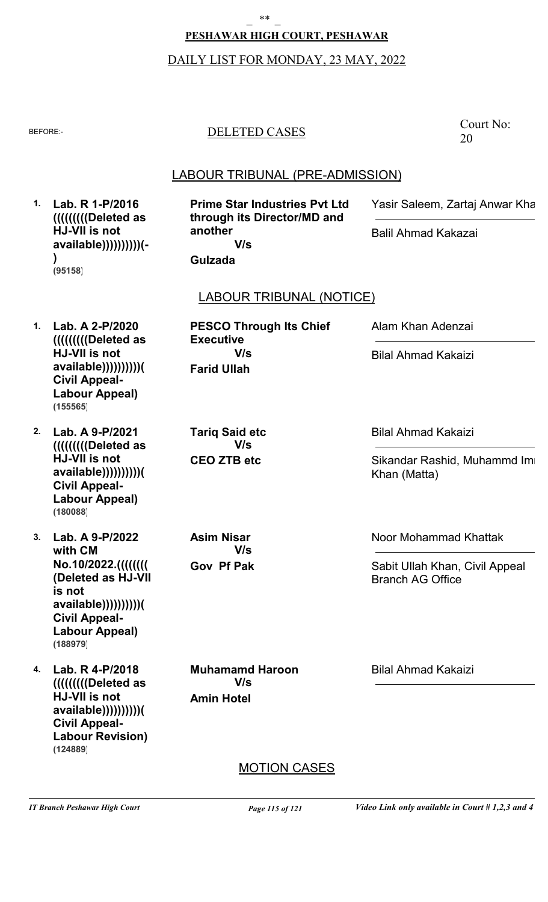**PESHAWAR HIGH COURT, PESHAWAR**

DAILY LIST FOR MONDAY, 23 MAY, 2022

BEFORE:-

DELETED CASES

Court No: 20

## LABOUR TRIBUNAL (PRE-ADMISSION)

| No. | Case | Parties | Counsel |
|---|---|---|---|
| 1. | **Lab. R 1-P/2016 ((((((((Deleted as HJ-VII is not available))))))))))(-)** **(95158)** | **Prime Star Industries Pvt Ltd through its Director/MD and another** V/s **Gulzada** | Yasir Saleem, Zartaj Anwar Kha / Balil Ahmad Kakazai |

## LABOUR TRIBUNAL (NOTICE)

| No. | Case | Parties | Counsel |
|---|---|---|---|
| 1. | **Lab. A 2-P/2020 ((((((((Deleted as HJ-VII is not available))))))))))( Civil Appeal-Labour Appeal)** **(155565)** | **PESCO Through Its Chief Executive** V/s **Farid Ullah** | Alam Khan Adenzai / Bilal Ahmad Kakaizi |
| 2. | **Lab. A 9-P/2021 ((((((((Deleted as HJ-VII is not available))))))))))( Civil Appeal-Labour Appeal)** **(180088)** | **Tariq Said etc** V/s **CEO ZTB etc** | Bilal Ahmad Kakaizi / Sikandar Rashid, Muhammd Im Khan (Matta) |
| 3. | **Lab. A 9-P/2022 with CM No.10/2022.(((((((( (Deleted as HJ-VII is not available))))))))))( Civil Appeal-Labour Appeal)** **(188979)** | **Asim Nisar** V/s **Gov Pf Pak** | Noor Mohammad Khattak / Sabit Ullah Khan, Civil Appeal Branch AG Office |
| 4. | **Lab. R 4-P/2018 ((((((((Deleted as HJ-VII is not available))))))))))( Civil Appeal-Labour Revision)** **(124889)** | **Muhamamd Haroon** V/s **Amin Hotel** | Bilal Ahmad Kakaizi |

## MOTION CASES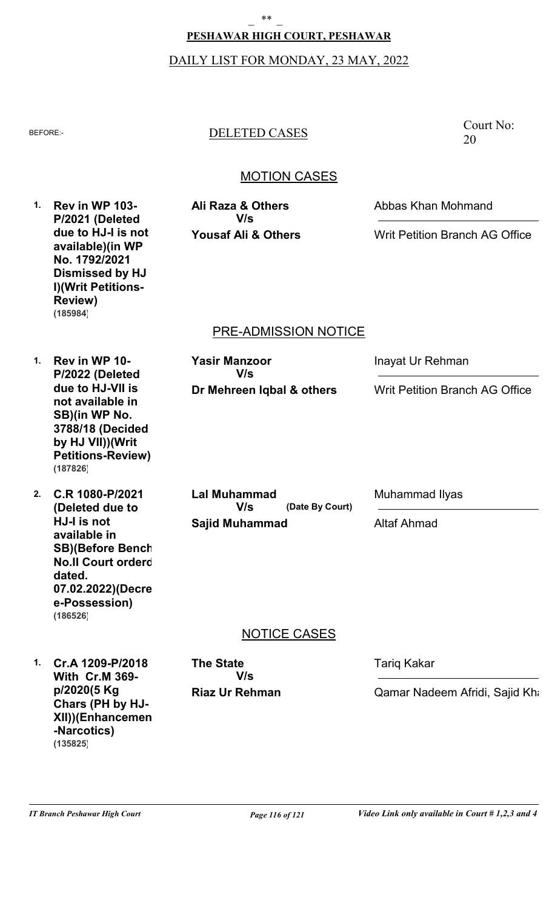**PESHAWAR HIGH COURT, PESHAWAR**

DAILY LIST FOR MONDAY, 23 MAY, 2022

BEFORE:-

DELETED CASES

Court No: 20

## MOTION CASES

| # | Case | Parties | Counsel |
|---|---|---|---|
| 1. | **Rev in WP 103-P/2021 (Deleted due to HJ-I is not available)(in WP No. 1792/2021 Dismissed by HJ I)(Writ Petitions-Review)** **(185984)** | **Ali Raza & Others** **V/s** **Yousaf Ali & Others** | Abbas Khan Mohmand / Writ Petition Branch AG Office |

## PRE-ADMISSION NOTICE

| # | Case | Parties | Counsel |
|---|---|---|---|
| 1. | **Rev in WP 10-P/2022 (Deleted due to HJ-VII is not available in SB)(in WP No. 3788/18 (Decided by HJ VII))(Writ Petitions-Review)** **(187826)** | **Yasir Manzoor** **V/s** **Dr Mehreen Iqbal & others** | Inayat Ur Rehman / Writ Petition Branch AG Office |
| 2. | **C.R 1080-P/2021 (Deleted due to HJ-I is not available in SB)(Before Bench No.II Court orderd dated. 07.02.2022)(Decree-Possession)** **(186526)** | **Lal Muhammad** **V/s** **(Date By Court)** **Sajid Muhammad** | Muhammad Ilyas / Altaf Ahmad |

## NOTICE CASES

| # | Case | Parties | Counsel |
|---|---|---|---|
| 1. | **Cr.A 1209-P/2018 With Cr.M 369-p/2020(5 Kg Chars (PH by HJ-XII))(Enhancemen -Narcotics)** **(135825)** | **The State** **V/s** **Riaz Ur Rehman** | Tariq Kakar / Qamar Nadeem Afridi, Sajid Kha |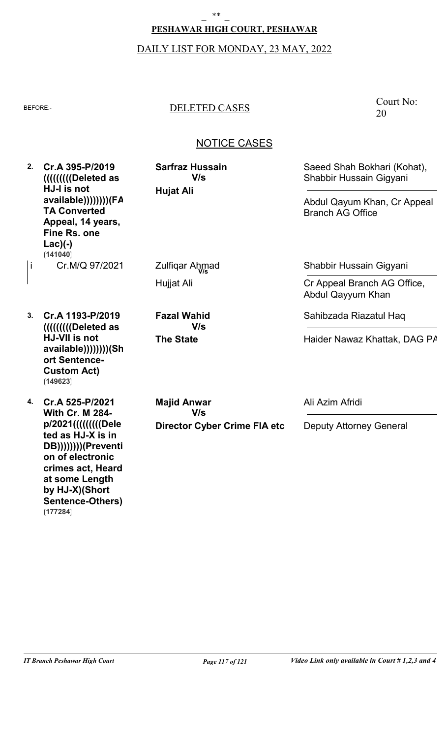**PESHAWAR HIGH COURT, PESHAWAR**

DAILY LIST FOR MONDAY, 23 MAY, 2022

BEFORE:-

DELETED CASES

Court No: 20

## NOTICE CASES

| No. | Case | Parties | Counsel |
|---|---|---|---|
| 2. | **Cr.A 395-P/2019 ((((((((Deleted as HJ-I is not available))))))))(FATA Converted Appeal, 14 years, Fine Rs. one Lac)(-)** **(141040)** | **Sarfraz Hussain** V/s **Hujat Ali** | Saeed Shah Bokhari (Kohat), Shabbir Hussain Gigyani / Abdul Qayum Khan, Cr Appeal Branch AG Office |
| i | Cr.M/Q 97/2021 | Zulfiqar Ahmad V/s Hujjat Ali | Shabbir Hussain Gigyani / Cr Appeal Branch AG Office, Abdul Qayyum Khan |
| 3. | **Cr.A 1193-P/2019 ((((((((Deleted as HJ-VII is not available))))))))(Short Sentence-Custom Act)** **(149623)** | **Fazal Wahid** V/s **The State** | Sahibzada Riazatul Haq / Haider Nawaz Khattak, DAG PA |
| 4. | **Cr.A 525-P/2021 With Cr. M 284-p/2021((((((((Deleted as HJ-X is in DB))))))))(Prevention of electronic crimes act, Heard at some Length by HJ-X)(Short Sentence-Others)** **(177284)** | **Majid Anwar** V/s **Director Cyber Crime FIA etc** | Ali Azim Afridi / Deputy Attorney General |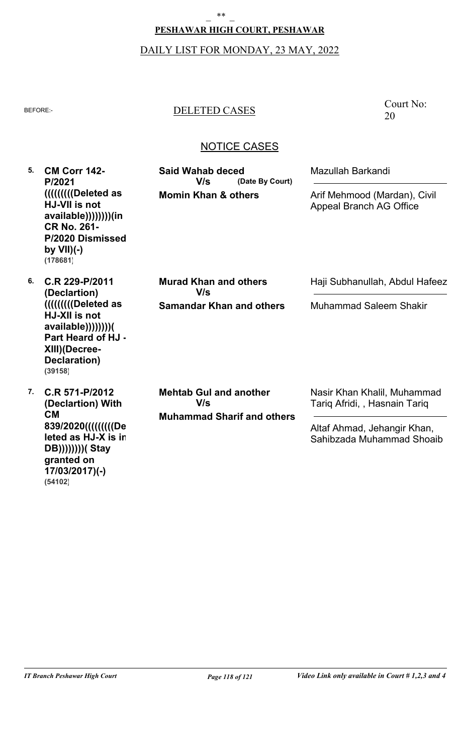**PESHAWAR HIGH COURT, PESHAWAR**

DAILY LIST FOR MONDAY, 23 MAY, 2022

BEFORE:-

DELETED CASES

Court No: 20

NOTICE CASES

| # | Case | Parties | Counsel |
|---|---|---|---|
| 5. | **CM Corr 142-P/2021 ((((((((Deleted as HJ-VII is not available))))))))(in CR No. 261-P/2020 Dismissed by VII)(-)** **(178681)** | **Said Wahab deced** **V/s** **(Date By Court)** **Momin Khan & others** | Mazullah Barkandi / Arif Mehmood (Mardan), Civil Appeal Branch AG Office |
| 6. | **C.R 229-P/2011 (Declartion) ((((((((Deleted as HJ-XII is not available))))))))( Part Heard of HJ - XIII)(Decree-Declaration)** **(39158)** | **Murad Khan and others** **V/s** **Samandar Khan and others** | Haji Subhanullah, Abdul Hafeez / Muhammad Saleem Shakir |
| 7. | **C.R 571-P/2012 (Declartion) With CM 839/2020((((((((Deleted as HJ-X is in DB))))))))( Stay granted on 17/03/2017)(-)** **(54102)** | **Mehtab Gul and another** **V/s** **Muhammad Sharif and others** | Nasir Khan Khalil, Muhammad Tariq Afridi, , Hasnain Tariq / Altaf Ahmad, Jehangir Khan, Sahibzada Muhammad Shoaib |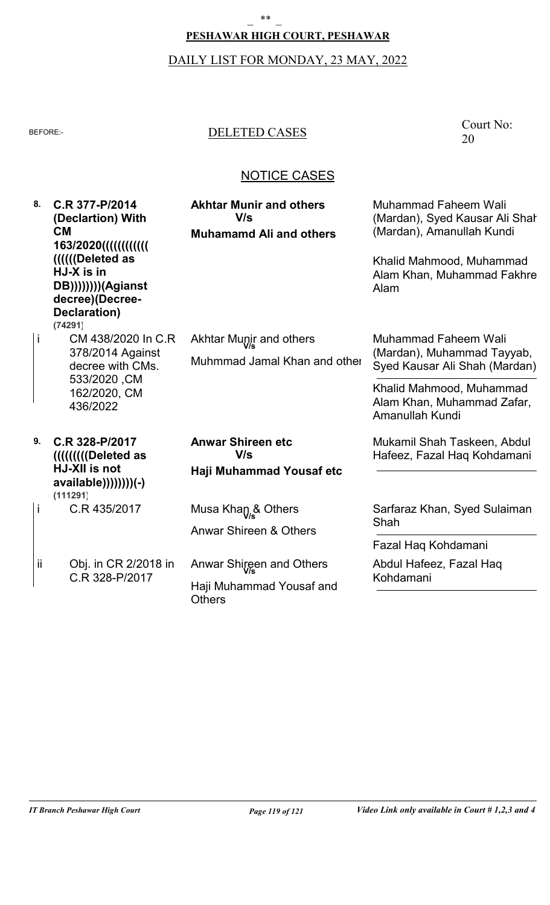**PESHAWAR HIGH COURT, PESHAWAR**

DAILY LIST FOR MONDAY, 23 MAY, 2022

BEFORE:-

DELETED CASES

Court No: 20

## NOTICE CASES

| | Case | Parties | Advocates |
|---|---|---|---|
| 8. | **C.R 377-P/2014 (Declartion) With CM 163/2020((((((((((( (((((Deleted as HJ-X is in DB))))))))(Agianst decree)(Decree-Declaration)** **(74291)** | **Akhtar Munir and others V/s Muhamamd Ali and others** | Muhammad Faheem Wali (Mardan), Syed Kausar Ali Shah (Mardan), Amanullah Kundi<br>Khalid Mahmood, Muhammad Alam Khan, Muhammad Fakhre Alam |
| i | CM 438/2020 In C.R 378/2014 Against decree with CMs. 533/2020 ,CM 162/2020, CM 436/2022 | Akhtar Munir and others V/s Muhmmad Jamal Khan and other | Muhammad Faheem Wali (Mardan), Muhammad Tayyab, Syed Kausar Ali Shah (Mardan)<br>Khalid Mahmood, Muhammad Alam Khan, Muhammad Zafar, Amanullah Kundi |
| 9. | **C.R 328-P/2017 (((((((((Deleted as HJ-XII is not available))))))))(-)** **(111291)** | **Anwar Shireen etc V/s Haji Muhammad Yousaf etc** | Mukamil Shah Taskeen, Abdul Hafeez, Fazal Haq Kohdamani |
| i | C.R 435/2017 | Musa Khan & Others V/s Anwar Shireen & Others | Sarfaraz Khan, Syed Sulaiman Shah<br>Fazal Haq Kohdamani |
| ii | Obj. in CR 2/2018 in C.R 328-P/2017 | Anwar Shireen and Others V/s Haji Muhammad Yousaf and Others | Abdul Hafeez, Fazal Haq Kohdamani |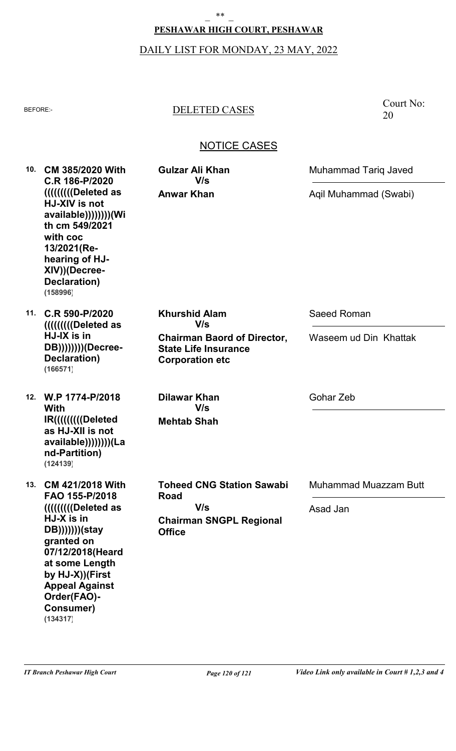**PESHAWAR HIGH COURT, PESHAWAR**

DAILY LIST FOR MONDAY, 23 MAY, 2022

BEFORE:-

DELETED CASES

Court No: 20

## NOTICE CASES

| No. | Case | Parties | Advocates |
|---|---|---|---|
| 10. | **CM 385/2020 With C.R 186-P/2020 ((((((((Deleted as HJ-XIV is not available))))))))(With cm 549/2021 with coc 13/2021(Re-hearing of HJ-XIV))(Decree-Declaration)** **(158996)** | **Gulzar Ali Khan** V/s **Anwar Khan** | Muhammad Tariq Javed / Aqil Muhammad (Swabi) |
| 11. | **C.R 590-P/2020 ((((((((Deleted as HJ-IX is in DB))))))))(Decree-Declaration)** **(166571)** | **Khurshid Alam** V/s **Chairman Baord of Director, State Life Insurance Corporation etc** | Saeed Roman / Waseem ud Din Khattak |
| 12. | **W.P 1774-P/2018 With IR((((((((Deleted as HJ-XII is not available))))))))(Land-Partition)** **(124139)** | **Dilawar Khan** V/s **Mehtab Shah** | Gohar Zeb |
| 13. | **CM 421/2018 With FAO 155-P/2018 ((((((((Deleted as HJ-X is in DB)))))))(stay granted on 07/12/2018(Heard at some Length by HJ-X))(First Appeal Against Order(FAO)-Consumer)** **(134317)** | **Toheed CNG Station Sawabi Road** V/s **Chairman SNGPL Regional Office** | Muhammad Muazzam Butt / Asad Jan |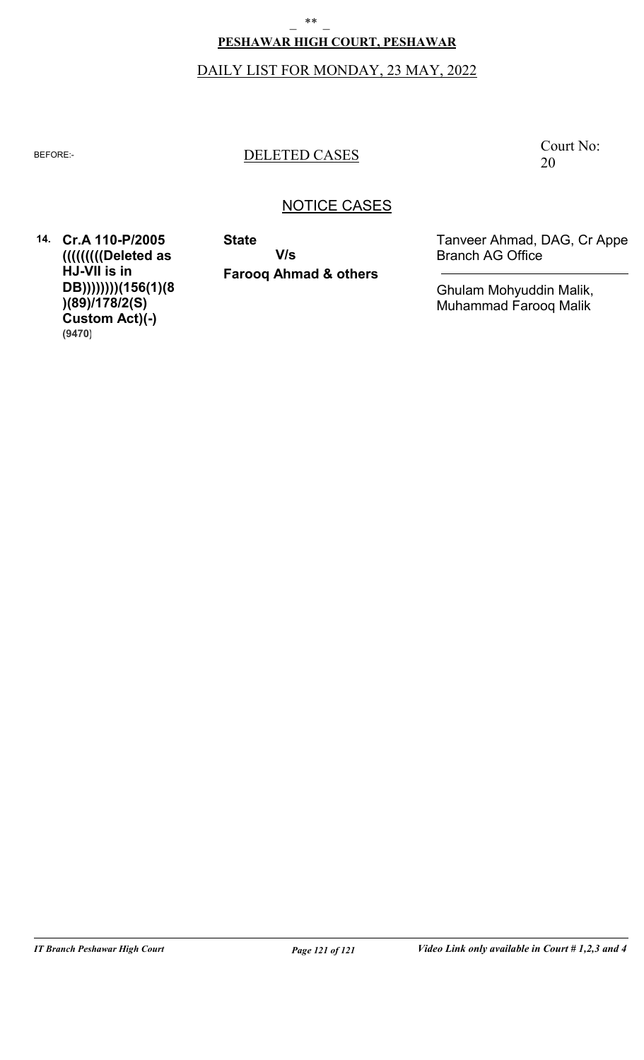**PESHAWAR HIGH COURT, PESHAWAR**

DAILY LIST FOR MONDAY, 23 MAY, 2022

BEFORE:- DELETED CASES Court No: 20

## NOTICE CASES

| | | | |
|---|---|---|---|
| 14. | **Cr.A 110-P/2005 ((((((((Deleted as HJ-VII is in DB))))))))(156(1)(8)(89)/178/2(S) Custom Act)(-)** **(9470)** | **State** V/s **Farooq Ahmad & others** | Tanveer Ahmad, DAG, Cr Appe Branch AG Office<br><br>Ghulam Mohyuddin Malik, Muhammad Farooq Malik |